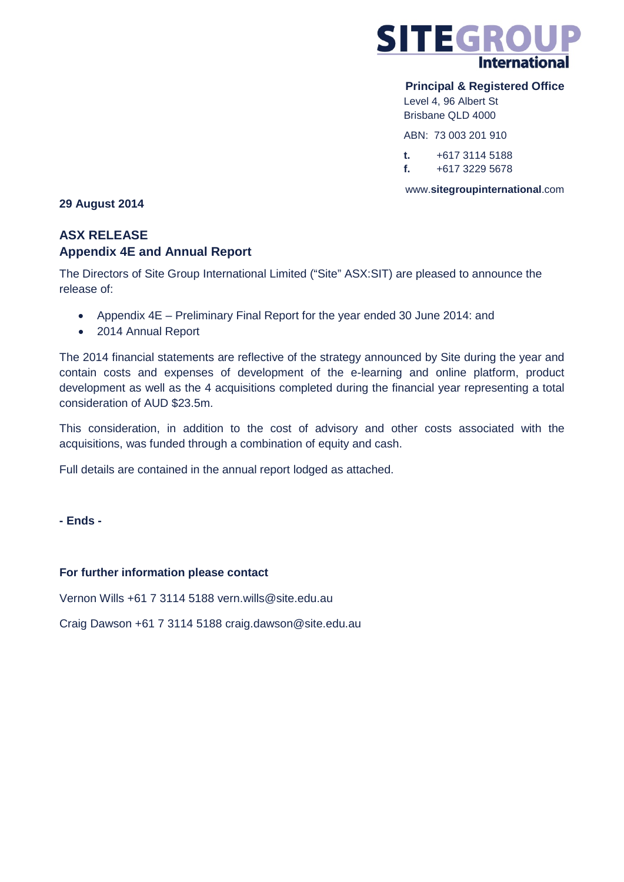SITEGROUP International

**Principal & Registered Office**
Level 4, 96 Albert St
Brisbane QLD 4000

ABN: 73 003 201 910

**t.** +617 3114 5188
**f.** +617 3229 5678

www.**sitegroupinternational**.com

**29 August 2014**

## ASX RELEASE
## Appendix 4E and Annual Report

The Directors of Site Group International Limited ("Site" ASX:SIT) are pleased to announce the release of:

- Appendix 4E – Preliminary Final Report for the year ended 30 June 2014: and
- 2014 Annual Report

The 2014 financial statements are reflective of the strategy announced by Site during the year and contain costs and expenses of development of the e-learning and online platform, product development as well as the 4 acquisitions completed during the financial year representing a total consideration of AUD $23.5m.

This consideration, in addition to the cost of advisory and other costs associated with the acquisitions, was funded through a combination of equity and cash.

Full details are contained in the annual report lodged as attached.

**- Ends -**

**For further information please contact**

Vernon Wills +61 7 3114 5188 vern.wills@site.edu.au

Craig Dawson +61 7 3114 5188 craig.dawson@site.edu.au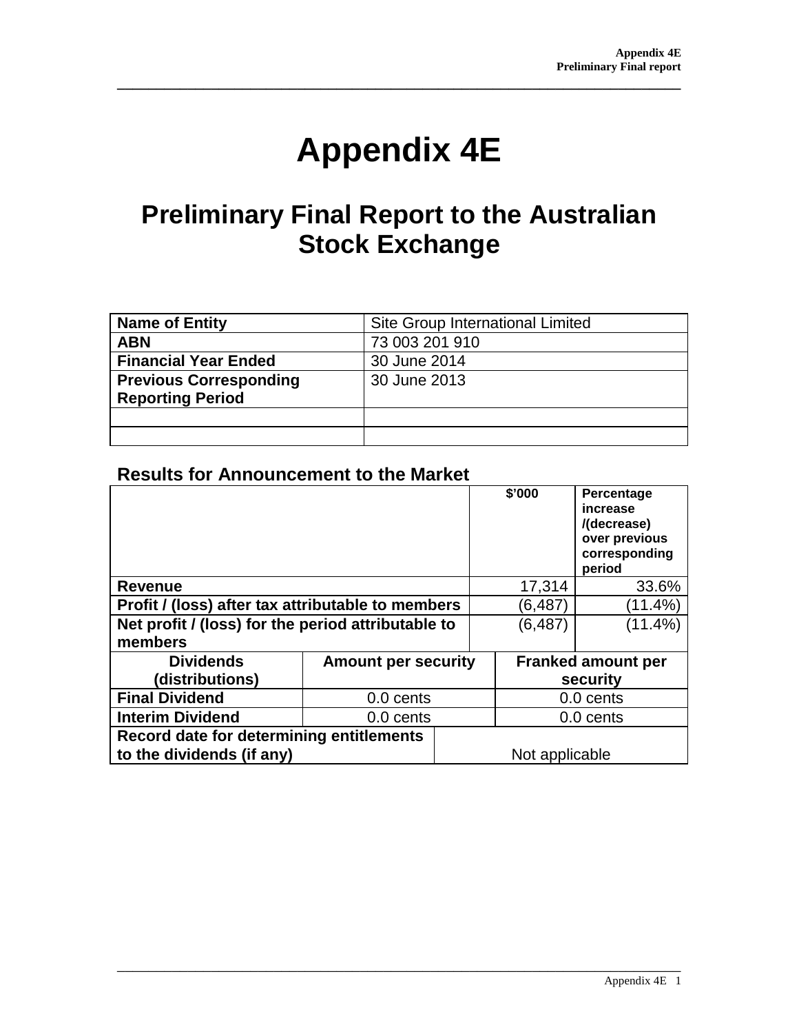# Appendix 4E

## Preliminary Final Report to the Australian Stock Exchange

| Name of Entity | Site Group International Limited |
|---|---|
| ABN | 73 003 201 910 |
| Financial Year Ended | 30 June 2014 |
| Previous Corresponding Reporting Period | 30 June 2013 |
| | |
| | |

### Results for Announcement to the Market

| | $'000 | Percentage increase /(decrease) over previous corresponding period |
|---|---|---|
| Revenue | 17,314 | 33.6% |
| Profit / (loss) after tax attributable to members | (6,487) | (11.4%) |
| Net profit / (loss) for the period attributable to members | (6,487) | (11.4%) |

| Dividends (distributions) | Amount per security | Franked amount per security |
|---|---|---|
| Final Dividend | 0.0 cents | 0.0 cents |
| Interim Dividend | 0.0 cents | 0.0 cents |

| Record date for determining entitlements to the dividends (if any) | Not applicable |
|---|---|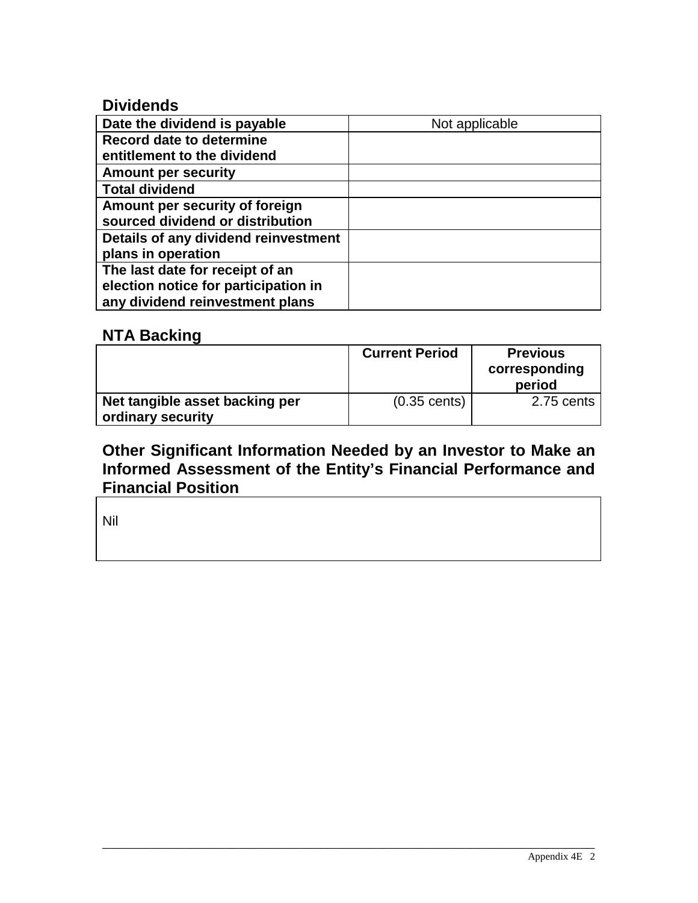## Dividends

| Date the dividend is payable | Not applicable |
|---|---|
| Record date to determine entitlement to the dividend | |
| Amount per security | |
| Total dividend | |
| Amount per security of foreign sourced dividend or distribution | |
| Details of any dividend reinvestment plans in operation | |
| The last date for receipt of an election notice for participation in any dividend reinvestment plans | |

## NTA Backing

| | Current Period | Previous corresponding period |
|---|---|---|
| Net tangible asset backing per ordinary security | (0.35 cents) | 2.75 cents |

## Other Significant Information Needed by an Investor to Make an Informed Assessment of the Entity's Financial Performance and Financial Position

Nil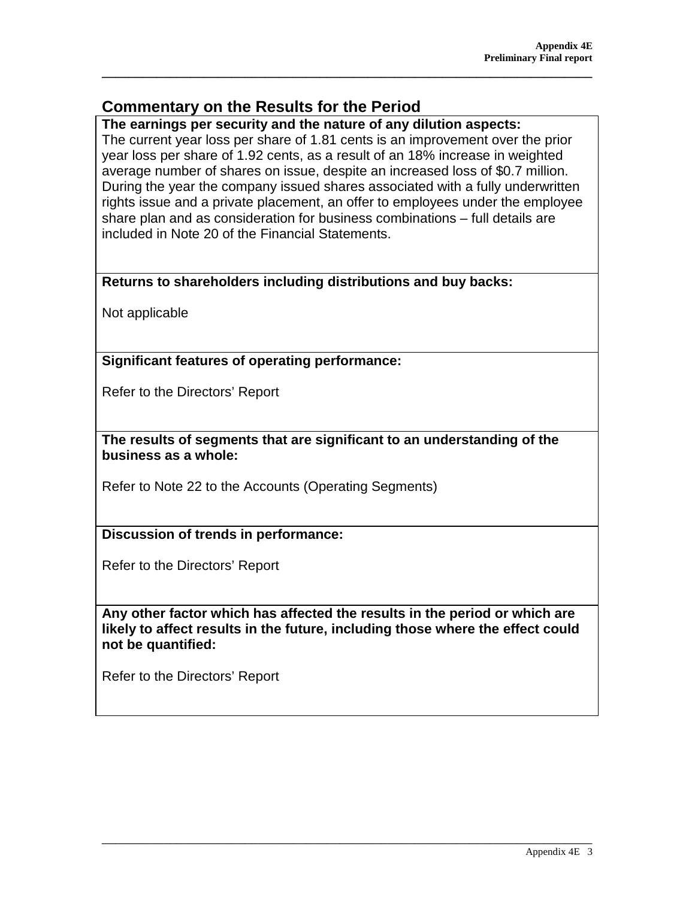## Commentary on the Results for the Period

**The earnings per security and the nature of any dilution aspects:**

The current year loss per share of 1.81 cents is an improvement over the prior year loss per share of 1.92 cents, as a result of an 18% increase in weighted average number of shares on issue, despite an increased loss of $0.7 million. During the year the company issued shares associated with a fully underwritten rights issue and a private placement, an offer to employees under the employee share plan and as consideration for business combinations – full details are included in Note 20 of the Financial Statements.

**Returns to shareholders including distributions and buy backs:**

Not applicable

**Significant features of operating performance:**

Refer to the Directors' Report

**The results of segments that are significant to an understanding of the business as a whole:**

Refer to Note 22 to the Accounts (Operating Segments)

**Discussion of trends in performance:**

Refer to the Directors' Report

**Any other factor which has affected the results in the period or which are likely to affect results in the future, including those where the effect could not be quantified:**

Refer to the Directors' Report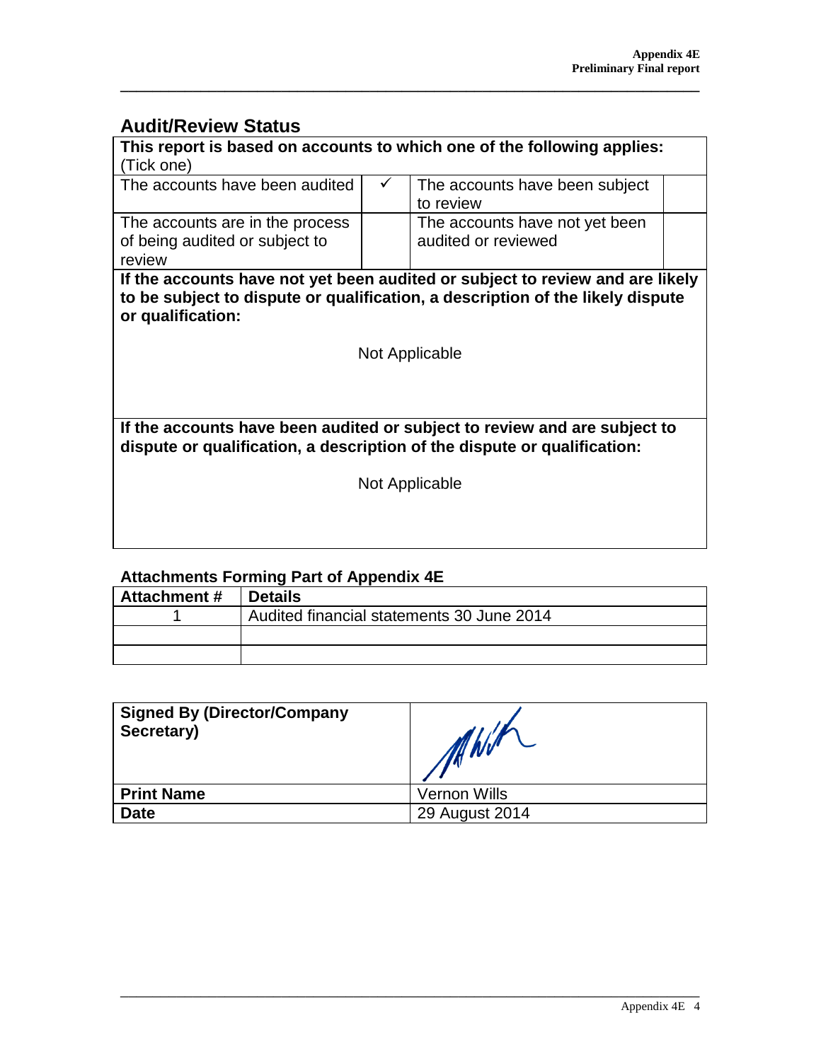## Audit/Review Status

| **This report is based on accounts to which one of the following applies:** (Tick one) | | | |
|---|---|---|---|
| The accounts have been audited | ✓ | The accounts have been subject to review | |
| The accounts are in the process of being audited or subject to review | | The accounts have not yet been audited or reviewed | |

**If the accounts have not yet been audited or subject to review and are likely to be subject to dispute or qualification, a description of the likely dispute or qualification:**

Not Applicable

**If the accounts have been audited or subject to review and are subject to dispute or qualification, a description of the dispute or qualification:**

Not Applicable

## Attachments Forming Part of Appendix 4E

| Attachment # | Details |
|---|---|
| 1 | Audited financial statements 30 June 2014 |
| | |
| | |

| **Signed By (Director/Company Secretary)** | |
|---|---|
| **Print Name** | Vernon Wills |
| **Date** | 29 August 2014 |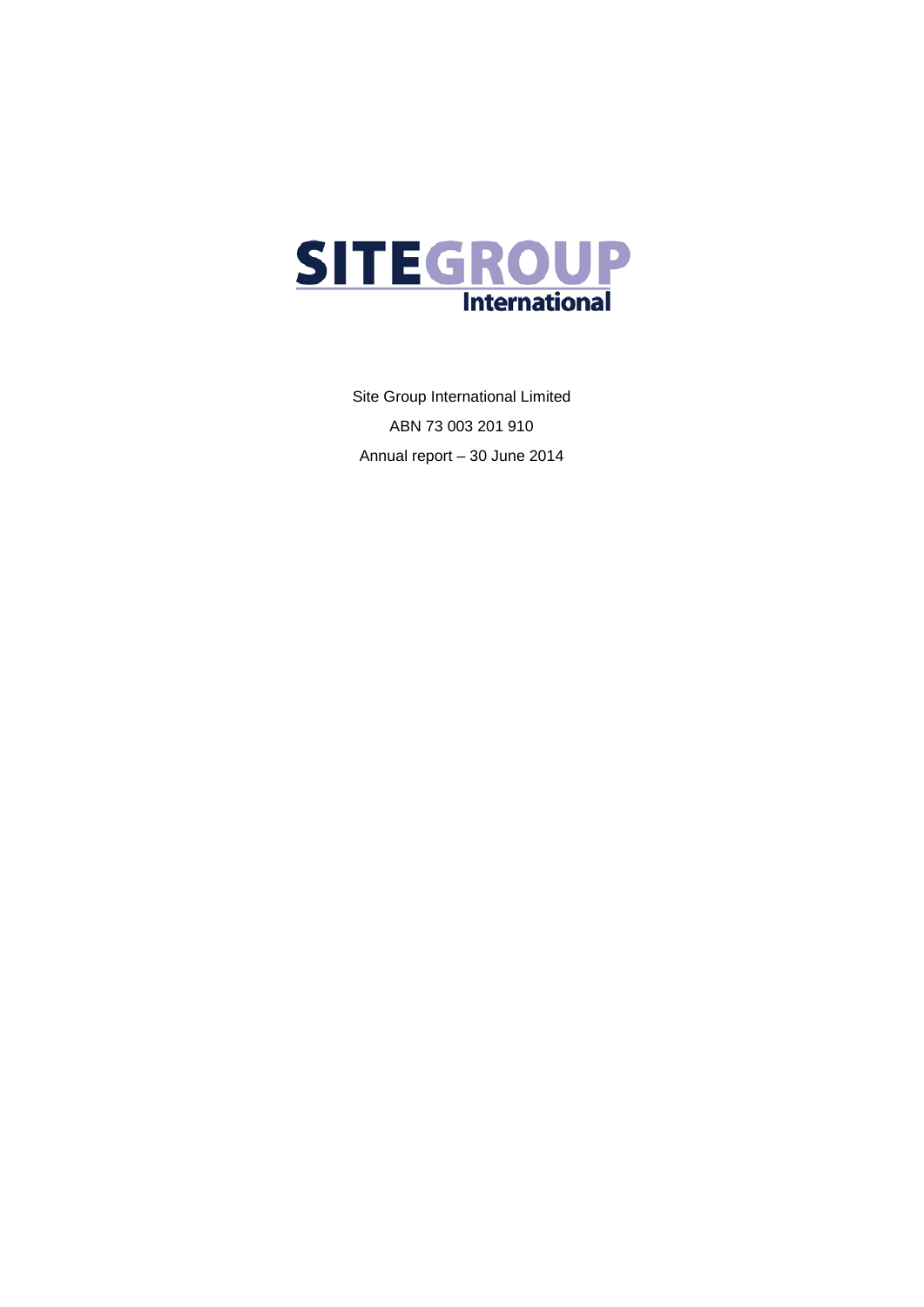SITEGROUP International

Site Group International Limited

ABN 73 003 201 910

Annual report – 30 June 2014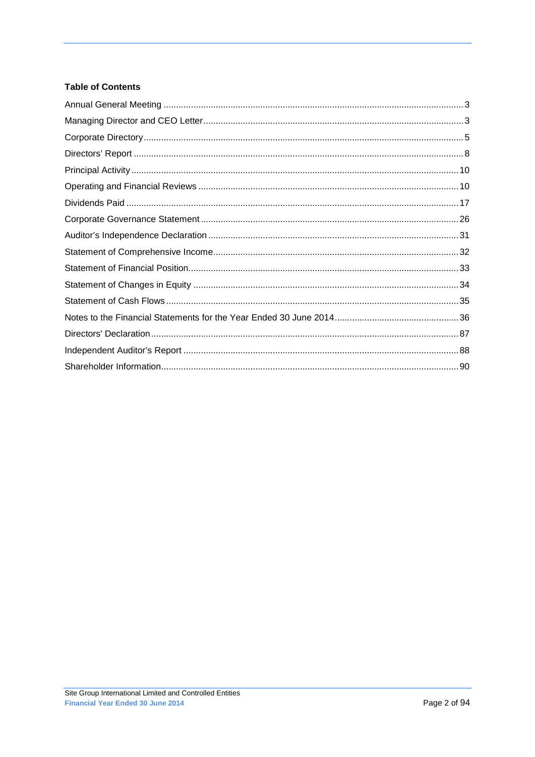## Table of Contents

| | |
|---|---|
| Annual General Meeting | 3 |
| Managing Director and CEO Letter | 3 |
| Corporate Directory | 5 |
| Directors' Report | 8 |
| Principal Activity | 10 |
| Operating and Financial Reviews | 10 |
| Dividends Paid | 17 |
| Corporate Governance Statement | 26 |
| Auditor's Independence Declaration | 31 |
| Statement of Comprehensive Income | 32 |
| Statement of Financial Position | 33 |
| Statement of Changes in Equity | 34 |
| Statement of Cash Flows | 35 |
| Notes to the Financial Statements for the Year Ended 30 June 2014 | 36 |
| Directors' Declaration | 87 |
| Independent Auditor's Report | 88 |
| Shareholder Information | 90 |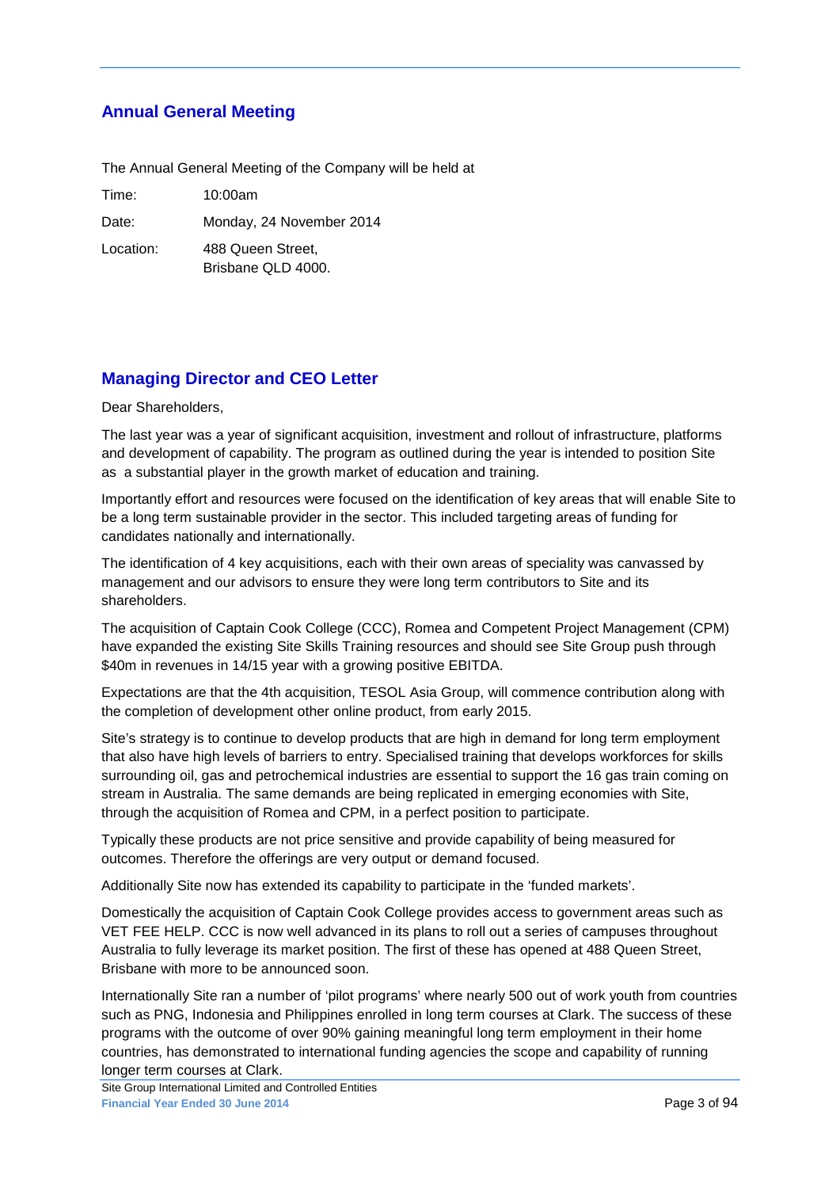## Annual General Meeting

The Annual General Meeting of the Company will be held at

| | |
|---|---|
| Time: | 10:00am |
| Date: | Monday, 24 November 2014 |
| Location: | 488 Queen Street, Brisbane QLD 4000. |

## Managing Director and CEO Letter

Dear Shareholders,

The last year was a year of significant acquisition, investment and rollout of infrastructure, platforms and development of capability. The program as outlined during the year is intended to position Site as a substantial player in the growth market of education and training.

Importantly effort and resources were focused on the identification of key areas that will enable Site to be a long term sustainable provider in the sector. This included targeting areas of funding for candidates nationally and internationally.

The identification of 4 key acquisitions, each with their own areas of speciality was canvassed by management and our advisors to ensure they were long term contributors to Site and its shareholders.

The acquisition of Captain Cook College (CCC), Romea and Competent Project Management (CPM) have expanded the existing Site Skills Training resources and should see Site Group push through $40m in revenues in 14/15 year with a growing positive EBITDA.

Expectations are that the 4th acquisition, TESOL Asia Group, will commence contribution along with the completion of development other online product, from early 2015.

Site's strategy is to continue to develop products that are high in demand for long term employment that also have high levels of barriers to entry. Specialised training that develops workforces for skills surrounding oil, gas and petrochemical industries are essential to support the 16 gas train coming on stream in Australia. The same demands are being replicated in emerging economies with Site, through the acquisition of Romea and CPM, in a perfect position to participate.

Typically these products are not price sensitive and provide capability of being measured for outcomes. Therefore the offerings are very output or demand focused.

Additionally Site now has extended its capability to participate in the 'funded markets'.

Domestically the acquisition of Captain Cook College provides access to government areas such as VET FEE HELP. CCC is now well advanced in its plans to roll out a series of campuses throughout Australia to fully leverage its market position. The first of these has opened at 488 Queen Street, Brisbane with more to be announced soon.

Internationally Site ran a number of 'pilot programs' where nearly 500 out of work youth from countries such as PNG, Indonesia and Philippines enrolled in long term courses at Clark. The success of these programs with the outcome of over 90% gaining meaningful long term employment in their home countries, has demonstrated to international funding agencies the scope and capability of running longer term courses at Clark.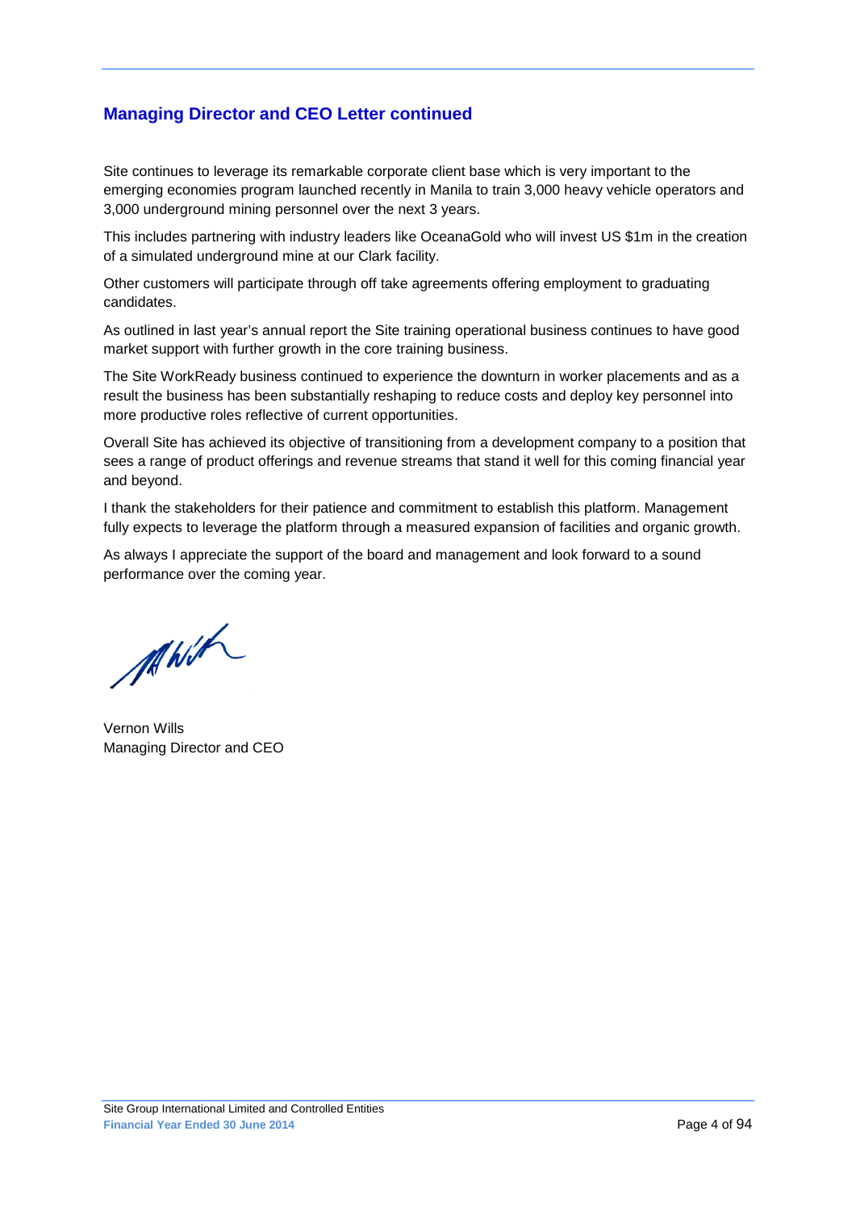## Managing Director and CEO Letter continued

Site continues to leverage its remarkable corporate client base which is very important to the emerging economies program launched recently in Manila to train 3,000 heavy vehicle operators and 3,000 underground mining personnel over the next 3 years.

This includes partnering with industry leaders like OceanaGold who will invest US $1m in the creation of a simulated underground mine at our Clark facility.

Other customers will participate through off take agreements offering employment to graduating candidates.

As outlined in last year's annual report the Site training operational business continues to have good market support with further growth in the core training business.

The Site WorkReady business continued to experience the downturn in worker placements and as a result the business has been substantially reshaping to reduce costs and deploy key personnel into more productive roles reflective of current opportunities.

Overall Site has achieved its objective of transitioning from a development company to a position that sees a range of product offerings and revenue streams that stand it well for this coming financial year and beyond.

I thank the stakeholders for their patience and commitment to establish this platform. Management fully expects to leverage the platform through a measured expansion of facilities and organic growth.

As always I appreciate the support of the board and management and look forward to a sound performance over the coming year.

Vernon Wills
Managing Director and CEO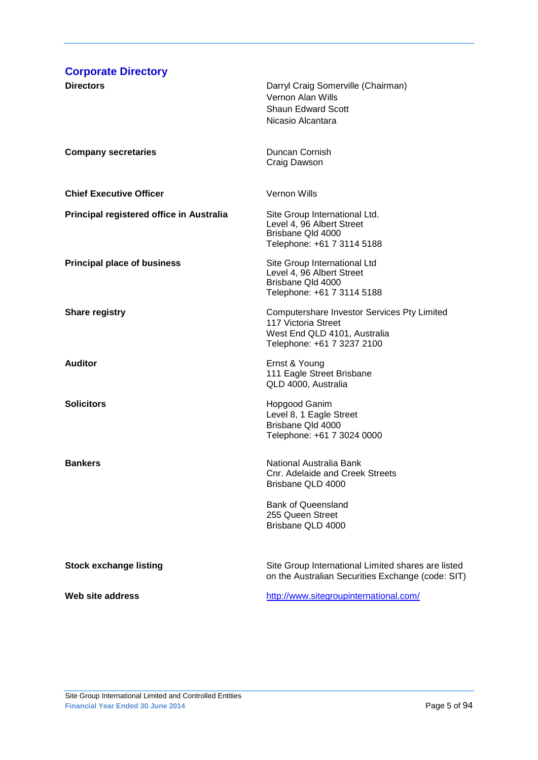## Corporate Directory

| | |
|---|---|
| **Directors** | Darryl Craig Somerville (Chairman)<br>Vernon Alan Wills<br>Shaun Edward Scott<br>Nicasio Alcantara |
| **Company secretaries** | Duncan Cornish<br>Craig Dawson |
| **Chief Executive Officer** | Vernon Wills |
| **Principal registered office in Australia** | Site Group International Ltd.<br>Level 4, 96 Albert Street<br>Brisbane Qld 4000<br>Telephone: +61 7 3114 5188 |
| **Principal place of business** | Site Group International Ltd<br>Level 4, 96 Albert Street<br>Brisbane Qld 4000<br>Telephone: +61 7 3114 5188 |
| **Share registry** | Computershare Investor Services Pty Limited<br>117 Victoria Street<br>West End QLD 4101, Australia<br>Telephone: +61 7 3237 2100 |
| **Auditor** | Ernst & Young<br>111 Eagle Street Brisbane<br>QLD 4000, Australia |
| **Solicitors** | Hopgood Ganim<br>Level 8, 1 Eagle Street<br>Brisbane Qld 4000<br>Telephone: +61 7 3024 0000 |
| **Bankers** | National Australia Bank<br>Cnr. Adelaide and Creek Streets<br>Brisbane QLD 4000<br><br>Bank of Queensland<br>255 Queen Street<br>Brisbane QLD 4000 |
| **Stock exchange listing** | Site Group International Limited shares are listed on the Australian Securities Exchange (code: SIT) |
| **Web site address** | http://www.sitegroupinternational.com/ |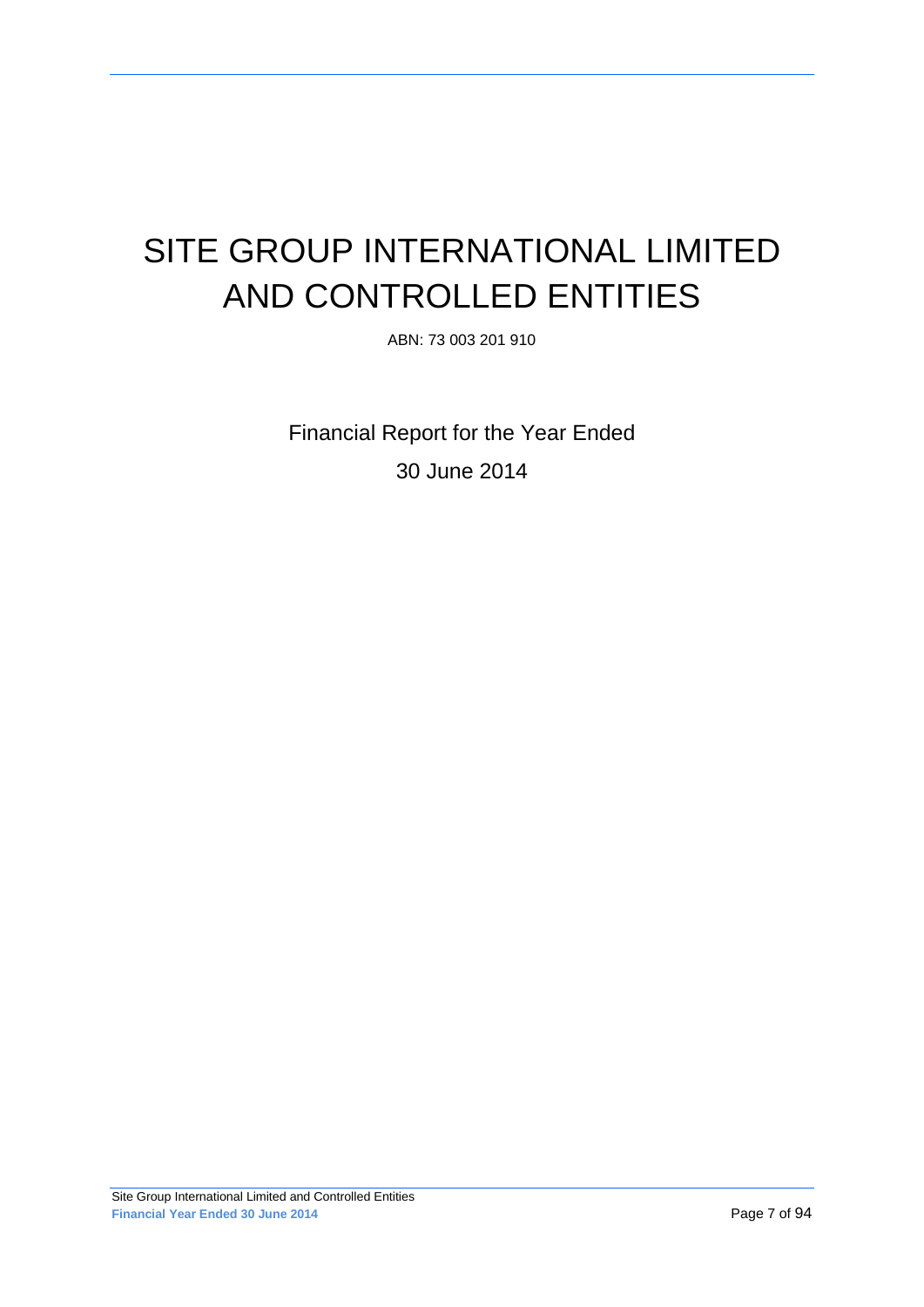# SITE GROUP INTERNATIONAL LIMITED AND CONTROLLED ENTITIES

ABN: 73 003 201 910

Financial Report for the Year Ended

30 June 2014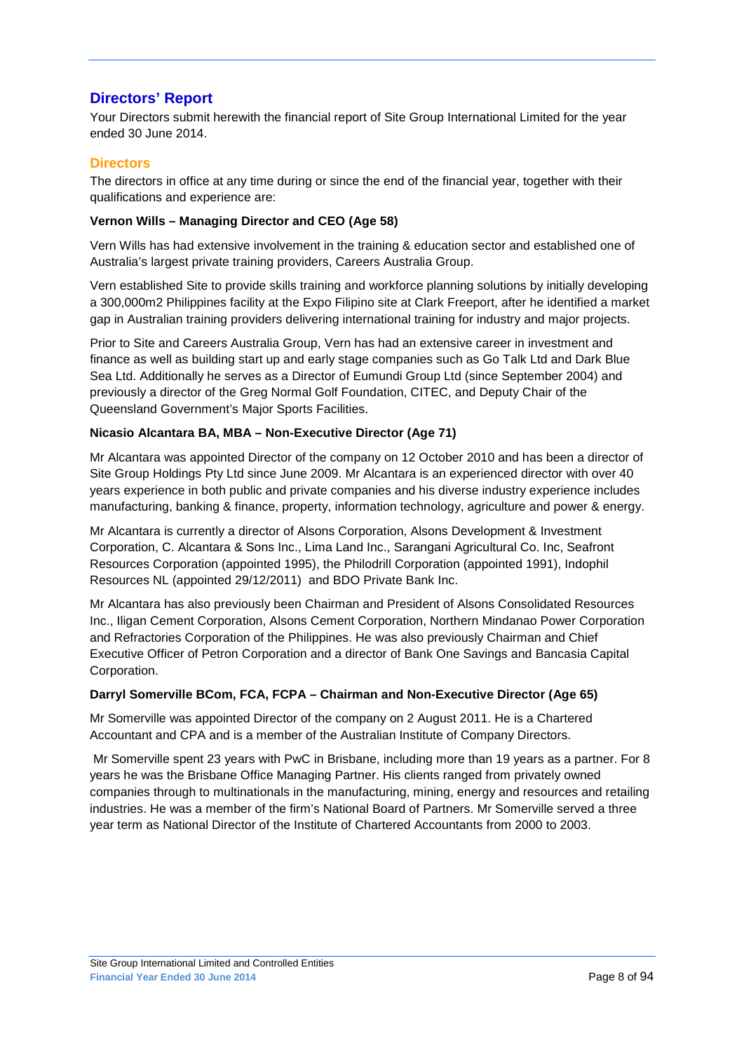## Directors' Report

Your Directors submit herewith the financial report of Site Group International Limited for the year ended 30 June 2014.

### Directors

The directors in office at any time during or since the end of the financial year, together with their qualifications and experience are:

**Vernon Wills – Managing Director and CEO (Age 58)**

Vern Wills has had extensive involvement in the training & education sector and established one of Australia's largest private training providers, Careers Australia Group.

Vern established Site to provide skills training and workforce planning solutions by initially developing a 300,000m2 Philippines facility at the Expo Filipino site at Clark Freeport, after he identified a market gap in Australian training providers delivering international training for industry and major projects.

Prior to Site and Careers Australia Group, Vern has had an extensive career in investment and finance as well as building start up and early stage companies such as Go Talk Ltd and Dark Blue Sea Ltd. Additionally he serves as a Director of Eumundi Group Ltd (since September 2004) and previously a director of the Greg Normal Golf Foundation, CITEC, and Deputy Chair of the Queensland Government's Major Sports Facilities.

**Nicasio Alcantara BA, MBA – Non-Executive Director (Age 71)**

Mr Alcantara was appointed Director of the company on 12 October 2010 and has been a director of Site Group Holdings Pty Ltd since June 2009. Mr Alcantara is an experienced director with over 40 years experience in both public and private companies and his diverse industry experience includes manufacturing, banking & finance, property, information technology, agriculture and power & energy.

Mr Alcantara is currently a director of Alsons Corporation, Alsons Development & Investment Corporation, C. Alcantara & Sons Inc., Lima Land Inc., Sarangani Agricultural Co. Inc, Seafront Resources Corporation (appointed 1995), the Philodrill Corporation (appointed 1991), Indophil Resources NL (appointed 29/12/2011) and BDO Private Bank Inc.

Mr Alcantara has also previously been Chairman and President of Alsons Consolidated Resources Inc., Iligan Cement Corporation, Alsons Cement Corporation, Northern Mindanao Power Corporation and Refractories Corporation of the Philippines. He was also previously Chairman and Chief Executive Officer of Petron Corporation and a director of Bank One Savings and Bancasia Capital Corporation.

**Darryl Somerville BCom, FCA, FCPA – Chairman and Non-Executive Director (Age 65)**

Mr Somerville was appointed Director of the company on 2 August 2011. He is a Chartered Accountant and CPA and is a member of the Australian Institute of Company Directors.

Mr Somerville spent 23 years with PwC in Brisbane, including more than 19 years as a partner. For 8 years he was the Brisbane Office Managing Partner. His clients ranged from privately owned companies through to multinationals in the manufacturing, mining, energy and resources and retailing industries. He was a member of the firm's National Board of Partners. Mr Somerville served a three year term as National Director of the Institute of Chartered Accountants from 2000 to 2003.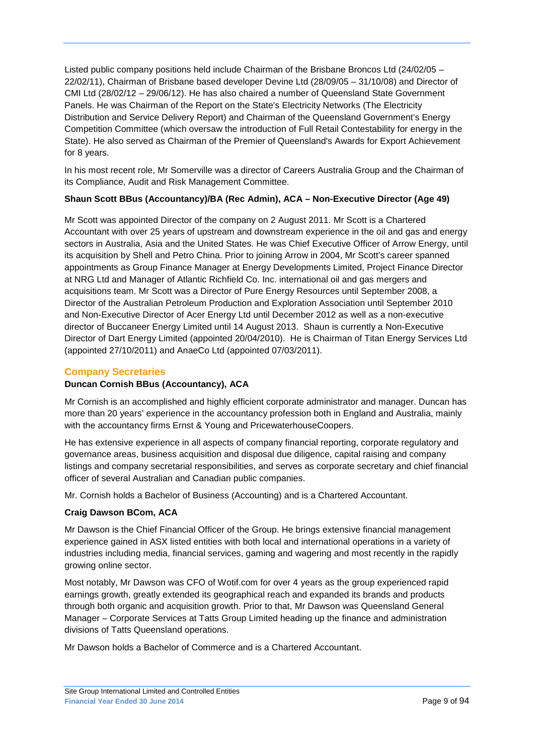Listed public company positions held include Chairman of the Brisbane Broncos Ltd (24/02/05 – 22/02/11), Chairman of Brisbane based developer Devine Ltd (28/09/05 – 31/10/08) and Director of CMI Ltd (28/02/12 – 29/06/12). He has also chaired a number of Queensland State Government Panels. He was Chairman of the Report on the State's Electricity Networks (The Electricity Distribution and Service Delivery Report) and Chairman of the Queensland Government's Energy Competition Committee (which oversaw the introduction of Full Retail Contestability for energy in the State). He also served as Chairman of the Premier of Queensland's Awards for Export Achievement for 8 years.

In his most recent role, Mr Somerville was a director of Careers Australia Group and the Chairman of its Compliance, Audit and Risk Management Committee.

**Shaun Scott BBus (Accountancy)/BA (Rec Admin), ACA – Non-Executive Director (Age 49)**

Mr Scott was appointed Director of the company on 2 August 2011. Mr Scott is a Chartered Accountant with over 25 years of upstream and downstream experience in the oil and gas and energy sectors in Australia, Asia and the United States. He was Chief Executive Officer of Arrow Energy, until its acquisition by Shell and Petro China. Prior to joining Arrow in 2004, Mr Scott's career spanned appointments as Group Finance Manager at Energy Developments Limited, Project Finance Director at NRG Ltd and Manager of Atlantic Richfield Co. Inc. international oil and gas mergers and acquisitions team. Mr Scott was a Director of Pure Energy Resources until September 2008, a Director of the Australian Petroleum Production and Exploration Association until September 2010 and Non-Executive Director of Acer Energy Ltd until December 2012 as well as a non-executive director of Buccaneer Energy Limited until 14 August 2013. Shaun is currently a Non-Executive Director of Dart Energy Limited (appointed 20/04/2010). He is Chairman of Titan Energy Services Ltd (appointed 27/10/2011) and AnaeCo Ltd (appointed 07/03/2011).

## Company Secretaries

**Duncan Cornish BBus (Accountancy), ACA**

Mr Cornish is an accomplished and highly efficient corporate administrator and manager. Duncan has more than 20 years' experience in the accountancy profession both in England and Australia, mainly with the accountancy firms Ernst & Young and PricewaterhouseCoopers.

He has extensive experience in all aspects of company financial reporting, corporate regulatory and governance areas, business acquisition and disposal due diligence, capital raising and company listings and company secretarial responsibilities, and serves as corporate secretary and chief financial officer of several Australian and Canadian public companies.

Mr. Cornish holds a Bachelor of Business (Accounting) and is a Chartered Accountant.

**Craig Dawson BCom, ACA**

Mr Dawson is the Chief Financial Officer of the Group. He brings extensive financial management experience gained in ASX listed entities with both local and international operations in a variety of industries including media, financial services, gaming and wagering and most recently in the rapidly growing online sector.

Most notably, Mr Dawson was CFO of Wotif.com for over 4 years as the group experienced rapid earnings growth, greatly extended its geographical reach and expanded its brands and products through both organic and acquisition growth. Prior to that, Mr Dawson was Queensland General Manager – Corporate Services at Tatts Group Limited heading up the finance and administration divisions of Tatts Queensland operations.

Mr Dawson holds a Bachelor of Commerce and is a Chartered Accountant.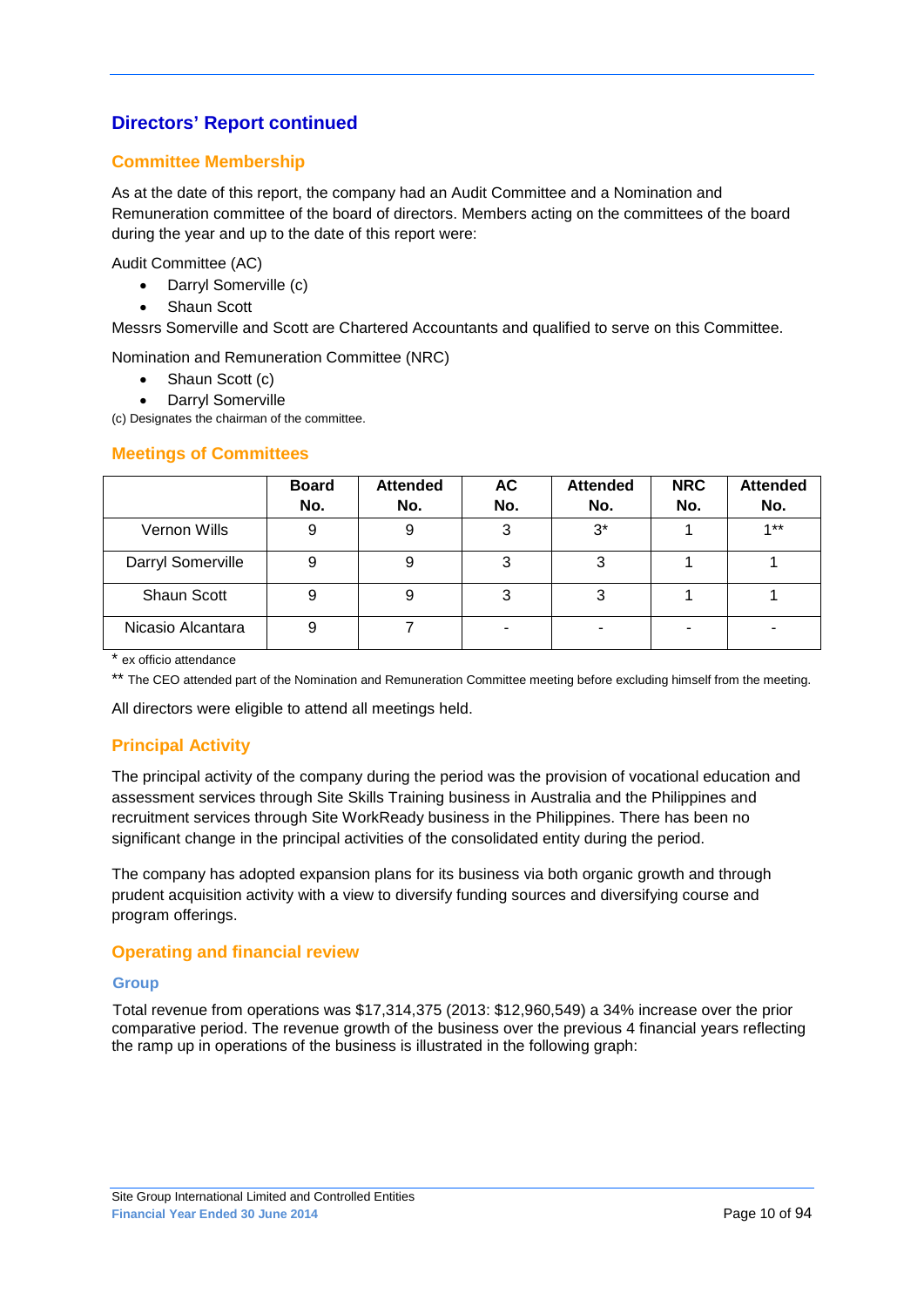## Directors' Report continued

### Committee Membership

As at the date of this report, the company had an Audit Committee and a Nomination and Remuneration committee of the board of directors. Members acting on the committees of the board during the year and up to the date of this report were:

Audit Committee (AC)

- Darryl Somerville (c)
- Shaun Scott

Messrs Somerville and Scott are Chartered Accountants and qualified to serve on this Committee.

Nomination and Remuneration Committee (NRC)

- Shaun Scott (c)
- Darryl Somerville

(c) Designates the chairman of the committee.

### Meetings of Committees

| | Board No. | Attended No. | AC No. | Attended No. | NRC No. | Attended No. |
|---|---|---|---|---|---|---|
| Vernon Wills | 9 | 9 | 3 | 3* | 1 | 1** |
| Darryl Somerville | 9 | 9 | 3 | 3 | 1 | 1 |
| Shaun Scott | 9 | 9 | 3 | 3 | 1 | 1 |
| Nicasio Alcantara | 9 | 7 | - | - | - | - |

\* ex officio attendance

** The CEO attended part of the Nomination and Remuneration Committee meeting before excluding himself from the meeting.

All directors were eligible to attend all meetings held.

### Principal Activity

The principal activity of the company during the period was the provision of vocational education and assessment services through Site Skills Training business in Australia and the Philippines and recruitment services through Site WorkReady business in the Philippines. There has been no significant change in the principal activities of the consolidated entity during the period.

The company has adopted expansion plans for its business via both organic growth and through prudent acquisition activity with a view to diversify funding sources and diversifying course and program offerings.

### Operating and financial review

#### Group

Total revenue from operations was $17,314,375 (2013: $12,960,549) a 34% increase over the prior comparative period. The revenue growth of the business over the previous 4 financial years reflecting the ramp up in operations of the business is illustrated in the following graph: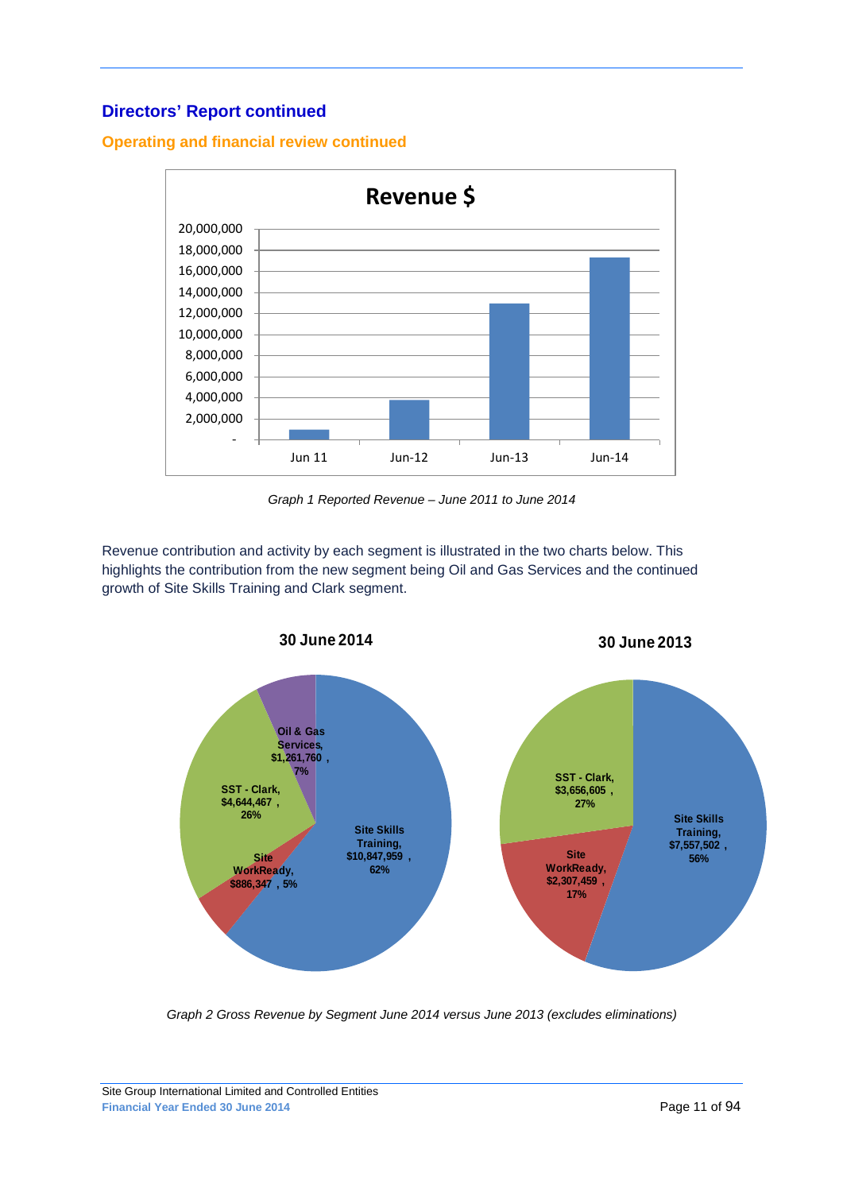## Directors' Report continued

### Operating and financial review continued

Graph 1 Reported Revenue – June 2011 to June 2014

Revenue contribution and activity by each segment is illustrated in the two charts below. This highlights the contribution from the new segment being Oil and Gas Services and the continued growth of Site Skills Training and Clark segment.

Graph 2 Gross Revenue by Segment June 2014 versus June 2013 (excludes eliminations)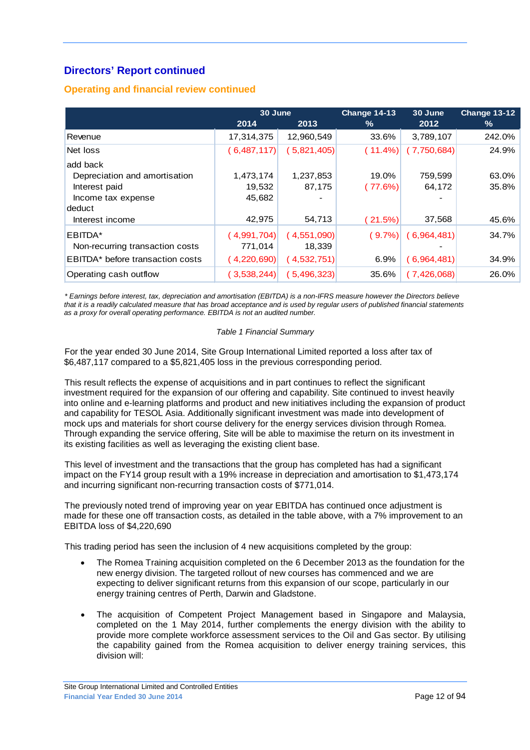## Directors' Report continued

### Operating and financial review continued

| | 30 June | | Change 14-13 | 30 June | Change 13-12 |
|---|---|---|---|---|---|
| | 2014 | 2013 | % | 2012 | % |
| Revenue | 17,314,375 | 12,960,549 | 33.6% | 3,789,107 | 242.0% |
| Net loss | ( 6,487,117) | ( 5,821,405) | ( 11.4%) | ( 7,750,684) | 24.9% |
| add back | | | | | |
| Depreciation and amortisation | 1,473,174 | 1,237,853 | 19.0% | 759,599 | 63.0% |
| Interest paid | 19,532 | 87,175 | ( 77.6%) | 64,172 | 35.8% |
| Income tax expense | 45,682 | - | | - | |
| deduct | | | | | |
| Interest income | 42,975 | 54,713 | ( 21.5%) | 37,568 | 45.6% |
| EBITDA* | ( 4,991,704) | ( 4,551,090) | ( 9.7%) | ( 6,964,481) | 34.7% |
| Non-recurring transaction costs | 771,014 | 18,339 | | - | |
| EBITDA* before transaction costs | ( 4,220,690) | ( 4,532,751) | 6.9% | ( 6,964,481) | 34.9% |
| Operating cash outflow | ( 3,538,244) | ( 5,496,323) | 35.6% | ( 7,426,068) | 26.0% |

*\* Earnings before interest, tax, depreciation and amortisation (EBITDA) is a non-IFRS measure however the Directors believe that it is a readily calculated measure that has broad acceptance and is used by regular users of published financial statements as a proxy for overall operating performance. EBITDA is not an audited number.*

*Table 1 Financial Summary*

For the year ended 30 June 2014, Site Group International Limited reported a loss after tax of $6,487,117 compared to a $5,821,405 loss in the previous corresponding period.

This result reflects the expense of acquisitions and in part continues to reflect the significant investment required for the expansion of our offering and capability. Site continued to invest heavily into online and e-learning platforms and product and new initiatives including the expansion of product and capability for TESOL Asia. Additionally significant investment was made into development of mock ups and materials for short course delivery for the energy services division through Romea. Through expanding the service offering, Site will be able to maximise the return on its investment in its existing facilities as well as leveraging the existing client base.

This level of investment and the transactions that the group has completed has had a significant impact on the FY14 group result with a 19% increase in depreciation and amortisation to $1,473,174 and incurring significant non-recurring transaction costs of $771,014.

The previously noted trend of improving year on year EBITDA has continued once adjustment is made for these one off transaction costs, as detailed in the table above, with a 7% improvement to an EBITDA loss of $4,220,690

This trading period has seen the inclusion of 4 new acquisitions completed by the group:

- The Romea Training acquisition completed on the 6 December 2013 as the foundation for the new energy division. The targeted rollout of new courses has commenced and we are expecting to deliver significant returns from this expansion of our scope, particularly in our energy training centres of Perth, Darwin and Gladstone.
- The acquisition of Competent Project Management based in Singapore and Malaysia, completed on the 1 May 2014, further complements the energy division with the ability to provide more complete workforce assessment services to the Oil and Gas sector. By utilising the capability gained from the Romea acquisition to deliver energy training services, this division will: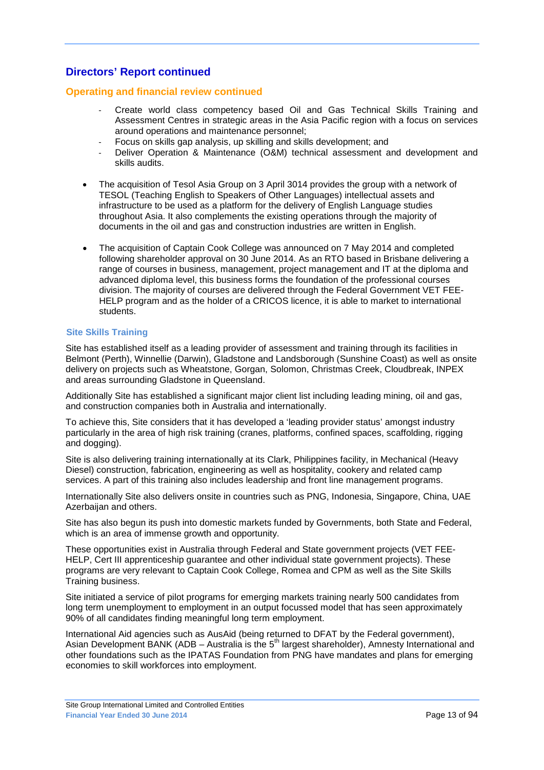## Directors' Report continued

### Operating and financial review continued

- Create world class competency based Oil and Gas Technical Skills Training and Assessment Centres in strategic areas in the Asia Pacific region with a focus on services around operations and maintenance personnel;
- Focus on skills gap analysis, up skilling and skills development; and
- Deliver Operation & Maintenance (O&M) technical assessment and development and skills audits.

- The acquisition of Tesol Asia Group on 3 April 3014 provides the group with a network of TESOL (Teaching English to Speakers of Other Languages) intellectual assets and infrastructure to be used as a platform for the delivery of English Language studies throughout Asia. It also complements the existing operations through the majority of documents in the oil and gas and construction industries are written in English.

- The acquisition of Captain Cook College was announced on 7 May 2014 and completed following shareholder approval on 30 June 2014. As an RTO based in Brisbane delivering a range of courses in business, management, project management and IT at the diploma and advanced diploma level, this business forms the foundation of the professional courses division. The majority of courses are delivered through the Federal Government VET FEE-HELP program and as the holder of a CRICOS licence, it is able to market to international students.

#### Site Skills Training

Site has established itself as a leading provider of assessment and training through its facilities in Belmont (Perth), Winnellie (Darwin), Gladstone and Landsborough (Sunshine Coast) as well as onsite delivery on projects such as Wheatstone, Gorgan, Solomon, Christmas Creek, Cloudbreak, INPEX and areas surrounding Gladstone in Queensland.

Additionally Site has established a significant major client list including leading mining, oil and gas, and construction companies both in Australia and internationally.

To achieve this, Site considers that it has developed a 'leading provider status' amongst industry particularly in the area of high risk training (cranes, platforms, confined spaces, scaffolding, rigging and dogging).

Site is also delivering training internationally at its Clark, Philippines facility, in Mechanical (Heavy Diesel) construction, fabrication, engineering as well as hospitality, cookery and related camp services. A part of this training also includes leadership and front line management programs.

Internationally Site also delivers onsite in countries such as PNG, Indonesia, Singapore, China, UAE Azerbaijan and others.

Site has also begun its push into domestic markets funded by Governments, both State and Federal, which is an area of immense growth and opportunity.

These opportunities exist in Australia through Federal and State government projects (VET FEE-HELP, Cert III apprenticeship guarantee and other individual state government projects). These programs are very relevant to Captain Cook College, Romea and CPM as well as the Site Skills Training business.

Site initiated a service of pilot programs for emerging markets training nearly 500 candidates from long term unemployment to employment in an output focussed model that has seen approximately 90% of all candidates finding meaningful long term employment.

International Aid agencies such as AusAid (being returned to DFAT by the Federal government), Asian Development BANK (ADB – Australia is the 5th largest shareholder), Amnesty International and other foundations such as the IPATAS Foundation from PNG have mandates and plans for emerging economies to skill workforces into employment.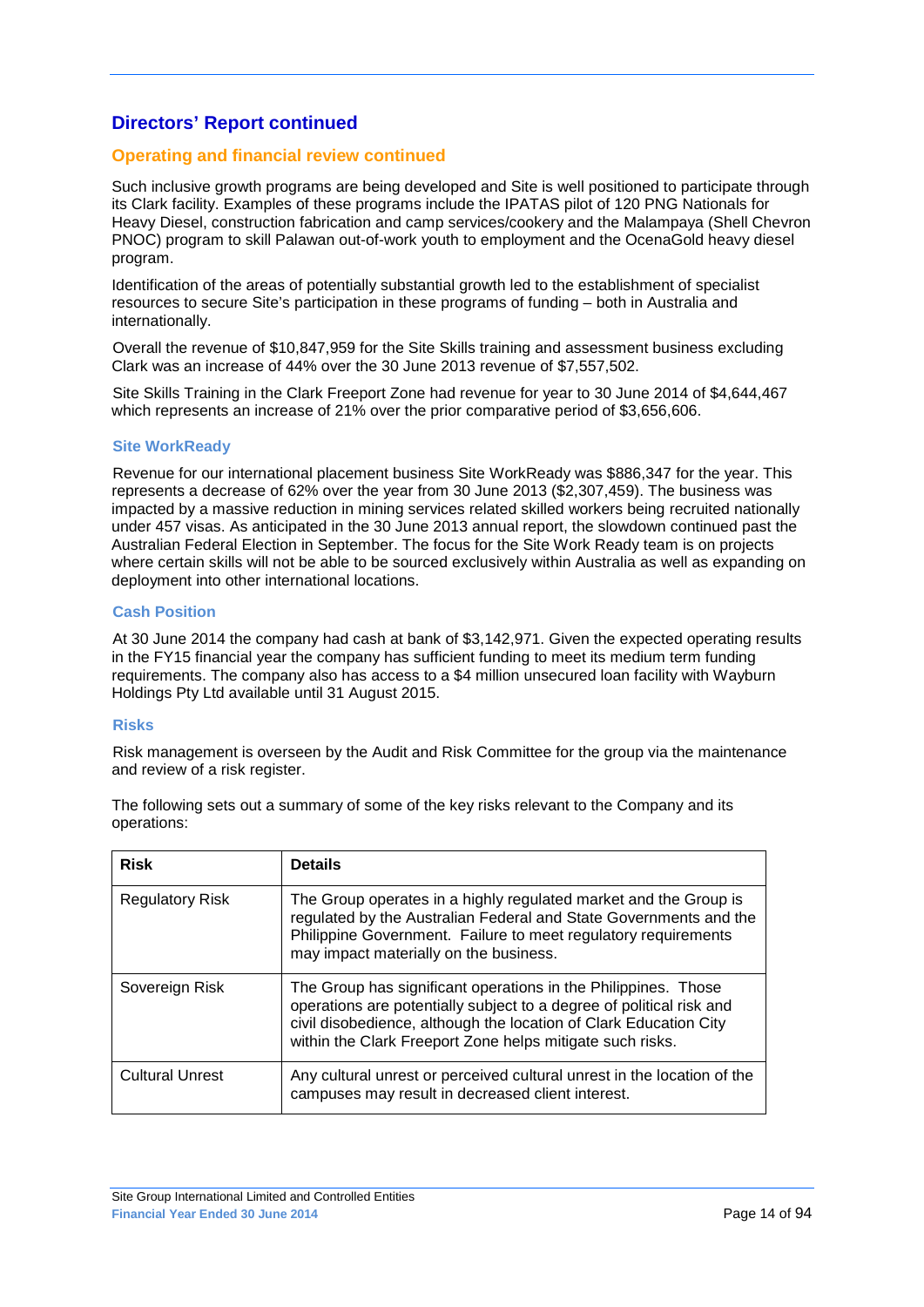## Directors' Report continued

### Operating and financial review continued

Such inclusive growth programs are being developed and Site is well positioned to participate through its Clark facility. Examples of these programs include the IPATAS pilot of 120 PNG Nationals for Heavy Diesel, construction fabrication and camp services/cookery and the Malampaya (Shell Chevron PNOC) program to skill Palawan out-of-work youth to employment and the OcenaGold heavy diesel program.

Identification of the areas of potentially substantial growth led to the establishment of specialist resources to secure Site's participation in these programs of funding – both in Australia and internationally.

Overall the revenue of $10,847,959 for the Site Skills training and assessment business excluding Clark was an increase of 44% over the 30 June 2013 revenue of $7,557,502.

Site Skills Training in the Clark Freeport Zone had revenue for year to 30 June 2014 of $4,644,467 which represents an increase of 21% over the prior comparative period of $3,656,606.

#### Site WorkReady

Revenue for our international placement business Site WorkReady was $886,347 for the year. This represents a decrease of 62% over the year from 30 June 2013 ($2,307,459). The business was impacted by a massive reduction in mining services related skilled workers being recruited nationally under 457 visas. As anticipated in the 30 June 2013 annual report, the slowdown continued past the Australian Federal Election in September. The focus for the Site Work Ready team is on projects where certain skills will not be able to be sourced exclusively within Australia as well as expanding on deployment into other international locations.

#### Cash Position

At 30 June 2014 the company had cash at bank of $3,142,971. Given the expected operating results in the FY15 financial year the company has sufficient funding to meet its medium term funding requirements. The company also has access to a $4 million unsecured loan facility with Wayburn Holdings Pty Ltd available until 31 August 2015.

#### Risks

Risk management is overseen by the Audit and Risk Committee for the group via the maintenance and review of a risk register.

The following sets out a summary of some of the key risks relevant to the Company and its operations:

| Risk | Details |
|---|---|
| Regulatory Risk | The Group operates in a highly regulated market and the Group is regulated by the Australian Federal and State Governments and the Philippine Government. Failure to meet regulatory requirements may impact materially on the business. |
| Sovereign Risk | The Group has significant operations in the Philippines. Those operations are potentially subject to a degree of political risk and civil disobedience, although the location of Clark Education City within the Clark Freeport Zone helps mitigate such risks. |
| Cultural Unrest | Any cultural unrest or perceived cultural unrest in the location of the campuses may result in decreased client interest. |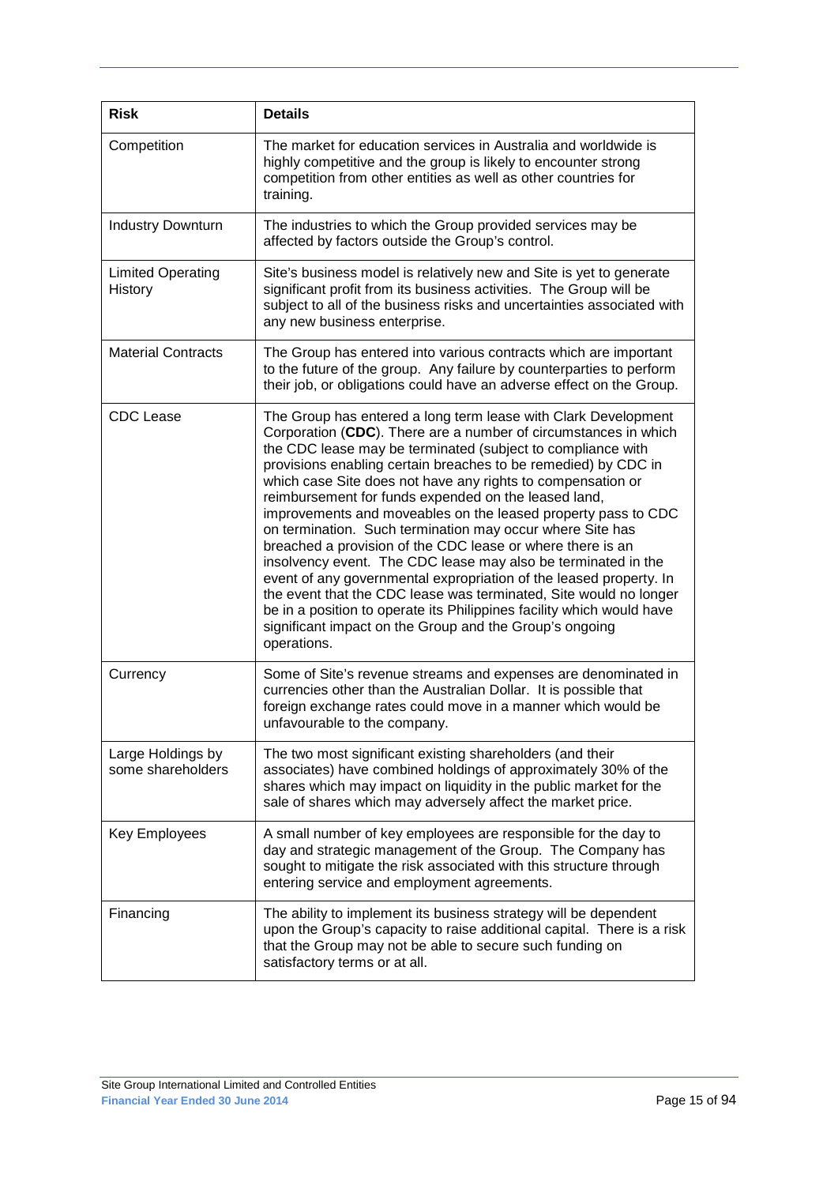| Risk | Details |
|---|---|
| Competition | The market for education services in Australia and worldwide is highly competitive and the group is likely to encounter strong competition from other entities as well as other countries for training. |
| Industry Downturn | The industries to which the Group provided services may be affected by factors outside the Group's control. |
| Limited Operating History | Site's business model is relatively new and Site is yet to generate significant profit from its business activities. The Group will be subject to all of the business risks and uncertainties associated with any new business enterprise. |
| Material Contracts | The Group has entered into various contracts which are important to the future of the group. Any failure by counterparties to perform their job, or obligations could have an adverse effect on the Group. |
| CDC Lease | The Group has entered a long term lease with Clark Development Corporation (**CDC**). There are a number of circumstances in which the CDC lease may be terminated (subject to compliance with provisions enabling certain breaches to be remedied) by CDC in which case Site does not have any rights to compensation or reimbursement for funds expended on the leased land, improvements and moveables on the leased property pass to CDC on termination. Such termination may occur where Site has breached a provision of the CDC lease or where there is an insolvency event. The CDC lease may also be terminated in the event of any governmental expropriation of the leased property. In the event that the CDC lease was terminated, Site would no longer be in a position to operate its Philippines facility which would have significant impact on the Group and the Group's ongoing operations. |
| Currency | Some of Site's revenue streams and expenses are denominated in currencies other than the Australian Dollar. It is possible that foreign exchange rates could move in a manner which would be unfavourable to the company. |
| Large Holdings by some shareholders | The two most significant existing shareholders (and their associates) have combined holdings of approximately 30% of the shares which may impact on liquidity in the public market for the sale of shares which may adversely affect the market price. |
| Key Employees | A small number of key employees are responsible for the day to day and strategic management of the Group. The Company has sought to mitigate the risk associated with this structure through entering service and employment agreements. |
| Financing | The ability to implement its business strategy will be dependent upon the Group's capacity to raise additional capital. There is a risk that the Group may not be able to secure such funding on satisfactory terms or at all. |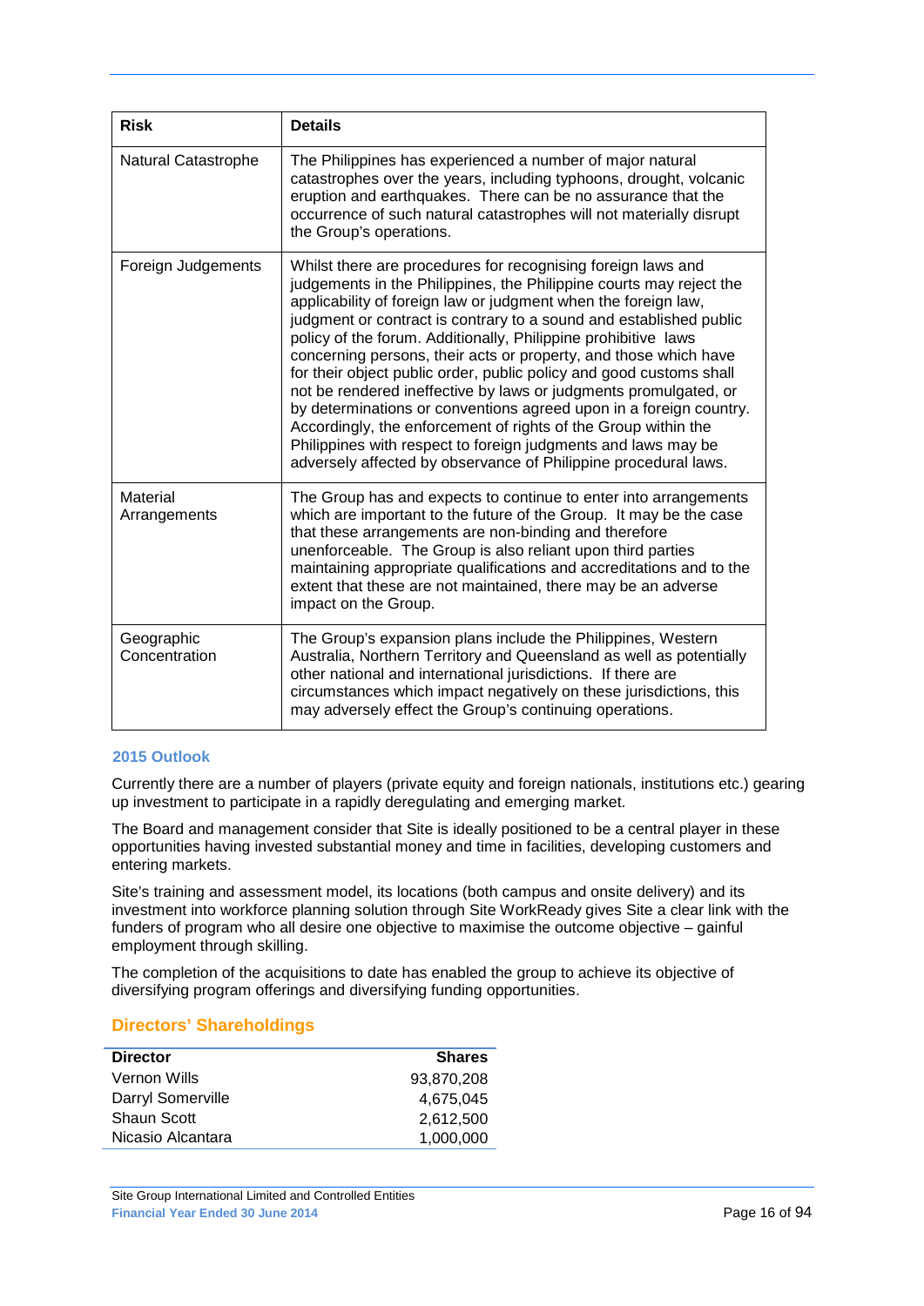| Risk | Details |
| --- | --- |
| Natural Catastrophe | The Philippines has experienced a number of major natural catastrophes over the years, including typhoons, drought, volcanic eruption and earthquakes. There can be no assurance that the occurrence of such natural catastrophes will not materially disrupt the Group's operations. |
| Foreign Judgements | Whilst there are procedures for recognising foreign laws and judgements in the Philippines, the Philippine courts may reject the applicability of foreign law or judgment when the foreign law, judgment or contract is contrary to a sound and established public policy of the forum. Additionally, Philippine prohibitive laws concerning persons, their acts or property, and those which have for their object public order, public policy and good customs shall not be rendered ineffective by laws or judgments promulgated, or by determinations or conventions agreed upon in a foreign country. Accordingly, the enforcement of rights of the Group within the Philippines with respect to foreign judgments and laws may be adversely affected by observance of Philippine procedural laws. |
| Material Arrangements | The Group has and expects to continue to enter into arrangements which are important to the future of the Group. It may be the case that these arrangements are non-binding and therefore unenforceable. The Group is also reliant upon third parties maintaining appropriate qualifications and accreditations and to the extent that these are not maintained, there may be an adverse impact on the Group. |
| Geographic Concentration | The Group's expansion plans include the Philippines, Western Australia, Northern Territory and Queensland as well as potentially other national and international jurisdictions. If there are circumstances which impact negatively on these jurisdictions, this may adversely effect the Group's continuing operations. |

### 2015 Outlook

Currently there are a number of players (private equity and foreign nationals, institutions etc.) gearing up investment to participate in a rapidly deregulating and emerging market.

The Board and management consider that Site is ideally positioned to be a central player in these opportunities having invested substantial money and time in facilities, developing customers and entering markets.

Site's training and assessment model, its locations (both campus and onsite delivery) and its investment into workforce planning solution through Site WorkReady gives Site a clear link with the funders of program who all desire one objective to maximise the outcome objective – gainful employment through skilling.

The completion of the acquisitions to date has enabled the group to achieve its objective of diversifying program offerings and diversifying funding opportunities.

## Directors' Shareholdings

| Director | Shares |
| --- | ---: |
| Vernon Wills | 93,870,208 |
| Darryl Somerville | 4,675,045 |
| Shaun Scott | 2,612,500 |
| Nicasio Alcantara | 1,000,000 |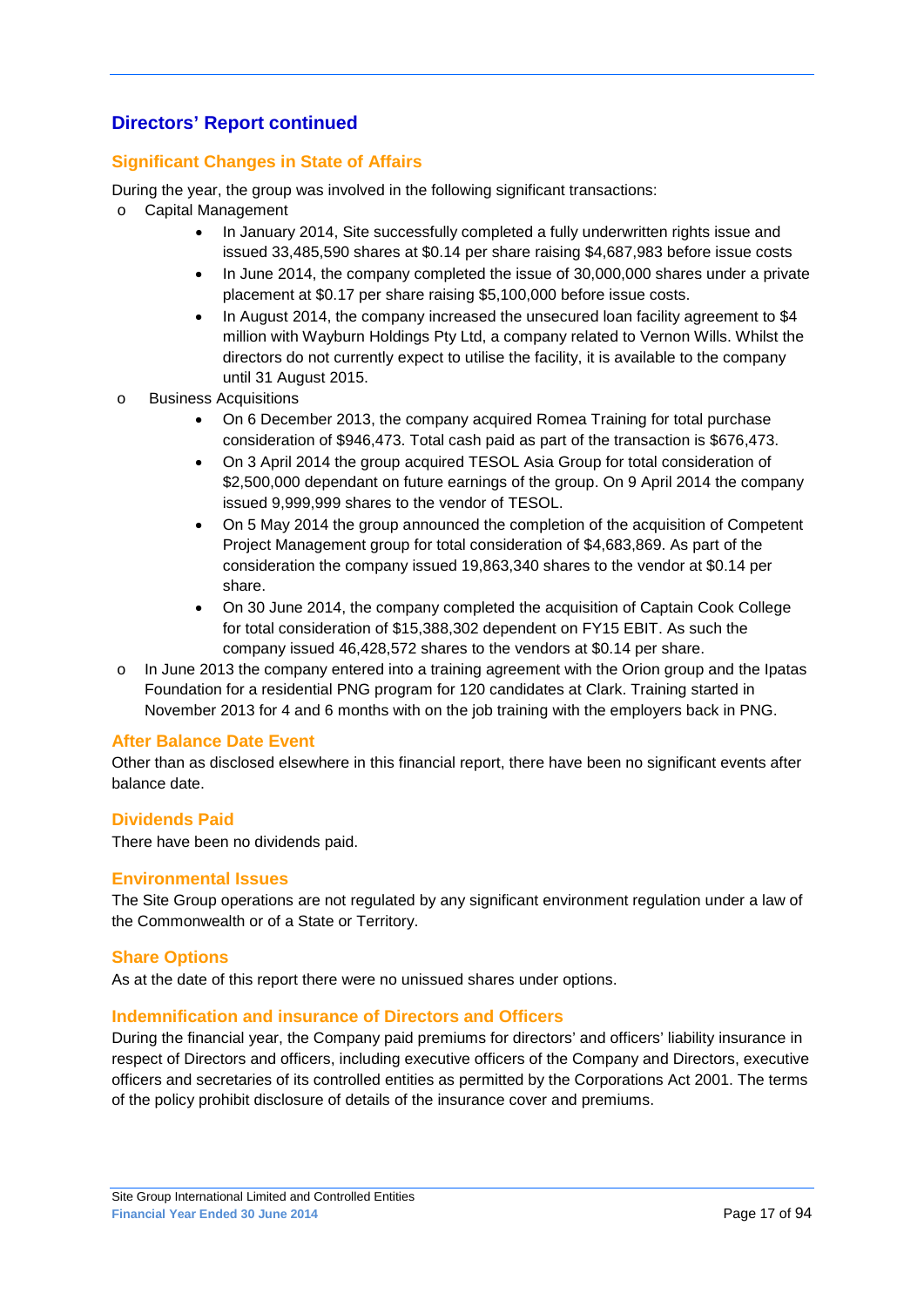## Directors' Report continued

### Significant Changes in State of Affairs

During the year, the group was involved in the following significant transactions:

- Capital Management
  - In January 2014, Site successfully completed a fully underwritten rights issue and issued 33,485,590 shares at $0.14 per share raising $4,687,983 before issue costs
  - In June 2014, the company completed the issue of 30,000,000 shares under a private placement at $0.17 per share raising $5,100,000 before issue costs.
  - In August 2014, the company increased the unsecured loan facility agreement to $4 million with Wayburn Holdings Pty Ltd, a company related to Vernon Wills. Whilst the directors do not currently expect to utilise the facility, it is available to the company until 31 August 2015.
- Business Acquisitions
  - On 6 December 2013, the company acquired Romea Training for total purchase consideration of $946,473. Total cash paid as part of the transaction is $676,473.
  - On 3 April 2014 the group acquired TESOL Asia Group for total consideration of $2,500,000 dependant on future earnings of the group. On 9 April 2014 the company issued 9,999,999 shares to the vendor of TESOL.
  - On 5 May 2014 the group announced the completion of the acquisition of Competent Project Management group for total consideration of $4,683,869. As part of the consideration the company issued 19,863,340 shares to the vendor at $0.14 per share.
  - On 30 June 2014, the company completed the acquisition of Captain Cook College for total consideration of $15,388,302 dependent on FY15 EBIT. As such the company issued 46,428,572 shares to the vendors at $0.14 per share.
- In June 2013 the company entered into a training agreement with the Orion group and the Ipatas Foundation for a residential PNG program for 120 candidates at Clark. Training started in November 2013 for 4 and 6 months with on the job training with the employers back in PNG.

### After Balance Date Event

Other than as disclosed elsewhere in this financial report, there have been no significant events after balance date.

### Dividends Paid

There have been no dividends paid.

### Environmental Issues

The Site Group operations are not regulated by any significant environment regulation under a law of the Commonwealth or of a State or Territory.

### Share Options

As at the date of this report there were no unissued shares under options.

### Indemnification and insurance of Directors and Officers

During the financial year, the Company paid premiums for directors' and officers' liability insurance in respect of Directors and officers, including executive officers of the Company and Directors, executive officers and secretaries of its controlled entities as permitted by the Corporations Act 2001. The terms of the policy prohibit disclosure of details of the insurance cover and premiums.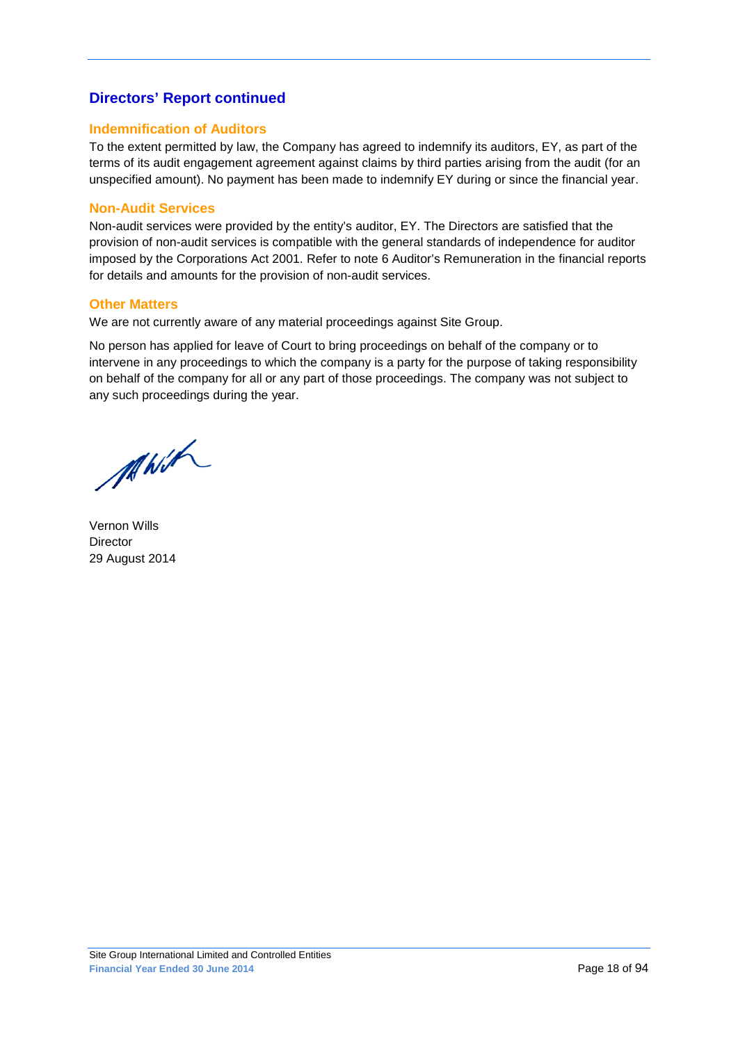## Directors' Report continued

### Indemnification of Auditors

To the extent permitted by law, the Company has agreed to indemnify its auditors, EY, as part of the terms of its audit engagement agreement against claims by third parties arising from the audit (for an unspecified amount). No payment has been made to indemnify EY during or since the financial year.

### Non-Audit Services

Non-audit services were provided by the entity's auditor, EY. The Directors are satisfied that the provision of non-audit services is compatible with the general standards of independence for auditor imposed by the Corporations Act 2001. Refer to note 6 Auditor's Remuneration in the financial reports for details and amounts for the provision of non-audit services.

### Other Matters

We are not currently aware of any material proceedings against Site Group.

No person has applied for leave of Court to bring proceedings on behalf of the company or to intervene in any proceedings to which the company is a party for the purpose of taking responsibility on behalf of the company for all or any part of those proceedings. The company was not subject to any such proceedings during the year.

Vernon Wills
Director
29 August 2014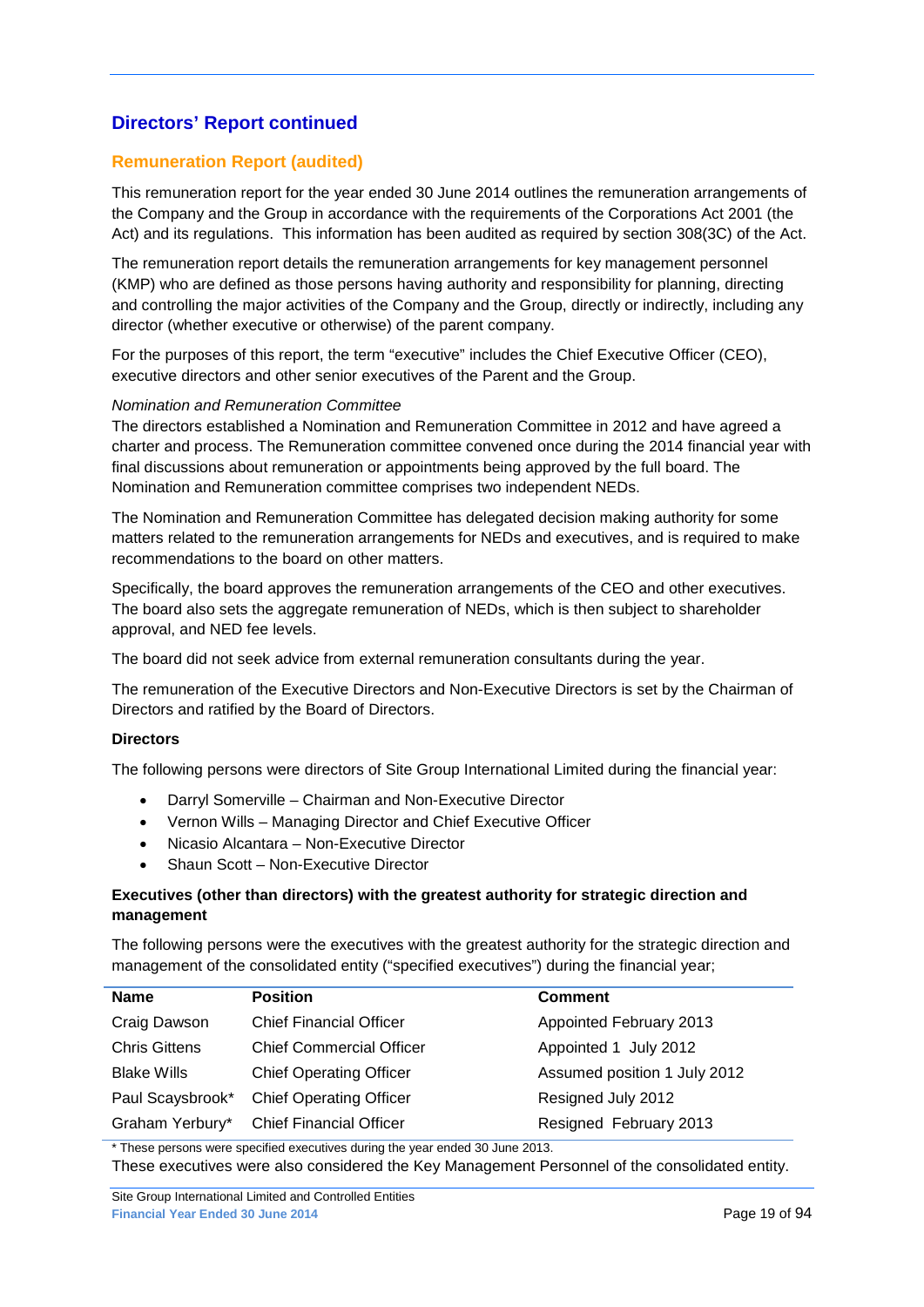## Directors' Report continued

### Remuneration Report (audited)

This remuneration report for the year ended 30 June 2014 outlines the remuneration arrangements of the Company and the Group in accordance with the requirements of the Corporations Act 2001 (the Act) and its regulations. This information has been audited as required by section 308(3C) of the Act.

The remuneration report details the remuneration arrangements for key management personnel (KMP) who are defined as those persons having authority and responsibility for planning, directing and controlling the major activities of the Company and the Group, directly or indirectly, including any director (whether executive or otherwise) of the parent company.

For the purposes of this report, the term "executive" includes the Chief Executive Officer (CEO), executive directors and other senior executives of the Parent and the Group.

*Nomination and Remuneration Committee*

The directors established a Nomination and Remuneration Committee in 2012 and have agreed a charter and process. The Remuneration committee convened once during the 2014 financial year with final discussions about remuneration or appointments being approved by the full board. The Nomination and Remuneration committee comprises two independent NEDs.

The Nomination and Remuneration Committee has delegated decision making authority for some matters related to the remuneration arrangements for NEDs and executives, and is required to make recommendations to the board on other matters.

Specifically, the board approves the remuneration arrangements of the CEO and other executives. The board also sets the aggregate remuneration of NEDs, which is then subject to shareholder approval, and NED fee levels.

The board did not seek advice from external remuneration consultants during the year.

The remuneration of the Executive Directors and Non-Executive Directors is set by the Chairman of Directors and ratified by the Board of Directors.

**Directors**

The following persons were directors of Site Group International Limited during the financial year:

- Darryl Somerville – Chairman and Non-Executive Director
- Vernon Wills – Managing Director and Chief Executive Officer
- Nicasio Alcantara – Non-Executive Director
- Shaun Scott – Non-Executive Director

**Executives (other than directors) with the greatest authority for strategic direction and management**

The following persons were the executives with the greatest authority for the strategic direction and management of the consolidated entity ("specified executives") during the financial year;

| Name | Position | Comment |
|---|---|---|
| Craig Dawson | Chief Financial Officer | Appointed February 2013 |
| Chris Gittens | Chief Commercial Officer | Appointed 1 July 2012 |
| Blake Wills | Chief Operating Officer | Assumed position 1 July 2012 |
| Paul Scaysbrook* | Chief Operating Officer | Resigned July 2012 |
| Graham Yerbury* | Chief Financial Officer | Resigned February 2013 |

\* These persons were specified executives during the year ended 30 June 2013.

These executives were also considered the Key Management Personnel of the consolidated entity.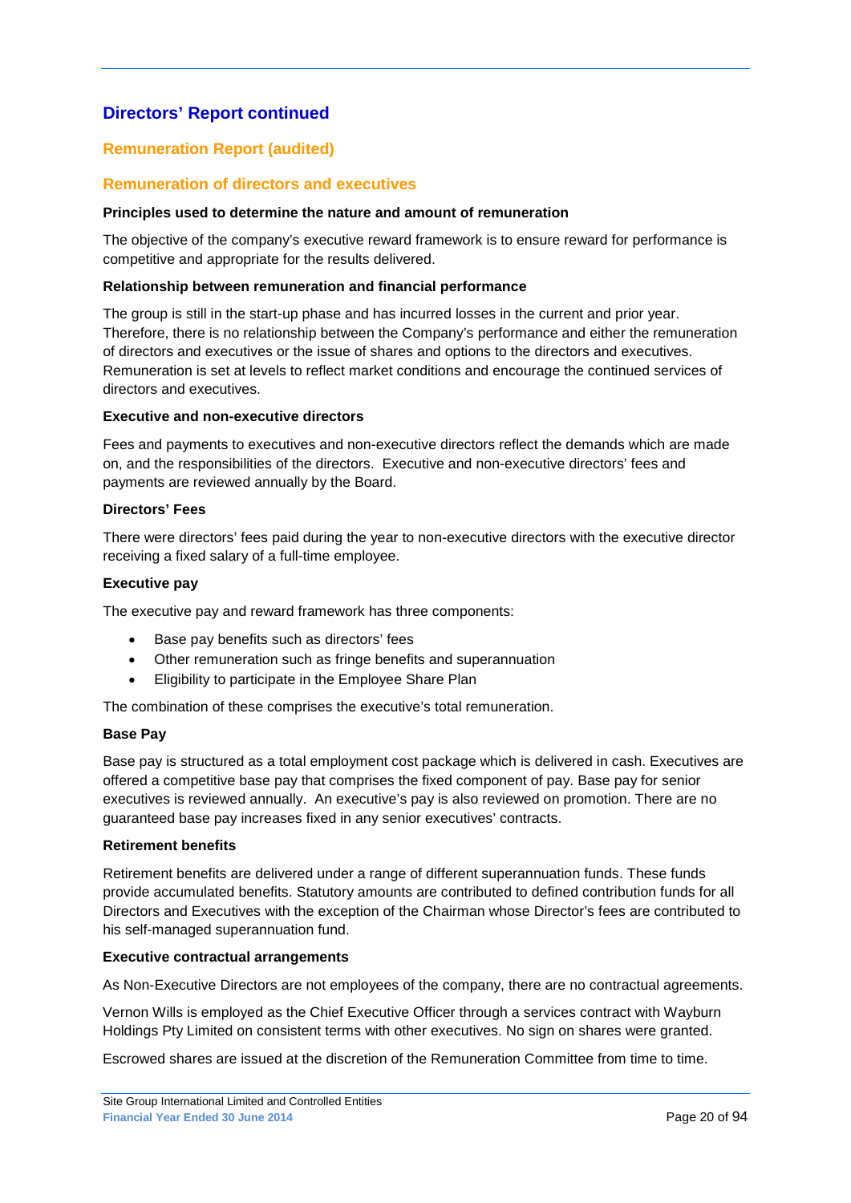## Directors' Report continued

### Remuneration Report (audited)

### Remuneration of directors and executives

**Principles used to determine the nature and amount of remuneration**

The objective of the company's executive reward framework is to ensure reward for performance is competitive and appropriate for the results delivered.

**Relationship between remuneration and financial performance**

The group is still in the start-up phase and has incurred losses in the current and prior year. Therefore, there is no relationship between the Company's performance and either the remuneration of directors and executives or the issue of shares and options to the directors and executives. Remuneration is set at levels to reflect market conditions and encourage the continued services of directors and executives.

**Executive and non-executive directors**

Fees and payments to executives and non-executive directors reflect the demands which are made on, and the responsibilities of the directors. Executive and non-executive directors' fees and payments are reviewed annually by the Board.

**Directors' Fees**

There were directors' fees paid during the year to non-executive directors with the executive director receiving a fixed salary of a full-time employee.

**Executive pay**

The executive pay and reward framework has three components:

- Base pay benefits such as directors' fees
- Other remuneration such as fringe benefits and superannuation
- Eligibility to participate in the Employee Share Plan

The combination of these comprises the executive's total remuneration.

**Base Pay**

Base pay is structured as a total employment cost package which is delivered in cash. Executives are offered a competitive base pay that comprises the fixed component of pay. Base pay for senior executives is reviewed annually. An executive's pay is also reviewed on promotion. There are no guaranteed base pay increases fixed in any senior executives' contracts.

**Retirement benefits**

Retirement benefits are delivered under a range of different superannuation funds. These funds provide accumulated benefits. Statutory amounts are contributed to defined contribution funds for all Directors and Executives with the exception of the Chairman whose Director's fees are contributed to his self-managed superannuation fund.

**Executive contractual arrangements**

As Non-Executive Directors are not employees of the company, there are no contractual agreements.

Vernon Wills is employed as the Chief Executive Officer through a services contract with Wayburn Holdings Pty Limited on consistent terms with other executives. No sign on shares were granted.

Escrowed shares are issued at the discretion of the Remuneration Committee from time to time.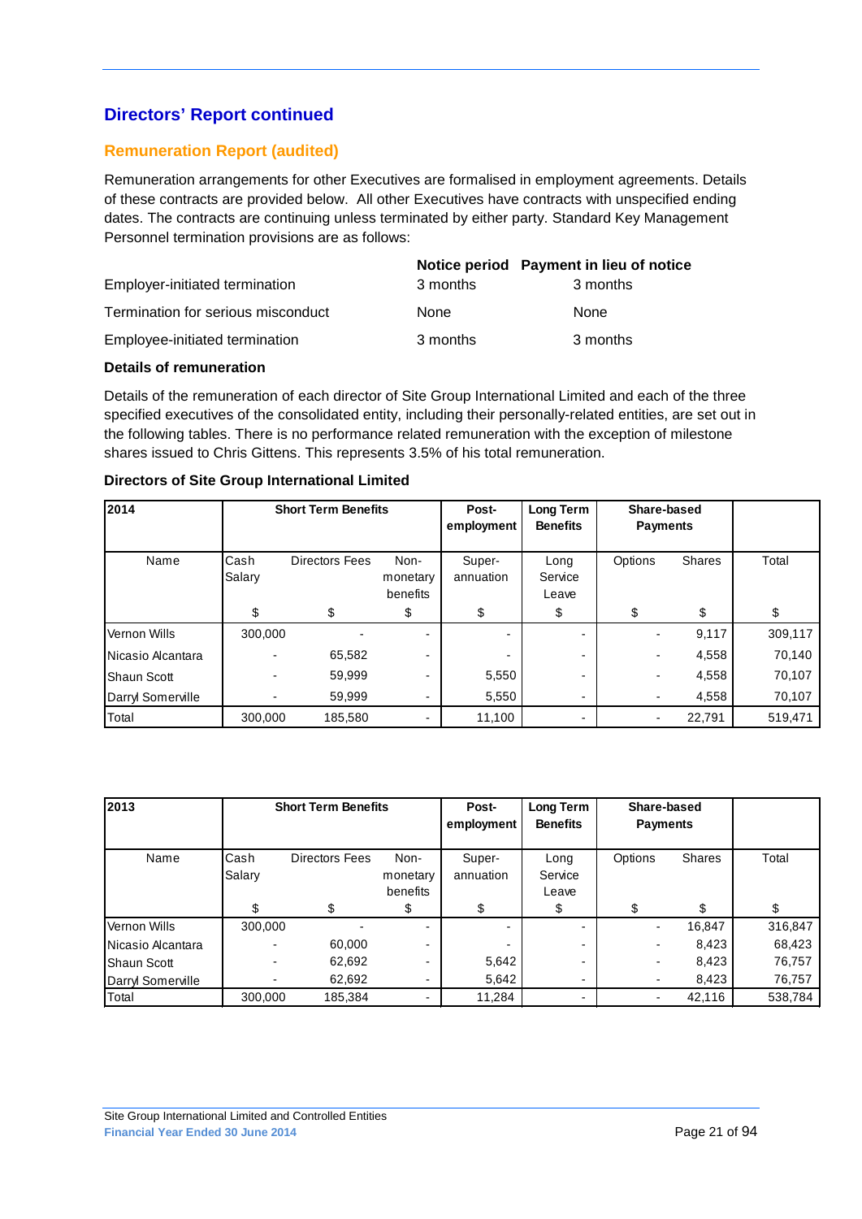## Directors' Report continued

### Remuneration Report (audited)

Remuneration arrangements for other Executives are formalised in employment agreements. Details of these contracts are provided below. All other Executives have contracts with unspecified ending dates. The contracts are continuing unless terminated by either party. Standard Key Management Personnel termination provisions are as follows:

| | Notice period | Payment in lieu of notice |
|---|---|---|
| Employer-initiated termination | 3 months | 3 months |
| Termination for serious misconduct | None | None |
| Employee-initiated termination | 3 months | 3 months |

**Details of remuneration**

Details of the remuneration of each director of Site Group International Limited and each of the three specified executives of the consolidated entity, including their personally-related entities, are set out in the following tables. There is no performance related remuneration with the exception of milestone shares issued to Chris Gittens. This represents 3.5% of his total remuneration.

**Directors of Site Group International Limited**

| 2014 | Short Term Benefits | | | Post-employment | Long Term Benefits | Share-based Payments | | |
|---|---|---|---|---|---|---|---|---|
| Name | Cash Salary | Directors Fees | Non-monetary benefits | Super-annuation | Long Service Leave | Options | Shares | Total |
| | $ | $ | $ | $ | $ | $ | $ | $ |
| Vernon Wills | 300,000 | - | - | - | - | - | 9,117 | 309,117 |
| Nicasio Alcantara | - | 65,582 | - | - | - | - | 4,558 | 70,140 |
| Shaun Scott | - | 59,999 | - | 5,550 | - | - | 4,558 | 70,107 |
| Darryl Somerville | - | 59,999 | - | 5,550 | - | - | 4,558 | 70,107 |
| Total | 300,000 | 185,580 | - | 11,100 | - | - | 22,791 | 519,471 |

| 2013 | Short Term Benefits | | | Post-employment | Long Term Benefits | Share-based Payments | | |
|---|---|---|---|---|---|---|---|---|
| Name | Cash Salary | Directors Fees | Non-monetary benefits | Super-annuation | Long Service Leave | Options | Shares | Total |
| | $ | $ | $ | $ | $ | $ | $ | $ |
| Vernon Wills | 300,000 | - | - | - | - | - | 16,847 | 316,847 |
| Nicasio Alcantara | - | 60,000 | - | - | - | - | 8,423 | 68,423 |
| Shaun Scott | - | 62,692 | - | 5,642 | - | - | 8,423 | 76,757 |
| Darryl Somerville | - | 62,692 | - | 5,642 | - | - | 8,423 | 76,757 |
| Total | 300,000 | 185,384 | - | 11,284 | - | - | 42,116 | 538,784 |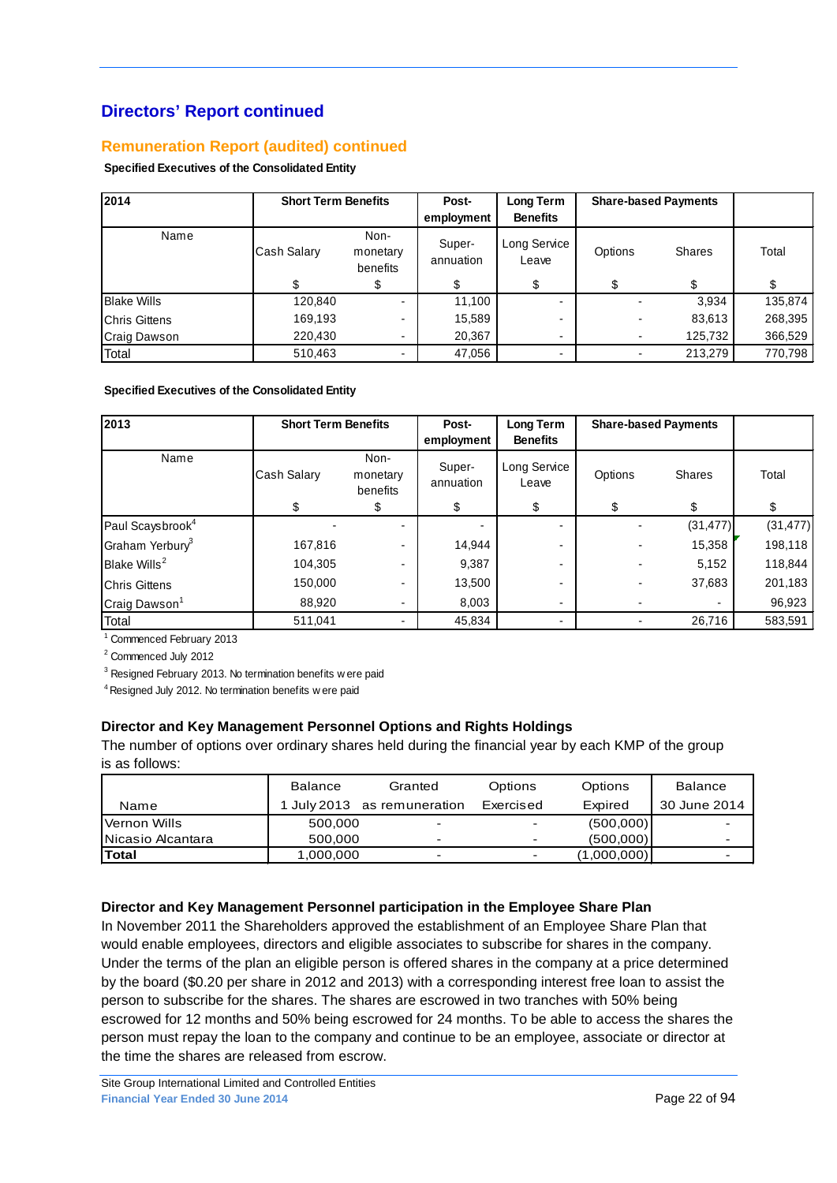## Directors' Report continued

### Remuneration Report (audited) continued

**Specified Executives of the Consolidated Entity**

| 2014 | Short Term Benefits | | Post-employment | Long Term Benefits | Share-based Payments | | |
|---|---|---|---|---|---|---|---|
| Name | Cash Salary | Non-monetary benefits | Super-annuation | Long Service Leave | Options | Shares | Total |
| | $ | $ | $ | $ | $ | $ | $ |
| Blake Wills | 120,840 | - | 11,100 | - | - | 3,934 | 135,874 |
| Chris Gittens | 169,193 | - | 15,589 | - | - | 83,613 | 268,395 |
| Craig Dawson | 220,430 | - | 20,367 | - | - | 125,732 | 366,529 |
| Total | 510,463 | - | 47,056 | - | - | 213,279 | 770,798 |

**Specified Executives of the Consolidated Entity**

| 2013 | Short Term Benefits | | Post-employment | Long Term Benefits | Share-based Payments | | |
|---|---|---|---|---|---|---|---|
| Name | Cash Salary | Non-monetary benefits | Super-annuation | Long Service Leave | Options | Shares | Total |
| | $ | $ | $ | $ | $ | $ | $ |
| Paul Scaysbrook[4] | - | - | - | - | - | (31,477) | (31,477) |
| Graham Yerbury[3] | 167,816 | - | 14,944 | - | - | 15,358 | 198,118 |
| Blake Wills[2] | 104,305 | - | 9,387 | - | - | 5,152 | 118,844 |
| Chris Gittens | 150,000 | - | 13,500 | - | - | 37,683 | 201,183 |
| Craig Dawson[1] | 88,920 | - | 8,003 | - | - | - | 96,923 |
| Total | 511,041 | - | 45,834 | - | - | 26,716 | 583,591 |

[1] Commenced February 2013

[2] Commenced July 2012

[3] Resigned February 2013. No termination benefits were paid

[4] Resigned July 2012. No termination benefits were paid

**Director and Key Management Personnel Options and Rights Holdings**

The number of options over ordinary shares held during the financial year by each KMP of the group is as follows:

| Name | Balance 1 July 2013 | Granted as remuneration | Options Exercised | Options Expired | Balance 30 June 2014 |
|---|---|---|---|---|---|
| Vernon Wills | 500,000 | - | - | (500,000) | - |
| Nicasio Alcantara | 500,000 | - | - | (500,000) | - |
| **Total** | 1,000,000 | - | - | (1,000,000) | - |

**Director and Key Management Personnel participation in the Employee Share Plan**

In November 2011 the Shareholders approved the establishment of an Employee Share Plan that would enable employees, directors and eligible associates to subscribe for shares in the company. Under the terms of the plan an eligible person is offered shares in the company at a price determined by the board ($0.20 per share in 2012 and 2013) with a corresponding interest free loan to assist the person to subscribe for the shares. The shares are escrowed in two tranches with 50% being escrowed for 12 months and 50% being escrowed for 24 months. To be able to access the shares the person must repay the loan to the company and continue to be an employee, associate or director at the time the shares are released from escrow.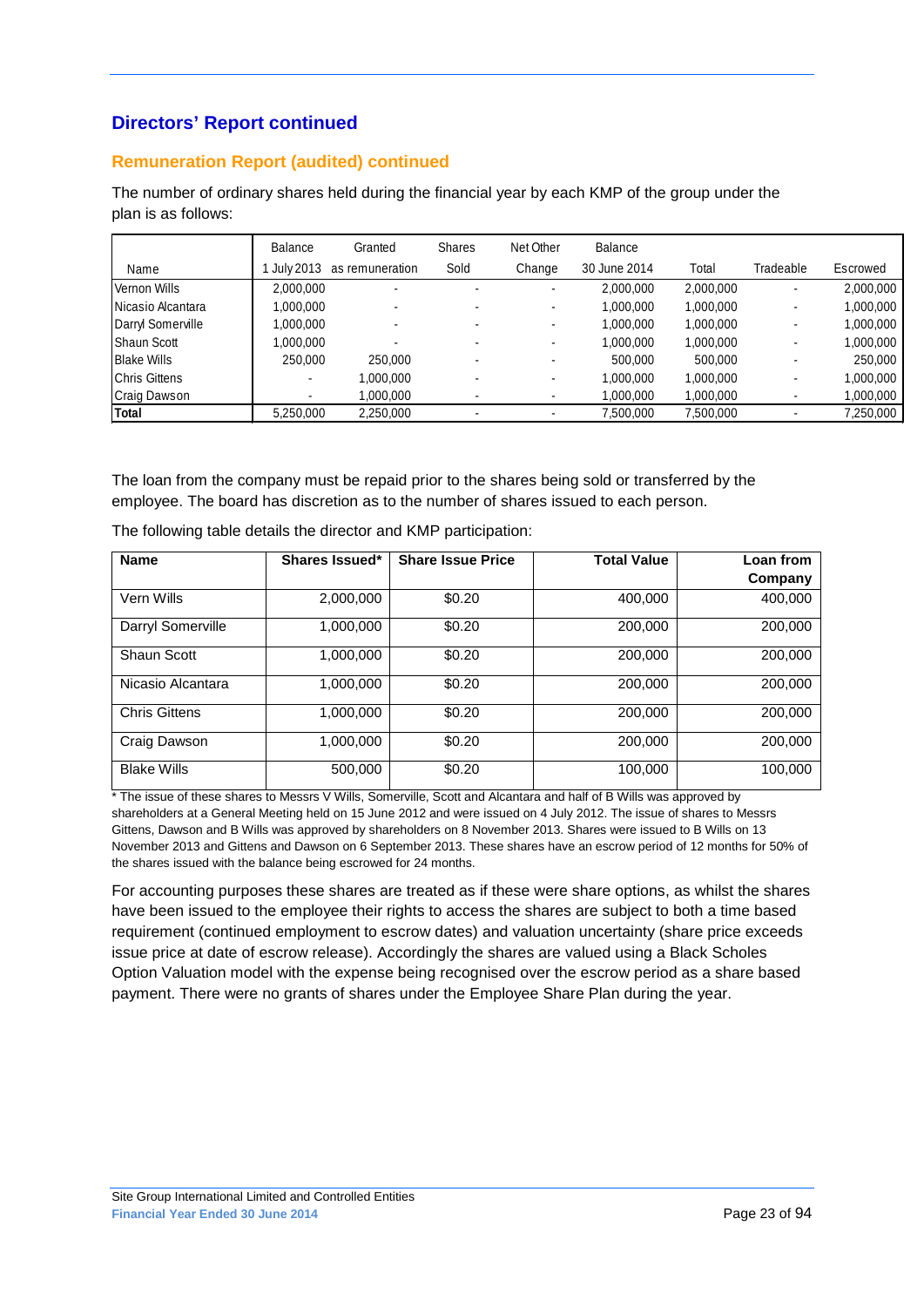## Directors' Report continued

### Remuneration Report (audited) continued

The number of ordinary shares held during the financial year by each KMP of the group under the plan is as follows:

| Name | Balance 1 July 2013 | Granted as remuneration | Shares Sold | Net Other Change | Balance 30 June 2014 | Total | Tradeable | Escrowed |
|---|---|---|---|---|---|---|---|---|
| Vernon Wills | 2,000,000 | - | - | - | 2,000,000 | 2,000,000 | - | 2,000,000 |
| Nicasio Alcantara | 1,000,000 | - | - | - | 1,000,000 | 1,000,000 | - | 1,000,000 |
| Darryl Somerville | 1,000,000 | - | - | - | 1,000,000 | 1,000,000 | - | 1,000,000 |
| Shaun Scott | 1,000,000 | - | - | - | 1,000,000 | 1,000,000 | - | 1,000,000 |
| Blake Wills | 250,000 | 250,000 | - | - | 500,000 | 500,000 | - | 250,000 |
| Chris Gittens | - | 1,000,000 | - | - | 1,000,000 | 1,000,000 | - | 1,000,000 |
| Craig Dawson | - | 1,000,000 | - | - | 1,000,000 | 1,000,000 | - | 1,000,000 |
| **Total** | 5,250,000 | 2,250,000 | - | - | 7,500,000 | 7,500,000 | - | 7,250,000 |

The loan from the company must be repaid prior to the shares being sold or transferred by the employee. The board has discretion as to the number of shares issued to each person.

The following table details the director and KMP participation:

| Name | Shares Issued* | Share Issue Price | Total Value | Loan from Company |
|---|---|---|---|---|
| Vern Wills | 2,000,000 | $0.20 | 400,000 | 400,000 |
| Darryl Somerville | 1,000,000 | $0.20 | 200,000 | 200,000 |
| Shaun Scott | 1,000,000 | $0.20 | 200,000 | 200,000 |
| Nicasio Alcantara | 1,000,000 | $0.20 | 200,000 | 200,000 |
| Chris Gittens | 1,000,000 | $0.20 | 200,000 | 200,000 |
| Craig Dawson | 1,000,000 | $0.20 | 200,000 | 200,000 |
| Blake Wills | 500,000 | $0.20 | 100,000 | 100,000 |

* The issue of these shares to Messrs V Wills, Somerville, Scott and Alcantara and half of B Wills was approved by shareholders at a General Meeting held on 15 June 2012 and were issued on 4 July 2012. The issue of shares to Messrs Gittens, Dawson and B Wills was approved by shareholders on 8 November 2013. Shares were issued to B Wills on 13 November 2013 and Gittens and Dawson on 6 September 2013. These shares have an escrow period of 12 months for 50% of the shares issued with the balance being escrowed for 24 months.

For accounting purposes these shares are treated as if these were share options, as whilst the shares have been issued to the employee their rights to access the shares are subject to both a time based requirement (continued employment to escrow dates) and valuation uncertainty (share price exceeds issue price at date of escrow release). Accordingly the shares are valued using a Black Scholes Option Valuation model with the expense being recognised over the escrow period as a share based payment. There were no grants of shares under the Employee Share Plan during the year.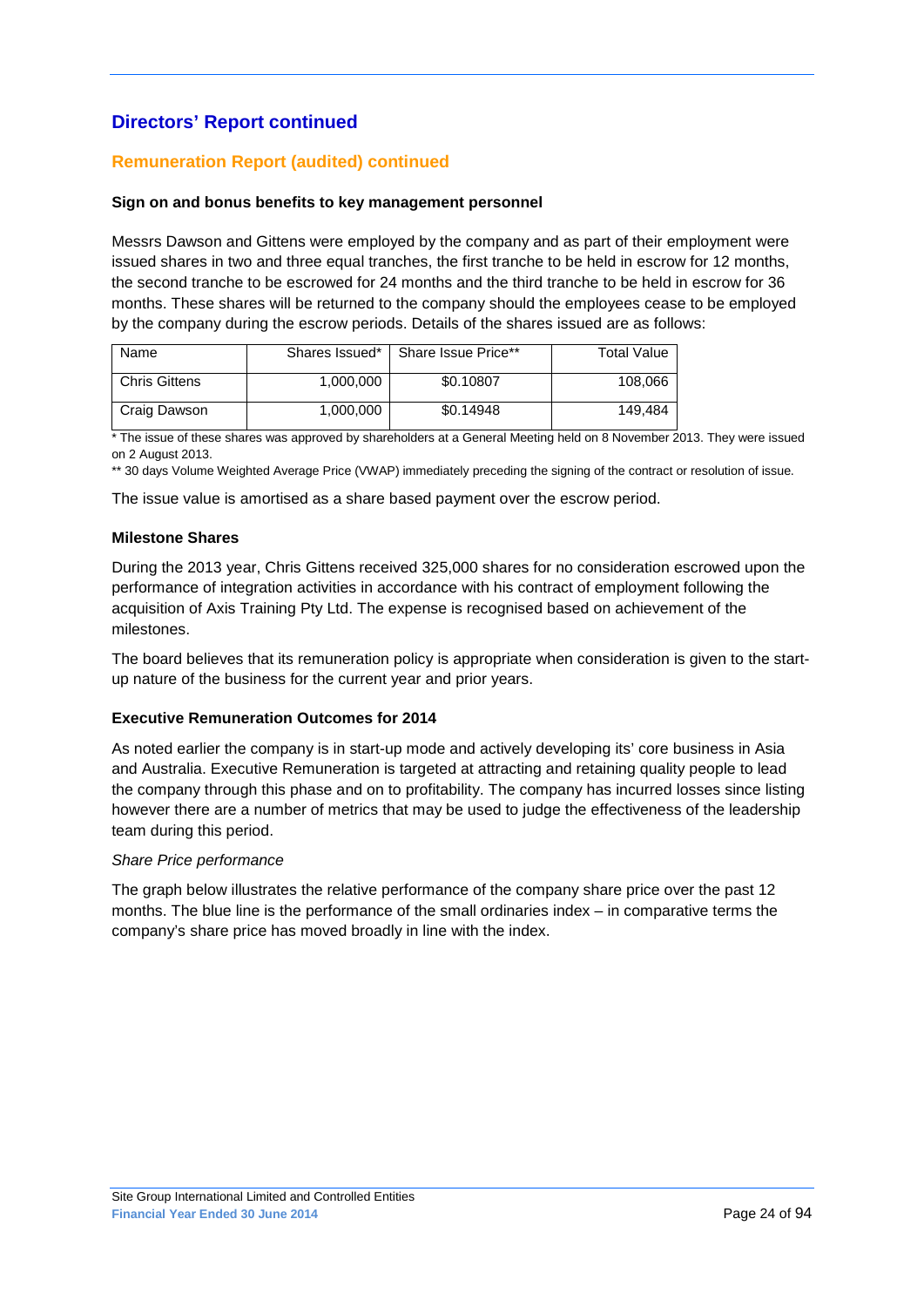## Directors' Report continued

### Remuneration Report (audited) continued

#### Sign on and bonus benefits to key management personnel

Messrs Dawson and Gittens were employed by the company and as part of their employment were issued shares in two and three equal tranches, the first tranche to be held in escrow for 12 months, the second tranche to be escrowed for 24 months and the third tranche to be held in escrow for 36 months. These shares will be returned to the company should the employees cease to be employed by the company during the escrow periods. Details of the shares issued are as follows:

| Name | Shares Issued* | Share Issue Price** | Total Value |
|---|---|---|---|
| Chris Gittens | 1,000,000 | $0.10807 | 108,066 |
| Craig Dawson | 1,000,000 | $0.14948 | 149,484 |

* The issue of these shares was approved by shareholders at a General Meeting held on 8 November 2013. They were issued on 2 August 2013.

** 30 days Volume Weighted Average Price (VWAP) immediately preceding the signing of the contract or resolution of issue.

The issue value is amortised as a share based payment over the escrow period.

#### Milestone Shares

During the 2013 year, Chris Gittens received 325,000 shares for no consideration escrowed upon the performance of integration activities in accordance with his contract of employment following the acquisition of Axis Training Pty Ltd. The expense is recognised based on achievement of the milestones.

The board believes that its remuneration policy is appropriate when consideration is given to the start-up nature of the business for the current year and prior years.

#### Executive Remuneration Outcomes for 2014

As noted earlier the company is in start-up mode and actively developing its' core business in Asia and Australia. Executive Remuneration is targeted at attracting and retaining quality people to lead the company through this phase and on to profitability. The company has incurred losses since listing however there are a number of metrics that may be used to judge the effectiveness of the leadership team during this period.

*Share Price performance*

The graph below illustrates the relative performance of the company share price over the past 12 months. The blue line is the performance of the small ordinaries index – in comparative terms the company's share price has moved broadly in line with the index.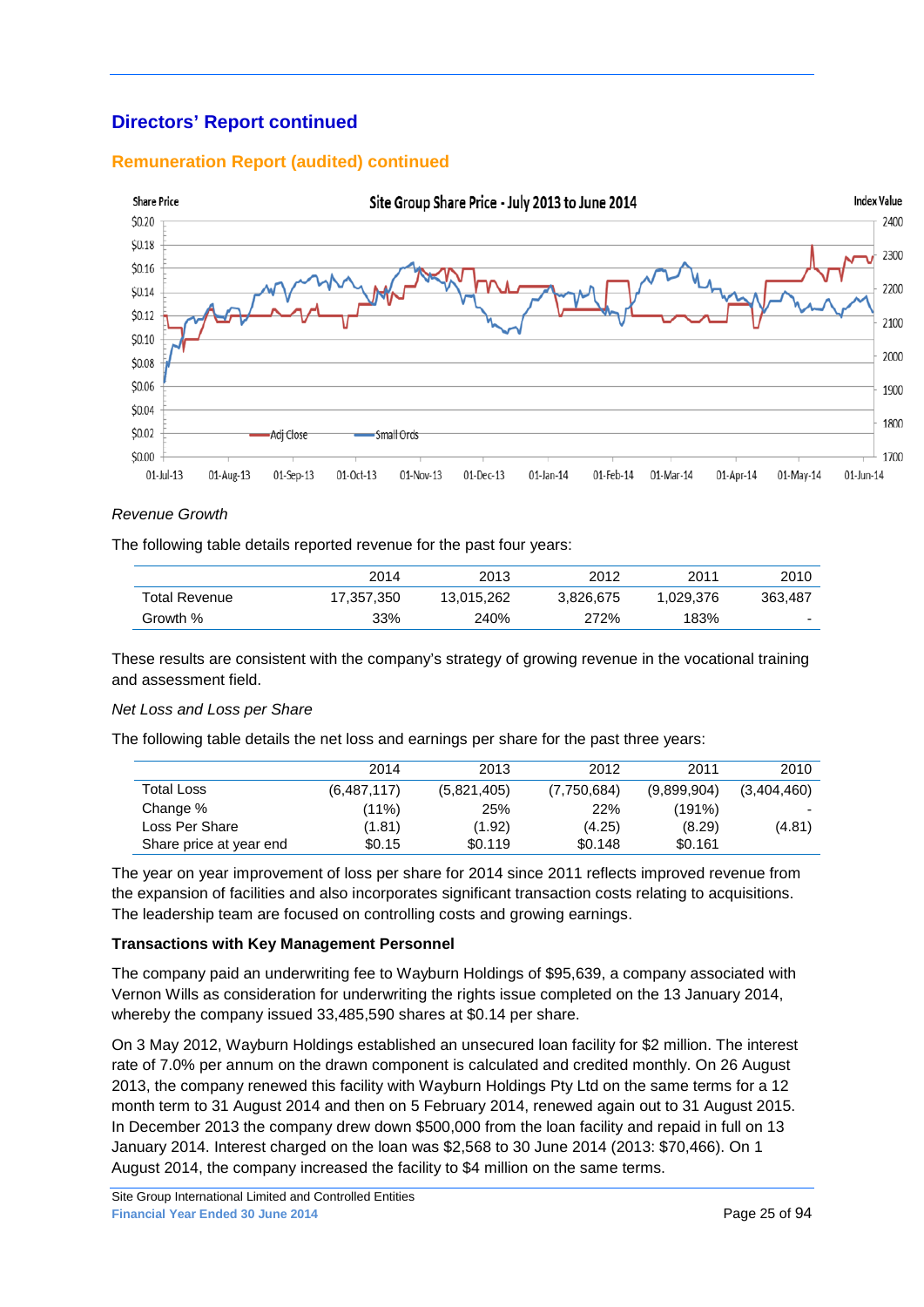## Directors' Report continued

### Remuneration Report (audited) continued

Share Price

Site Group Share Price - July 2013 to June 2014

Index Value

*Revenue Growth*

The following table details reported revenue for the past four years:

| | 2014 | 2013 | 2012 | 2011 | 2010 |
|---|---|---|---|---|---|
| Total Revenue | 17,357,350 | 13,015,262 | 3,826,675 | 1,029,376 | 363,487 |
| Growth % | 33% | 240% | 272% | 183% | - |

These results are consistent with the company's strategy of growing revenue in the vocational training and assessment field.

*Net Loss and Loss per Share*

The following table details the net loss and earnings per share for the past three years:

| | 2014 | 2013 | 2012 | 2011 | 2010 |
|---|---|---|---|---|---|
| Total Loss | (6,487,117) | (5,821,405) | (7,750,684) | (9,899,904) | (3,404,460) |
| Change % | (11%) | 25% | 22% | (191%) | - |
| Loss Per Share | (1.81) | (1.92) | (4.25) | (8.29) | (4.81) |
| Share price at year end | $0.15 | $0.119 | $0.148 | $0.161 | |

The year on year improvement of loss per share for 2014 since 2011 reflects improved revenue from the expansion of facilities and also incorporates significant transaction costs relating to acquisitions. The leadership team are focused on controlling costs and growing earnings.

**Transactions with Key Management Personnel**

The company paid an underwriting fee to Wayburn Holdings of $95,639, a company associated with Vernon Wills as consideration for underwriting the rights issue completed on the 13 January 2014, whereby the company issued 33,485,590 shares at $0.14 per share.

On 3 May 2012, Wayburn Holdings established an unsecured loan facility for $2 million. The interest rate of 7.0% per annum on the drawn component is calculated and credited monthly. On 26 August 2013, the company renewed this facility with Wayburn Holdings Pty Ltd on the same terms for a 12 month term to 31 August 2014 and then on 5 February 2014, renewed again out to 31 August 2015. In December 2013 the company drew down $500,000 from the loan facility and repaid in full on 13 January 2014. Interest charged on the loan was $2,568 to 30 June 2014 (2013: $70,466). On 1 August 2014, the company increased the facility to $4 million on the same terms.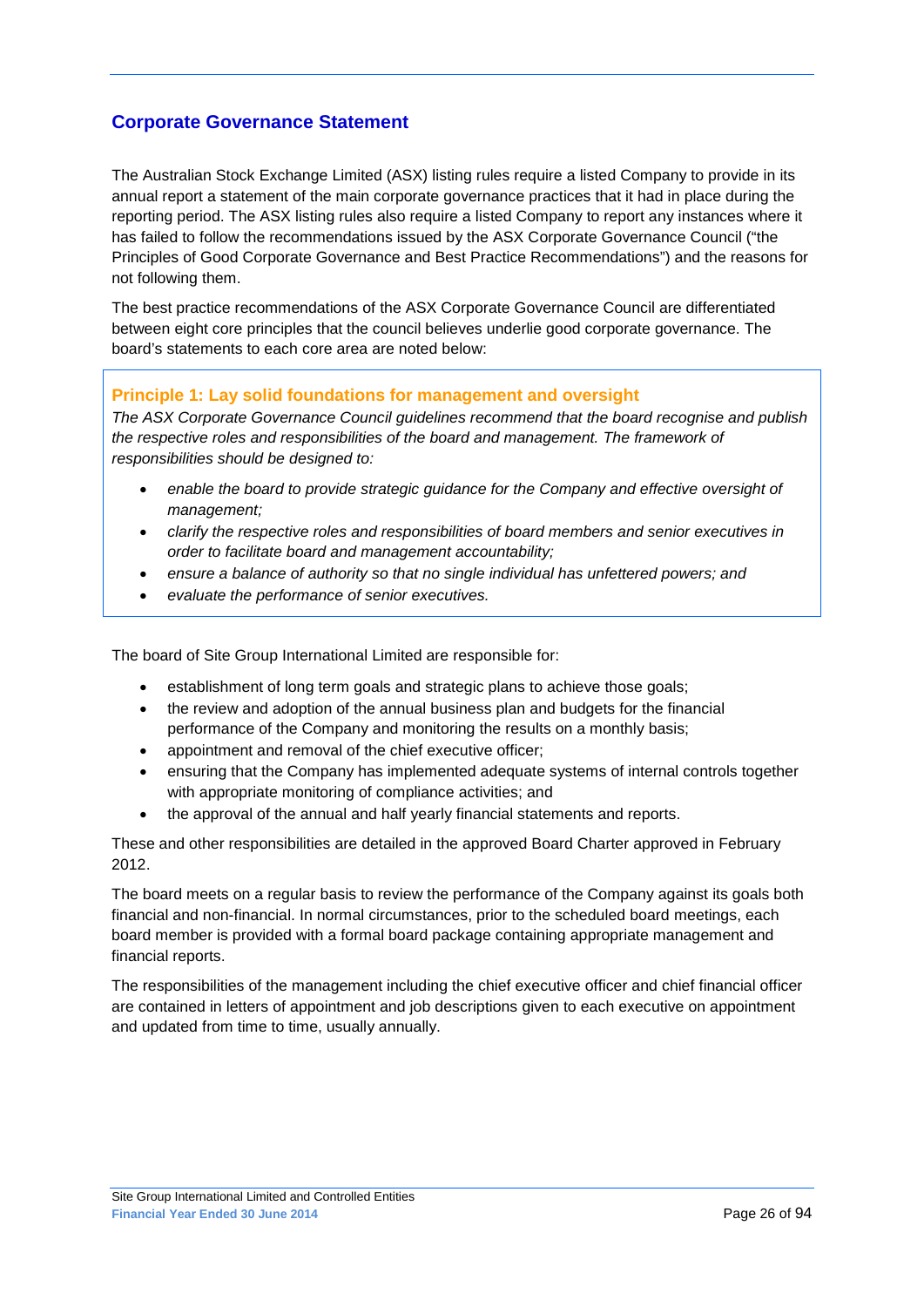## Corporate Governance Statement

The Australian Stock Exchange Limited (ASX) listing rules require a listed Company to provide in its annual report a statement of the main corporate governance practices that it had in place during the reporting period. The ASX listing rules also require a listed Company to report any instances where it has failed to follow the recommendations issued by the ASX Corporate Governance Council ("the Principles of Good Corporate Governance and Best Practice Recommendations") and the reasons for not following them.

The best practice recommendations of the ASX Corporate Governance Council are differentiated between eight core principles that the council believes underlie good corporate governance. The board's statements to each core area are noted below:

### Principle 1: Lay solid foundations for management and oversight

*The ASX Corporate Governance Council guidelines recommend that the board recognise and publish the respective roles and responsibilities of the board and management. The framework of responsibilities should be designed to:*

- *enable the board to provide strategic guidance for the Company and effective oversight of management;*
- *clarify the respective roles and responsibilities of board members and senior executives in order to facilitate board and management accountability;*
- *ensure a balance of authority so that no single individual has unfettered powers; and*
- *evaluate the performance of senior executives.*

The board of Site Group International Limited are responsible for:

- establishment of long term goals and strategic plans to achieve those goals;
- the review and adoption of the annual business plan and budgets for the financial performance of the Company and monitoring the results on a monthly basis;
- appointment and removal of the chief executive officer;
- ensuring that the Company has implemented adequate systems of internal controls together with appropriate monitoring of compliance activities; and
- the approval of the annual and half yearly financial statements and reports.

These and other responsibilities are detailed in the approved Board Charter approved in February 2012.

The board meets on a regular basis to review the performance of the Company against its goals both financial and non-financial. In normal circumstances, prior to the scheduled board meetings, each board member is provided with a formal board package containing appropriate management and financial reports.

The responsibilities of the management including the chief executive officer and chief financial officer are contained in letters of appointment and job descriptions given to each executive on appointment and updated from time to time, usually annually.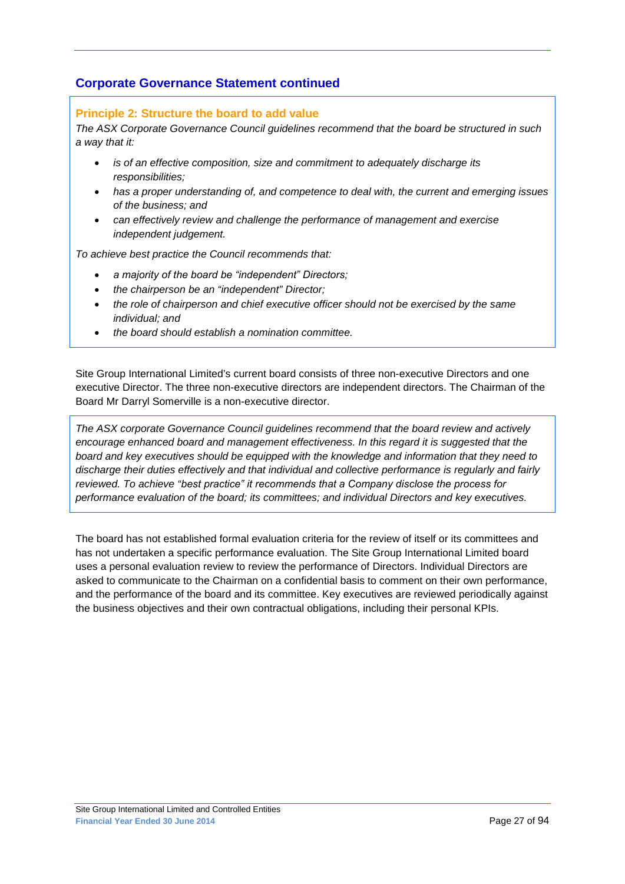## Corporate Governance Statement continued

### Principle 2: Structure the board to add value

*The ASX Corporate Governance Council guidelines recommend that the board be structured in such a way that it:*

- *is of an effective composition, size and commitment to adequately discharge its responsibilities;*
- *has a proper understanding of, and competence to deal with, the current and emerging issues of the business; and*
- *can effectively review and challenge the performance of management and exercise independent judgement.*

*To achieve best practice the Council recommends that:*

- *a majority of the board be "independent" Directors;*
- *the chairperson be an "independent" Director;*
- *the role of chairperson and chief executive officer should not be exercised by the same individual; and*
- *the board should establish a nomination committee.*

Site Group International Limited's current board consists of three non-executive Directors and one executive Director. The three non-executive directors are independent directors. The Chairman of the Board Mr Darryl Somerville is a non-executive director.

*The ASX corporate Governance Council guidelines recommend that the board review and actively encourage enhanced board and management effectiveness. In this regard it is suggested that the board and key executives should be equipped with the knowledge and information that they need to discharge their duties effectively and that individual and collective performance is regularly and fairly reviewed. To achieve "best practice" it recommends that a Company disclose the process for performance evaluation of the board; its committees; and individual Directors and key executives.*

The board has not established formal evaluation criteria for the review of itself or its committees and has not undertaken a specific performance evaluation. The Site Group International Limited board uses a personal evaluation review to review the performance of Directors. Individual Directors are asked to communicate to the Chairman on a confidential basis to comment on their own performance, and the performance of the board and its committee. Key executives are reviewed periodically against the business objectives and their own contractual obligations, including their personal KPIs.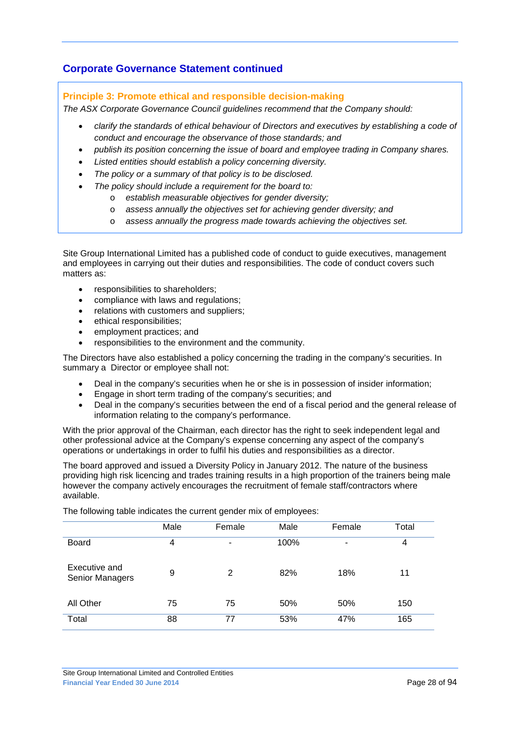## Corporate Governance Statement continued

### Principle 3: Promote ethical and responsible decision-making

*The ASX Corporate Governance Council guidelines recommend that the Company should:*

- *clarify the standards of ethical behaviour of Directors and executives by establishing a code of conduct and encourage the observance of those standards; and*
- *publish its position concerning the issue of board and employee trading in Company shares.*
- *Listed entities should establish a policy concerning diversity.*
- *The policy or a summary of that policy is to be disclosed.*
- *The policy should include a requirement for the board to:*
  - *establish measurable objectives for gender diversity;*
  - *assess annually the objectives set for achieving gender diversity; and*
  - *assess annually the progress made towards achieving the objectives set.*

Site Group International Limited has a published code of conduct to guide executives, management and employees in carrying out their duties and responsibilities. The code of conduct covers such matters as:

- responsibilities to shareholders;
- compliance with laws and regulations;
- relations with customers and suppliers;
- ethical responsibilities;
- employment practices; and
- responsibilities to the environment and the community.

The Directors have also established a policy concerning the trading in the company's securities. In summary a Director or employee shall not:

- Deal in the company's securities when he or she is in possession of insider information;
- Engage in short term trading of the company's securities; and
- Deal in the company's securities between the end of a fiscal period and the general release of information relating to the company's performance.

With the prior approval of the Chairman, each director has the right to seek independent legal and other professional advice at the Company's expense concerning any aspect of the company's operations or undertakings in order to fulfil his duties and responsibilities as a director.

The board approved and issued a Diversity Policy in January 2012. The nature of the business providing high risk licencing and trades training results in a high proportion of the trainers being male however the company actively encourages the recruitment of female staff/contractors where available.

The following table indicates the current gender mix of employees:

| | Male | Female | Male | Female | Total |
|---|---|---|---|---|---|
| Board | 4 | - | 100% | - | 4 |
| Executive and Senior Managers | 9 | 2 | 82% | 18% | 11 |
| All Other | 75 | 75 | 50% | 50% | 150 |
| Total | 88 | 77 | 53% | 47% | 165 |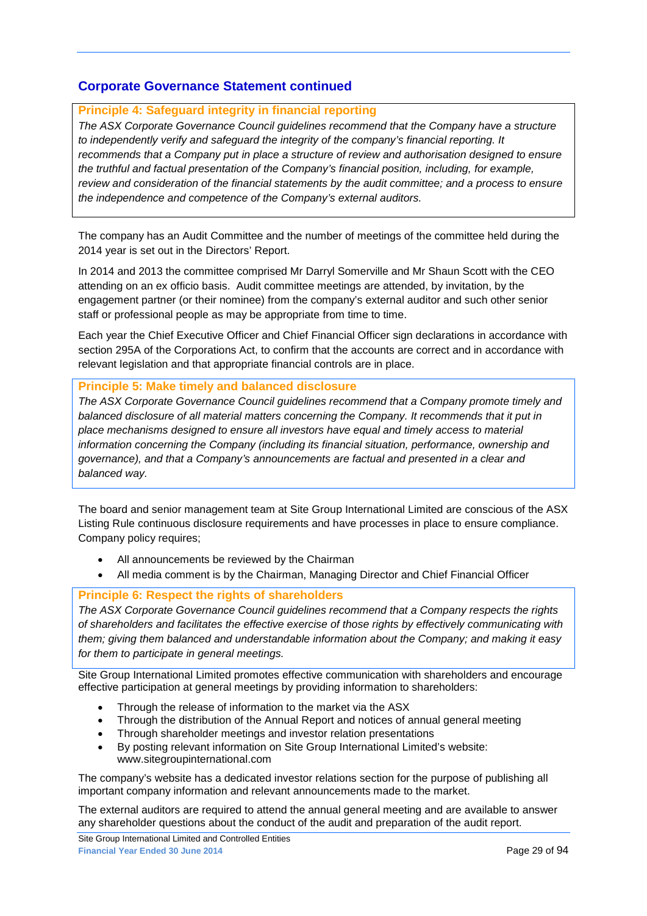## Corporate Governance Statement continued

### Principle 4: Safeguard integrity in financial reporting

*The ASX Corporate Governance Council guidelines recommend that the Company have a structure to independently verify and safeguard the integrity of the company's financial reporting. It recommends that a Company put in place a structure of review and authorisation designed to ensure the truthful and factual presentation of the Company's financial position, including, for example, review and consideration of the financial statements by the audit committee; and a process to ensure the independence and competence of the Company's external auditors.*

The company has an Audit Committee and the number of meetings of the committee held during the 2014 year is set out in the Directors' Report.

In 2014 and 2013 the committee comprised Mr Darryl Somerville and Mr Shaun Scott with the CEO attending on an ex officio basis. Audit committee meetings are attended, by invitation, by the engagement partner (or their nominee) from the company's external auditor and such other senior staff or professional people as may be appropriate from time to time.

Each year the Chief Executive Officer and Chief Financial Officer sign declarations in accordance with section 295A of the Corporations Act, to confirm that the accounts are correct and in accordance with relevant legislation and that appropriate financial controls are in place.

### Principle 5: Make timely and balanced disclosure

*The ASX Corporate Governance Council guidelines recommend that a Company promote timely and balanced disclosure of all material matters concerning the Company. It recommends that it put in place mechanisms designed to ensure all investors have equal and timely access to material information concerning the Company (including its financial situation, performance, ownership and governance), and that a Company's announcements are factual and presented in a clear and balanced way.*

The board and senior management team at Site Group International Limited are conscious of the ASX Listing Rule continuous disclosure requirements and have processes in place to ensure compliance. Company policy requires;

- All announcements be reviewed by the Chairman
- All media comment is by the Chairman, Managing Director and Chief Financial Officer

### Principle 6: Respect the rights of shareholders

*The ASX Corporate Governance Council guidelines recommend that a Company respects the rights of shareholders and facilitates the effective exercise of those rights by effectively communicating with them; giving them balanced and understandable information about the Company; and making it easy for them to participate in general meetings.*

Site Group International Limited promotes effective communication with shareholders and encourage effective participation at general meetings by providing information to shareholders:

- Through the release of information to the market via the ASX
- Through the distribution of the Annual Report and notices of annual general meeting
- Through shareholder meetings and investor relation presentations
- By posting relevant information on Site Group International Limited's website: www.sitegroupinternational.com

The company's website has a dedicated investor relations section for the purpose of publishing all important company information and relevant announcements made to the market.

The external auditors are required to attend the annual general meeting and are available to answer any shareholder questions about the conduct of the audit and preparation of the audit report.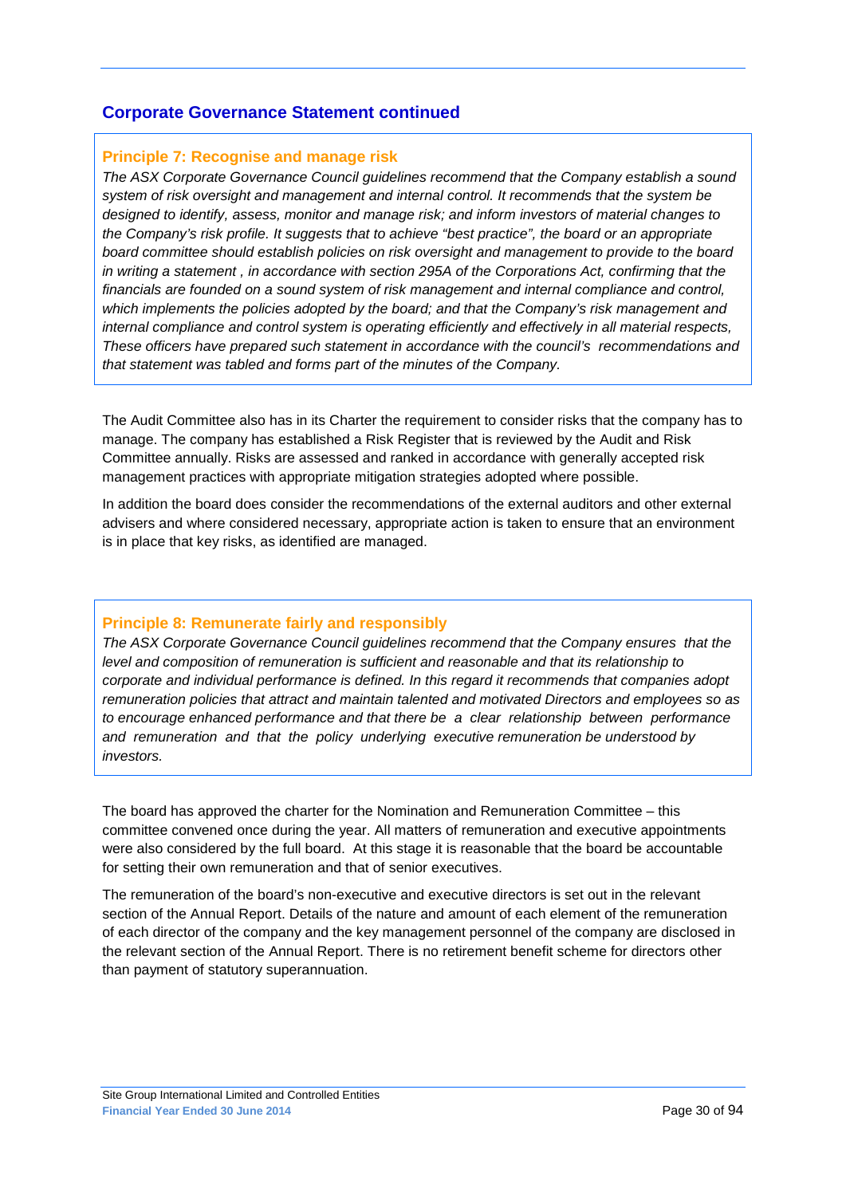## Corporate Governance Statement continued

### Principle 7: Recognise and manage risk

*The ASX Corporate Governance Council guidelines recommend that the Company establish a sound system of risk oversight and management and internal control. It recommends that the system be designed to identify, assess, monitor and manage risk; and inform investors of material changes to the Company's risk profile. It suggests that to achieve "best practice", the board or an appropriate board committee should establish policies on risk oversight and management to provide to the board in writing a statement , in accordance with section 295A of the Corporations Act, confirming that the financials are founded on a sound system of risk management and internal compliance and control, which implements the policies adopted by the board; and that the Company's risk management and internal compliance and control system is operating efficiently and effectively in all material respects, These officers have prepared such statement in accordance with the council's recommendations and that statement was tabled and forms part of the minutes of the Company.*

The Audit Committee also has in its Charter the requirement to consider risks that the company has to manage. The company has established a Risk Register that is reviewed by the Audit and Risk Committee annually. Risks are assessed and ranked in accordance with generally accepted risk management practices with appropriate mitigation strategies adopted where possible.

In addition the board does consider the recommendations of the external auditors and other external advisers and where considered necessary, appropriate action is taken to ensure that an environment is in place that key risks, as identified are managed.

### Principle 8: Remunerate fairly and responsibly

*The ASX Corporate Governance Council guidelines recommend that the Company ensures that the level and composition of remuneration is sufficient and reasonable and that its relationship to corporate and individual performance is defined. In this regard it recommends that companies adopt remuneration policies that attract and maintain talented and motivated Directors and employees so as to encourage enhanced performance and that there be a clear relationship between performance and remuneration and that the policy underlying executive remuneration be understood by investors.*

The board has approved the charter for the Nomination and Remuneration Committee – this committee convened once during the year. All matters of remuneration and executive appointments were also considered by the full board. At this stage it is reasonable that the board be accountable for setting their own remuneration and that of senior executives.

The remuneration of the board's non-executive and executive directors is set out in the relevant section of the Annual Report. Details of the nature and amount of each element of the remuneration of each director of the company and the key management personnel of the company are disclosed in the relevant section of the Annual Report. There is no retirement benefit scheme for directors other than payment of statutory superannuation.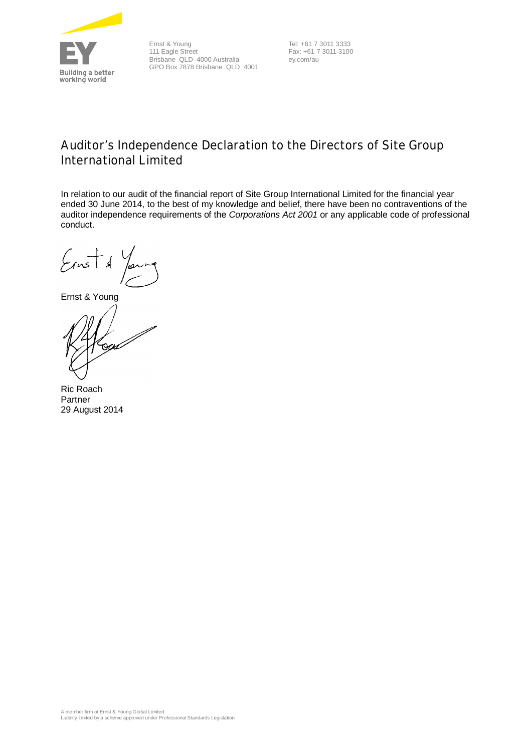Ernst & Young
111 Eagle Street
Brisbane QLD 4000 Australia
GPO Box 7878 Brisbane QLD 4001

Tel: +61 7 3011 3333
Fax: +61 7 3011 3100
ey.com/au

## Auditor's Independence Declaration to the Directors of Site Group International Limited

In relation to our audit of the financial report of Site Group International Limited for the financial year ended 30 June 2014, to the best of my knowledge and belief, there have been no contraventions of the auditor independence requirements of the *Corporations Act 2001* or any applicable code of professional conduct.

Ernst & Young

Ric Roach
Partner
29 August 2014

A member firm of Ernst & Young Global Limited
Liability limited by a scheme approved under Professional Standards Legislation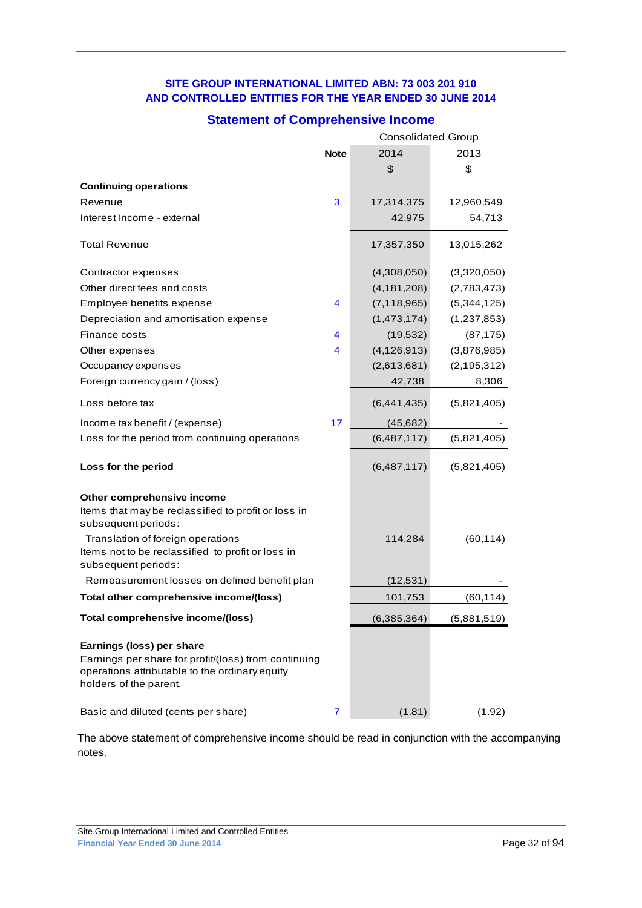**SITE GROUP INTERNATIONAL LIMITED ABN: 73 003 201 910**
**AND CONTROLLED ENTITIES FOR THE YEAR ENDED 30 JUNE 2014**

## Statement of Comprehensive Income

| | Note | Consolidated Group | |
|---|---|---|---|
| | | 2014 | 2013 |
| | | $ | $ |
| **Continuing operations** | | | |
| Revenue | 3 | 17,314,375 | 12,960,549 |
| Interest Income - external | | 42,975 | 54,713 |
| Total Revenue | | 17,357,350 | 13,015,262 |
| Contractor expenses | | (4,308,050) | (3,320,050) |
| Other direct fees and costs | | (4,181,208) | (2,783,473) |
| Employee benefits expense | 4 | (7,118,965) | (5,344,125) |
| Depreciation and amortisation expense | | (1,473,174) | (1,237,853) |
| Finance costs | 4 | (19,532) | (87,175) |
| Other expenses | 4 | (4,126,913) | (3,876,985) |
| Occupancy expenses | | (2,613,681) | (2,195,312) |
| Foreign currency gain / (loss) | | 42,738 | 8,306 |
| Loss before tax | | (6,441,435) | (5,821,405) |
| Income tax benefit / (expense) | 17 | (45,682) | - |
| Loss for the period from continuing operations | | (6,487,117) | (5,821,405) |
| **Loss for the period** | | (6,487,117) | (5,821,405) |
| **Other comprehensive income** | | | |
| Items that may be reclassified to profit or loss in subsequent periods: | | | |
| Translation of foreign operations | | 114,284 | (60,114) |
| Items not to be reclassified to profit or loss in subsequent periods: | | | |
| Remeasurement losses on defined benefit plan | | (12,531) | - |
| **Total other comprehensive income/(loss)** | | 101,753 | (60,114) |
| **Total comprehensive income/(loss)** | | (6,385,364) | (5,881,519) |
| **Earnings (loss) per share** | | | |
| Earnings per share for profit/(loss) from continuing operations attributable to the ordinary equity holders of the parent. | | | |
| Basic and diluted (cents per share) | 7 | (1.81) | (1.92) |

The above statement of comprehensive income should be read in conjunction with the accompanying notes.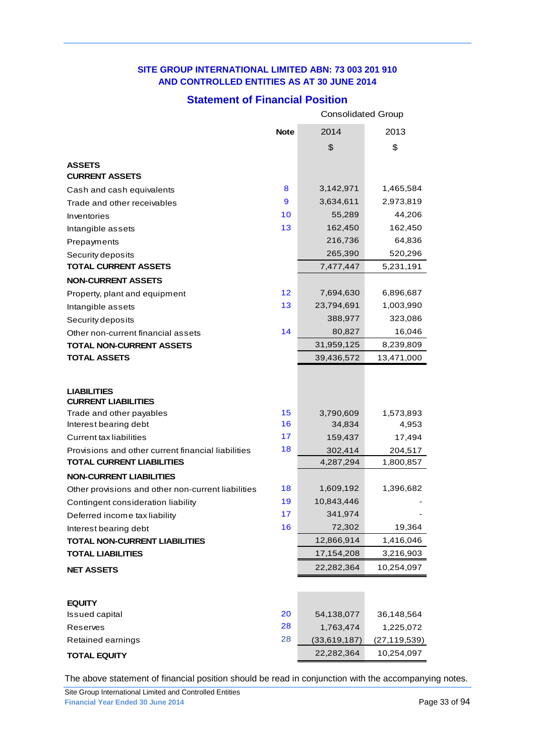**SITE GROUP INTERNATIONAL LIMITED ABN: 73 003 201 910**
**AND CONTROLLED ENTITIES AS AT 30 JUNE 2014**

## Statement of Financial Position

| | Note | Consolidated Group 2014 $ | 2013 $ |
|---|---|---|---|
| **ASSETS** | | | |
| **CURRENT ASSETS** | | | |
| Cash and cash equivalents | 8 | 3,142,971 | 1,465,584 |
| Trade and other receivables | 9 | 3,634,611 | 2,973,819 |
| Inventories | 10 | 55,289 | 44,206 |
| Intangible assets | 13 | 162,450 | 162,450 |
| Prepayments | | 216,736 | 64,836 |
| Security deposits | | 265,390 | 520,296 |
| **TOTAL CURRENT ASSETS** | | 7,477,447 | 5,231,191 |
| **NON-CURRENT ASSETS** | | | |
| Property, plant and equipment | 12 | 7,694,630 | 6,896,687 |
| Intangible assets | 13 | 23,794,691 | 1,003,990 |
| Security deposits | | 388,977 | 323,086 |
| Other non-current financial assets | 14 | 80,827 | 16,046 |
| **TOTAL NON-CURRENT ASSETS** | | 31,959,125 | 8,239,809 |
| **TOTAL ASSETS** | | 39,436,572 | 13,471,000 |
| **LIABILITIES** | | | |
| **CURRENT LIABILITIES** | | | |
| Trade and other payables | 15 | 3,790,609 | 1,573,893 |
| Interest bearing debt | 16 | 34,834 | 4,953 |
| Current tax liabilities | 17 | 159,437 | 17,494 |
| Provisions and other current financial liabilities | 18 | 302,414 | 204,517 |
| **TOTAL CURRENT LIABILITIES** | | 4,287,294 | 1,800,857 |
| **NON-CURRENT LIABILITIES** | | | |
| Other provisions and other non-current liabilities | 18 | 1,609,192 | 1,396,682 |
| Contingent consideration liability | 19 | 10,843,446 | - |
| Deferred income tax liability | 17 | 341,974 | - |
| Interest bearing debt | 16 | 72,302 | 19,364 |
| **TOTAL NON-CURRENT LIABILITIES** | | 12,866,914 | 1,416,046 |
| **TOTAL LIABILITIES** | | 17,154,208 | 3,216,903 |
| **NET ASSETS** | | 22,282,364 | 10,254,097 |
| **EQUITY** | | | |
| Issued capital | 20 | 54,138,077 | 36,148,564 |
| Reserves | 28 | 1,763,474 | 1,225,072 |
| Retained earnings | 28 | (33,619,187) | (27,119,539) |
| **TOTAL EQUITY** | | 22,282,364 | 10,254,097 |

The above statement of financial position should be read in conjunction with the accompanying notes.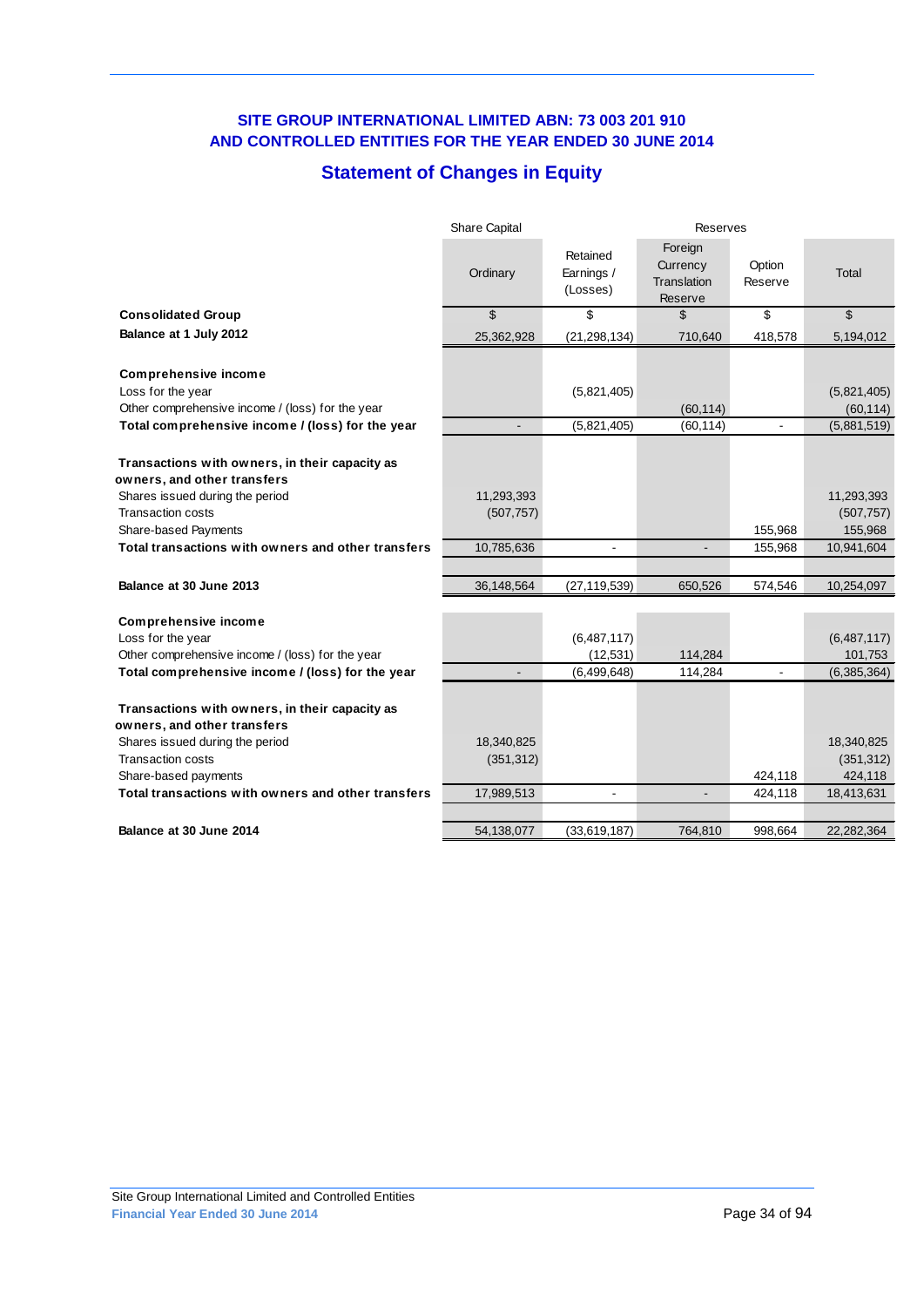**SITE GROUP INTERNATIONAL LIMITED ABN: 73 003 201 910**
**AND CONTROLLED ENTITIES FOR THE YEAR ENDED 30 JUNE 2014**

## Statement of Changes in Equity

| | Share Capital | Reserves | | | |
|---|---|---|---|---|---|
| | Ordinary | Retained Earnings / (Losses) | Foreign Currency Translation Reserve | Option Reserve | Total |
| **Consolidated Group** | $ | $ | $ | $ | $ |
| **Balance at 1 July 2012** | 25,362,928 | (21,298,134) | 710,640 | 418,578 | 5,194,012 |
| | | | | | |
| **Comprehensive income** | | | | | |
| Loss for the year | | (5,821,405) | | | (5,821,405) |
| Other comprehensive income / (loss) for the year | | | (60,114) | | (60,114) |
| **Total comprehensive income / (loss) for the year** | - | (5,821,405) | (60,114) | - | (5,881,519) |
| | | | | | |
| **Transactions with owners, in their capacity as owners, and other transfers** | | | | | |
| Shares issued during the period | 11,293,393 | | | | 11,293,393 |
| Transaction costs | (507,757) | | | | (507,757) |
| Share-based Payments | | | | 155,968 | 155,968 |
| **Total transactions with owners and other transfers** | 10,785,636 | - | - | 155,968 | 10,941,604 |
| | | | | | |
| **Balance at 30 June 2013** | 36,148,564 | (27,119,539) | 650,526 | 574,546 | 10,254,097 |
| | | | | | |
| **Comprehensive income** | | | | | |
| Loss for the year | | (6,487,117) | | | (6,487,117) |
| Other comprehensive income / (loss) for the year | | (12,531) | 114,284 | | 101,753 |
| **Total comprehensive income / (loss) for the year** | - | (6,499,648) | 114,284 | - | (6,385,364) |
| | | | | | |
| **Transactions with owners, in their capacity as owners, and other transfers** | | | | | |
| Shares issued during the period | 18,340,825 | | | | 18,340,825 |
| Transaction costs | (351,312) | | | | (351,312) |
| Share-based payments | | | | 424,118 | 424,118 |
| **Total transactions with owners and other transfers** | 17,989,513 | - | - | 424,118 | 18,413,631 |
| | | | | | |
| **Balance at 30 June 2014** | 54,138,077 | (33,619,187) | 764,810 | 998,664 | 22,282,364 |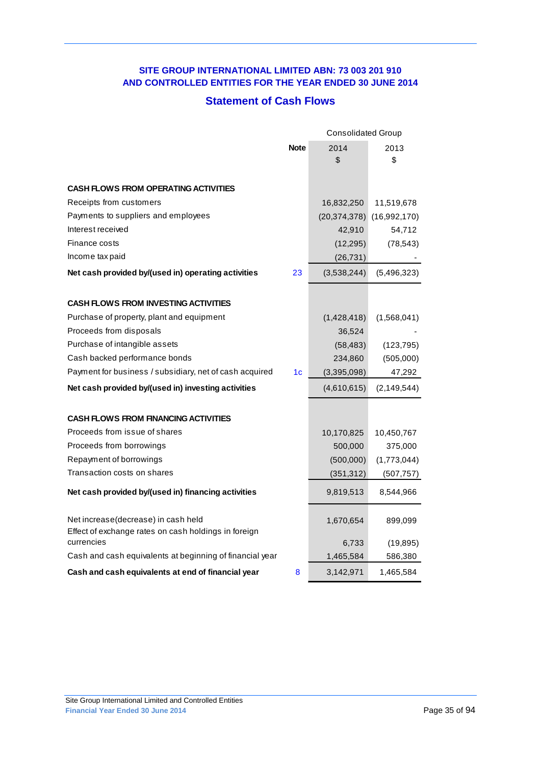**SITE GROUP INTERNATIONAL LIMITED ABN: 73 003 201 910**
**AND CONTROLLED ENTITIES FOR THE YEAR ENDED 30 JUNE 2014**

## Statement of Cash Flows

| | Note | Consolidated Group | |
|---|---|---|---|
| | | 2014 $ | 2013 $ |
| **CASH FLOWS FROM OPERATING ACTIVITIES** | | | |
| Receipts from customers | | 16,832,250 | 11,519,678 |
| Payments to suppliers and employees | | (20,374,378) | (16,992,170) |
| Interest received | | 42,910 | 54,712 |
| Finance costs | | (12,295) | (78,543) |
| Income tax paid | | (26,731) | - |
| **Net cash provided by/(used in) operating activities** | 23 | (3,538,244) | (5,496,323) |
| **CASH FLOWS FROM INVESTING ACTIVITIES** | | | |
| Purchase of property, plant and equipment | | (1,428,418) | (1,568,041) |
| Proceeds from disposals | | 36,524 | - |
| Purchase of intangible assets | | (58,483) | (123,795) |
| Cash backed performance bonds | | 234,860 | (505,000) |
| Payment for business / subsidiary, net of cash acquired | 1c | (3,395,098) | 47,292 |
| **Net cash provided by/(used in) investing activities** | | (4,610,615) | (2,149,544) |
| **CASH FLOWS FROM FINANCING ACTIVITIES** | | | |
| Proceeds from issue of shares | | 10,170,825 | 10,450,767 |
| Proceeds from borrowings | | 500,000 | 375,000 |
| Repayment of borrowings | | (500,000) | (1,773,044) |
| Transaction costs on shares | | (351,312) | (507,757) |
| **Net cash provided by/(used in) financing activities** | | 9,819,513 | 8,544,966 |
| Net increase(decrease) in cash held | | 1,670,654 | 899,099 |
| Effect of exchange rates on cash holdings in foreign currencies | | 6,733 | (19,895) |
| Cash and cash equivalents at beginning of financial year | | 1,465,584 | 586,380 |
| **Cash and cash equivalents at end of financial year** | 8 | 3,142,971 | 1,465,584 |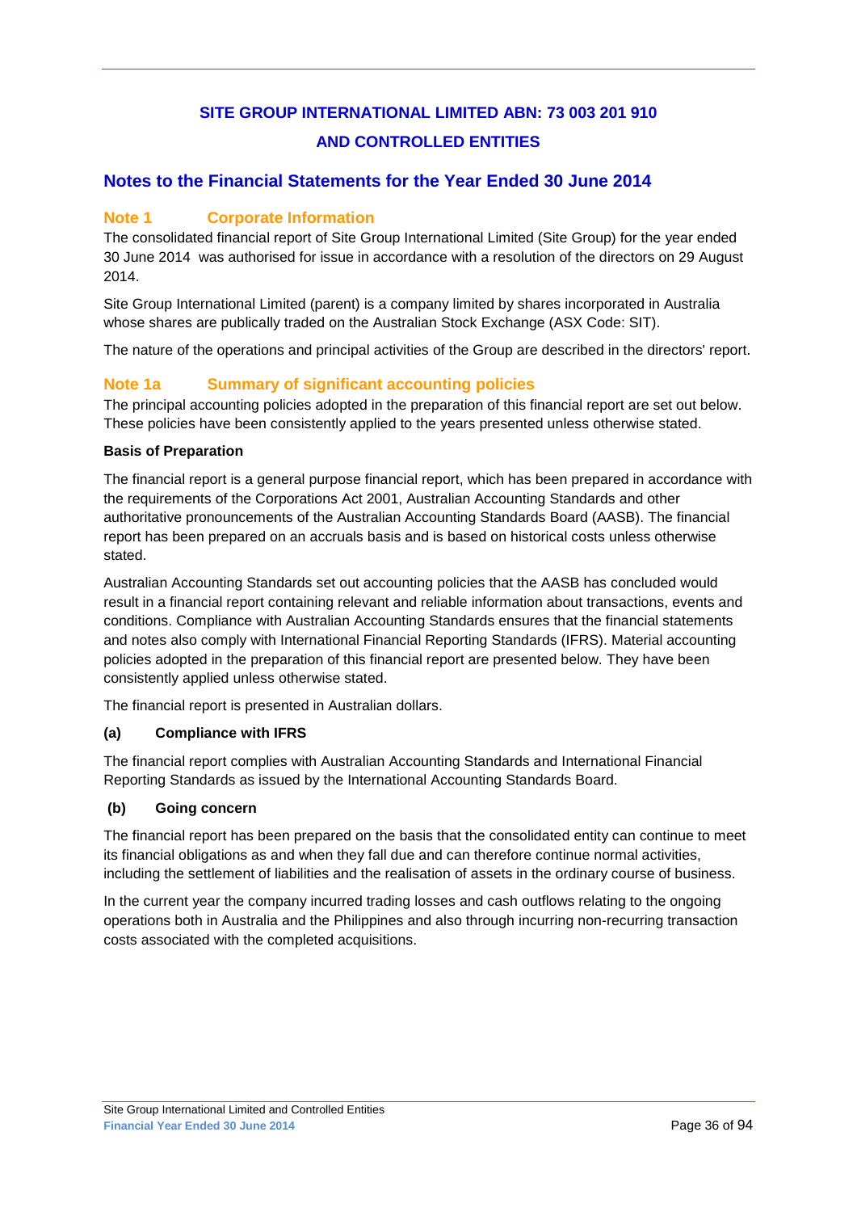# SITE GROUP INTERNATIONAL LIMITED ABN: 73 003 201 910

# AND CONTROLLED ENTITIES

## Notes to the Financial Statements for the Year Ended 30 June 2014

### Note 1 Corporate Information

The consolidated financial report of Site Group International Limited (Site Group) for the year ended 30 June 2014 was authorised for issue in accordance with a resolution of the directors on 29 August 2014.

Site Group International Limited (parent) is a company limited by shares incorporated in Australia whose shares are publically traded on the Australian Stock Exchange (ASX Code: SIT).

The nature of the operations and principal activities of the Group are described in the directors' report.

### Note 1a Summary of significant accounting policies

The principal accounting policies adopted in the preparation of this financial report are set out below. These policies have been consistently applied to the years presented unless otherwise stated.

**Basis of Preparation**

The financial report is a general purpose financial report, which has been prepared in accordance with the requirements of the Corporations Act 2001, Australian Accounting Standards and other authoritative pronouncements of the Australian Accounting Standards Board (AASB). The financial report has been prepared on an accruals basis and is based on historical costs unless otherwise stated.

Australian Accounting Standards set out accounting policies that the AASB has concluded would result in a financial report containing relevant and reliable information about transactions, events and conditions. Compliance with Australian Accounting Standards ensures that the financial statements and notes also comply with International Financial Reporting Standards (IFRS). Material accounting policies adopted in the preparation of this financial report are presented below. They have been consistently applied unless otherwise stated.

The financial report is presented in Australian dollars.

**(a) Compliance with IFRS**

The financial report complies with Australian Accounting Standards and International Financial Reporting Standards as issued by the International Accounting Standards Board.

**(b) Going concern**

The financial report has been prepared on the basis that the consolidated entity can continue to meet its financial obligations as and when they fall due and can therefore continue normal activities, including the settlement of liabilities and the realisation of assets in the ordinary course of business.

In the current year the company incurred trading losses and cash outflows relating to the ongoing operations both in Australia and the Philippines and also through incurring non-recurring transaction costs associated with the completed acquisitions.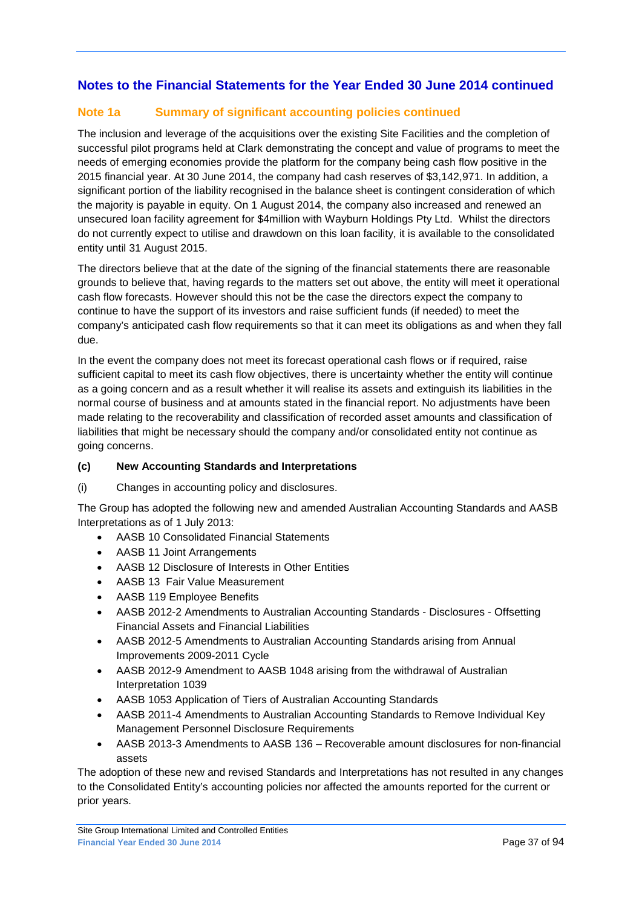## Notes to the Financial Statements for the Year Ended 30 June 2014 continued

### Note 1a Summary of significant accounting policies continued

The inclusion and leverage of the acquisitions over the existing Site Facilities and the completion of successful pilot programs held at Clark demonstrating the concept and value of programs to meet the needs of emerging economies provide the platform for the company being cash flow positive in the 2015 financial year. At 30 June 2014, the company had cash reserves of $3,142,971. In addition, a significant portion of the liability recognised in the balance sheet is contingent consideration of which the majority is payable in equity. On 1 August 2014, the company also increased and renewed an unsecured loan facility agreement for $4million with Wayburn Holdings Pty Ltd. Whilst the directors do not currently expect to utilise and drawdown on this loan facility, it is available to the consolidated entity until 31 August 2015.

The directors believe that at the date of the signing of the financial statements there are reasonable grounds to believe that, having regards to the matters set out above, the entity will meet it operational cash flow forecasts. However should this not be the case the directors expect the company to continue to have the support of its investors and raise sufficient funds (if needed) to meet the company's anticipated cash flow requirements so that it can meet its obligations as and when they fall due.

In the event the company does not meet its forecast operational cash flows or if required, raise sufficient capital to meet its cash flow objectives, there is uncertainty whether the entity will continue as a going concern and as a result whether it will realise its assets and extinguish its liabilities in the normal course of business and at amounts stated in the financial report. No adjustments have been made relating to the recoverability and classification of recorded asset amounts and classification of liabilities that might be necessary should the company and/or consolidated entity not continue as going concerns.

#### (c) New Accounting Standards and Interpretations

(i) Changes in accounting policy and disclosures.

The Group has adopted the following new and amended Australian Accounting Standards and AASB Interpretations as of 1 July 2013:

- AASB 10 Consolidated Financial Statements
- AASB 11 Joint Arrangements
- AASB 12 Disclosure of Interests in Other Entities
- AASB 13 Fair Value Measurement
- AASB 119 Employee Benefits
- AASB 2012-2 Amendments to Australian Accounting Standards - Disclosures - Offsetting Financial Assets and Financial Liabilities
- AASB 2012-5 Amendments to Australian Accounting Standards arising from Annual Improvements 2009-2011 Cycle
- AASB 2012-9 Amendment to AASB 1048 arising from the withdrawal of Australian Interpretation 1039
- AASB 1053 Application of Tiers of Australian Accounting Standards
- AASB 2011-4 Amendments to Australian Accounting Standards to Remove Individual Key Management Personnel Disclosure Requirements
- AASB 2013-3 Amendments to AASB 136 – Recoverable amount disclosures for non-financial assets

The adoption of these new and revised Standards and Interpretations has not resulted in any changes to the Consolidated Entity's accounting policies nor affected the amounts reported for the current or prior years.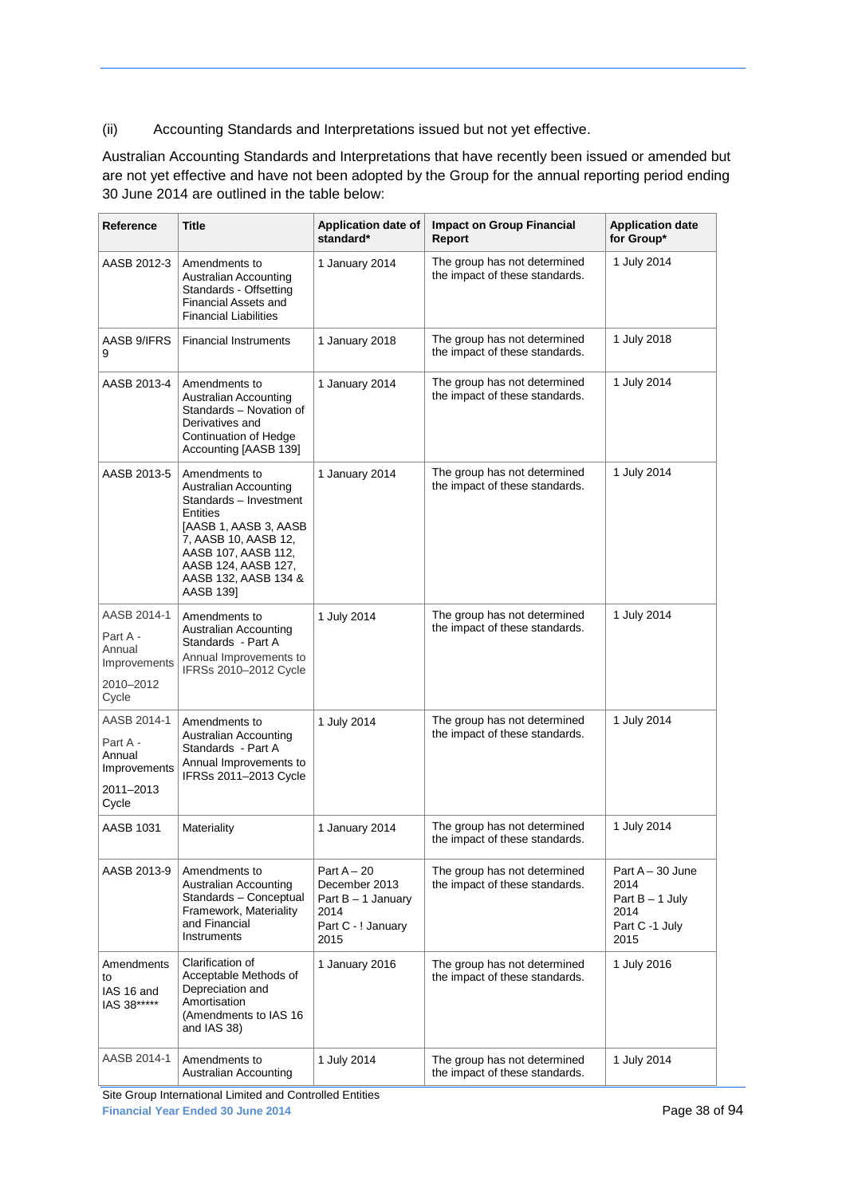(ii) Accounting Standards and Interpretations issued but not yet effective.

Australian Accounting Standards and Interpretations that have recently been issued or amended but are not yet effective and have not been adopted by the Group for the annual reporting period ending 30 June 2014 are outlined in the table below:

| Reference | Title | Application date of standard* | Impact on Group Financial Report | Application date for Group* |
|---|---|---|---|---|
| AASB 2012-3 | Amendments to Australian Accounting Standards - Offsetting Financial Assets and Financial Liabilities | 1 January 2014 | The group has not determined the impact of these standards. | 1 July 2014 |
| AASB 9/IFRS 9 | Financial Instruments | 1 January 2018 | The group has not determined the impact of these standards. | 1 July 2018 |
| AASB 2013-4 | Amendments to Australian Accounting Standards – Novation of Derivatives and Continuation of Hedge Accounting [AASB 139] | 1 January 2014 | The group has not determined the impact of these standards. | 1 July 2014 |
| AASB 2013-5 | Amendments to Australian Accounting Standards – Investment Entities [AASB 1, AASB 3, AASB 7, AASB 10, AASB 12, AASB 107, AASB 112, AASB 124, AASB 127, AASB 132, AASB 134 & AASB 139] | 1 January 2014 | The group has not determined the impact of these standards. | 1 July 2014 |
| AASB 2014-1 Part A - Annual Improvements 2010–2012 Cycle | Amendments to Australian Accounting Standards - Part A Annual Improvements to IFRSs 2010–2012 Cycle | 1 July 2014 | The group has not determined the impact of these standards. | 1 July 2014 |
| AASB 2014-1 Part A - Annual Improvements 2011–2013 Cycle | Amendments to Australian Accounting Standards - Part A Annual Improvements to IFRSs 2011–2013 Cycle | 1 July 2014 | The group has not determined the impact of these standards. | 1 July 2014 |
| AASB 1031 | Materiality | 1 January 2014 | The group has not determined the impact of these standards. | 1 July 2014 |
| AASB 2013-9 | Amendments to Australian Accounting Standards – Conceptual Framework, Materiality and Financial Instruments | Part A – 20 December 2013<br>Part B – 1 January 2014<br>Part C - ! January 2015 | The group has not determined the impact of these standards. | Part A – 30 June 2014<br>Part B – 1 July 2014<br>Part C -1 July 2015 |
| Amendments to IAS 16 and IAS 38***** | Clarification of Acceptable Methods of Depreciation and Amortisation (Amendments to IAS 16 and IAS 38) | 1 January 2016 | The group has not determined the impact of these standards. | 1 July 2016 |
| AASB 2014-1 | Amendments to Australian Accounting | 1 July 2014 | The group has not determined the impact of these standards. | 1 July 2014 |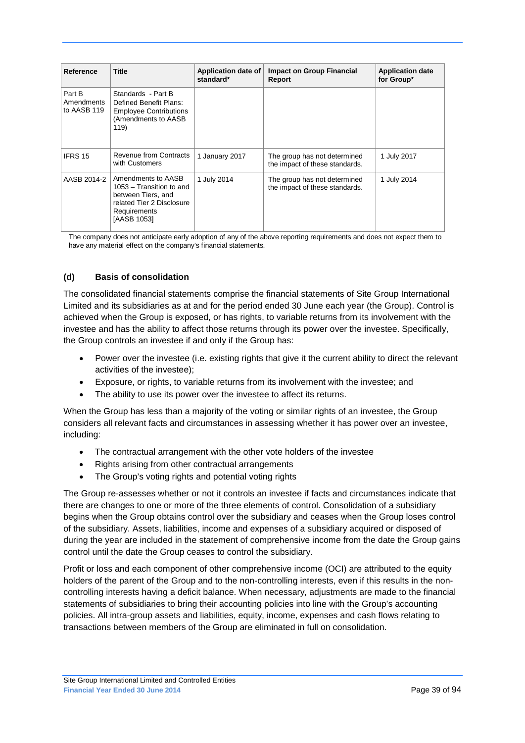| Reference | Title | Application date of standard* | Impact on Group Financial Report | Application date for Group* |
|---|---|---|---|---|
| Part B Amendments to AASB 119 | Standards - Part B Defined Benefit Plans: Employee Contributions (Amendments to AASB 119) | | | |
| IFRS 15 | Revenue from Contracts with Customers | 1 January 2017 | The group has not determined the impact of these standards. | 1 July 2017 |
| AASB 2014-2 | Amendments to AASB 1053 – Transition to and between Tiers, and related Tier 2 Disclosure Requirements [AASB 1053] | 1 July 2014 | The group has not determined the impact of these standards. | 1 July 2014 |

The company does not anticipate early adoption of any of the above reporting requirements and does not expect them to have any material effect on the company's financial statements.

### (d) Basis of consolidation

The consolidated financial statements comprise the financial statements of Site Group International Limited and its subsidiaries as at and for the period ended 30 June each year (the Group). Control is achieved when the Group is exposed, or has rights, to variable returns from its involvement with the investee and has the ability to affect those returns through its power over the investee. Specifically, the Group controls an investee if and only if the Group has:

- Power over the investee (i.e. existing rights that give it the current ability to direct the relevant activities of the investee);
- Exposure, or rights, to variable returns from its involvement with the investee; and
- The ability to use its power over the investee to affect its returns.

When the Group has less than a majority of the voting or similar rights of an investee, the Group considers all relevant facts and circumstances in assessing whether it has power over an investee, including:

- The contractual arrangement with the other vote holders of the investee
- Rights arising from other contractual arrangements
- The Group's voting rights and potential voting rights

The Group re-assesses whether or not it controls an investee if facts and circumstances indicate that there are changes to one or more of the three elements of control. Consolidation of a subsidiary begins when the Group obtains control over the subsidiary and ceases when the Group loses control of the subsidiary. Assets, liabilities, income and expenses of a subsidiary acquired or disposed of during the year are included in the statement of comprehensive income from the date the Group gains control until the date the Group ceases to control the subsidiary.

Profit or loss and each component of other comprehensive income (OCI) are attributed to the equity holders of the parent of the Group and to the non-controlling interests, even if this results in the non-controlling interests having a deficit balance. When necessary, adjustments are made to the financial statements of subsidiaries to bring their accounting policies into line with the Group's accounting policies. All intra-group assets and liabilities, equity, income, expenses and cash flows relating to transactions between members of the Group are eliminated in full on consolidation.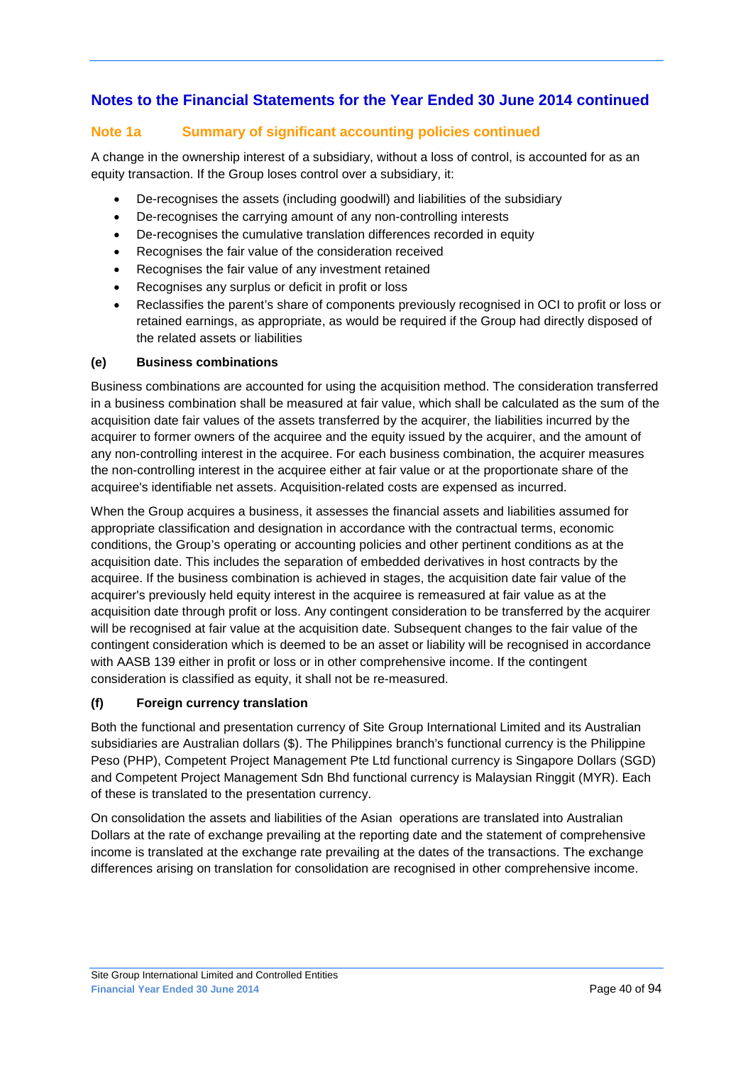## Notes to the Financial Statements for the Year Ended 30 June 2014 continued

### Note 1a Summary of significant accounting policies continued

A change in the ownership interest of a subsidiary, without a loss of control, is accounted for as an equity transaction. If the Group loses control over a subsidiary, it:

- De-recognises the assets (including goodwill) and liabilities of the subsidiary
- De-recognises the carrying amount of any non-controlling interests
- De-recognises the cumulative translation differences recorded in equity
- Recognises the fair value of the consideration received
- Recognises the fair value of any investment retained
- Recognises any surplus or deficit in profit or loss
- Reclassifies the parent's share of components previously recognised in OCI to profit or loss or retained earnings, as appropriate, as would be required if the Group had directly disposed of the related assets or liabilities

**(e) Business combinations**

Business combinations are accounted for using the acquisition method. The consideration transferred in a business combination shall be measured at fair value, which shall be calculated as the sum of the acquisition date fair values of the assets transferred by the acquirer, the liabilities incurred by the acquirer to former owners of the acquiree and the equity issued by the acquirer, and the amount of any non-controlling interest in the acquiree. For each business combination, the acquirer measures the non-controlling interest in the acquiree either at fair value or at the proportionate share of the acquiree's identifiable net assets. Acquisition-related costs are expensed as incurred.

When the Group acquires a business, it assesses the financial assets and liabilities assumed for appropriate classification and designation in accordance with the contractual terms, economic conditions, the Group's operating or accounting policies and other pertinent conditions as at the acquisition date. This includes the separation of embedded derivatives in host contracts by the acquiree. If the business combination is achieved in stages, the acquisition date fair value of the acquirer's previously held equity interest in the acquiree is remeasured at fair value as at the acquisition date through profit or loss. Any contingent consideration to be transferred by the acquirer will be recognised at fair value at the acquisition date. Subsequent changes to the fair value of the contingent consideration which is deemed to be an asset or liability will be recognised in accordance with AASB 139 either in profit or loss or in other comprehensive income. If the contingent consideration is classified as equity, it shall not be re-measured.

**(f) Foreign currency translation**

Both the functional and presentation currency of Site Group International Limited and its Australian subsidiaries are Australian dollars ($). The Philippines branch's functional currency is the Philippine Peso (PHP), Competent Project Management Pte Ltd functional currency is Singapore Dollars (SGD) and Competent Project Management Sdn Bhd functional currency is Malaysian Ringgit (MYR). Each of these is translated to the presentation currency.

On consolidation the assets and liabilities of the Asian operations are translated into Australian Dollars at the rate of exchange prevailing at the reporting date and the statement of comprehensive income is translated at the exchange rate prevailing at the dates of the transactions. The exchange differences arising on translation for consolidation are recognised in other comprehensive income.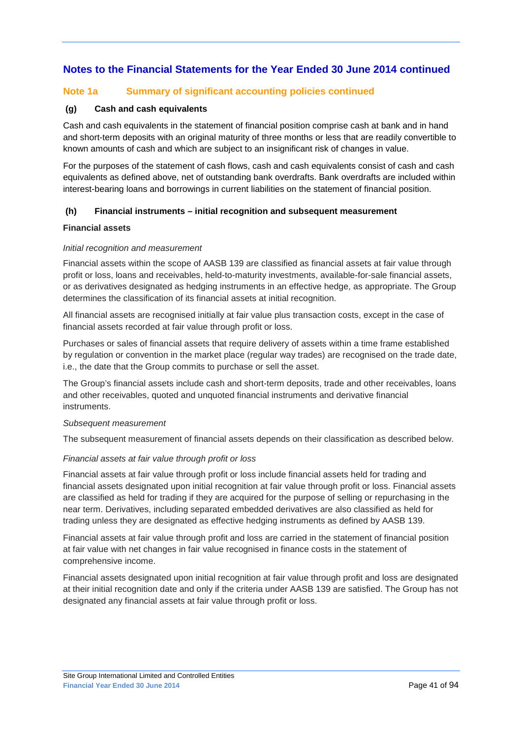## Notes to the Financial Statements for the Year Ended 30 June 2014 continued

### Note 1a Summary of significant accounting policies continued

#### (g) Cash and cash equivalents

Cash and cash equivalents in the statement of financial position comprise cash at bank and in hand and short-term deposits with an original maturity of three months or less that are readily convertible to known amounts of cash and which are subject to an insignificant risk of changes in value.

For the purposes of the statement of cash flows, cash and cash equivalents consist of cash and cash equivalents as defined above, net of outstanding bank overdrafts. Bank overdrafts are included within interest-bearing loans and borrowings in current liabilities on the statement of financial position.

#### (h) Financial instruments – initial recognition and subsequent measurement

**Financial assets**

*Initial recognition and measurement*

Financial assets within the scope of AASB 139 are classified as financial assets at fair value through profit or loss, loans and receivables, held-to-maturity investments, available-for-sale financial assets, or as derivatives designated as hedging instruments in an effective hedge, as appropriate. The Group determines the classification of its financial assets at initial recognition.

All financial assets are recognised initially at fair value plus transaction costs, except in the case of financial assets recorded at fair value through profit or loss.

Purchases or sales of financial assets that require delivery of assets within a time frame established by regulation or convention in the market place (regular way trades) are recognised on the trade date, i.e., the date that the Group commits to purchase or sell the asset.

The Group's financial assets include cash and short-term deposits, trade and other receivables, loans and other receivables, quoted and unquoted financial instruments and derivative financial instruments.

*Subsequent measurement*

The subsequent measurement of financial assets depends on their classification as described below.

*Financial assets at fair value through profit or loss*

Financial assets at fair value through profit or loss include financial assets held for trading and financial assets designated upon initial recognition at fair value through profit or loss. Financial assets are classified as held for trading if they are acquired for the purpose of selling or repurchasing in the near term. Derivatives, including separated embedded derivatives are also classified as held for trading unless they are designated as effective hedging instruments as defined by AASB 139.

Financial assets at fair value through profit and loss are carried in the statement of financial position at fair value with net changes in fair value recognised in finance costs in the statement of comprehensive income.

Financial assets designated upon initial recognition at fair value through profit and loss are designated at their initial recognition date and only if the criteria under AASB 139 are satisfied. The Group has not designated any financial assets at fair value through profit or loss.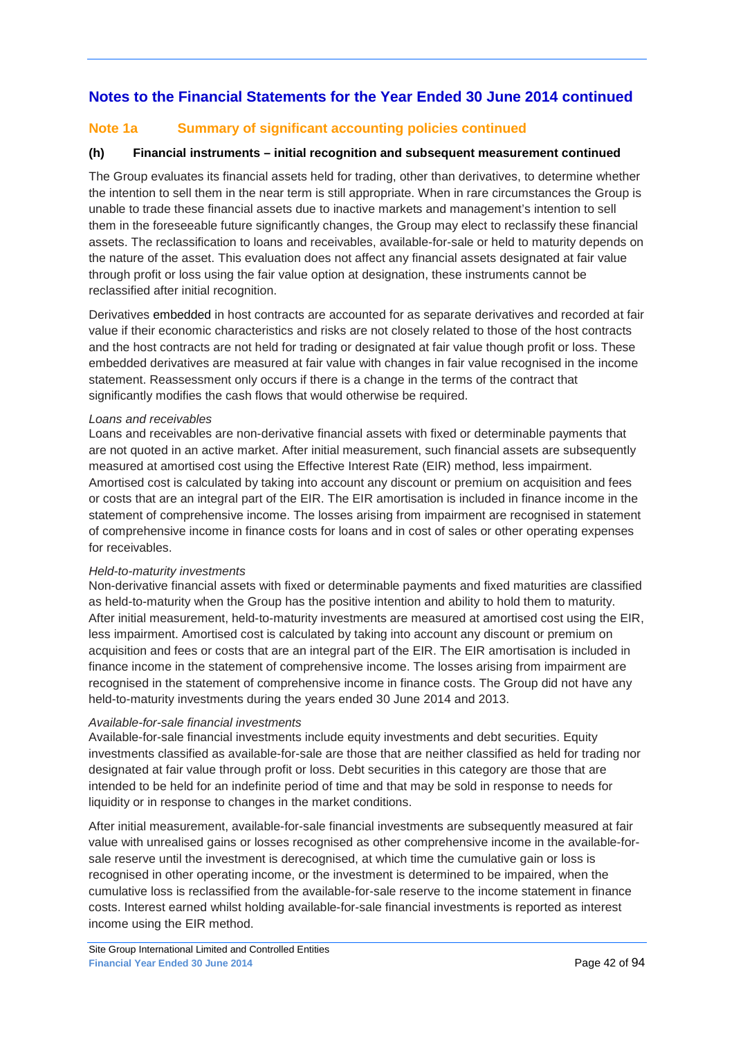## Notes to the Financial Statements for the Year Ended 30 June 2014 continued

### Note 1a Summary of significant accounting policies continued

#### (h) Financial instruments – initial recognition and subsequent measurement continued

The Group evaluates its financial assets held for trading, other than derivatives, to determine whether the intention to sell them in the near term is still appropriate. When in rare circumstances the Group is unable to trade these financial assets due to inactive markets and management's intention to sell them in the foreseeable future significantly changes, the Group may elect to reclassify these financial assets. The reclassification to loans and receivables, available-for-sale or held to maturity depends on the nature of the asset. This evaluation does not affect any financial assets designated at fair value through profit or loss using the fair value option at designation, these instruments cannot be reclassified after initial recognition.

Derivatives embedded in host contracts are accounted for as separate derivatives and recorded at fair value if their economic characteristics and risks are not closely related to those of the host contracts and the host contracts are not held for trading or designated at fair value though profit or loss. These embedded derivatives are measured at fair value with changes in fair value recognised in the income statement. Reassessment only occurs if there is a change in the terms of the contract that significantly modifies the cash flows that would otherwise be required.

*Loans and receivables*
Loans and receivables are non-derivative financial assets with fixed or determinable payments that are not quoted in an active market. After initial measurement, such financial assets are subsequently measured at amortised cost using the Effective Interest Rate (EIR) method, less impairment. Amortised cost is calculated by taking into account any discount or premium on acquisition and fees or costs that are an integral part of the EIR. The EIR amortisation is included in finance income in the statement of comprehensive income. The losses arising from impairment are recognised in statement of comprehensive income in finance costs for loans and in cost of sales or other operating expenses for receivables.

*Held-to-maturity investments*
Non-derivative financial assets with fixed or determinable payments and fixed maturities are classified as held-to-maturity when the Group has the positive intention and ability to hold them to maturity. After initial measurement, held-to-maturity investments are measured at amortised cost using the EIR, less impairment. Amortised cost is calculated by taking into account any discount or premium on acquisition and fees or costs that are an integral part of the EIR. The EIR amortisation is included in finance income in the statement of comprehensive income. The losses arising from impairment are recognised in the statement of comprehensive income in finance costs. The Group did not have any held-to-maturity investments during the years ended 30 June 2014 and 2013.

*Available-for-sale financial investments*
Available-for-sale financial investments include equity investments and debt securities. Equity investments classified as available-for-sale are those that are neither classified as held for trading nor designated at fair value through profit or loss. Debt securities in this category are those that are intended to be held for an indefinite period of time and that may be sold in response to needs for liquidity or in response to changes in the market conditions.

After initial measurement, available-for-sale financial investments are subsequently measured at fair value with unrealised gains or losses recognised as other comprehensive income in the available-for-sale reserve until the investment is derecognised, at which time the cumulative gain or loss is recognised in other operating income, or the investment is determined to be impaired, when the cumulative loss is reclassified from the available-for-sale reserve to the income statement in finance costs. Interest earned whilst holding available-for-sale financial investments is reported as interest income using the EIR method.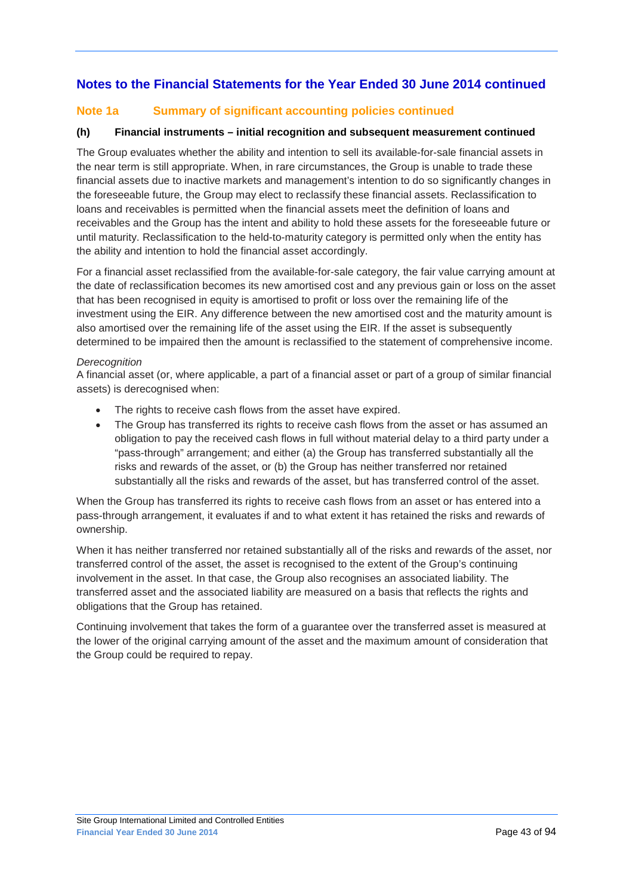## Notes to the Financial Statements for the Year Ended 30 June 2014 continued

### Note 1a Summary of significant accounting policies continued

#### (h) Financial instruments – initial recognition and subsequent measurement continued

The Group evaluates whether the ability and intention to sell its available-for-sale financial assets in the near term is still appropriate. When, in rare circumstances, the Group is unable to trade these financial assets due to inactive markets and management's intention to do so significantly changes in the foreseeable future, the Group may elect to reclassify these financial assets. Reclassification to loans and receivables is permitted when the financial assets meet the definition of loans and receivables and the Group has the intent and ability to hold these assets for the foreseeable future or until maturity. Reclassification to the held-to-maturity category is permitted only when the entity has the ability and intention to hold the financial asset accordingly.

For a financial asset reclassified from the available-for-sale category, the fair value carrying amount at the date of reclassification becomes its new amortised cost and any previous gain or loss on the asset that has been recognised in equity is amortised to profit or loss over the remaining life of the investment using the EIR. Any difference between the new amortised cost and the maturity amount is also amortised over the remaining life of the asset using the EIR. If the asset is subsequently determined to be impaired then the amount is reclassified to the statement of comprehensive income.

*Derecognition*

A financial asset (or, where applicable, a part of a financial asset or part of a group of similar financial assets) is derecognised when:

- The rights to receive cash flows from the asset have expired.
- The Group has transferred its rights to receive cash flows from the asset or has assumed an obligation to pay the received cash flows in full without material delay to a third party under a "pass-through" arrangement; and either (a) the Group has transferred substantially all the risks and rewards of the asset, or (b) the Group has neither transferred nor retained substantially all the risks and rewards of the asset, but has transferred control of the asset.

When the Group has transferred its rights to receive cash flows from an asset or has entered into a pass-through arrangement, it evaluates if and to what extent it has retained the risks and rewards of ownership.

When it has neither transferred nor retained substantially all of the risks and rewards of the asset, nor transferred control of the asset, the asset is recognised to the extent of the Group's continuing involvement in the asset. In that case, the Group also recognises an associated liability. The transferred asset and the associated liability are measured on a basis that reflects the rights and obligations that the Group has retained.

Continuing involvement that takes the form of a guarantee over the transferred asset is measured at the lower of the original carrying amount of the asset and the maximum amount of consideration that the Group could be required to repay.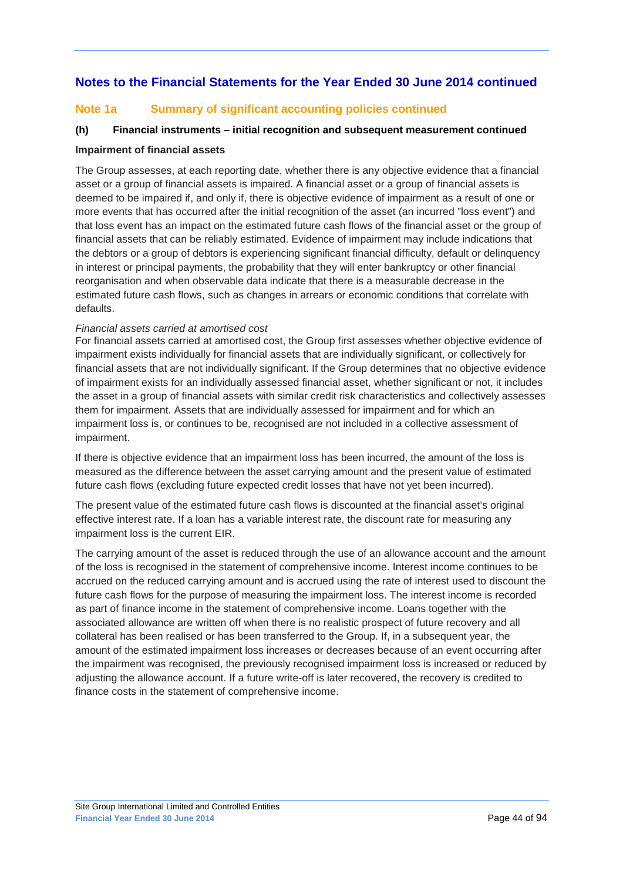## Notes to the Financial Statements for the Year Ended 30 June 2014 continued

### Note 1a Summary of significant accounting policies continued

#### (h) Financial instruments – initial recognition and subsequent measurement continued

**Impairment of financial assets**

The Group assesses, at each reporting date, whether there is any objective evidence that a financial asset or a group of financial assets is impaired. A financial asset or a group of financial assets is deemed to be impaired if, and only if, there is objective evidence of impairment as a result of one or more events that has occurred after the initial recognition of the asset (an incurred "loss event") and that loss event has an impact on the estimated future cash flows of the financial asset or the group of financial assets that can be reliably estimated. Evidence of impairment may include indications that the debtors or a group of debtors is experiencing significant financial difficulty, default or delinquency in interest or principal payments, the probability that they will enter bankruptcy or other financial reorganisation and when observable data indicate that there is a measurable decrease in the estimated future cash flows, such as changes in arrears or economic conditions that correlate with defaults.

*Financial assets carried at amortised cost*

For financial assets carried at amortised cost, the Group first assesses whether objective evidence of impairment exists individually for financial assets that are individually significant, or collectively for financial assets that are not individually significant. If the Group determines that no objective evidence of impairment exists for an individually assessed financial asset, whether significant or not, it includes the asset in a group of financial assets with similar credit risk characteristics and collectively assesses them for impairment. Assets that are individually assessed for impairment and for which an impairment loss is, or continues to be, recognised are not included in a collective assessment of impairment.

If there is objective evidence that an impairment loss has been incurred, the amount of the loss is measured as the difference between the asset carrying amount and the present value of estimated future cash flows (excluding future expected credit losses that have not yet been incurred).

The present value of the estimated future cash flows is discounted at the financial asset's original effective interest rate. If a loan has a variable interest rate, the discount rate for measuring any impairment loss is the current EIR.

The carrying amount of the asset is reduced through the use of an allowance account and the amount of the loss is recognised in the statement of comprehensive income. Interest income continues to be accrued on the reduced carrying amount and is accrued using the rate of interest used to discount the future cash flows for the purpose of measuring the impairment loss. The interest income is recorded as part of finance income in the statement of comprehensive income. Loans together with the associated allowance are written off when there is no realistic prospect of future recovery and all collateral has been realised or has been transferred to the Group. If, in a subsequent year, the amount of the estimated impairment loss increases or decreases because of an event occurring after the impairment was recognised, the previously recognised impairment loss is increased or reduced by adjusting the allowance account. If a future write-off is later recovered, the recovery is credited to finance costs in the statement of comprehensive income.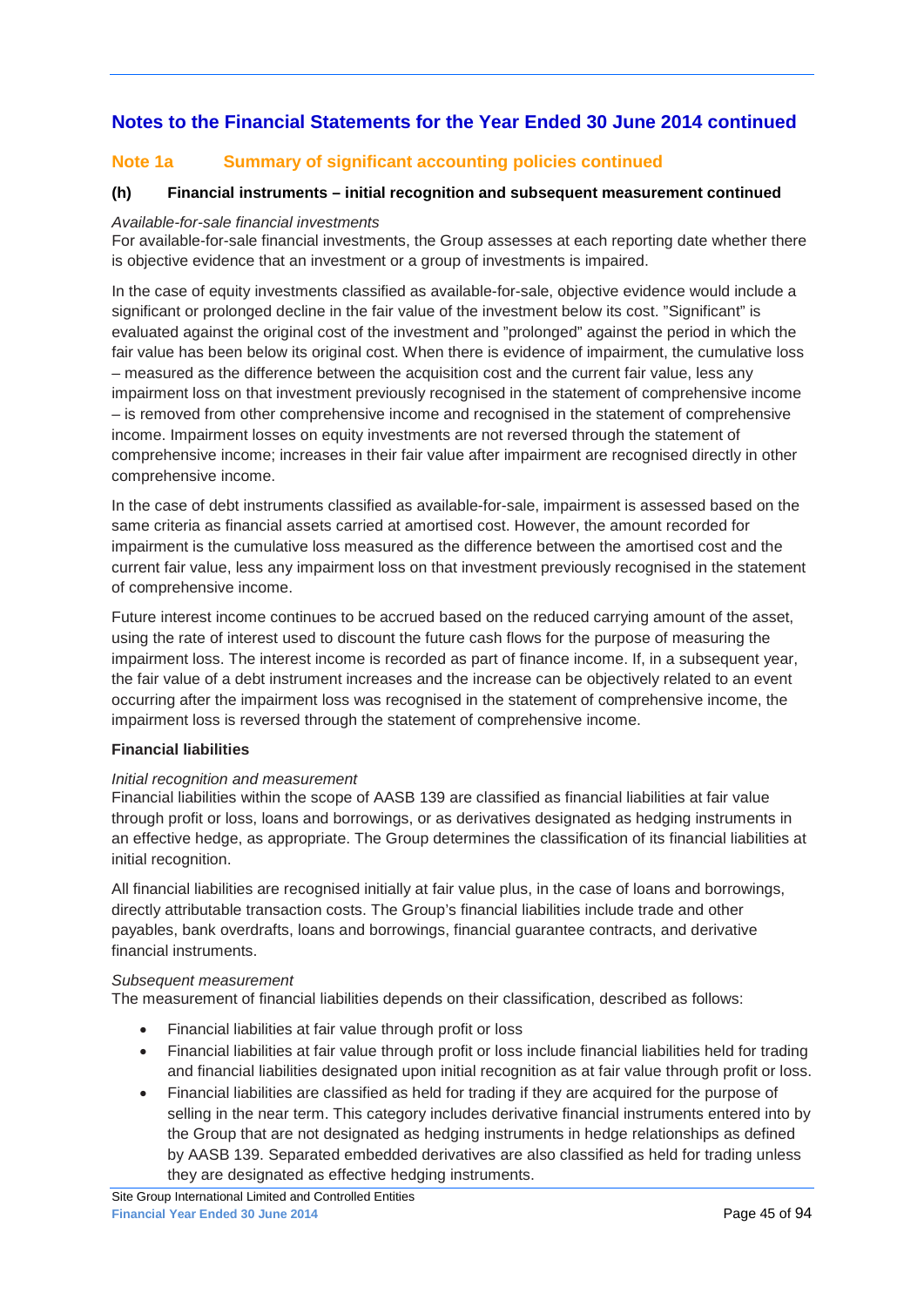## Notes to the Financial Statements for the Year Ended 30 June 2014 continued

### Note 1a Summary of significant accounting policies continued

#### (h) Financial instruments – initial recognition and subsequent measurement continued

*Available-for-sale financial investments*
For available-for-sale financial investments, the Group assesses at each reporting date whether there is objective evidence that an investment or a group of investments is impaired.

In the case of equity investments classified as available-for-sale, objective evidence would include a significant or prolonged decline in the fair value of the investment below its cost. "Significant" is evaluated against the original cost of the investment and "prolonged" against the period in which the fair value has been below its original cost. When there is evidence of impairment, the cumulative loss – measured as the difference between the acquisition cost and the current fair value, less any impairment loss on that investment previously recognised in the statement of comprehensive income – is removed from other comprehensive income and recognised in the statement of comprehensive income. Impairment losses on equity investments are not reversed through the statement of comprehensive income; increases in their fair value after impairment are recognised directly in other comprehensive income.

In the case of debt instruments classified as available-for-sale, impairment is assessed based on the same criteria as financial assets carried at amortised cost. However, the amount recorded for impairment is the cumulative loss measured as the difference between the amortised cost and the current fair value, less any impairment loss on that investment previously recognised in the statement of comprehensive income.

Future interest income continues to be accrued based on the reduced carrying amount of the asset, using the rate of interest used to discount the future cash flows for the purpose of measuring the impairment loss. The interest income is recorded as part of finance income. If, in a subsequent year, the fair value of a debt instrument increases and the increase can be objectively related to an event occurring after the impairment loss was recognised in the statement of comprehensive income, the impairment loss is reversed through the statement of comprehensive income.

**Financial liabilities**

*Initial recognition and measurement*
Financial liabilities within the scope of AASB 139 are classified as financial liabilities at fair value through profit or loss, loans and borrowings, or as derivatives designated as hedging instruments in an effective hedge, as appropriate. The Group determines the classification of its financial liabilities at initial recognition.

All financial liabilities are recognised initially at fair value plus, in the case of loans and borrowings, directly attributable transaction costs. The Group's financial liabilities include trade and other payables, bank overdrafts, loans and borrowings, financial guarantee contracts, and derivative financial instruments.

*Subsequent measurement*
The measurement of financial liabilities depends on their classification, described as follows:

- Financial liabilities at fair value through profit or loss
- Financial liabilities at fair value through profit or loss include financial liabilities held for trading and financial liabilities designated upon initial recognition as at fair value through profit or loss.
- Financial liabilities are classified as held for trading if they are acquired for the purpose of selling in the near term. This category includes derivative financial instruments entered into by the Group that are not designated as hedging instruments in hedge relationships as defined by AASB 139. Separated embedded derivatives are also classified as held for trading unless they are designated as effective hedging instruments.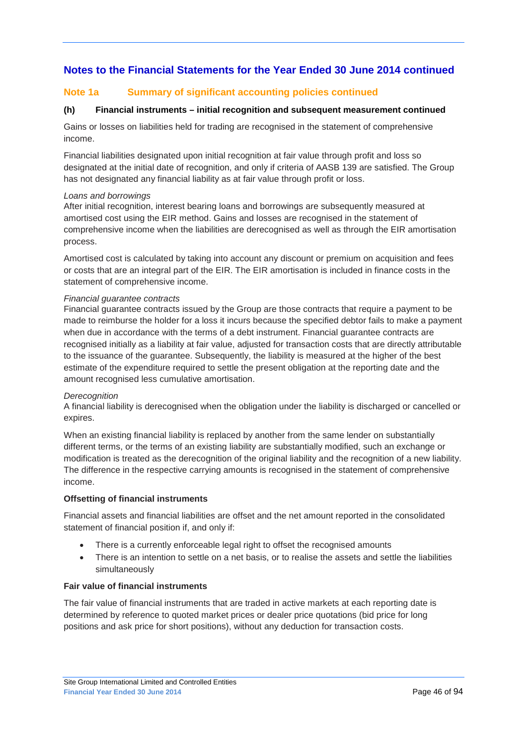# Notes to the Financial Statements for the Year Ended 30 June 2014 continued

## Note 1a Summary of significant accounting policies continued

### (h) Financial instruments – initial recognition and subsequent measurement continued

Gains or losses on liabilities held for trading are recognised in the statement of comprehensive income.

Financial liabilities designated upon initial recognition at fair value through profit and loss so designated at the initial date of recognition, and only if criteria of AASB 139 are satisfied. The Group has not designated any financial liability as at fair value through profit or loss.

*Loans and borrowings*
After initial recognition, interest bearing loans and borrowings are subsequently measured at amortised cost using the EIR method. Gains and losses are recognised in the statement of comprehensive income when the liabilities are derecognised as well as through the EIR amortisation process.

Amortised cost is calculated by taking into account any discount or premium on acquisition and fees or costs that are an integral part of the EIR. The EIR amortisation is included in finance costs in the statement of comprehensive income.

*Financial guarantee contracts*
Financial guarantee contracts issued by the Group are those contracts that require a payment to be made to reimburse the holder for a loss it incurs because the specified debtor fails to make a payment when due in accordance with the terms of a debt instrument. Financial guarantee contracts are recognised initially as a liability at fair value, adjusted for transaction costs that are directly attributable to the issuance of the guarantee. Subsequently, the liability is measured at the higher of the best estimate of the expenditure required to settle the present obligation at the reporting date and the amount recognised less cumulative amortisation.

*Derecognition*
A financial liability is derecognised when the obligation under the liability is discharged or cancelled or expires.

When an existing financial liability is replaced by another from the same lender on substantially different terms, or the terms of an existing liability are substantially modified, such an exchange or modification is treated as the derecognition of the original liability and the recognition of a new liability. The difference in the respective carrying amounts is recognised in the statement of comprehensive income.

**Offsetting of financial instruments**

Financial assets and financial liabilities are offset and the net amount reported in the consolidated statement of financial position if, and only if:

- There is a currently enforceable legal right to offset the recognised amounts
- There is an intention to settle on a net basis, or to realise the assets and settle the liabilities simultaneously

**Fair value of financial instruments**

The fair value of financial instruments that are traded in active markets at each reporting date is determined by reference to quoted market prices or dealer price quotations (bid price for long positions and ask price for short positions), without any deduction for transaction costs.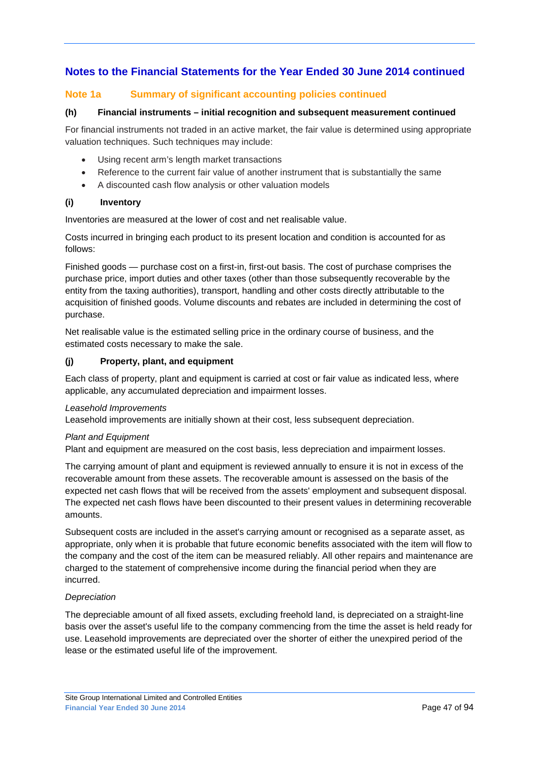## Notes to the Financial Statements for the Year Ended 30 June 2014 continued

### Note 1a Summary of significant accounting policies continued

#### (h) Financial instruments – initial recognition and subsequent measurement continued

For financial instruments not traded in an active market, the fair value is determined using appropriate valuation techniques. Such techniques may include:

- Using recent arm's length market transactions
- Reference to the current fair value of another instrument that is substantially the same
- A discounted cash flow analysis or other valuation models

#### (i) Inventory

Inventories are measured at the lower of cost and net realisable value.

Costs incurred in bringing each product to its present location and condition is accounted for as follows:

Finished goods — purchase cost on a first-in, first-out basis. The cost of purchase comprises the purchase price, import duties and other taxes (other than those subsequently recoverable by the entity from the taxing authorities), transport, handling and other costs directly attributable to the acquisition of finished goods. Volume discounts and rebates are included in determining the cost of purchase.

Net realisable value is the estimated selling price in the ordinary course of business, and the estimated costs necessary to make the sale.

#### (j) Property, plant, and equipment

Each class of property, plant and equipment is carried at cost or fair value as indicated less, where applicable, any accumulated depreciation and impairment losses.

*Leasehold Improvements*
Leasehold improvements are initially shown at their cost, less subsequent depreciation.

*Plant and Equipment*
Plant and equipment are measured on the cost basis, less depreciation and impairment losses.

The carrying amount of plant and equipment is reviewed annually to ensure it is not in excess of the recoverable amount from these assets. The recoverable amount is assessed on the basis of the expected net cash flows that will be received from the assets' employment and subsequent disposal. The expected net cash flows have been discounted to their present values in determining recoverable amounts.

Subsequent costs are included in the asset's carrying amount or recognised as a separate asset, as appropriate, only when it is probable that future economic benefits associated with the item will flow to the company and the cost of the item can be measured reliably. All other repairs and maintenance are charged to the statement of comprehensive income during the financial period when they are incurred.

*Depreciation*

The depreciable amount of all fixed assets, excluding freehold land, is depreciated on a straight-line basis over the asset's useful life to the company commencing from the time the asset is held ready for use. Leasehold improvements are depreciated over the shorter of either the unexpired period of the lease or the estimated useful life of the improvement.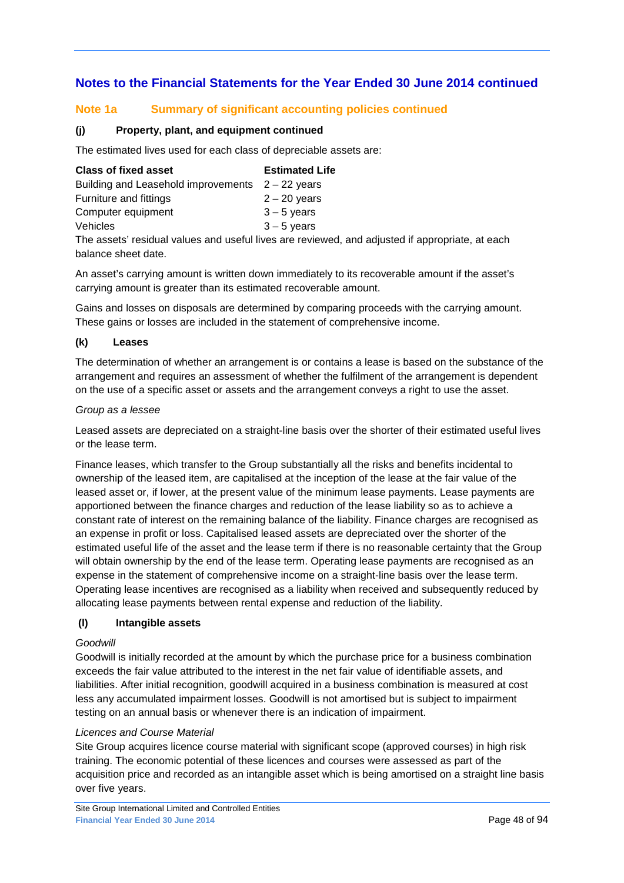## Notes to the Financial Statements for the Year Ended 30 June 2014 continued

### Note 1a Summary of significant accounting policies continued

#### (j) Property, plant, and equipment continued

The estimated lives used for each class of depreciable assets are:

| Class of fixed asset | Estimated Life |
|---|---|
| Building and Leasehold improvements | 2 – 22 years |
| Furniture and fittings | 2 – 20 years |
| Computer equipment | 3 – 5 years |
| Vehicles | 3 – 5 years |

The assets' residual values and useful lives are reviewed, and adjusted if appropriate, at each balance sheet date.

An asset's carrying amount is written down immediately to its recoverable amount if the asset's carrying amount is greater than its estimated recoverable amount.

Gains and losses on disposals are determined by comparing proceeds with the carrying amount. These gains or losses are included in the statement of comprehensive income.

#### (k) Leases

The determination of whether an arrangement is or contains a lease is based on the substance of the arrangement and requires an assessment of whether the fulfilment of the arrangement is dependent on the use of a specific asset or assets and the arrangement conveys a right to use the asset.

*Group as a lessee*

Leased assets are depreciated on a straight-line basis over the shorter of their estimated useful lives or the lease term.

Finance leases, which transfer to the Group substantially all the risks and benefits incidental to ownership of the leased item, are capitalised at the inception of the lease at the fair value of the leased asset or, if lower, at the present value of the minimum lease payments. Lease payments are apportioned between the finance charges and reduction of the lease liability so as to achieve a constant rate of interest on the remaining balance of the liability. Finance charges are recognised as an expense in profit or loss. Capitalised leased assets are depreciated over the shorter of the estimated useful life of the asset and the lease term if there is no reasonable certainty that the Group will obtain ownership by the end of the lease term. Operating lease payments are recognised as an expense in the statement of comprehensive income on a straight-line basis over the lease term. Operating lease incentives are recognised as a liability when received and subsequently reduced by allocating lease payments between rental expense and reduction of the liability.

#### (l) Intangible assets

*Goodwill*

Goodwill is initially recorded at the amount by which the purchase price for a business combination exceeds the fair value attributed to the interest in the net fair value of identifiable assets, and liabilities. After initial recognition, goodwill acquired in a business combination is measured at cost less any accumulated impairment losses. Goodwill is not amortised but is subject to impairment testing on an annual basis or whenever there is an indication of impairment.

*Licences and Course Material*

Site Group acquires licence course material with significant scope (approved courses) in high risk training. The economic potential of these licences and courses were assessed as part of the acquisition price and recorded as an intangible asset which is being amortised on a straight line basis over five years.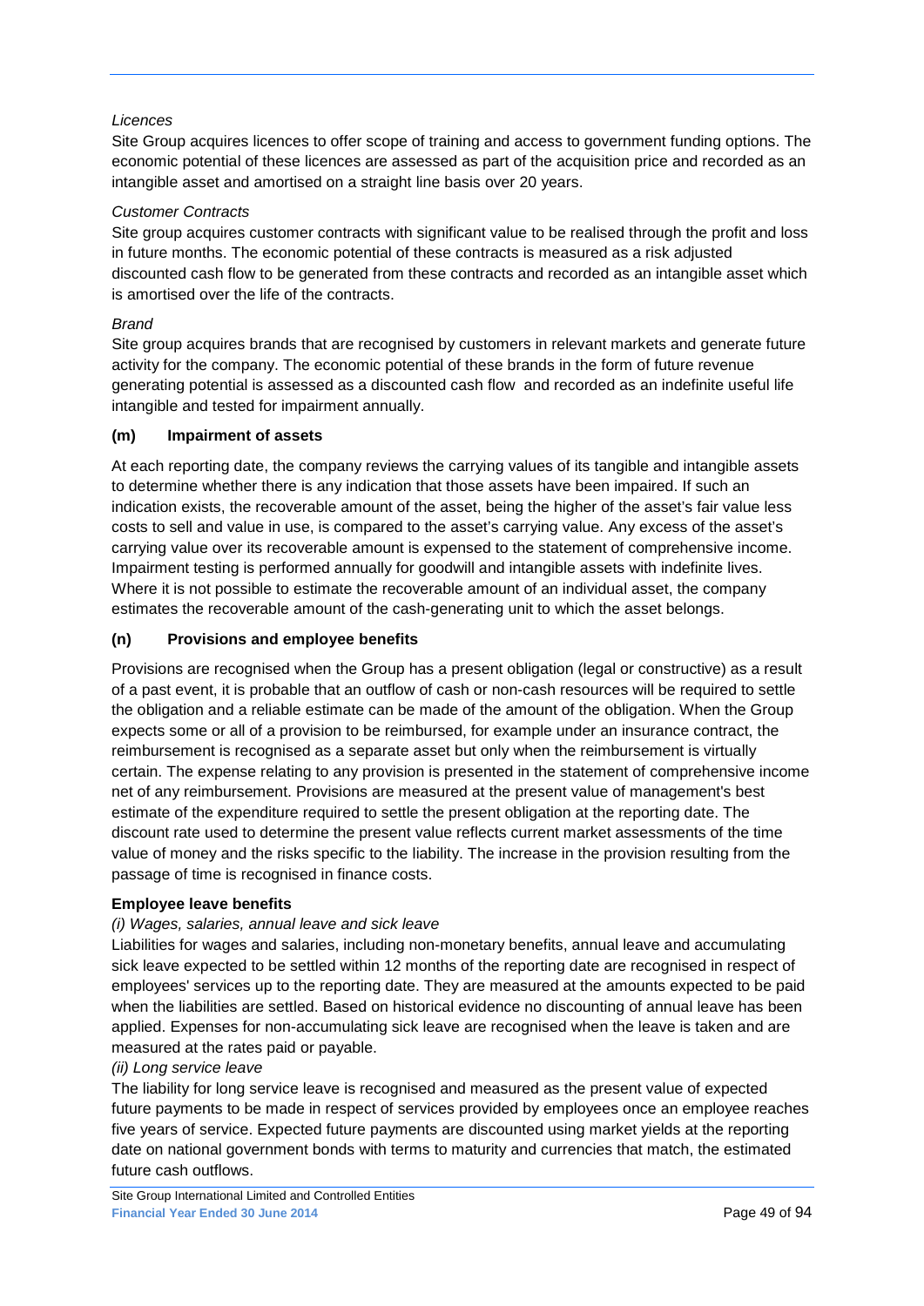*Licences*

Site Group acquires licences to offer scope of training and access to government funding options. The economic potential of these licences are assessed as part of the acquisition price and recorded as an intangible asset and amortised on a straight line basis over 20 years.

*Customer Contracts*

Site group acquires customer contracts with significant value to be realised through the profit and loss in future months. The economic potential of these contracts is measured as a risk adjusted discounted cash flow to be generated from these contracts and recorded as an intangible asset which is amortised over the life of the contracts.

*Brand*

Site group acquires brands that are recognised by customers in relevant markets and generate future activity for the company. The economic potential of these brands in the form of future revenue generating potential is assessed as a discounted cash flow and recorded as an indefinite useful life intangible and tested for impairment annually.

**(m) Impairment of assets**

At each reporting date, the company reviews the carrying values of its tangible and intangible assets to determine whether there is any indication that those assets have been impaired. If such an indication exists, the recoverable amount of the asset, being the higher of the asset's fair value less costs to sell and value in use, is compared to the asset's carrying value. Any excess of the asset's carrying value over its recoverable amount is expensed to the statement of comprehensive income. Impairment testing is performed annually for goodwill and intangible assets with indefinite lives. Where it is not possible to estimate the recoverable amount of an individual asset, the company estimates the recoverable amount of the cash-generating unit to which the asset belongs.

**(n) Provisions and employee benefits**

Provisions are recognised when the Group has a present obligation (legal or constructive) as a result of a past event, it is probable that an outflow of cash or non-cash resources will be required to settle the obligation and a reliable estimate can be made of the amount of the obligation. When the Group expects some or all of a provision to be reimbursed, for example under an insurance contract, the reimbursement is recognised as a separate asset but only when the reimbursement is virtually certain. The expense relating to any provision is presented in the statement of comprehensive income net of any reimbursement. Provisions are measured at the present value of management's best estimate of the expenditure required to settle the present obligation at the reporting date. The discount rate used to determine the present value reflects current market assessments of the time value of money and the risks specific to the liability. The increase in the provision resulting from the passage of time is recognised in finance costs.

**Employee leave benefits**

*(i) Wages, salaries, annual leave and sick leave*

Liabilities for wages and salaries, including non-monetary benefits, annual leave and accumulating sick leave expected to be settled within 12 months of the reporting date are recognised in respect of employees' services up to the reporting date. They are measured at the amounts expected to be paid when the liabilities are settled. Based on historical evidence no discounting of annual leave has been applied. Expenses for non-accumulating sick leave are recognised when the leave is taken and are measured at the rates paid or payable.

*(ii) Long service leave*

The liability for long service leave is recognised and measured as the present value of expected future payments to be made in respect of services provided by employees once an employee reaches five years of service. Expected future payments are discounted using market yields at the reporting date on national government bonds with terms to maturity and currencies that match, the estimated future cash outflows.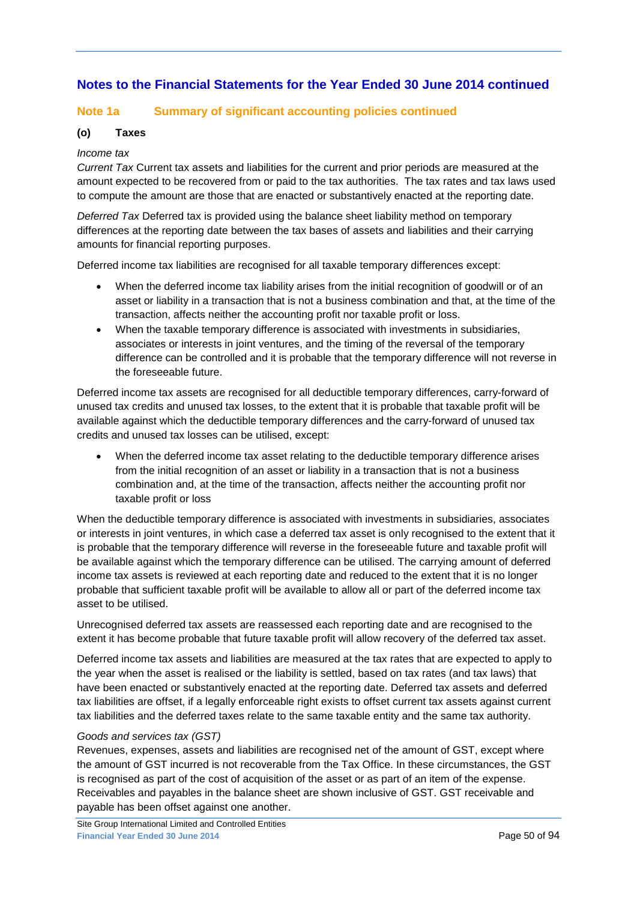## Notes to the Financial Statements for the Year Ended 30 June 2014 continued

### Note 1a Summary of significant accounting policies continued

#### (o) Taxes

*Income tax*

*Current Tax* Current tax assets and liabilities for the current and prior periods are measured at the amount expected to be recovered from or paid to the tax authorities. The tax rates and tax laws used to compute the amount are those that are enacted or substantively enacted at the reporting date.

*Deferred Tax* Deferred tax is provided using the balance sheet liability method on temporary differences at the reporting date between the tax bases of assets and liabilities and their carrying amounts for financial reporting purposes.

Deferred income tax liabilities are recognised for all taxable temporary differences except:

- When the deferred income tax liability arises from the initial recognition of goodwill or of an asset or liability in a transaction that is not a business combination and that, at the time of the transaction, affects neither the accounting profit nor taxable profit or loss.
- When the taxable temporary difference is associated with investments in subsidiaries, associates or interests in joint ventures, and the timing of the reversal of the temporary difference can be controlled and it is probable that the temporary difference will not reverse in the foreseeable future.

Deferred income tax assets are recognised for all deductible temporary differences, carry-forward of unused tax credits and unused tax losses, to the extent that it is probable that taxable profit will be available against which the deductible temporary differences and the carry-forward of unused tax credits and unused tax losses can be utilised, except:

- When the deferred income tax asset relating to the deductible temporary difference arises from the initial recognition of an asset or liability in a transaction that is not a business combination and, at the time of the transaction, affects neither the accounting profit nor taxable profit or loss

When the deductible temporary difference is associated with investments in subsidiaries, associates or interests in joint ventures, in which case a deferred tax asset is only recognised to the extent that it is probable that the temporary difference will reverse in the foreseeable future and taxable profit will be available against which the temporary difference can be utilised. The carrying amount of deferred income tax assets is reviewed at each reporting date and reduced to the extent that it is no longer probable that sufficient taxable profit will be available to allow all or part of the deferred income tax asset to be utilised.

Unrecognised deferred tax assets are reassessed each reporting date and are recognised to the extent it has become probable that future taxable profit will allow recovery of the deferred tax asset.

Deferred income tax assets and liabilities are measured at the tax rates that are expected to apply to the year when the asset is realised or the liability is settled, based on tax rates (and tax laws) that have been enacted or substantively enacted at the reporting date. Deferred tax assets and deferred tax liabilities are offset, if a legally enforceable right exists to offset current tax assets against current tax liabilities and the deferred taxes relate to the same taxable entity and the same tax authority.

*Goods and services tax (GST)*

Revenues, expenses, assets and liabilities are recognised net of the amount of GST, except where the amount of GST incurred is not recoverable from the Tax Office. In these circumstances, the GST is recognised as part of the cost of acquisition of the asset or as part of an item of the expense. Receivables and payables in the balance sheet are shown inclusive of GST. GST receivable and payable has been offset against one another.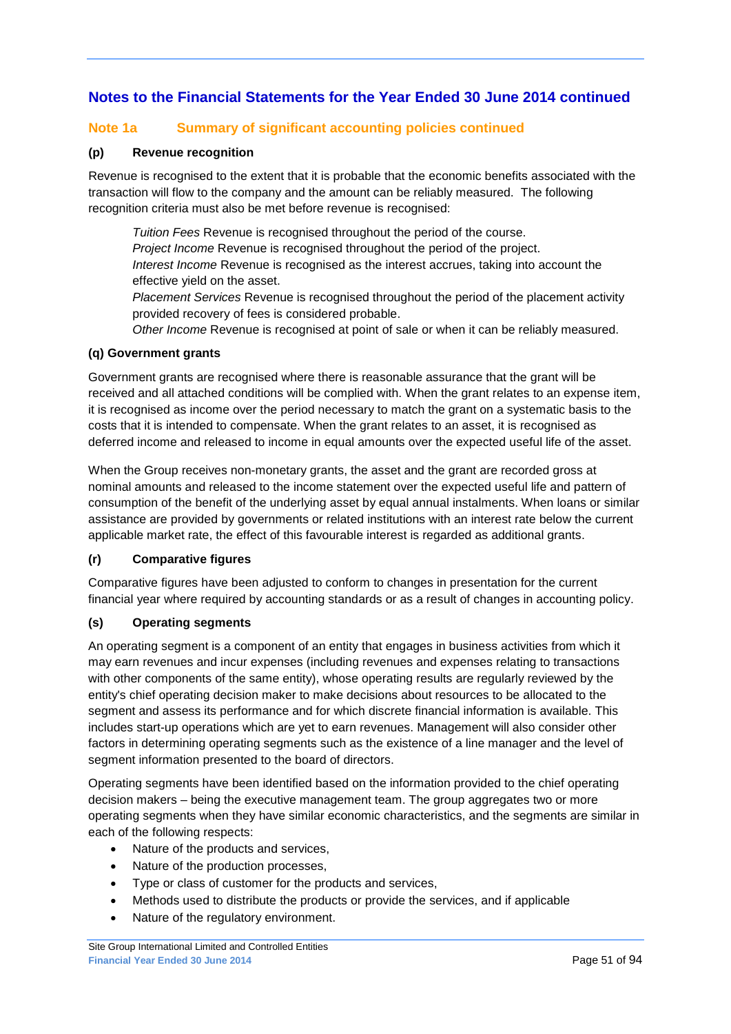## Notes to the Financial Statements for the Year Ended 30 June 2014 continued

### Note 1a Summary of significant accounting policies continued

#### (p) Revenue recognition

Revenue is recognised to the extent that it is probable that the economic benefits associated with the transaction will flow to the company and the amount can be reliably measured. The following recognition criteria must also be met before revenue is recognised:

*Tuition Fees* Revenue is recognised throughout the period of the course.
*Project Income* Revenue is recognised throughout the period of the project.
*Interest Income* Revenue is recognised as the interest accrues, taking into account the effective yield on the asset.
*Placement Services* Revenue is recognised throughout the period of the placement activity provided recovery of fees is considered probable.
*Other Income* Revenue is recognised at point of sale or when it can be reliably measured.

#### (q) Government grants

Government grants are recognised where there is reasonable assurance that the grant will be received and all attached conditions will be complied with. When the grant relates to an expense item, it is recognised as income over the period necessary to match the grant on a systematic basis to the costs that it is intended to compensate. When the grant relates to an asset, it is recognised as deferred income and released to income in equal amounts over the expected useful life of the asset.

When the Group receives non-monetary grants, the asset and the grant are recorded gross at nominal amounts and released to the income statement over the expected useful life and pattern of consumption of the benefit of the underlying asset by equal annual instalments. When loans or similar assistance are provided by governments or related institutions with an interest rate below the current applicable market rate, the effect of this favourable interest is regarded as additional grants.

#### (r) Comparative figures

Comparative figures have been adjusted to conform to changes in presentation for the current financial year where required by accounting standards or as a result of changes in accounting policy.

#### (s) Operating segments

An operating segment is a component of an entity that engages in business activities from which it may earn revenues and incur expenses (including revenues and expenses relating to transactions with other components of the same entity), whose operating results are regularly reviewed by the entity's chief operating decision maker to make decisions about resources to be allocated to the segment and assess its performance and for which discrete financial information is available. This includes start-up operations which are yet to earn revenues. Management will also consider other factors in determining operating segments such as the existence of a line manager and the level of segment information presented to the board of directors.

Operating segments have been identified based on the information provided to the chief operating decision makers – being the executive management team. The group aggregates two or more operating segments when they have similar economic characteristics, and the segments are similar in each of the following respects:

- Nature of the products and services,
- Nature of the production processes,
- Type or class of customer for the products and services,
- Methods used to distribute the products or provide the services, and if applicable
- Nature of the regulatory environment.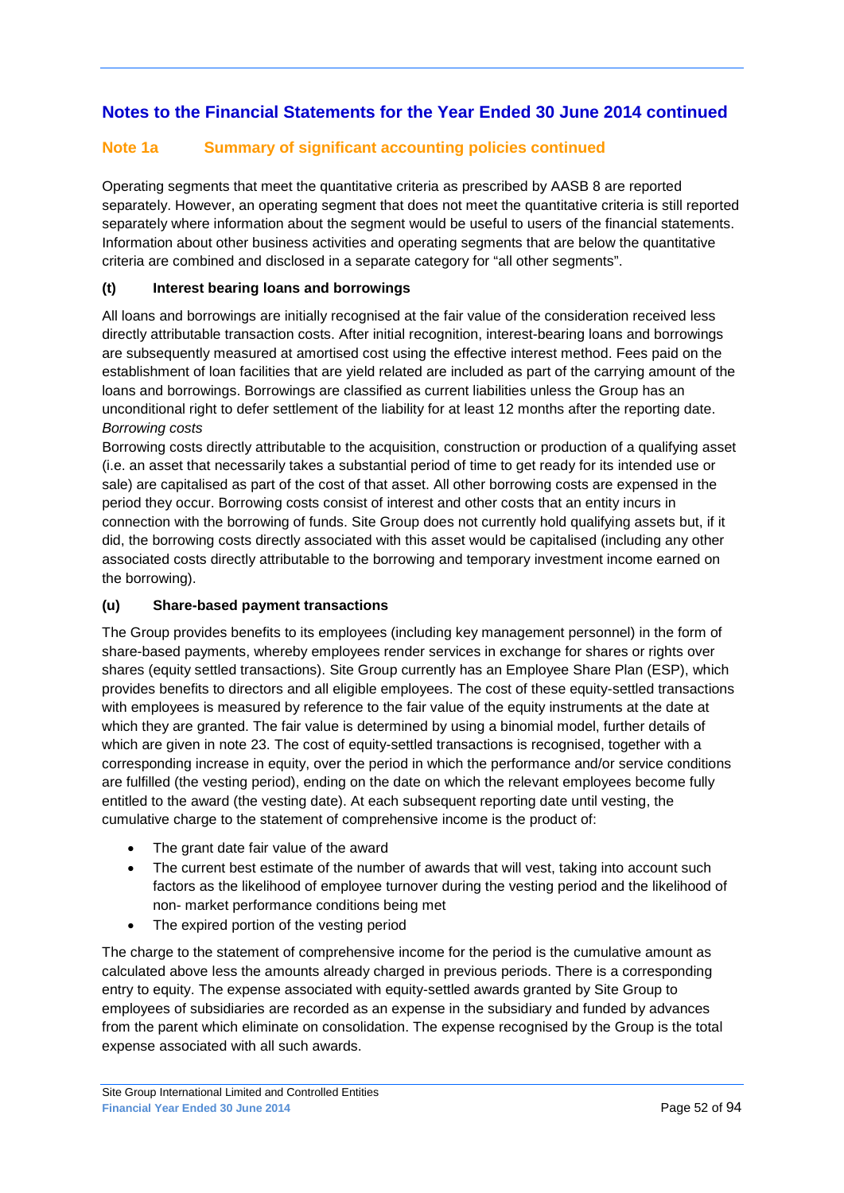## Notes to the Financial Statements for the Year Ended 30 June 2014 continued

### Note 1a Summary of significant accounting policies continued

Operating segments that meet the quantitative criteria as prescribed by AASB 8 are reported separately. However, an operating segment that does not meet the quantitative criteria is still reported separately where information about the segment would be useful to users of the financial statements. Information about other business activities and operating segments that are below the quantitative criteria are combined and disclosed in a separate category for "all other segments".

#### (t) Interest bearing loans and borrowings

All loans and borrowings are initially recognised at the fair value of the consideration received less directly attributable transaction costs. After initial recognition, interest-bearing loans and borrowings are subsequently measured at amortised cost using the effective interest method. Fees paid on the establishment of loan facilities that are yield related are included as part of the carrying amount of the loans and borrowings. Borrowings are classified as current liabilities unless the Group has an unconditional right to defer settlement of the liability for at least 12 months after the reporting date.

*Borrowing costs*

Borrowing costs directly attributable to the acquisition, construction or production of a qualifying asset (i.e. an asset that necessarily takes a substantial period of time to get ready for its intended use or sale) are capitalised as part of the cost of that asset. All other borrowing costs are expensed in the period they occur. Borrowing costs consist of interest and other costs that an entity incurs in connection with the borrowing of funds. Site Group does not currently hold qualifying assets but, if it did, the borrowing costs directly associated with this asset would be capitalised (including any other associated costs directly attributable to the borrowing and temporary investment income earned on the borrowing).

#### (u) Share-based payment transactions

The Group provides benefits to its employees (including key management personnel) in the form of share-based payments, whereby employees render services in exchange for shares or rights over shares (equity settled transactions). Site Group currently has an Employee Share Plan (ESP), which provides benefits to directors and all eligible employees. The cost of these equity-settled transactions with employees is measured by reference to the fair value of the equity instruments at the date at which they are granted. The fair value is determined by using a binomial model, further details of which are given in note 23. The cost of equity-settled transactions is recognised, together with a corresponding increase in equity, over the period in which the performance and/or service conditions are fulfilled (the vesting period), ending on the date on which the relevant employees become fully entitled to the award (the vesting date). At each subsequent reporting date until vesting, the cumulative charge to the statement of comprehensive income is the product of:

- The grant date fair value of the award
- The current best estimate of the number of awards that will vest, taking into account such factors as the likelihood of employee turnover during the vesting period and the likelihood of non- market performance conditions being met
- The expired portion of the vesting period

The charge to the statement of comprehensive income for the period is the cumulative amount as calculated above less the amounts already charged in previous periods. There is a corresponding entry to equity. The expense associated with equity-settled awards granted by Site Group to employees of subsidiaries are recorded as an expense in the subsidiary and funded by advances from the parent which eliminate on consolidation. The expense recognised by the Group is the total expense associated with all such awards.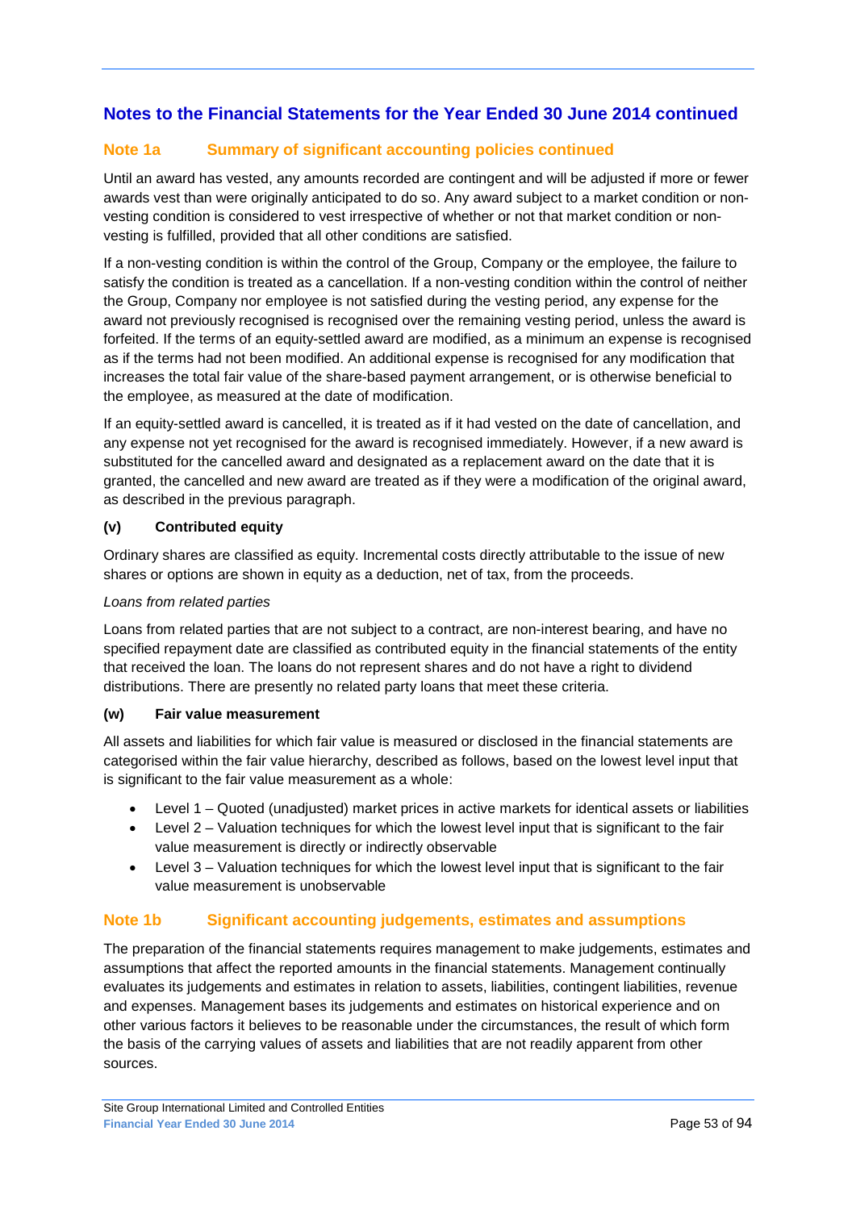## Notes to the Financial Statements for the Year Ended 30 June 2014 continued

### Note 1a Summary of significant accounting policies continued

Until an award has vested, any amounts recorded are contingent and will be adjusted if more or fewer awards vest than were originally anticipated to do so. Any award subject to a market condition or non-vesting condition is considered to vest irrespective of whether or not that market condition or non-vesting is fulfilled, provided that all other conditions are satisfied.

If a non-vesting condition is within the control of the Group, Company or the employee, the failure to satisfy the condition is treated as a cancellation. If a non-vesting condition within the control of neither the Group, Company nor employee is not satisfied during the vesting period, any expense for the award not previously recognised is recognised over the remaining vesting period, unless the award is forfeited. If the terms of an equity-settled award are modified, as a minimum an expense is recognised as if the terms had not been modified. An additional expense is recognised for any modification that increases the total fair value of the share-based payment arrangement, or is otherwise beneficial to the employee, as measured at the date of modification.

If an equity-settled award is cancelled, it is treated as if it had vested on the date of cancellation, and any expense not yet recognised for the award is recognised immediately. However, if a new award is substituted for the cancelled award and designated as a replacement award on the date that it is granted, the cancelled and new award are treated as if they were a modification of the original award, as described in the previous paragraph.

#### (v) Contributed equity

Ordinary shares are classified as equity. Incremental costs directly attributable to the issue of new shares or options are shown in equity as a deduction, net of tax, from the proceeds.

*Loans from related parties*

Loans from related parties that are not subject to a contract, are non-interest bearing, and have no specified repayment date are classified as contributed equity in the financial statements of the entity that received the loan. The loans do not represent shares and do not have a right to dividend distributions. There are presently no related party loans that meet these criteria.

#### (w) Fair value measurement

All assets and liabilities for which fair value is measured or disclosed in the financial statements are categorised within the fair value hierarchy, described as follows, based on the lowest level input that is significant to the fair value measurement as a whole:

- Level 1 – Quoted (unadjusted) market prices in active markets for identical assets or liabilities
- Level 2 – Valuation techniques for which the lowest level input that is significant to the fair value measurement is directly or indirectly observable
- Level 3 – Valuation techniques for which the lowest level input that is significant to the fair value measurement is unobservable

### Note 1b Significant accounting judgements, estimates and assumptions

The preparation of the financial statements requires management to make judgements, estimates and assumptions that affect the reported amounts in the financial statements. Management continually evaluates its judgements and estimates in relation to assets, liabilities, contingent liabilities, revenue and expenses. Management bases its judgements and estimates on historical experience and on other various factors it believes to be reasonable under the circumstances, the result of which form the basis of the carrying values of assets and liabilities that are not readily apparent from other sources.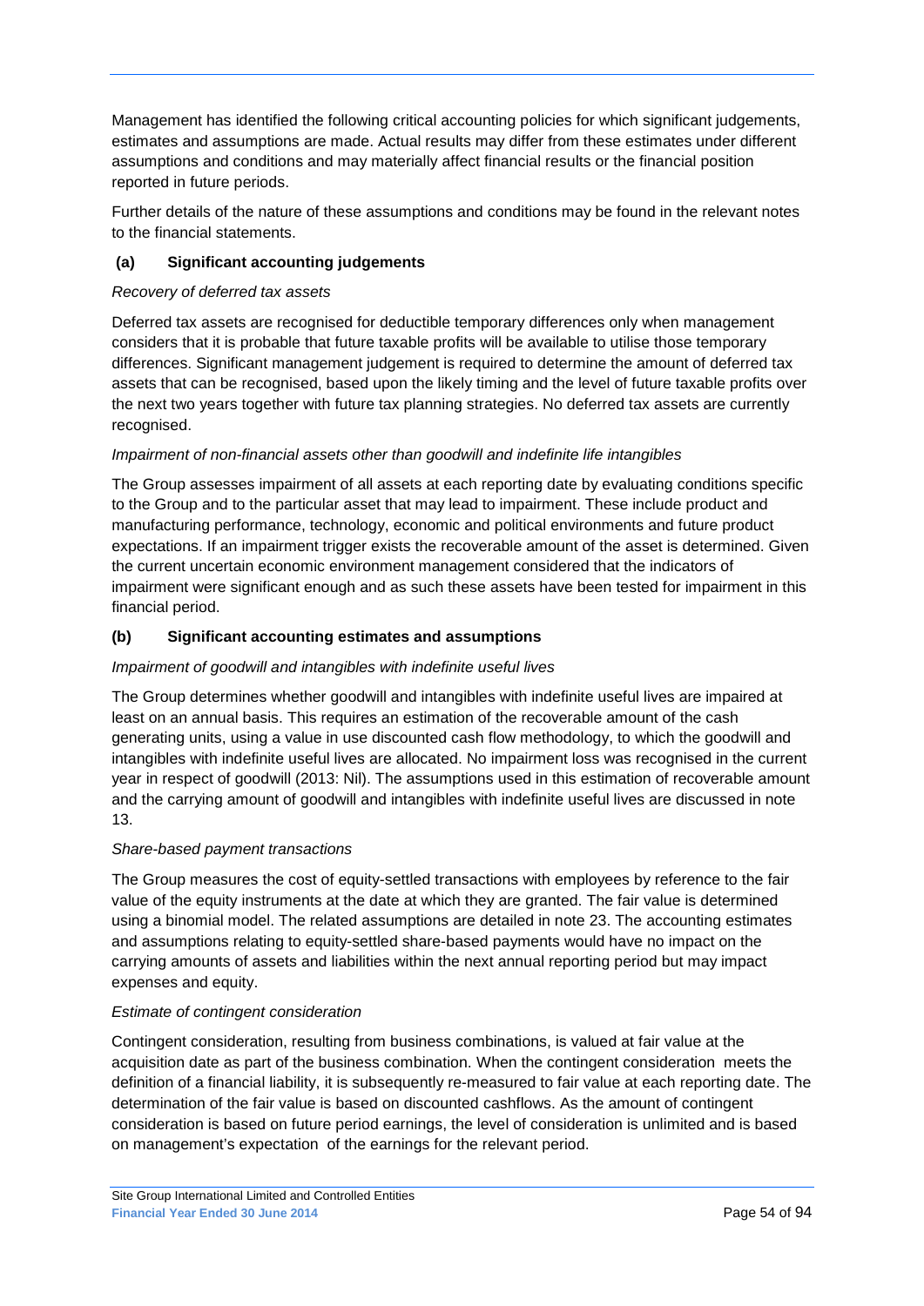Management has identified the following critical accounting policies for which significant judgements, estimates and assumptions are made. Actual results may differ from these estimates under different assumptions and conditions and may materially affect financial results or the financial position reported in future periods.

Further details of the nature of these assumptions and conditions may be found in the relevant notes to the financial statements.

### (a) Significant accounting judgements

*Recovery of deferred tax assets*

Deferred tax assets are recognised for deductible temporary differences only when management considers that it is probable that future taxable profits will be available to utilise those temporary differences. Significant management judgement is required to determine the amount of deferred tax assets that can be recognised, based upon the likely timing and the level of future taxable profits over the next two years together with future tax planning strategies. No deferred tax assets are currently recognised.

*Impairment of non-financial assets other than goodwill and indefinite life intangibles*

The Group assesses impairment of all assets at each reporting date by evaluating conditions specific to the Group and to the particular asset that may lead to impairment. These include product and manufacturing performance, technology, economic and political environments and future product expectations. If an impairment trigger exists the recoverable amount of the asset is determined. Given the current uncertain economic environment management considered that the indicators of impairment were significant enough and as such these assets have been tested for impairment in this financial period.

### (b) Significant accounting estimates and assumptions

*Impairment of goodwill and intangibles with indefinite useful lives*

The Group determines whether goodwill and intangibles with indefinite useful lives are impaired at least on an annual basis. This requires an estimation of the recoverable amount of the cash generating units, using a value in use discounted cash flow methodology, to which the goodwill and intangibles with indefinite useful lives are allocated. No impairment loss was recognised in the current year in respect of goodwill (2013: Nil). The assumptions used in this estimation of recoverable amount and the carrying amount of goodwill and intangibles with indefinite useful lives are discussed in note 13.

*Share-based payment transactions*

The Group measures the cost of equity-settled transactions with employees by reference to the fair value of the equity instruments at the date at which they are granted. The fair value is determined using a binomial model. The related assumptions are detailed in note 23. The accounting estimates and assumptions relating to equity-settled share-based payments would have no impact on the carrying amounts of assets and liabilities within the next annual reporting period but may impact expenses and equity.

*Estimate of contingent consideration*

Contingent consideration, resulting from business combinations, is valued at fair value at the acquisition date as part of the business combination. When the contingent consideration meets the definition of a financial liability, it is subsequently re-measured to fair value at each reporting date. The determination of the fair value is based on discounted cashflows. As the amount of contingent consideration is based on future period earnings, the level of consideration is unlimited and is based on management's expectation of the earnings for the relevant period.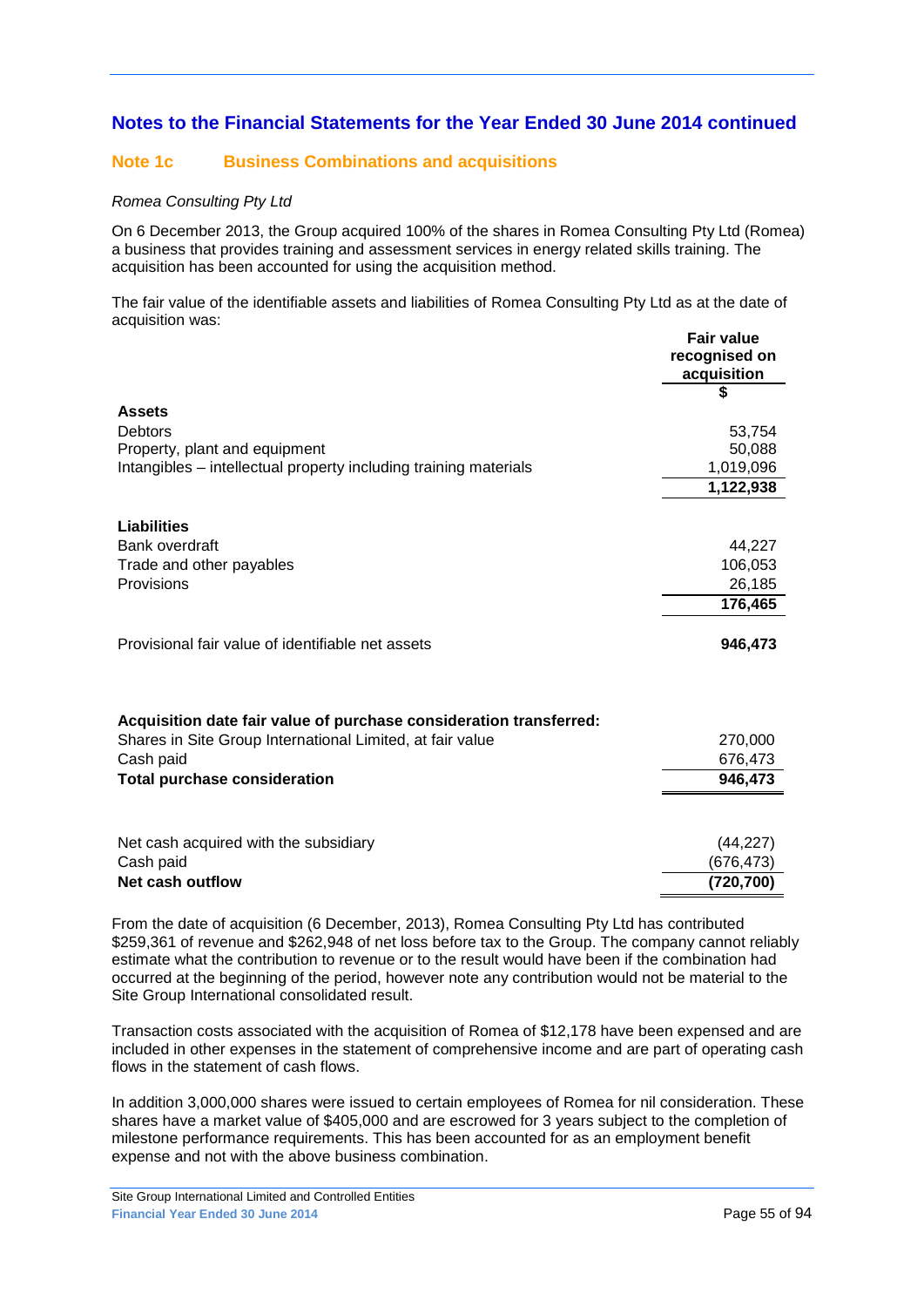## Notes to the Financial Statements for the Year Ended 30 June 2014 continued

### Note 1c Business Combinations and acquisitions

*Romea Consulting Pty Ltd*

On 6 December 2013, the Group acquired 100% of the shares in Romea Consulting Pty Ltd (Romea) a business that provides training and assessment services in energy related skills training. The acquisition has been accounted for using the acquisition method.

The fair value of the identifiable assets and liabilities of Romea Consulting Pty Ltd as at the date of acquisition was:

| | Fair value recognised on acquisition |
|---|---|
| | $ |
| **Assets** | |
| Debtors | 53,754 |
| Property, plant and equipment | 50,088 |
| Intangibles – intellectual property including training materials | 1,019,096 |
| | **1,122,938** |
| **Liabilities** | |
| Bank overdraft | 44,227 |
| Trade and other payables | 106,053 |
| Provisions | 26,185 |
| | **176,465** |
| Provisional fair value of identifiable net assets | **946,473** |
| **Acquisition date fair value of purchase consideration transferred:** | |
| Shares in Site Group International Limited, at fair value | 270,000 |
| Cash paid | 676,473 |
| **Total purchase consideration** | **946,473** |
| Net cash acquired with the subsidiary | (44,227) |
| Cash paid | (676,473) |
| **Net cash outflow** | **(720,700)** |

From the date of acquisition (6 December, 2013), Romea Consulting Pty Ltd has contributed $259,361 of revenue and $262,948 of net loss before tax to the Group. The company cannot reliably estimate what the contribution to revenue or to the result would have been if the combination had occurred at the beginning of the period, however note any contribution would not be material to the Site Group International consolidated result.

Transaction costs associated with the acquisition of Romea of $12,178 have been expensed and are included in other expenses in the statement of comprehensive income and are part of operating cash flows in the statement of cash flows.

In addition 3,000,000 shares were issued to certain employees of Romea for nil consideration. These shares have a market value of $405,000 and are escrowed for 3 years subject to the completion of milestone performance requirements. This has been accounted for as an employment benefit expense and not with the above business combination.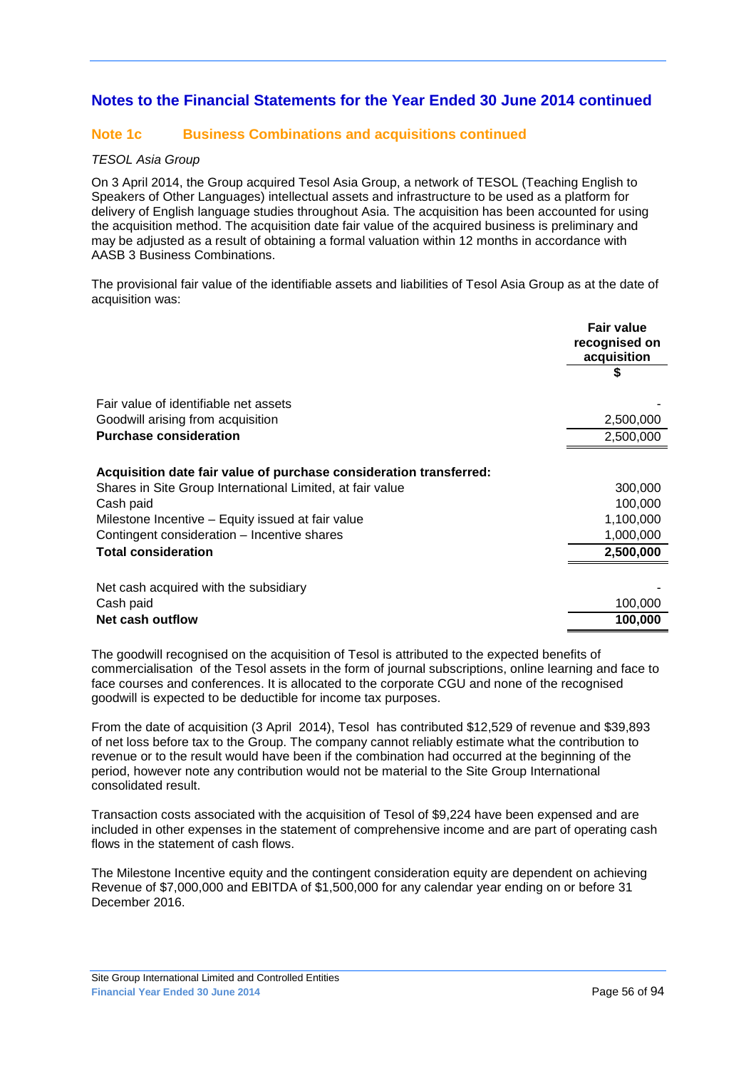## Notes to the Financial Statements for the Year Ended 30 June 2014 continued

### Note 1c Business Combinations and acquisitions continued

*TESOL Asia Group*

On 3 April 2014, the Group acquired Tesol Asia Group, a network of TESOL (Teaching English to Speakers of Other Languages) intellectual assets and infrastructure to be used as a platform for delivery of English language studies throughout Asia. The acquisition has been accounted for using the acquisition method. The acquisition date fair value of the acquired business is preliminary and may be adjusted as a result of obtaining a formal valuation within 12 months in accordance with AASB 3 Business Combinations.

The provisional fair value of the identifiable assets and liabilities of Tesol Asia Group as at the date of acquisition was:

| | Fair value recognised on acquisition |
|---|---|
| | $ |
| Fair value of identifiable net assets | - |
| Goodwill arising from acquisition | 2,500,000 |
| **Purchase consideration** | 2,500,000 |
| | |
| **Acquisition date fair value of purchase consideration transferred:** | |
| Shares in Site Group International Limited, at fair value | 300,000 |
| Cash paid | 100,000 |
| Milestone Incentive – Equity issued at fair value | 1,100,000 |
| Contingent consideration – Incentive shares | 1,000,000 |
| **Total consideration** | **2,500,000** |
| | |
| Net cash acquired with the subsidiary | - |
| Cash paid | 100,000 |
| **Net cash outflow** | **100,000** |

The goodwill recognised on the acquisition of Tesol is attributed to the expected benefits of commercialisation of the Tesol assets in the form of journal subscriptions, online learning and face to face courses and conferences. It is allocated to the corporate CGU and none of the recognised goodwill is expected to be deductible for income tax purposes.

From the date of acquisition (3 April 2014), Tesol has contributed $12,529 of revenue and $39,893 of net loss before tax to the Group. The company cannot reliably estimate what the contribution to revenue or to the result would have been if the combination had occurred at the beginning of the period, however note any contribution would not be material to the Site Group International consolidated result.

Transaction costs associated with the acquisition of Tesol of $9,224 have been expensed and are included in other expenses in the statement of comprehensive income and are part of operating cash flows in the statement of cash flows.

The Milestone Incentive equity and the contingent consideration equity are dependent on achieving Revenue of $7,000,000 and EBITDA of $1,500,000 for any calendar year ending on or before 31 December 2016.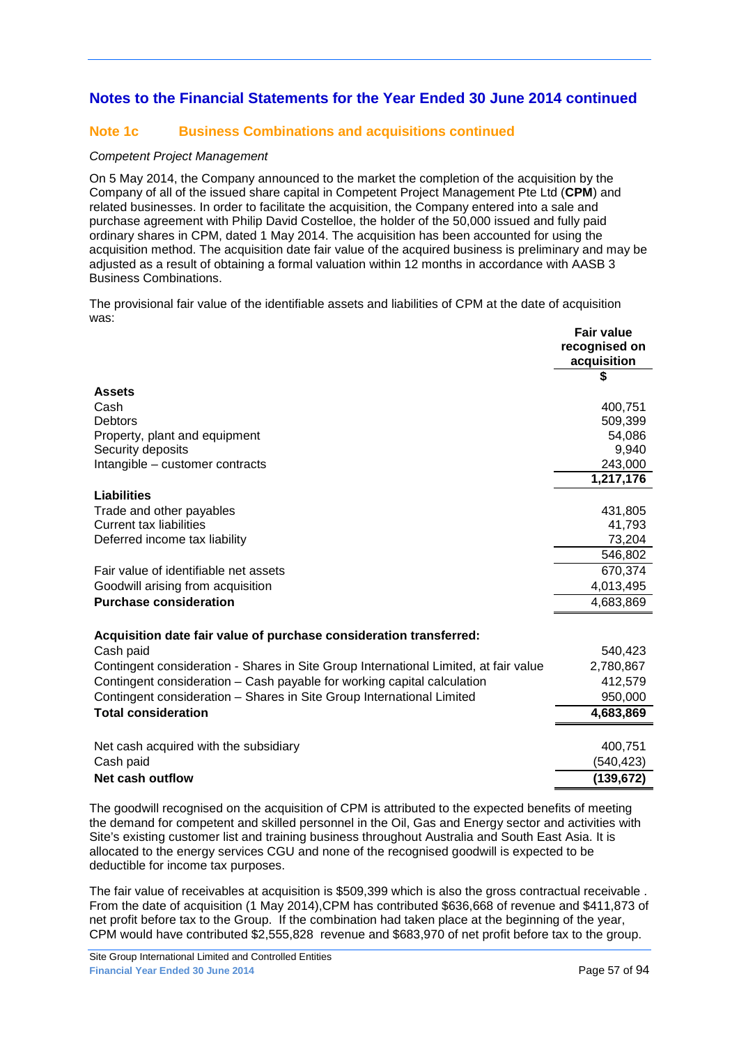## Notes to the Financial Statements for the Year Ended 30 June 2014 continued

### Note 1c Business Combinations and acquisitions continued

*Competent Project Management*

On 5 May 2014, the Company announced to the market the completion of the acquisition by the Company of all of the issued share capital in Competent Project Management Pte Ltd (**CPM**) and related businesses. In order to facilitate the acquisition, the Company entered into a sale and purchase agreement with Philip David Costelloe, the holder of the 50,000 issued and fully paid ordinary shares in CPM, dated 1 May 2014. The acquisition has been accounted for using the acquisition method. The acquisition date fair value of the acquired business is preliminary and may be adjusted as a result of obtaining a formal valuation within 12 months in accordance with AASB 3 Business Combinations.

The provisional fair value of the identifiable assets and liabilities of CPM at the date of acquisition was:

| | Fair value recognised on acquisition |
|---|---|
| | $ |
| **Assets** | |
| Cash | 400,751 |
| Debtors | 509,399 |
| Property, plant and equipment | 54,086 |
| Security deposits | 9,940 |
| Intangible – customer contracts | 243,000 |
| | 1,217,176 |
| **Liabilities** | |
| Trade and other payables | 431,805 |
| Current tax liabilities | 41,793 |
| Deferred income tax liability | 73,204 |
| | 546,802 |
| Fair value of identifiable net assets | 670,374 |
| Goodwill arising from acquisition | 4,013,495 |
| **Purchase consideration** | 4,683,869 |
| | |
| **Acquisition date fair value of purchase consideration transferred:** | |
| Cash paid | 540,423 |
| Contingent consideration - Shares in Site Group International Limited, at fair value | 2,780,867 |
| Contingent consideration – Cash payable for working capital calculation | 412,579 |
| Contingent consideration – Shares in Site Group International Limited | 950,000 |
| **Total consideration** | **4,683,869** |
| | |
| Net cash acquired with the subsidiary | 400,751 |
| Cash paid | (540,423) |
| **Net cash outflow** | **(139,672)** |

The goodwill recognised on the acquisition of CPM is attributed to the expected benefits of meeting the demand for competent and skilled personnel in the Oil, Gas and Energy sector and activities with Site's existing customer list and training business throughout Australia and South East Asia. It is allocated to the energy services CGU and none of the recognised goodwill is expected to be deductible for income tax purposes.

The fair value of receivables at acquisition is $509,399 which is also the gross contractual receivable . From the date of acquisition (1 May 2014),CPM has contributed $636,668 of revenue and $411,873 of net profit before tax to the Group. If the combination had taken place at the beginning of the year, CPM would have contributed $2,555,828 revenue and $683,970 of net profit before tax to the group.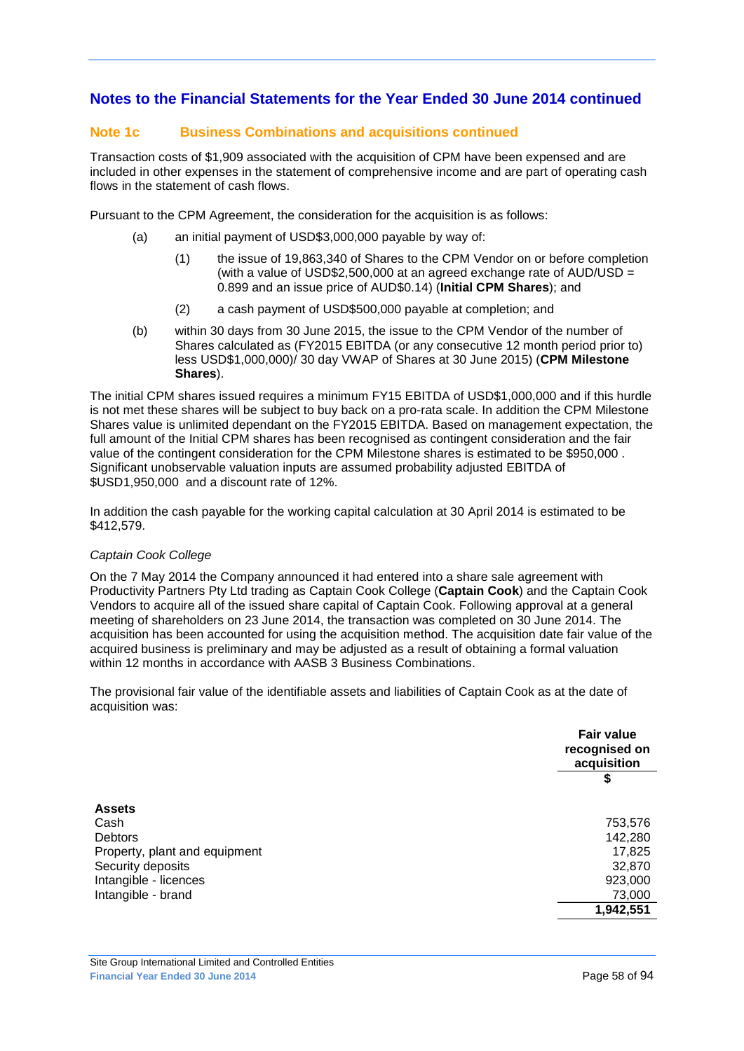# Notes to the Financial Statements for the Year Ended 30 June 2014 continued

## Note 1c Business Combinations and acquisitions continued

Transaction costs of $1,909 associated with the acquisition of CPM have been expensed and are included in other expenses in the statement of comprehensive income and are part of operating cash flows in the statement of cash flows.

Pursuant to the CPM Agreement, the consideration for the acquisition is as follows:

(a) an initial payment of USD$3,000,000 payable by way of:

(1) the issue of 19,863,340 of Shares to the CPM Vendor on or before completion (with a value of USD$2,500,000 at an agreed exchange rate of AUD/USD = 0.899 and an issue price of AUD$0.14) (**Initial CPM Shares**); and

(2) a cash payment of USD$500,000 payable at completion; and

(b) within 30 days from 30 June 2015, the issue to the CPM Vendor of the number of Shares calculated as (FY2015 EBITDA (or any consecutive 12 month period prior to) less USD$1,000,000)/ 30 day VWAP of Shares at 30 June 2015) (**CPM Milestone Shares**).

The initial CPM shares issued requires a minimum FY15 EBITDA of USD$1,000,000 and if this hurdle is not met these shares will be subject to buy back on a pro-rata scale. In addition the CPM Milestone Shares value is unlimited dependant on the FY2015 EBITDA. Based on management expectation, the full amount of the Initial CPM shares has been recognised as contingent consideration and the fair value of the contingent consideration for the CPM Milestone shares is estimated to be $950,000 . Significant unobservable valuation inputs are assumed probability adjusted EBITDA of $USD1,950,000 and a discount rate of 12%.

In addition the cash payable for the working capital calculation at 30 April 2014 is estimated to be $412,579.

*Captain Cook College*

On the 7 May 2014 the Company announced it had entered into a share sale agreement with Productivity Partners Pty Ltd trading as Captain Cook College (**Captain Cook**) and the Captain Cook Vendors to acquire all of the issued share capital of Captain Cook. Following approval at a general meeting of shareholders on 23 June 2014, the transaction was completed on 30 June 2014. The acquisition has been accounted for using the acquisition method. The acquisition date fair value of the acquired business is preliminary and may be adjusted as a result of obtaining a formal valuation within 12 months in accordance with AASB 3 Business Combinations.

The provisional fair value of the identifiable assets and liabilities of Captain Cook as at the date of acquisition was:

| | Fair value recognised on acquisition |
|---|---|
| | $ |
| **Assets** | |
| Cash | 753,576 |
| Debtors | 142,280 |
| Property, plant and equipment | 17,825 |
| Security deposits | 32,870 |
| Intangible - licences | 923,000 |
| Intangible - brand | 73,000 |
| | **1,942,551** |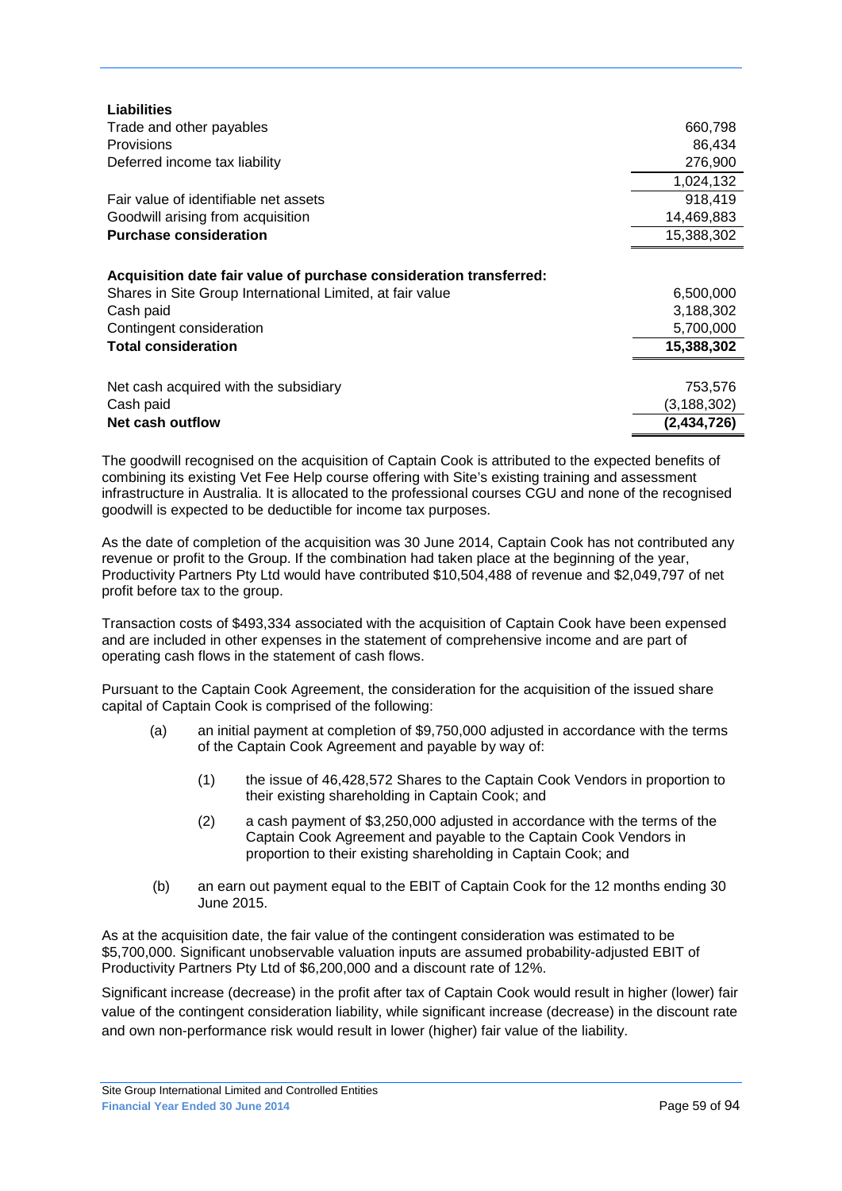| | |
|---|---|
| **Liabilities** | |
| Trade and other payables | 660,798 |
| Provisions | 86,434 |
| Deferred income tax liability | 276,900 |
| | 1,024,132 |
| Fair value of identifiable net assets | 918,419 |
| Goodwill arising from acquisition | 14,469,883 |
| **Purchase consideration** | 15,388,302 |
| | |
| **Acquisition date fair value of purchase consideration transferred:** | |
| Shares in Site Group International Limited, at fair value | 6,500,000 |
| Cash paid | 3,188,302 |
| Contingent consideration | 5,700,000 |
| **Total consideration** | **15,388,302** |
| | |
| Net cash acquired with the subsidiary | 753,576 |
| Cash paid | (3,188,302) |
| **Net cash outflow** | **(2,434,726)** |

The goodwill recognised on the acquisition of Captain Cook is attributed to the expected benefits of combining its existing Vet Fee Help course offering with Site's existing training and assessment infrastructure in Australia. It is allocated to the professional courses CGU and none of the recognised goodwill is expected to be deductible for income tax purposes.

As the date of completion of the acquisition was 30 June 2014, Captain Cook has not contributed any revenue or profit to the Group. If the combination had taken place at the beginning of the year, Productivity Partners Pty Ltd would have contributed $10,504,488 of revenue and $2,049,797 of net profit before tax to the group.

Transaction costs of $493,334 associated with the acquisition of Captain Cook have been expensed and are included in other expenses in the statement of comprehensive income and are part of operating cash flows in the statement of cash flows.

Pursuant to the Captain Cook Agreement, the consideration for the acquisition of the issued share capital of Captain Cook is comprised of the following:

(a) an initial payment at completion of $9,750,000 adjusted in accordance with the terms of the Captain Cook Agreement and payable by way of:

  (1) the issue of 46,428,572 Shares to the Captain Cook Vendors in proportion to their existing shareholding in Captain Cook; and

  (2) a cash payment of $3,250,000 adjusted in accordance with the terms of the Captain Cook Agreement and payable to the Captain Cook Vendors in proportion to their existing shareholding in Captain Cook; and

(b) an earn out payment equal to the EBIT of Captain Cook for the 12 months ending 30 June 2015.

As at the acquisition date, the fair value of the contingent consideration was estimated to be $5,700,000. Significant unobservable valuation inputs are assumed probability-adjusted EBIT of Productivity Partners Pty Ltd of $6,200,000 and a discount rate of 12%.

Significant increase (decrease) in the profit after tax of Captain Cook would result in higher (lower) fair value of the contingent consideration liability, while significant increase (decrease) in the discount rate and own non-performance risk would result in lower (higher) fair value of the liability.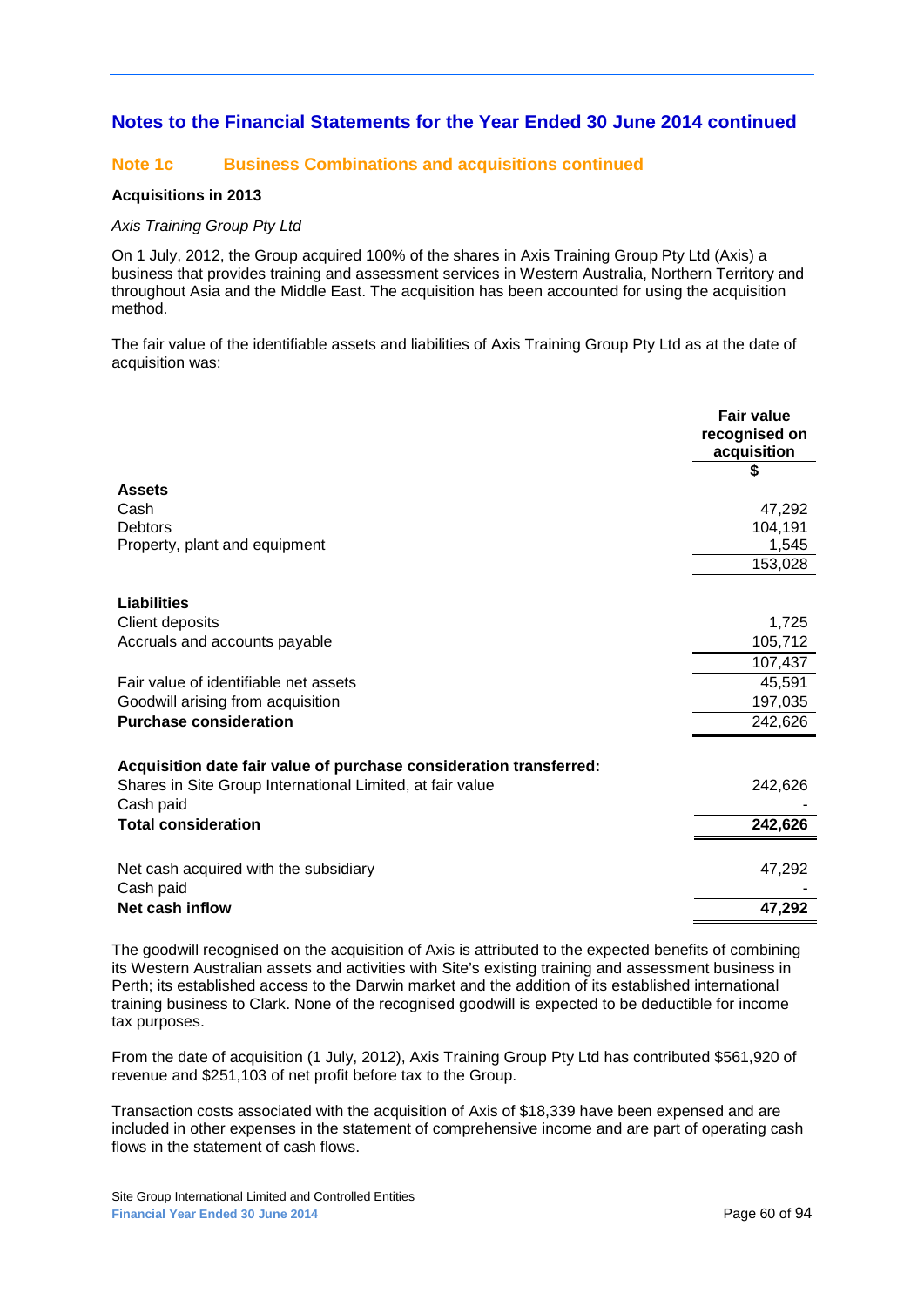## Notes to the Financial Statements for the Year Ended 30 June 2014 continued

### Note 1c Business Combinations and acquisitions continued

**Acquisitions in 2013**

*Axis Training Group Pty Ltd*

On 1 July, 2012, the Group acquired 100% of the shares in Axis Training Group Pty Ltd (Axis) a business that provides training and assessment services in Western Australia, Northern Territory and throughout Asia and the Middle East. The acquisition has been accounted for using the acquisition method.

The fair value of the identifiable assets and liabilities of Axis Training Group Pty Ltd as at the date of acquisition was:

| | Fair value recognised on acquisition<br>$ |
|---|---|
| **Assets** | |
| Cash | 47,292 |
| Debtors | 104,191 |
| Property, plant and equipment | 1,545 |
| | 153,028 |
| **Liabilities** | |
| Client deposits | 1,725 |
| Accruals and accounts payable | 105,712 |
| | 107,437 |
| Fair value of identifiable net assets | 45,591 |
| Goodwill arising from acquisition | 197,035 |
| **Purchase consideration** | 242,626 |
| | |
| **Acquisition date fair value of purchase consideration transferred:** | |
| Shares in Site Group International Limited, at fair value | 242,626 |
| Cash paid | - |
| **Total consideration** | **242,626** |
| | |
| Net cash acquired with the subsidiary | 47,292 |
| Cash paid | - |
| **Net cash inflow** | **47,292** |

The goodwill recognised on the acquisition of Axis is attributed to the expected benefits of combining its Western Australian assets and activities with Site's existing training and assessment business in Perth; its established access to the Darwin market and the addition of its established international training business to Clark. None of the recognised goodwill is expected to be deductible for income tax purposes.

From the date of acquisition (1 July, 2012), Axis Training Group Pty Ltd has contributed $561,920 of revenue and $251,103 of net profit before tax to the Group.

Transaction costs associated with the acquisition of Axis of $18,339 have been expensed and are included in other expenses in the statement of comprehensive income and are part of operating cash flows in the statement of cash flows.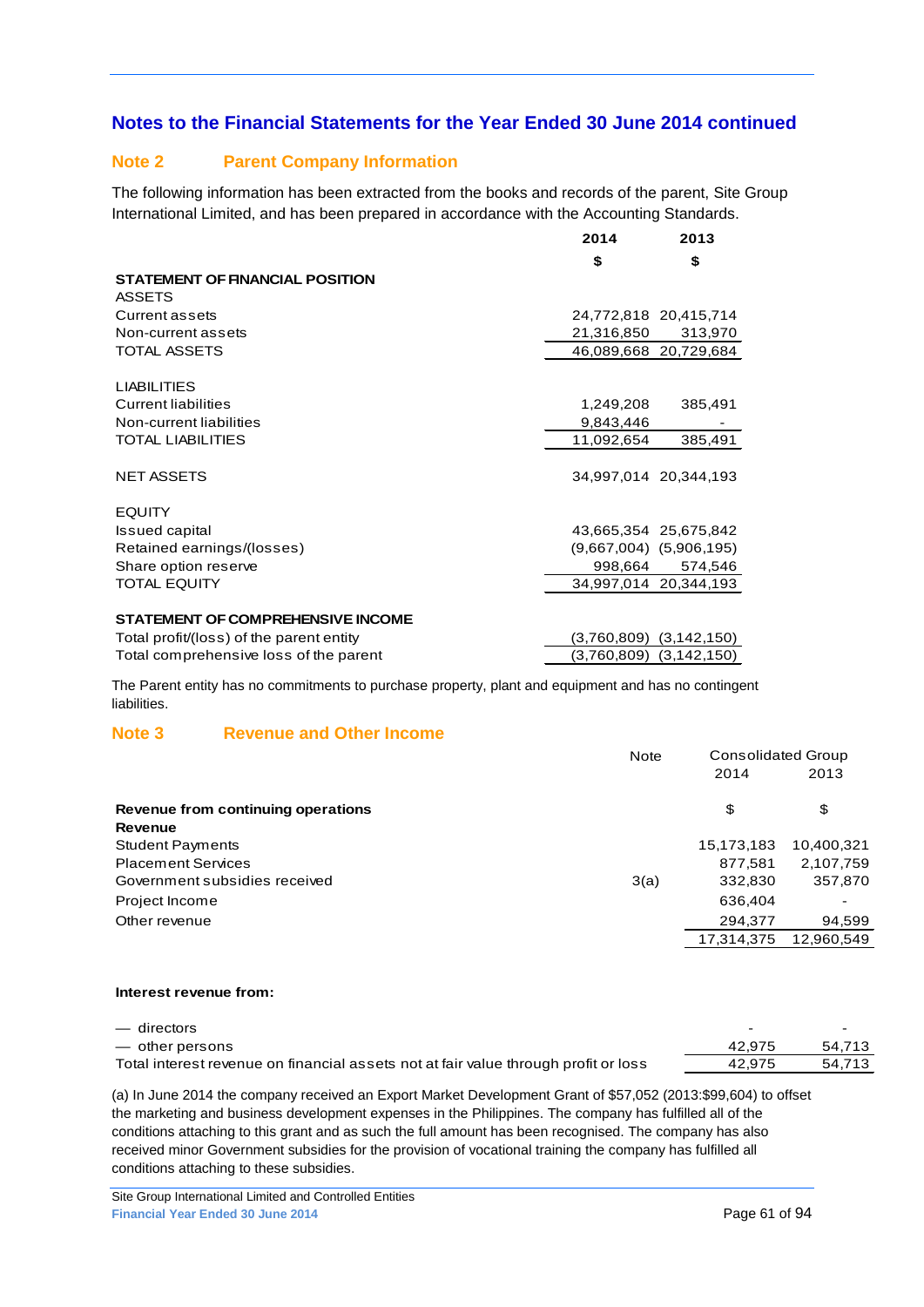## Notes to the Financial Statements for the Year Ended 30 June 2014 continued

### Note 2 Parent Company Information

The following information has been extracted from the books and records of the parent, Site Group International Limited, and has been prepared in accordance with the Accounting Standards.

| | 2014 | 2013 |
|---|---|---|
| | $ | $ |
| **STATEMENT OF FINANCIAL POSITION** | | |
| ASSETS | | |
| Current assets | 24,772,818 | 20,415,714 |
| Non-current assets | 21,316,850 | 313,970 |
| TOTAL ASSETS | 46,089,668 | 20,729,684 |
| | | |
| LIABILITIES | | |
| Current liabilities | 1,249,208 | 385,491 |
| Non-current liabilities | 9,843,446 | - |
| TOTAL LIABILITIES | 11,092,654 | 385,491 |
| | | |
| NET ASSETS | 34,997,014 | 20,344,193 |
| | | |
| EQUITY | | |
| Issued capital | 43,665,354 | 25,675,842 |
| Retained earnings/(losses) | (9,667,004) | (5,906,195) |
| Share option reserve | 998,664 | 574,546 |
| TOTAL EQUITY | 34,997,014 | 20,344,193 |
| | | |
| **STATEMENT OF COMPREHENSIVE INCOME** | | |
| Total profit/(loss) of the parent entity | (3,760,809) | (3,142,150) |
| Total comprehensive loss of the parent | (3,760,809) | (3,142,150) |

The Parent entity has no commitments to purchase property, plant and equipment and has no contingent liabilities.

### Note 3 Revenue and Other Income

| | Note | Consolidated Group 2014 | 2013 |
|---|---|---|---|
| **Revenue from continuing operations** | | $ | $ |
| **Revenue** | | | |
| Student Payments | | 15,173,183 | 10,400,321 |
| Placement Services | | 877,581 | 2,107,759 |
| Government subsidies received | 3(a) | 332,830 | 357,870 |
| Project Income | | 636,404 | - |
| Other revenue | | 294,377 | 94,599 |
| | | 17,314,375 | 12,960,549 |

**Interest revenue from:**

| | | 2014 | 2013 |
|---|---|---|---|
| — directors | | - | - |
| — other persons | | 42,975 | 54,713 |
| Total interest revenue on financial assets not at fair value through profit or loss | | 42,975 | 54,713 |

(a) In June 2014 the company received an Export Market Development Grant of $57,052 (2013:$99,604) to offset the marketing and business development expenses in the Philippines. The company has fulfilled all of the conditions attaching to this grant and as such the full amount has been recognised. The company has also received minor Government subsidies for the provision of vocational training the company has fulfilled all conditions attaching to these subsidies.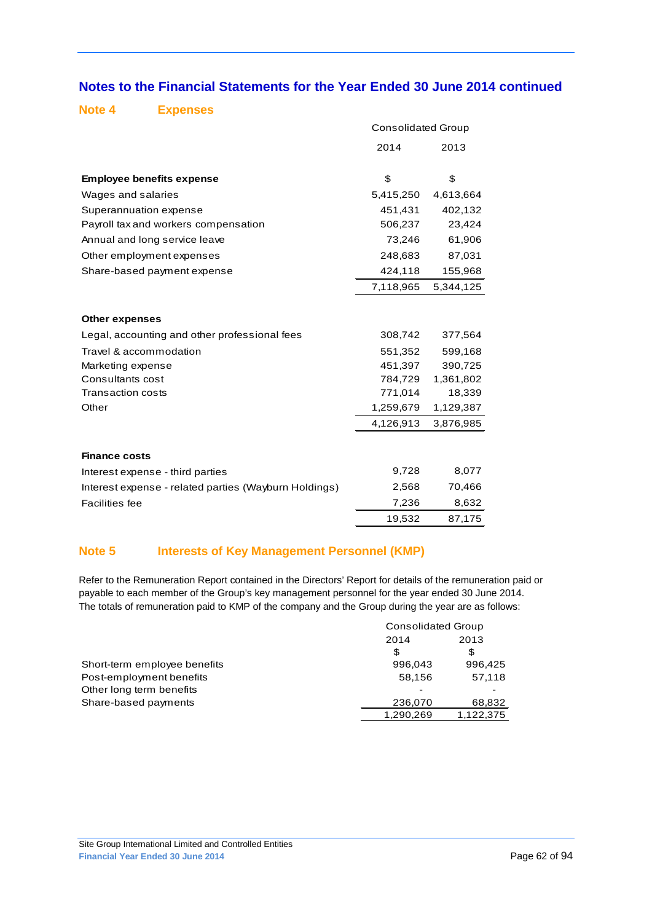## Notes to the Financial Statements for the Year Ended 30 June 2014 continued

### Note 4 Expenses

| | Consolidated Group | |
|---|---|---|
| | 2014 | 2013 |
| **Employee benefits expense** | $ | $ |
| Wages and salaries | 5,415,250 | 4,613,664 |
| Superannuation expense | 451,431 | 402,132 |
| Payroll tax and workers compensation | 506,237 | 23,424 |
| Annual and long service leave | 73,246 | 61,906 |
| Other employment expenses | 248,683 | 87,031 |
| Share-based payment expense | 424,118 | 155,968 |
| | 7,118,965 | 5,344,125 |
| **Other expenses** | | |
| Legal, accounting and other professional fees | 308,742 | 377,564 |
| Travel & accommodation | 551,352 | 599,168 |
| Marketing expense | 451,397 | 390,725 |
| Consultants cost | 784,729 | 1,361,802 |
| Transaction costs | 771,014 | 18,339 |
| Other | 1,259,679 | 1,129,387 |
| | 4,126,913 | 3,876,985 |
| **Finance costs** | | |
| Interest expense - third parties | 9,728 | 8,077 |
| Interest expense - related parties (Wayburn Holdings) | 2,568 | 70,466 |
| Facilities fee | 7,236 | 8,632 |
| | 19,532 | 87,175 |

### Note 5 Interests of Key Management Personnel (KMP)

Refer to the Remuneration Report contained in the Directors' Report for details of the remuneration paid or payable to each member of the Group's key management personnel for the year ended 30 June 2014. The totals of remuneration paid to KMP of the company and the Group during the year are as follows:

| | Consolidated Group | |
|---|---|---|
| | 2014 | 2013 |
| | $ | $ |
| Short-term employee benefits | 996,043 | 996,425 |
| Post-employment benefits | 58,156 | 57,118 |
| Other long term benefits | - | - |
| Share-based payments | 236,070 | 68,832 |
| | 1,290,269 | 1,122,375 |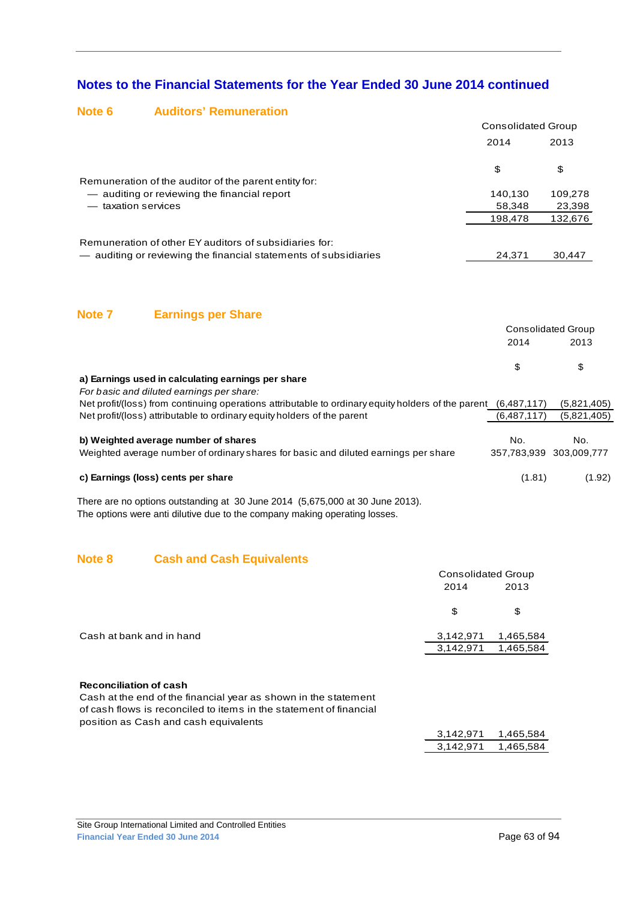## Notes to the Financial Statements for the Year Ended 30 June 2014 continued

### Note 6 Auditors' Remuneration

| | Consolidated Group | |
|---|---|---|
| | 2014 | 2013 |
| | $ | $ |
| Remuneration of the auditor of the parent entity for: | | |
| — auditing or reviewing the financial report | 140,130 | 109,278 |
| — taxation services | 58,348 | 23,398 |
| | 198,478 | 132,676 |
| Remuneration of other EY auditors of subsidiaries for: | | |
| — auditing or reviewing the financial statements of subsidiaries | 24,371 | 30,447 |

### Note 7 Earnings per Share

| | Consolidated Group | |
|---|---|---|
| | 2014 | 2013 |
| | $ | $ |
| **a) Earnings used in calculating earnings per share** | | |
| *For basic and diluted earnings per share:* | | |
| Net profit/(loss) from continuing operations attributable to ordinary equity holders of the parent | (6,487,117) | (5,821,405) |
| Net profit/(loss) attributable to ordinary equity holders of the parent | (6,487,117) | (5,821,405) |
| **b) Weighted average number of shares** | No. | No. |
| Weighted average number of ordinary shares for basic and diluted earnings per share | 357,783,939 | 303,009,777 |
| **c) Earnings (loss) cents per share** | (1.81) | (1.92) |

There are no options outstanding at 30 June 2014 (5,675,000 at 30 June 2013).
The options were anti dilutive due to the company making operating losses.

### Note 8 Cash and Cash Equivalents

| | Consolidated Group | |
|---|---|---|
| | 2014 | 2013 |
| | $ | $ |
| Cash at bank and in hand | 3,142,971 | 1,465,584 |
| | 3,142,971 | 1,465,584 |

**Reconciliation of cash**

Cash at the end of the financial year as shown in the statement of cash flows is reconciled to items in the statement of financial position as Cash and cash equivalents

| | 2014 | 2013 |
|---|---|---|
| | 3,142,971 | 1,465,584 |
| | 3,142,971 | 1,465,584 |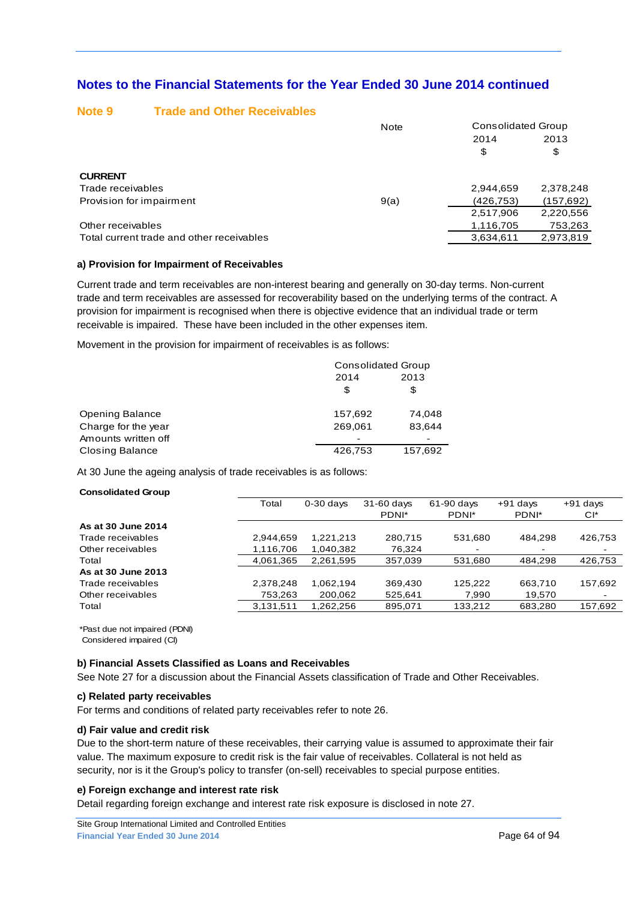## Notes to the Financial Statements for the Year Ended 30 June 2014 continued

### Note 9 Trade and Other Receivables

| | Note | Consolidated Group 2014 $ | Consolidated Group 2013 $ |
|---|---|---|---|
| **CURRENT** | | | |
| Trade receivables | | 2,944,659 | 2,378,248 |
| Provision for impairment | 9(a) | (426,753) | (157,692) |
| | | 2,517,906 | 2,220,556 |
| Other receivables | | 1,116,705 | 753,263 |
| Total current trade and other receivables | | 3,634,611 | 2,973,819 |

**a) Provision for Impairment of Receivables**

Current trade and term receivables are non-interest bearing and generally on 30-day terms. Non-current trade and term receivables are assessed for recoverability based on the underlying terms of the contract. A provision for impairment is recognised when there is objective evidence that an individual trade or term receivable is impaired. These have been included in the other expenses item.

Movement in the provision for impairment of receivables is as follows:

| | Consolidated Group 2014 $ | Consolidated Group 2013 $ |
|---|---|---|
| Opening Balance | 157,692 | 74,048 |
| Charge for the year | 269,061 | 83,644 |
| Amounts written off | - | - |
| Closing Balance | 426,753 | 157,692 |

At 30 June the ageing analysis of trade receivables is as follows:

**Consolidated Group**

| | Total | 0-30 days | 31-60 days PDNI* | 61-90 days PDNI* | +91 days PDNI* | +91 days CI* |
|---|---|---|---|---|---|---|
| **As at 30 June 2014** | | | | | | |
| Trade receivables | 2,944,659 | 1,221,213 | 280,715 | 531,680 | 484,298 | 426,753 |
| Other receivables | 1,116,706 | 1,040,382 | 76,324 | - | - | - |
| Total | 4,061,365 | 2,261,595 | 357,039 | 531,680 | 484,298 | 426,753 |
| **As at 30 June 2013** | | | | | | |
| Trade receivables | 2,378,248 | 1,062,194 | 369,430 | 125,222 | 663,710 | 157,692 |
| Other receivables | 753,263 | 200,062 | 525,641 | 7,990 | 19,570 | - |
| Total | 3,131,511 | 1,262,256 | 895,071 | 133,212 | 683,280 | 157,692 |

*Past due not impaired (PDNI)
Considered impaired (CI)

**b) Financial Assets Classified as Loans and Receivables**

See Note 27 for a discussion about the Financial Assets classification of Trade and Other Receivables.

**c) Related party receivables**

For terms and conditions of related party receivables refer to note 26.

**d) Fair value and credit risk**

Due to the short-term nature of these receivables, their carrying value is assumed to approximate their fair value. The maximum exposure to credit risk is the fair value of receivables. Collateral is not held as security, nor is it the Group's policy to transfer (on-sell) receivables to special purpose entities.

**e) Foreign exchange and interest rate risk**

Detail regarding foreign exchange and interest rate risk exposure is disclosed in note 27.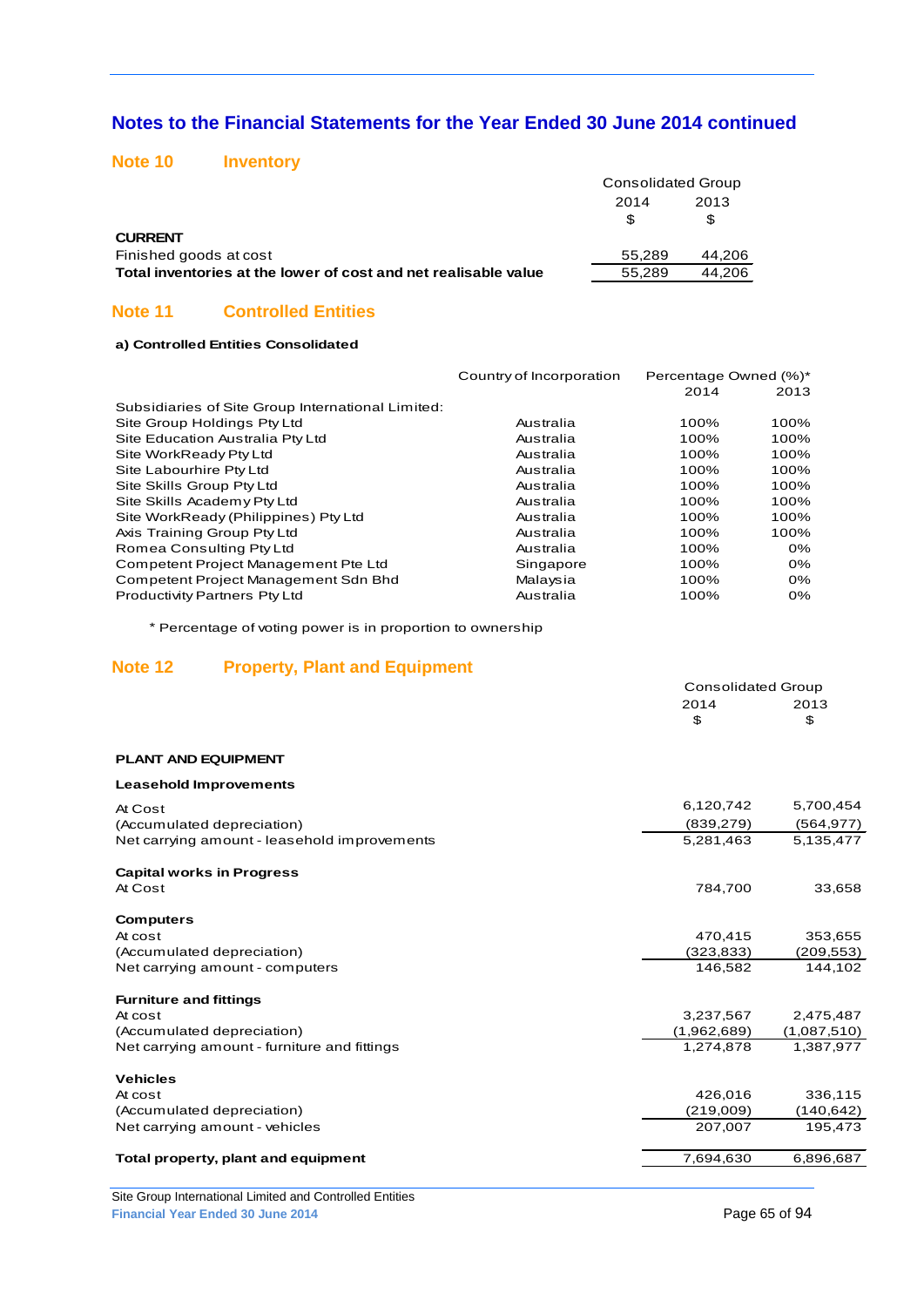## Notes to the Financial Statements for the Year Ended 30 June 2014 continued

### Note 10 Inventory

| | Consolidated Group | |
|---|---|---|
| | 2014 | 2013 |
| | $ | $ |
| **CURRENT** | | |
| Finished goods at cost | 55,289 | 44,206 |
| **Total inventories at the lower of cost and net realisable value** | 55,289 | 44,206 |

### Note 11 Controlled Entities

**a) Controlled Entities Consolidated**

| | Country of Incorporation | Percentage Owned (%)* | |
|---|---|---|---|
| | | 2014 | 2013 |
| Subsidiaries of Site Group International Limited: | | | |
| Site Group Holdings Pty Ltd | Australia | 100% | 100% |
| Site Education Australia Pty Ltd | Australia | 100% | 100% |
| Site WorkReady Pty Ltd | Australia | 100% | 100% |
| Site Labourhire Pty Ltd | Australia | 100% | 100% |
| Site Skills Group Pty Ltd | Australia | 100% | 100% |
| Site Skills Academy Pty Ltd | Australia | 100% | 100% |
| Site WorkReady (Philippines) Pty Ltd | Australia | 100% | 100% |
| Axis Training Group Pty Ltd | Australia | 100% | 100% |
| Romea Consulting Pty Ltd | Australia | 100% | 0% |
| Competent Project Management Pte Ltd | Singapore | 100% | 0% |
| Competent Project Management Sdn Bhd | Malaysia | 100% | 0% |
| Productivity Partners Pty Ltd | Australia | 100% | 0% |

\* Percentage of voting power is in proportion to ownership

### Note 12 Property, Plant and Equipment

| | Consolidated Group | |
|---|---|---|
| | 2014 | 2013 |
| | $ | $ |
| **PLANT AND EQUIPMENT** | | |
| **Leasehold Improvements** | | |
| At Cost | 6,120,742 | 5,700,454 |
| (Accumulated depreciation) | (839,279) | (564,977) |
| Net carrying amount - leasehold improvements | 5,281,463 | 5,135,477 |
| **Capital works in Progress** | | |
| At Cost | 784,700 | 33,658 |
| **Computers** | | |
| At cost | 470,415 | 353,655 |
| (Accumulated depreciation) | (323,833) | (209,553) |
| Net carrying amount - computers | 146,582 | 144,102 |
| **Furniture and fittings** | | |
| At cost | 3,237,567 | 2,475,487 |
| (Accumulated depreciation) | (1,962,689) | (1,087,510) |
| Net carrying amount - furniture and fittings | 1,274,878 | 1,387,977 |
| **Vehicles** | | |
| At cost | 426,016 | 336,115 |
| (Accumulated depreciation) | (219,009) | (140,642) |
| Net carrying amount - vehicles | 207,007 | 195,473 |
| **Total property, plant and equipment** | 7,694,630 | 6,896,687 |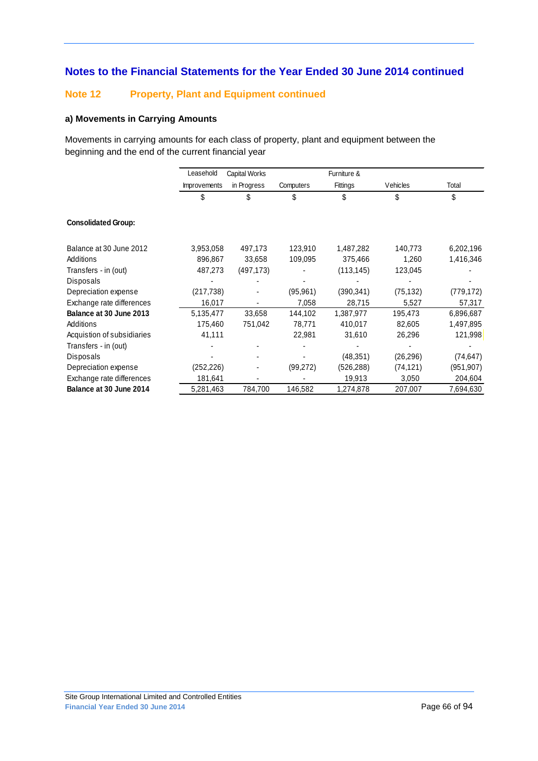## Notes to the Financial Statements for the Year Ended 30 June 2014 continued

### Note 12 Property, Plant and Equipment continued

#### a) Movements in Carrying Amounts

Movements in carrying amounts for each class of property, plant and equipment between the beginning and the end of the current financial year

| | Leasehold Improvements | Capital Works in Progress | Computers | Furniture & Fittings | Vehicles | Total |
|---|---|---|---|---|---|---|
| | $ | $ | $ | $ | $ | $ |
| **Consolidated Group:** | | | | | | |
| Balance at 30 June 2012 | 3,953,058 | 497,173 | 123,910 | 1,487,282 | 140,773 | 6,202,196 |
| Additions | 896,867 | 33,658 | 109,095 | 375,466 | 1,260 | 1,416,346 |
| Transfers - in (out) | 487,273 | (497,173) | - | (113,145) | 123,045 | - |
| Disposals | - | - | - | - | - | - |
| Depreciation expense | (217,738) | - | (95,961) | (390,341) | (75,132) | (779,172) |
| Exchange rate differences | 16,017 | - | 7,058 | 28,715 | 5,527 | 57,317 |
| **Balance at 30 June 2013** | 5,135,477 | 33,658 | 144,102 | 1,387,977 | 195,473 | 6,896,687 |
| Additions | 175,460 | 751,042 | 78,771 | 410,017 | 82,605 | 1,497,895 |
| Acquistion of subsidiaries | 41,111 | | 22,981 | 31,610 | 26,296 | 121,998 |
| Transfers - in (out) | - | - | - | - | - | - |
| Disposals | - | - | - | (48,351) | (26,296) | (74,647) |
| Depreciation expense | (252,226) | - | (99,272) | (526,288) | (74,121) | (951,907) |
| Exchange rate differences | 181,641 | - | - | 19,913 | 3,050 | 204,604 |
| **Balance at 30 June 2014** | 5,281,463 | 784,700 | 146,582 | 1,274,878 | 207,007 | 7,694,630 |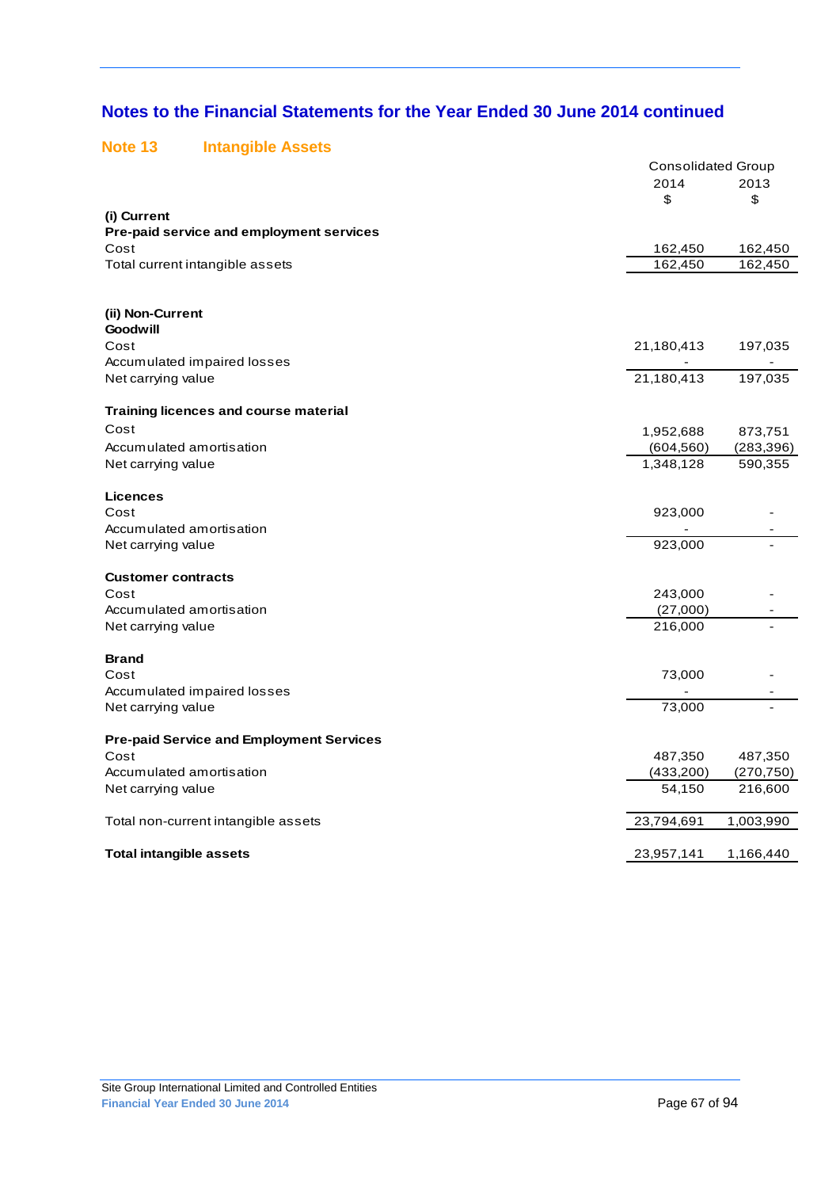## Notes to the Financial Statements for the Year Ended 30 June 2014 continued

### Note 13 Intangible Assets

| | Consolidated Group | |
|---|---|---|
| | 2014 | 2013 |
| | $ | $ |
| **(i) Current** | | |
| **Pre-paid service and employment services** | | |
| Cost | 162,450 | 162,450 |
| Total current intangible assets | 162,450 | 162,450 |
| | | |
| **(ii) Non-Current** | | |
| **Goodwill** | | |
| Cost | 21,180,413 | 197,035 |
| Accumulated impaired losses | - | - |
| Net carrying value | 21,180,413 | 197,035 |
| | | |
| **Training licences and course material** | | |
| Cost | 1,952,688 | 873,751 |
| Accumulated amortisation | (604,560) | (283,396) |
| Net carrying value | 1,348,128 | 590,355 |
| | | |
| **Licences** | | |
| Cost | 923,000 | - |
| Accumulated amortisation | - | - |
| Net carrying value | 923,000 | - |
| | | |
| **Customer contracts** | | |
| Cost | 243,000 | - |
| Accumulated amortisation | (27,000) | - |
| Net carrying value | 216,000 | - |
| | | |
| **Brand** | | |
| Cost | 73,000 | - |
| Accumulated impaired losses | - | - |
| Net carrying value | 73,000 | - |
| | | |
| **Pre-paid Service and Employment Services** | | |
| Cost | 487,350 | 487,350 |
| Accumulated amortisation | (433,200) | (270,750) |
| Net carrying value | 54,150 | 216,600 |
| | | |
| Total non-current intangible assets | 23,794,691 | 1,003,990 |
| | | |
| **Total intangible assets** | 23,957,141 | 1,166,440 |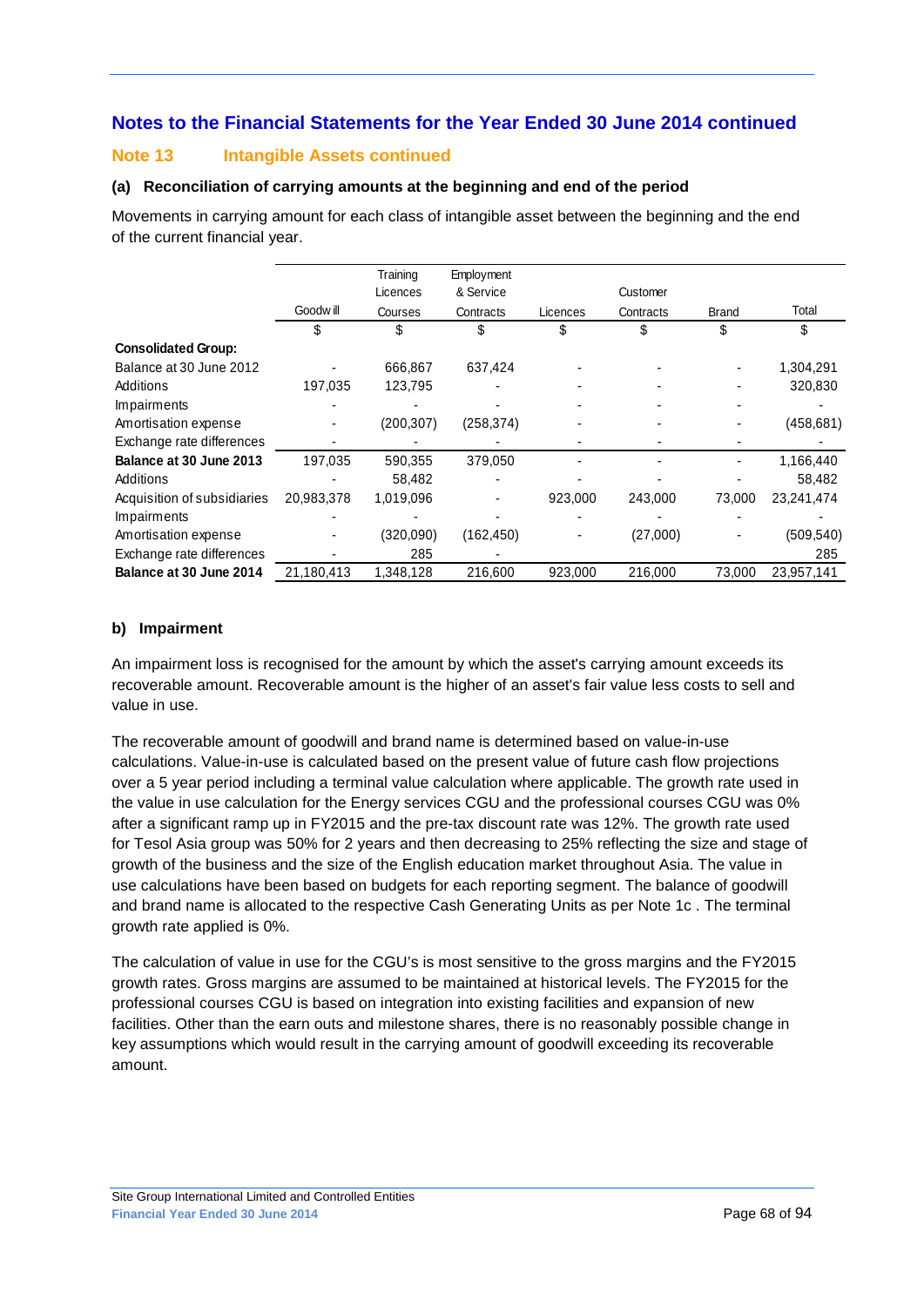## Notes to the Financial Statements for the Year Ended 30 June 2014 continued

### Note 13 Intangible Assets continued

#### (a) Reconciliation of carrying amounts at the beginning and end of the period

Movements in carrying amount for each class of intangible asset between the beginning and the end of the current financial year.

| | Goodwill | Training Licences Courses | Employment & Service Contracts | Licences | Customer Contracts | Brand | Total |
|---|---|---|---|---|---|---|---|
| | $ | $ | $ | $ | $ | $ | $ |
| **Consolidated Group:** | | | | | | | |
| Balance at 30 June 2012 | - | 666,867 | 637,424 | - | - | - | 1,304,291 |
| Additions | 197,035 | 123,795 | - | - | - | - | 320,830 |
| Impairments | - | - | - | - | - | - | - |
| Amortisation expense | - | (200,307) | (258,374) | - | - | - | (458,681) |
| Exchange rate differences | - | - | - | - | - | - | - |
| **Balance at 30 June 2013** | 197,035 | 590,355 | 379,050 | - | - | - | 1,166,440 |
| Additions | - | 58,482 | - | - | - | - | 58,482 |
| Acquisition of subsidiaries | 20,983,378 | 1,019,096 | - | 923,000 | 243,000 | 73,000 | 23,241,474 |
| Impairments | - | - | - | - | - | - | - |
| Amortisation expense | - | (320,090) | (162,450) | - | (27,000) | - | (509,540) |
| Exchange rate differences | - | 285 | - | | | | 285 |
| **Balance at 30 June 2014** | 21,180,413 | 1,348,128 | 216,600 | 923,000 | 216,000 | 73,000 | 23,957,141 |

#### b) Impairment

An impairment loss is recognised for the amount by which the asset's carrying amount exceeds its recoverable amount. Recoverable amount is the higher of an asset's fair value less costs to sell and value in use.

The recoverable amount of goodwill and brand name is determined based on value-in-use calculations. Value-in-use is calculated based on the present value of future cash flow projections over a 5 year period including a terminal value calculation where applicable. The growth rate used in the value in use calculation for the Energy services CGU and the professional courses CGU was 0% after a significant ramp up in FY2015 and the pre-tax discount rate was 12%. The growth rate used for Tesol Asia group was 50% for 2 years and then decreasing to 25% reflecting the size and stage of growth of the business and the size of the English education market throughout Asia. The value in use calculations have been based on budgets for each reporting segment. The balance of goodwill and brand name is allocated to the respective Cash Generating Units as per Note 1c . The terminal growth rate applied is 0%.

The calculation of value in use for the CGU's is most sensitive to the gross margins and the FY2015 growth rates. Gross margins are assumed to be maintained at historical levels. The FY2015 for the professional courses CGU is based on integration into existing facilities and expansion of new facilities. Other than the earn outs and milestone shares, there is no reasonably possible change in key assumptions which would result in the carrying amount of goodwill exceeding its recoverable amount.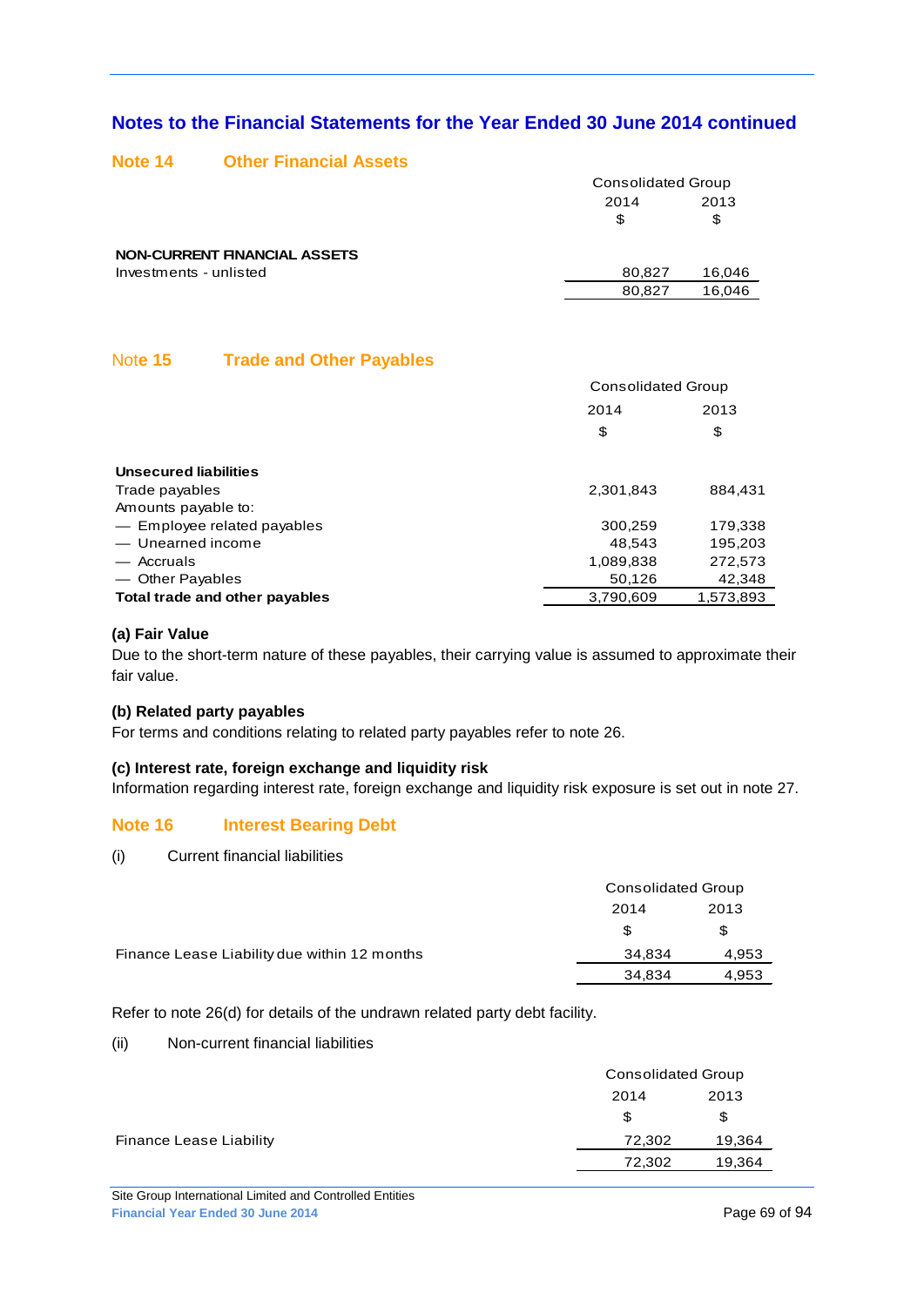## Notes to the Financial Statements for the Year Ended 30 June 2014 continued

### Note 14 Other Financial Assets

| | Consolidated Group | |
|---|---|---|
| | 2014 | 2013 |
| | $ | $ |
| **NON-CURRENT FINANCIAL ASSETS** | | |
| Investments - unlisted | 80,827 | 16,046 |
| | 80,827 | 16,046 |

### Note 15 Trade and Other Payables

| | Consolidated Group | |
|---|---|---|
| | 2014 | 2013 |
| | $ | $ |
| **Unsecured liabilities** | | |
| Trade payables | 2,301,843 | 884,431 |
| Amounts payable to: | | |
| — Employee related payables | 300,259 | 179,338 |
| — Unearned income | 48,543 | 195,203 |
| — Accruals | 1,089,838 | 272,573 |
| — Other Payables | 50,126 | 42,348 |
| **Total trade and other payables** | 3,790,609 | 1,573,893 |

**(a) Fair Value**

Due to the short-term nature of these payables, their carrying value is assumed to approximate their fair value.

**(b) Related party payables**

For terms and conditions relating to related party payables refer to note 26.

**(c) Interest rate, foreign exchange and liquidity risk**

Information regarding interest rate, foreign exchange and liquidity risk exposure is set out in note 27.

### Note 16 Interest Bearing Debt

(i) Current financial liabilities

| | Consolidated Group | |
|---|---|---|
| | 2014 | 2013 |
| | $ | $ |
| Finance Lease Liability due within 12 months | 34,834 | 4,953 |
| | 34,834 | 4,953 |

Refer to note 26(d) for details of the undrawn related party debt facility.

(ii) Non-current financial liabilities

| | Consolidated Group | |
|---|---|---|
| | 2014 | 2013 |
| | $ | $ |
| Finance Lease Liability | 72,302 | 19,364 |
| | 72,302 | 19,364 |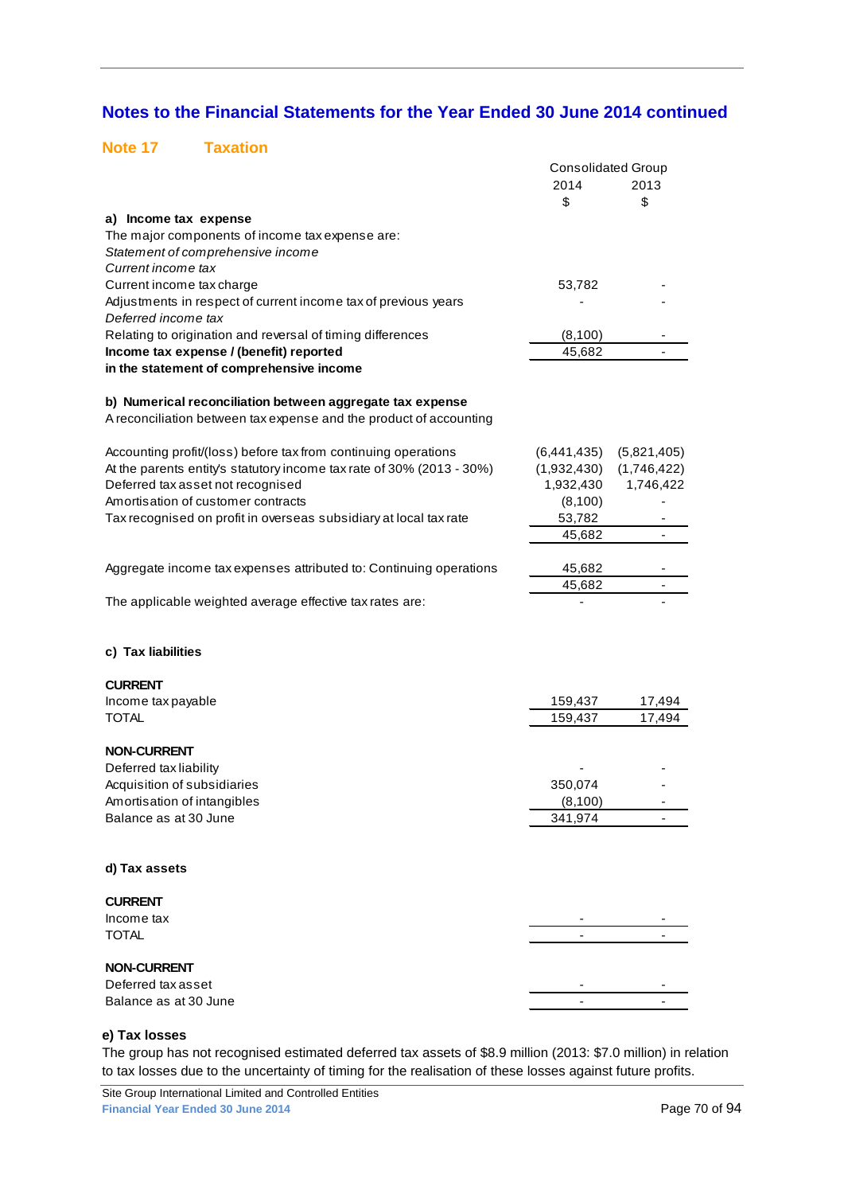## Notes to the Financial Statements for the Year Ended 30 June 2014 continued

### Note 17 Taxation

| | Consolidated Group | |
|---|---|---|
| | 2014 | 2013 |
| | $ | $ |
| **a) Income tax expense** | | |
| The major components of income tax expense are: | | |
| *Statement of comprehensive income* | | |
| *Current income tax* | | |
| Current income tax charge | 53,782 | - |
| Adjustments in respect of current income tax of previous years | - | - |
| *Deferred income tax* | | |
| Relating to origination and reversal of timing differences | (8,100) | - |
| **Income tax expense / (benefit) reported in the statement of comprehensive income** | 45,682 | - |
| | | |
| **b) Numerical reconciliation between aggregate tax expense** | | |
| A reconciliation between tax expense and the product of accounting | | |
| | | |
| Accounting profit/(loss) before tax from continuing operations | (6,441,435) | (5,821,405) |
| At the parents entity's statutory income tax rate of 30% (2013 - 30%) | (1,932,430) | (1,746,422) |
| Deferred tax asset not recognised | 1,932,430 | 1,746,422 |
| Amortisation of customer contracts | (8,100) | - |
| Tax recognised on profit in overseas subsidiary at local tax rate | 53,782 | - |
| | 45,682 | - |
| | | |
| Aggregate income tax expenses attributed to: Continuing operations | 45,682 | - |
| | 45,682 | - |
| The applicable weighted average effective tax rates are: | - | - |
| | | |
| **c) Tax liabilities** | | |
| **CURRENT** | | |
| Income tax payable | 159,437 | 17,494 |
| TOTAL | 159,437 | 17,494 |
| **NON-CURRENT** | | |
| Deferred tax liability | - | - |
| Acquisition of subsidiaries | 350,074 | - |
| Amortisation of intangibles | (8,100) | - |
| Balance as at 30 June | 341,974 | - |
| | | |
| **d) Tax assets** | | |
| **CURRENT** | | |
| Income tax | - | - |
| TOTAL | - | - |
| **NON-CURRENT** | | |
| Deferred tax asset | - | - |
| Balance as at 30 June | - | - |

**e) Tax losses**

The group has not recognised estimated deferred tax assets of $8.9 million (2013: $7.0 million) in relation to tax losses due to the uncertainty of timing for the realisation of these losses against future profits.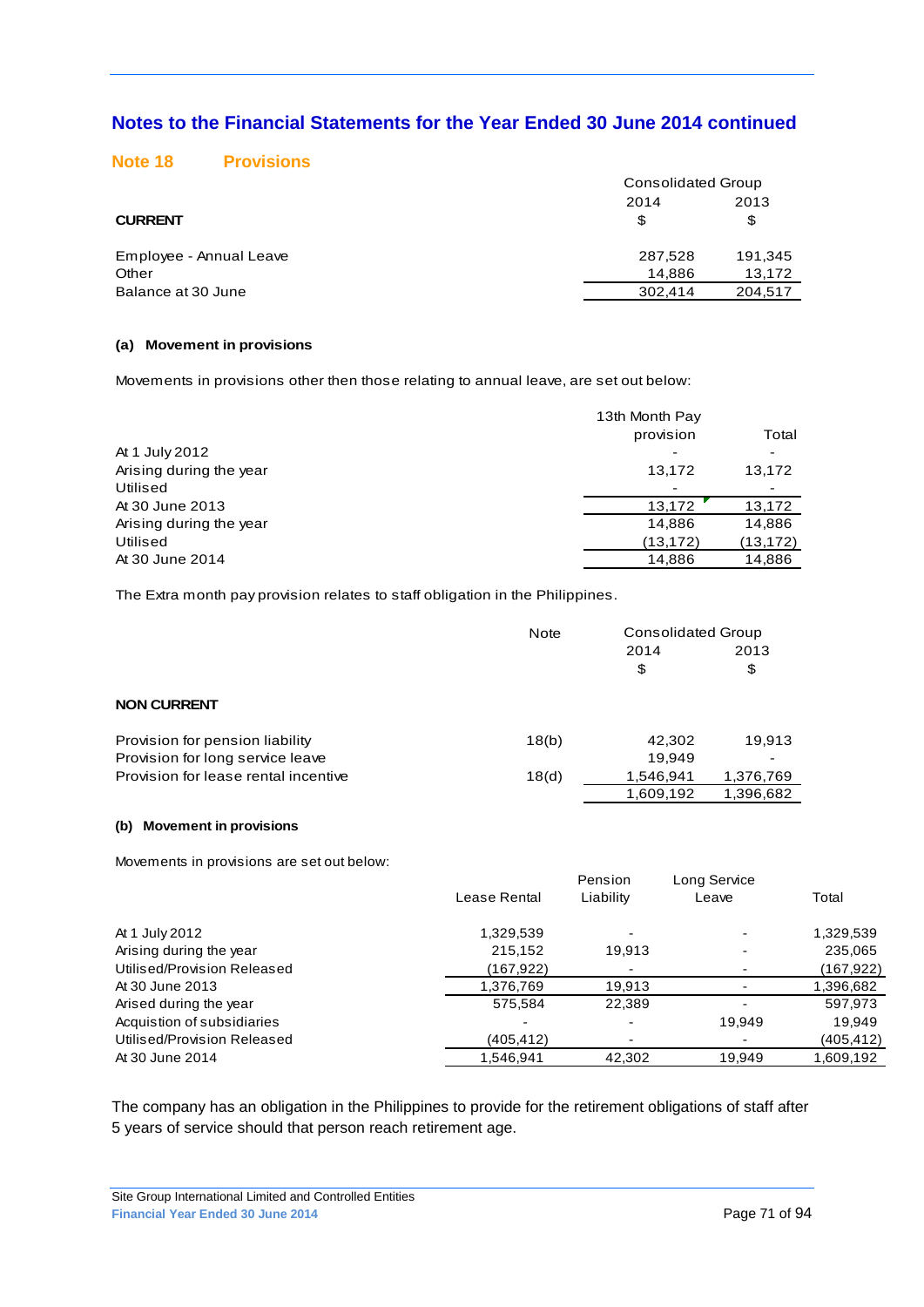## Notes to the Financial Statements for the Year Ended 30 June 2014 continued

### Note 18 Provisions

| | Consolidated Group | |
|---|---|---|
| | 2014 | 2013 |
| **CURRENT** | $ | $ |
| Employee - Annual Leave | 287,528 | 191,345 |
| Other | 14,886 | 13,172 |
| Balance at 30 June | 302,414 | 204,517 |

**(a) Movement in provisions**

Movements in provisions other then those relating to annual leave, are set out below:

| | 13th Month Pay provision | Total |
|---|---|---|
| At 1 July 2012 | - | - |
| Arising during the year | 13,172 | 13,172 |
| Utilised | - | - |
| At 30 June 2013 | 13,172 | 13,172 |
| Arising during the year | 14,886 | 14,886 |
| Utilised | (13,172) | (13,172) |
| At 30 June 2014 | 14,886 | 14,886 |

The Extra month pay provision relates to staff obligation in the Philippines.

| | Note | Consolidated Group | |
|---|---|---|---|
| | | 2014 | 2013 |
| | | $ | $ |
| **NON CURRENT** | | | |
| Provision for pension liability | 18(b) | 42,302 | 19,913 |
| Provision for long service leave | | 19,949 | - |
| Provision for lease rental incentive | 18(d) | 1,546,941 | 1,376,769 |
| | | 1,609,192 | 1,396,682 |

**(b) Movement in provisions**

Movements in provisions are set out below:

| | Lease Rental | Pension Liability | Long Service Leave | Total |
|---|---|---|---|---|
| At 1 July 2012 | 1,329,539 | - | - | 1,329,539 |
| Arising during the year | 215,152 | 19,913 | - | 235,065 |
| Utilised/Provision Released | (167,922) | - | - | (167,922) |
| At 30 June 2013 | 1,376,769 | 19,913 | - | 1,396,682 |
| Arised during the year | 575,584 | 22,389 | - | 597,973 |
| Acquistion of subsidiaries | - | - | 19,949 | 19,949 |
| Utilised/Provision Released | (405,412) | - | - | (405,412) |
| At 30 June 2014 | 1,546,941 | 42,302 | 19,949 | 1,609,192 |

The company has an obligation in the Philippines to provide for the retirement obligations of staff after 5 years of service should that person reach retirement age.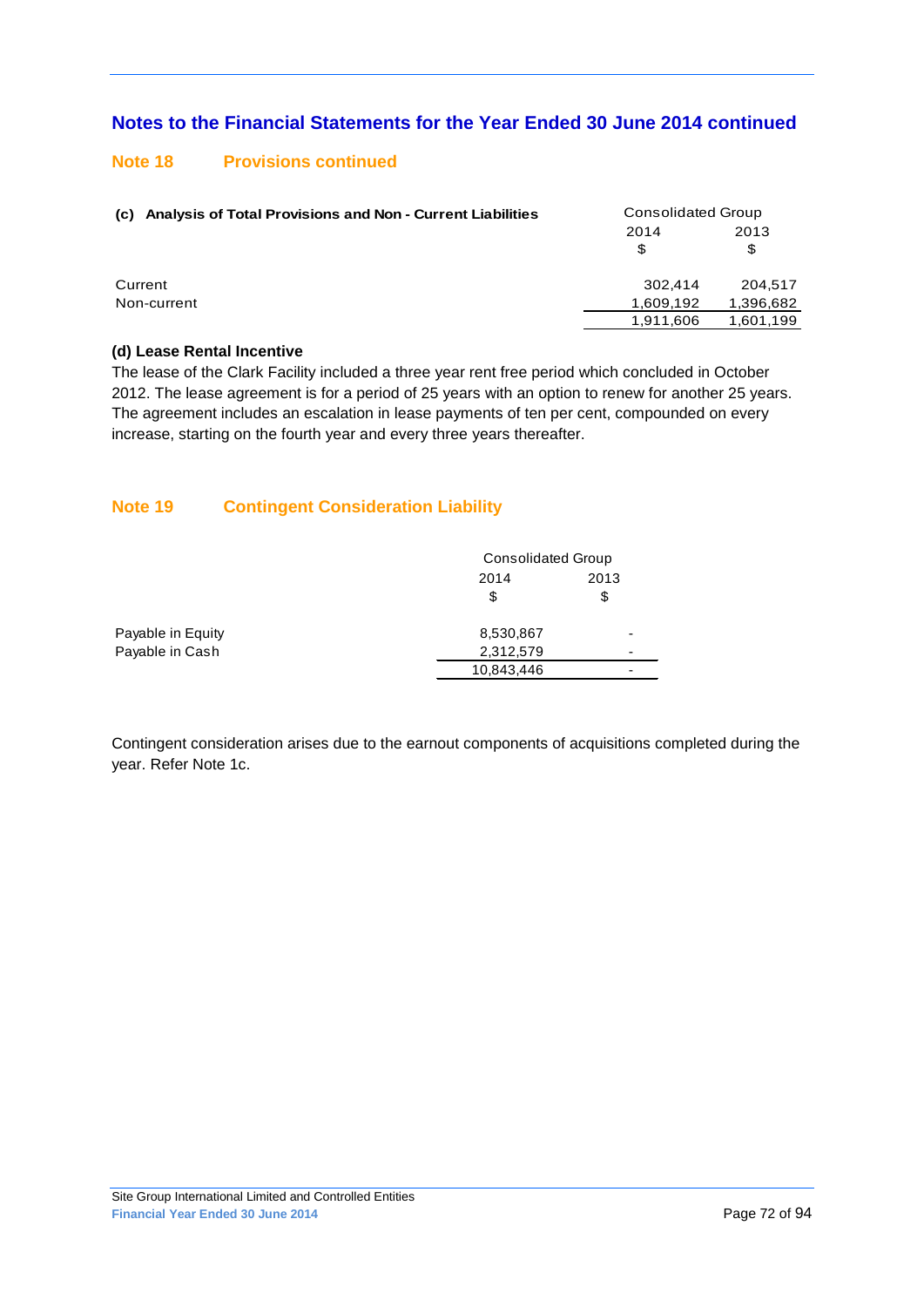# Notes to the Financial Statements for the Year Ended 30 June 2014 continued

## Note 18 Provisions continued

| (c) Analysis of Total Provisions and Non - Current Liabilities | Consolidated Group | |
|---|---|---|
| | 2014 | 2013 |
| | $ | $ |
| Current | 302,414 | 204,517 |
| Non-current | 1,609,192 | 1,396,682 |
| | 1,911,606 | 1,601,199 |

**(d) Lease Rental Incentive**

The lease of the Clark Facility included a three year rent free period which concluded in October 2012. The lease agreement is for a period of 25 years with an option to renew for another 25 years. The agreement includes an escalation in lease payments of ten per cent, compounded on every increase, starting on the fourth year and every three years thereafter.

## Note 19 Contingent Consideration Liability

| | Consolidated Group | |
|---|---|---|
| | 2014 | 2013 |
| | $ | $ |
| Payable in Equity | 8,530,867 | - |
| Payable in Cash | 2,312,579 | - |
| | 10,843,446 | - |

Contingent consideration arises due to the earnout components of acquisitions completed during the year. Refer Note 1c.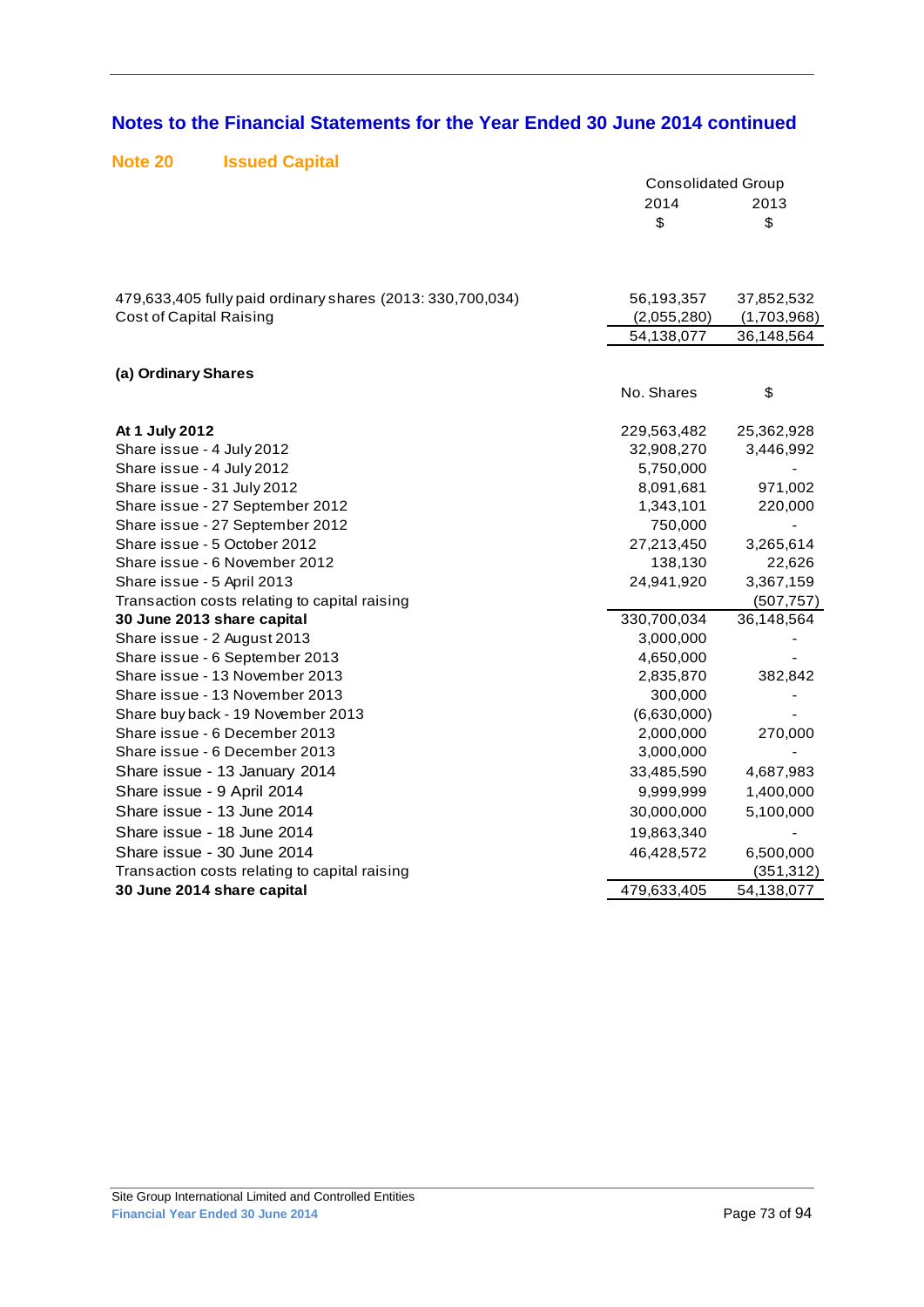## Notes to the Financial Statements for the Year Ended 30 June 2014 continued

### Note 20 Issued Capital

| | Consolidated Group | |
|---|---|---|
| | 2014 | 2013 |
| | $ | $ |
| 479,633,405 fully paid ordinary shares (2013: 330,700,034) | 56,193,357 | 37,852,532 |
| Cost of Capital Raising | (2,055,280) | (1,703,968) |
| | 54,138,077 | 36,148,564 |

**(a) Ordinary Shares**

| | No. Shares | $ |
|---|---|---|
| **At 1 July 2012** | 229,563,482 | 25,362,928 |
| Share issue - 4 July 2012 | 32,908,270 | 3,446,992 |
| Share issue - 4 July 2012 | 5,750,000 | - |
| Share issue - 31 July 2012 | 8,091,681 | 971,002 |
| Share issue - 27 September 2012 | 1,343,101 | 220,000 |
| Share issue - 27 September 2012 | 750,000 | - |
| Share issue - 5 October 2012 | 27,213,450 | 3,265,614 |
| Share issue - 6 November 2012 | 138,130 | 22,626 |
| Share issue - 5 April 2013 | 24,941,920 | 3,367,159 |
| Transaction costs relating to capital raising | | (507,757) |
| **30 June 2013 share capital** | 330,700,034 | 36,148,564 |
| Share issue - 2 August 2013 | 3,000,000 | - |
| Share issue - 6 September 2013 | 4,650,000 | - |
| Share issue - 13 November 2013 | 2,835,870 | 382,842 |
| Share issue - 13 November 2013 | 300,000 | - |
| Share buy back - 19 November 2013 | (6,630,000) | - |
| Share issue - 6 December 2013 | 2,000,000 | 270,000 |
| Share issue - 6 December 2013 | 3,000,000 | - |
| Share issue - 13 January 2014 | 33,485,590 | 4,687,983 |
| Share issue - 9 April 2014 | 9,999,999 | 1,400,000 |
| Share issue - 13 June 2014 | 30,000,000 | 5,100,000 |
| Share issue - 18 June 2014 | 19,863,340 | - |
| Share issue - 30 June 2014 | 46,428,572 | 6,500,000 |
| Transaction costs relating to capital raising | | (351,312) |
| **30 June 2014 share capital** | 479,633,405 | 54,138,077 |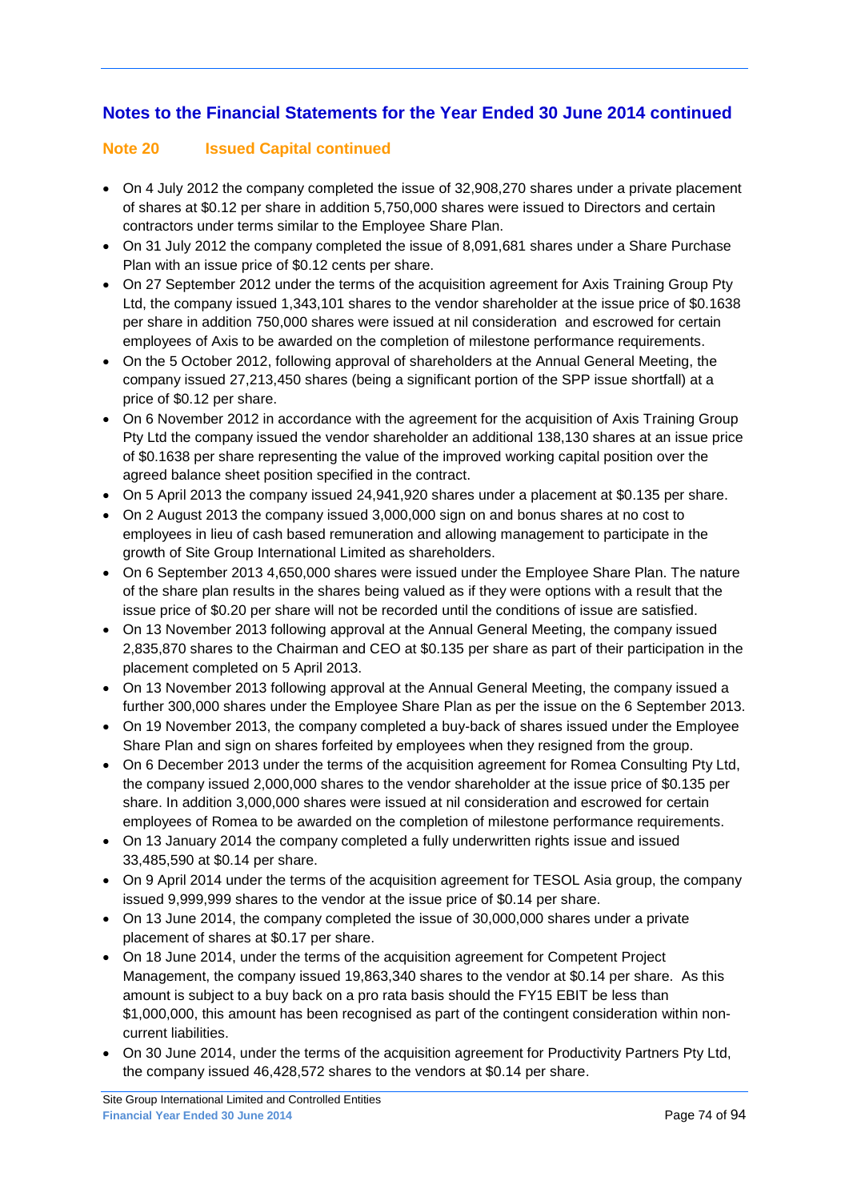## Notes to the Financial Statements for the Year Ended 30 June 2014 continued

### Note 20 Issued Capital continued

- On 4 July 2012 the company completed the issue of 32,908,270 shares under a private placement of shares at $0.12 per share in addition 5,750,000 shares were issued to Directors and certain contractors under terms similar to the Employee Share Plan.
- On 31 July 2012 the company completed the issue of 8,091,681 shares under a Share Purchase Plan with an issue price of $0.12 cents per share.
- On 27 September 2012 under the terms of the acquisition agreement for Axis Training Group Pty Ltd, the company issued 1,343,101 shares to the vendor shareholder at the issue price of $0.1638 per share in addition 750,000 shares were issued at nil consideration and escrowed for certain employees of Axis to be awarded on the completion of milestone performance requirements.
- On the 5 October 2012, following approval of shareholders at the Annual General Meeting, the company issued 27,213,450 shares (being a significant portion of the SPP issue shortfall) at a price of $0.12 per share.
- On 6 November 2012 in accordance with the agreement for the acquisition of Axis Training Group Pty Ltd the company issued the vendor shareholder an additional 138,130 shares at an issue price of $0.1638 per share representing the value of the improved working capital position over the agreed balance sheet position specified in the contract.
- On 5 April 2013 the company issued 24,941,920 shares under a placement at $0.135 per share.
- On 2 August 2013 the company issued 3,000,000 sign on and bonus shares at no cost to employees in lieu of cash based remuneration and allowing management to participate in the growth of Site Group International Limited as shareholders.
- On 6 September 2013 4,650,000 shares were issued under the Employee Share Plan. The nature of the share plan results in the shares being valued as if they were options with a result that the issue price of $0.20 per share will not be recorded until the conditions of issue are satisfied.
- On 13 November 2013 following approval at the Annual General Meeting, the company issued 2,835,870 shares to the Chairman and CEO at $0.135 per share as part of their participation in the placement completed on 5 April 2013.
- On 13 November 2013 following approval at the Annual General Meeting, the company issued a further 300,000 shares under the Employee Share Plan as per the issue on the 6 September 2013.
- On 19 November 2013, the company completed a buy-back of shares issued under the Employee Share Plan and sign on shares forfeited by employees when they resigned from the group.
- On 6 December 2013 under the terms of the acquisition agreement for Romea Consulting Pty Ltd, the company issued 2,000,000 shares to the vendor shareholder at the issue price of $0.135 per share. In addition 3,000,000 shares were issued at nil consideration and escrowed for certain employees of Romea to be awarded on the completion of milestone performance requirements.
- On 13 January 2014 the company completed a fully underwritten rights issue and issued 33,485,590 at $0.14 per share.
- On 9 April 2014 under the terms of the acquisition agreement for TESOL Asia group, the company issued 9,999,999 shares to the vendor at the issue price of $0.14 per share.
- On 13 June 2014, the company completed the issue of 30,000,000 shares under a private placement of shares at $0.17 per share.
- On 18 June 2014, under the terms of the acquisition agreement for Competent Project Management, the company issued 19,863,340 shares to the vendor at $0.14 per share. As this amount is subject to a buy back on a pro rata basis should the FY15 EBIT be less than $1,000,000, this amount has been recognised as part of the contingent consideration within non-current liabilities.
- On 30 June 2014, under the terms of the acquisition agreement for Productivity Partners Pty Ltd, the company issued 46,428,572 shares to the vendors at $0.14 per share.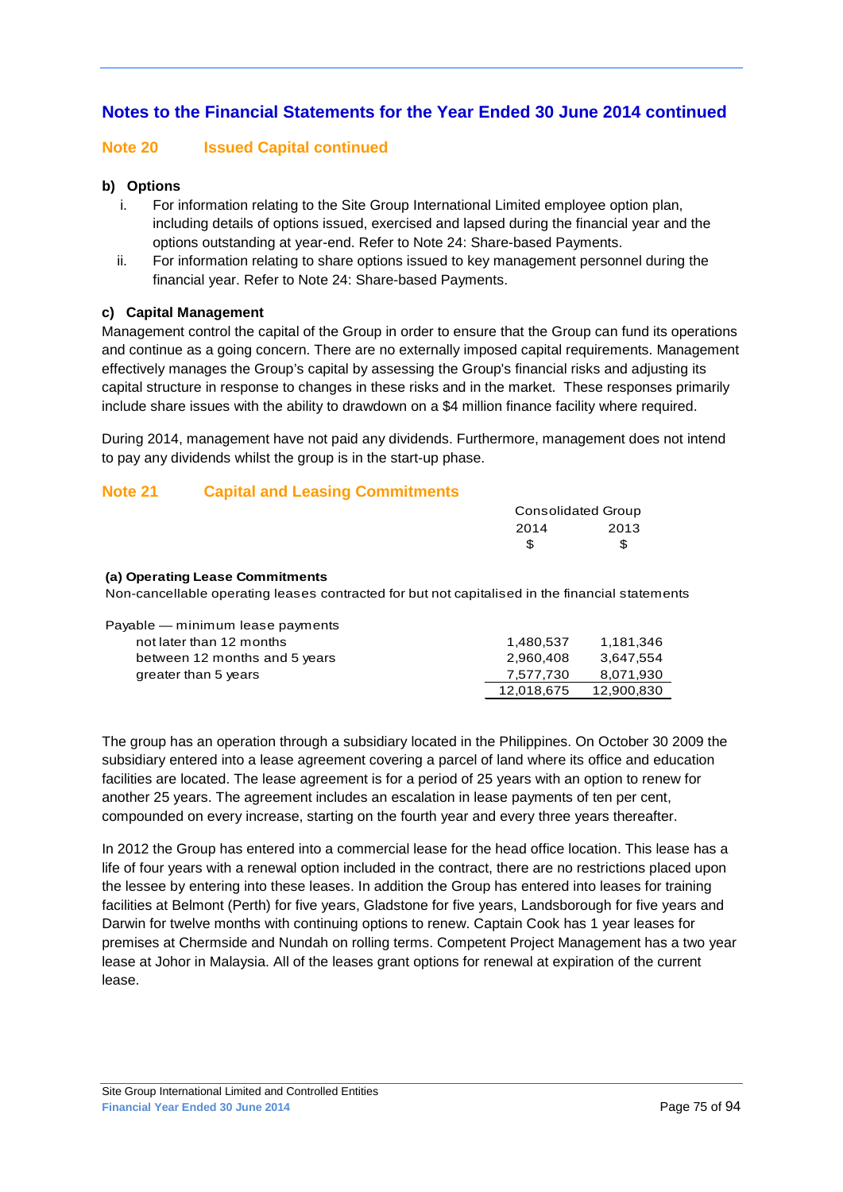## Notes to the Financial Statements for the Year Ended 30 June 2014 continued

### Note 20 Issued Capital continued

**b) Options**

i. For information relating to the Site Group International Limited employee option plan, including details of options issued, exercised and lapsed during the financial year and the options outstanding at year-end. Refer to Note 24: Share-based Payments.

ii. For information relating to share options issued to key management personnel during the financial year. Refer to Note 24: Share-based Payments.

**c) Capital Management**

Management control the capital of the Group in order to ensure that the Group can fund its operations and continue as a going concern. There are no externally imposed capital requirements. Management effectively manages the Group's capital by assessing the Group's financial risks and adjusting its capital structure in response to changes in these risks and in the market. These responses primarily include share issues with the ability to drawdown on a $4 million finance facility where required.

During 2014, management have not paid any dividends. Furthermore, management does not intend to pay any dividends whilst the group is in the start-up phase.

### Note 21 Capital and Leasing Commitments

| | Consolidated Group | |
|---|---|---|
| | 2014 | 2013 |
| | $ | $ |
| **(a) Operating Lease Commitments** | | |
| Non-cancellable operating leases contracted for but not capitalised in the financial statements | | |
| Payable — minimum lease payments | | |
| not later than 12 months | 1,480,537 | 1,181,346 |
| between 12 months and 5 years | 2,960,408 | 3,647,554 |
| greater than 5 years | 7,577,730 | 8,071,930 |
| | 12,018,675 | 12,900,830 |

The group has an operation through a subsidiary located in the Philippines. On October 30 2009 the subsidiary entered into a lease agreement covering a parcel of land where its office and education facilities are located. The lease agreement is for a period of 25 years with an option to renew for another 25 years. The agreement includes an escalation in lease payments of ten per cent, compounded on every increase, starting on the fourth year and every three years thereafter.

In 2012 the Group has entered into a commercial lease for the head office location. This lease has a life of four years with a renewal option included in the contract, there are no restrictions placed upon the lessee by entering into these leases. In addition the Group has entered into leases for training facilities at Belmont (Perth) for five years, Gladstone for five years, Landsborough for five years and Darwin for twelve months with continuing options to renew. Captain Cook has 1 year leases for premises at Chermside and Nundah on rolling terms. Competent Project Management has a two year lease at Johor in Malaysia. All of the leases grant options for renewal at expiration of the current lease.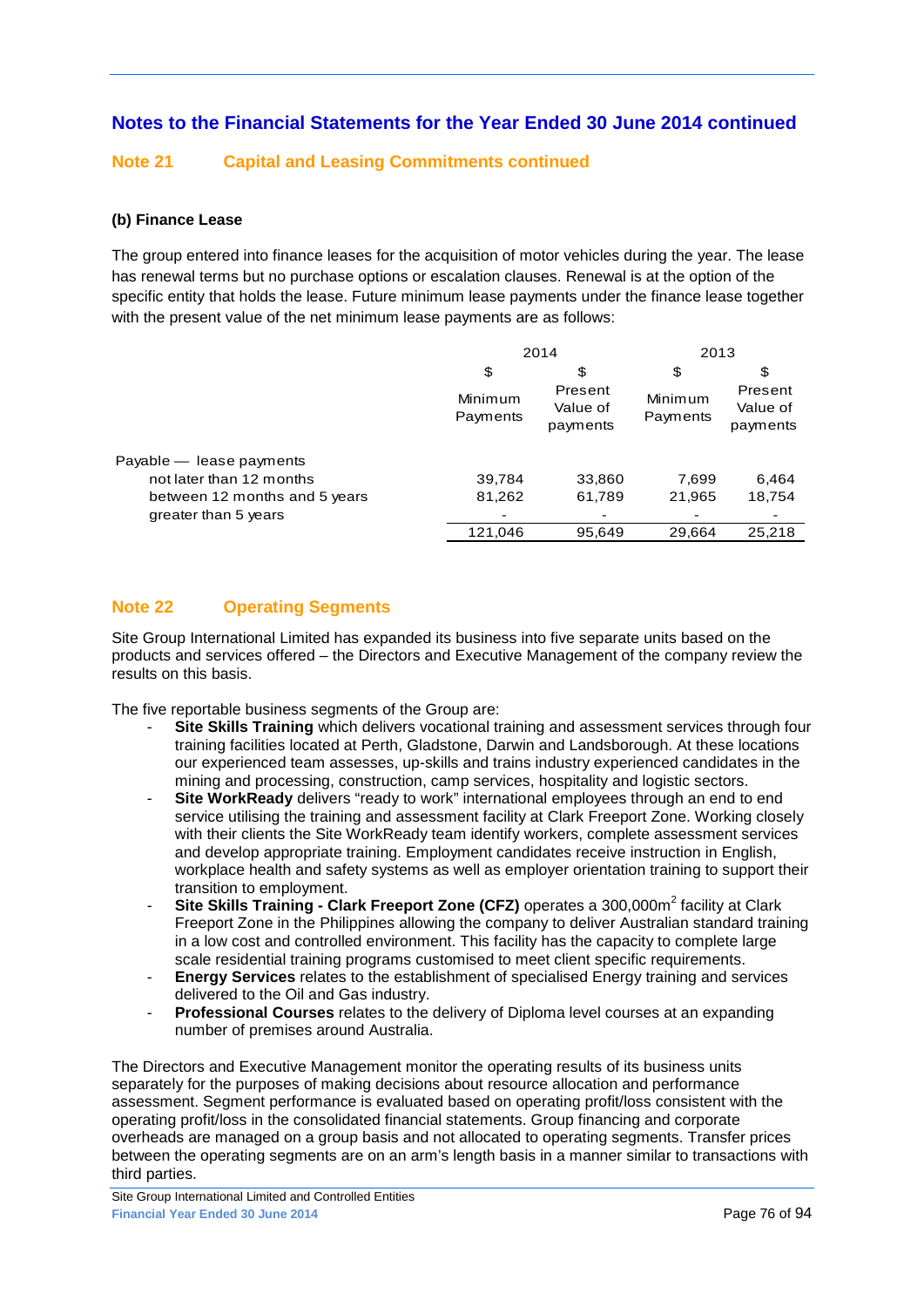## Notes to the Financial Statements for the Year Ended 30 June 2014 continued

### Note 21 Capital and Leasing Commitments continued

**(b) Finance Lease**

The group entered into finance leases for the acquisition of motor vehicles during the year. The lease has renewal terms but no purchase options or escalation clauses. Renewal is at the option of the specific entity that holds the lease. Future minimum lease payments under the finance lease together with the present value of the net minimum lease payments are as follows:

| | 2014 | | 2013 | |
|---|---|---|---|---|
| | $ | $ | $ | $ |
| | Minimum Payments | Present Value of payments | Minimum Payments | Present Value of payments |
| Payable — lease payments | | | | |
| not later than 12 months | 39,784 | 33,860 | 7,699 | 6,464 |
| between 12 months and 5 years | 81,262 | 61,789 | 21,965 | 18,754 |
| greater than 5 years | - | - | - | - |
| | 121,046 | 95,649 | 29,664 | 25,218 |

### Note 22 Operating Segments

Site Group International Limited has expanded its business into five separate units based on the products and services offered – the Directors and Executive Management of the company review the results on this basis.

The five reportable business segments of the Group are:

- **Site Skills Training** which delivers vocational training and assessment services through four training facilities located at Perth, Gladstone, Darwin and Landsborough. At these locations our experienced team assesses, up-skills and trains industry experienced candidates in the mining and processing, construction, camp services, hospitality and logistic sectors.
- **Site WorkReady** delivers "ready to work" international employees through an end to end service utilising the training and assessment facility at Clark Freeport Zone. Working closely with their clients the Site WorkReady team identify workers, complete assessment services and develop appropriate training. Employment candidates receive instruction in English, workplace health and safety systems as well as employer orientation training to support their transition to employment.
- **Site Skills Training - Clark Freeport Zone (CFZ)** operates a 300,000m$^2$ facility at Clark Freeport Zone in the Philippines allowing the company to deliver Australian standard training in a low cost and controlled environment. This facility has the capacity to complete large scale residential training programs customised to meet client specific requirements.
- **Energy Services** relates to the establishment of specialised Energy training and services delivered to the Oil and Gas industry.
- **Professional Courses** relates to the delivery of Diploma level courses at an expanding number of premises around Australia.

The Directors and Executive Management monitor the operating results of its business units separately for the purposes of making decisions about resource allocation and performance assessment. Segment performance is evaluated based on operating profit/loss consistent with the operating profit/loss in the consolidated financial statements. Group financing and corporate overheads are managed on a group basis and not allocated to operating segments. Transfer prices between the operating segments are on an arm's length basis in a manner similar to transactions with third parties.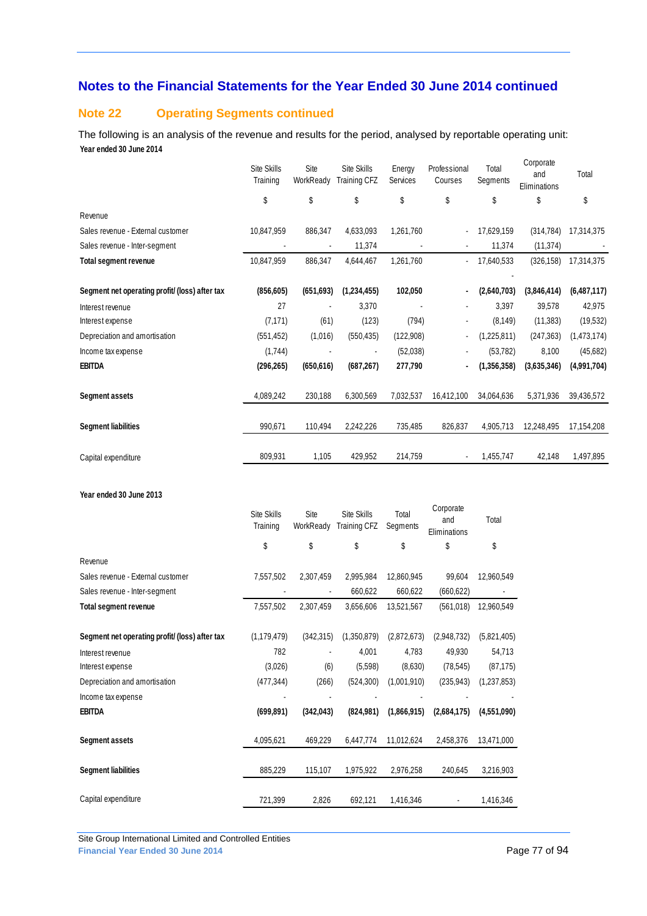## Notes to the Financial Statements for the Year Ended 30 June 2014 continued

### Note 22 Operating Segments continued

The following is an analysis of the revenue and results for the period, analysed by reportable operating unit:

**Year ended 30 June 2014**

| | Site Skills Training | Site WorkReady | Site Skills Training CFZ | Energy Services | Professional Courses | Total Segments | Corporate and Eliminations | Total |
|---|---|---|---|---|---|---|---|---|
| | $ | $ | $ | $ | $ | $ | $ | $ |
| Revenue | | | | | | | | |
| Sales revenue - External customer | 10,847,959 | 886,347 | 4,633,093 | 1,261,760 | - | 17,629,159 | (314,784) | 17,314,375 |
| Sales revenue - Inter-segment | - | - | 11,374 | - | - | 11,374 | (11,374) | - |
| **Total segment revenue** | 10,847,959 | 886,347 | 4,644,467 | 1,261,760 | - | 17,640,533 | (326,158) | 17,314,375 |
| | | | | | | - | | |
| **Segment net operating profit/ (loss) after tax** | **(856,605)** | **(651,693)** | **(1,234,455)** | **102,050** | **-** | **(2,640,703)** | **(3,846,414)** | **(6,487,117)** |
| Interest revenue | 27 | - | 3,370 | - | - | 3,397 | 39,578 | 42,975 |
| Interest expense | (7,171) | (61) | (123) | (794) | - | (8,149) | (11,383) | (19,532) |
| Depreciation and amortisation | (551,452) | (1,016) | (550,435) | (122,908) | - | (1,225,811) | (247,363) | (1,473,174) |
| Income tax expense | (1,744) | - | - | (52,038) | - | (53,782) | 8,100 | (45,682) |
| **EBITDA** | **(296,265)** | **(650,616)** | **(687,267)** | **277,790** | **-** | **(1,356,358)** | **(3,635,346)** | **(4,991,704)** |
| | | | | | | | | |
| **Segment assets** | 4,089,242 | 230,188 | 6,300,569 | 7,032,537 | 16,412,100 | 34,064,636 | 5,371,936 | 39,436,572 |
| | | | | | | | | |
| **Segment liabilities** | 990,671 | 110,494 | 2,242,226 | 735,485 | 826,837 | 4,905,713 | 12,248,495 | 17,154,208 |
| | | | | | | | | |
| Capital expenditure | 809,931 | 1,105 | 429,952 | 214,759 | - | 1,455,747 | 42,148 | 1,497,895 |

**Year ended 30 June 2013**

| | Site Skills Training | Site WorkReady | Site Skills Training CFZ | Total Segments | Corporate and Eliminations | Total |
|---|---|---|---|---|---|---|
| | $ | $ | $ | $ | $ | $ |
| Revenue | | | | | | |
| Sales revenue - External customer | 7,557,502 | 2,307,459 | 2,995,984 | 12,860,945 | 99,604 | 12,960,549 |
| Sales revenue - Inter-segment | - | - | 660,622 | 660,622 | (660,622) | - |
| **Total segment revenue** | 7,557,502 | 2,307,459 | 3,656,606 | 13,521,567 | (561,018) | 12,960,549 |
| | | | | | | |
| **Segment net operating profit/ (loss) after tax** | (1,179,479) | (342,315) | (1,350,879) | (2,872,673) | (2,948,732) | (5,821,405) |
| Interest revenue | 782 | - | 4,001 | 4,783 | 49,930 | 54,713 |
| Interest expense | (3,026) | (6) | (5,598) | (8,630) | (78,545) | (87,175) |
| Depreciation and amortisation | (477,344) | (266) | (524,300) | (1,001,910) | (235,943) | (1,237,853) |
| Income tax expense | - | - | - | - | - | - |
| **EBITDA** | **(699,891)** | **(342,043)** | **(824,981)** | **(1,866,915)** | **(2,684,175)** | **(4,551,090)** |
| | | | | | | |
| **Segment assets** | 4,095,621 | 469,229 | 6,447,774 | 11,012,624 | 2,458,376 | 13,471,000 |
| | | | | | | |
| **Segment liabilities** | 885,229 | 115,107 | 1,975,922 | 2,976,258 | 240,645 | 3,216,903 |
| | | | | | | |
| Capital expenditure | 721,399 | 2,826 | 692,121 | 1,416,346 | - | 1,416,346 |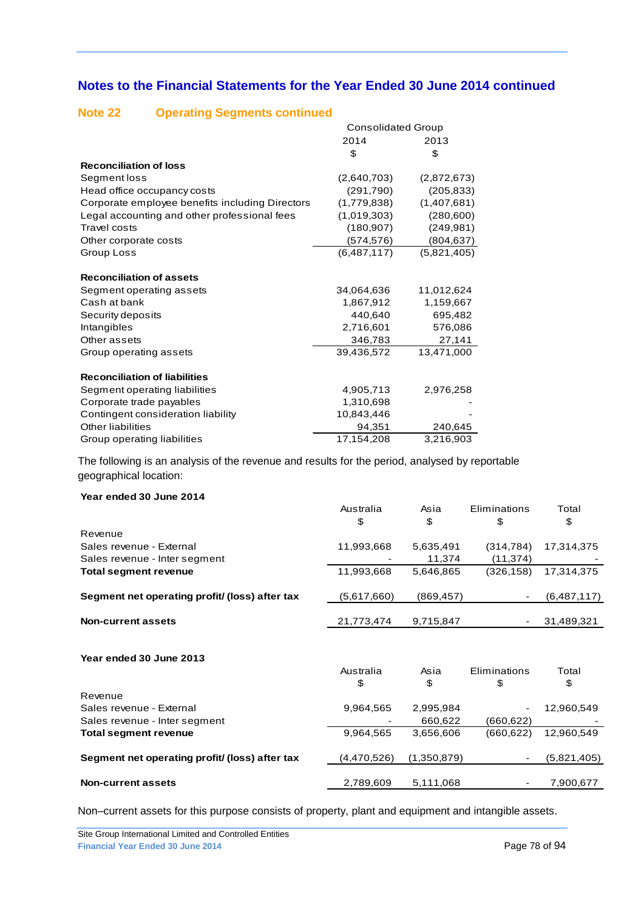## Notes to the Financial Statements for the Year Ended 30 June 2014 continued

### Note 22 Operating Segments continued

| | Consolidated Group | |
|---|---|---|
| | 2014 | 2013 |
| | $ | $ |
| **Reconciliation of loss** | | |
| Segment loss | (2,640,703) | (2,872,673) |
| Head office occupancy costs | (291,790) | (205,833) |
| Corporate employee benefits including Directors | (1,779,838) | (1,407,681) |
| Legal accounting and other professional fees | (1,019,303) | (280,600) |
| Travel costs | (180,907) | (249,981) |
| Other corporate costs | (574,576) | (804,637) |
| Group Loss | (6,487,117) | (5,821,405) |
| | | |
| **Reconciliation of assets** | | |
| Segment operating assets | 34,064,636 | 11,012,624 |
| Cash at bank | 1,867,912 | 1,159,667 |
| Security deposits | 440,640 | 695,482 |
| Intangibles | 2,716,601 | 576,086 |
| Other assets | 346,783 | 27,141 |
| Group operating assets | 39,436,572 | 13,471,000 |
| | | |
| **Reconciliation of liabilities** | | |
| Segment operating liabilities | 4,905,713 | 2,976,258 |
| Corporate trade payables | 1,310,698 | - |
| Contingent consideration liability | 10,843,446 | - |
| Other liabilities | 94,351 | 240,645 |
| Group operating liabilities | 17,154,208 | 3,216,903 |

The following is an analysis of the revenue and results for the period, analysed by reportable geographical location:

**Year ended 30 June 2014**

| | Australia | Asia | Eliminations | Total |
|---|---|---|---|---|
| | $ | $ | $ | $ |
| Revenue | | | | |
| Sales revenue - External | 11,993,668 | 5,635,491 | (314,784) | 17,314,375 |
| Sales revenue - Inter segment | - | 11,374 | (11,374) | - |
| **Total segment revenue** | 11,993,668 | 5,646,865 | (326,158) | 17,314,375 |
| | | | | |
| **Segment net operating profit/ (loss) after tax** | (5,617,660) | (869,457) | - | (6,487,117) |
| | | | | |
| **Non-current assets** | 21,773,474 | 9,715,847 | - | 31,489,321 |

**Year ended 30 June 2013**

| | Australia | Asia | Eliminations | Total |
|---|---|---|---|---|
| | $ | $ | $ | $ |
| Revenue | | | | |
| Sales revenue - External | 9,964,565 | 2,995,984 | - | 12,960,549 |
| Sales revenue - Inter segment | - | 660,622 | (660,622) | - |
| **Total segment revenue** | 9,964,565 | 3,656,606 | (660,622) | 12,960,549 |
| | | | | |
| **Segment net operating profit/ (loss) after tax** | (4,470,526) | (1,350,879) | - | (5,821,405) |
| | | | | |
| **Non-current assets** | 2,789,609 | 5,111,068 | - | 7,900,677 |

Non–current assets for this purpose consists of property, plant and equipment and intangible assets.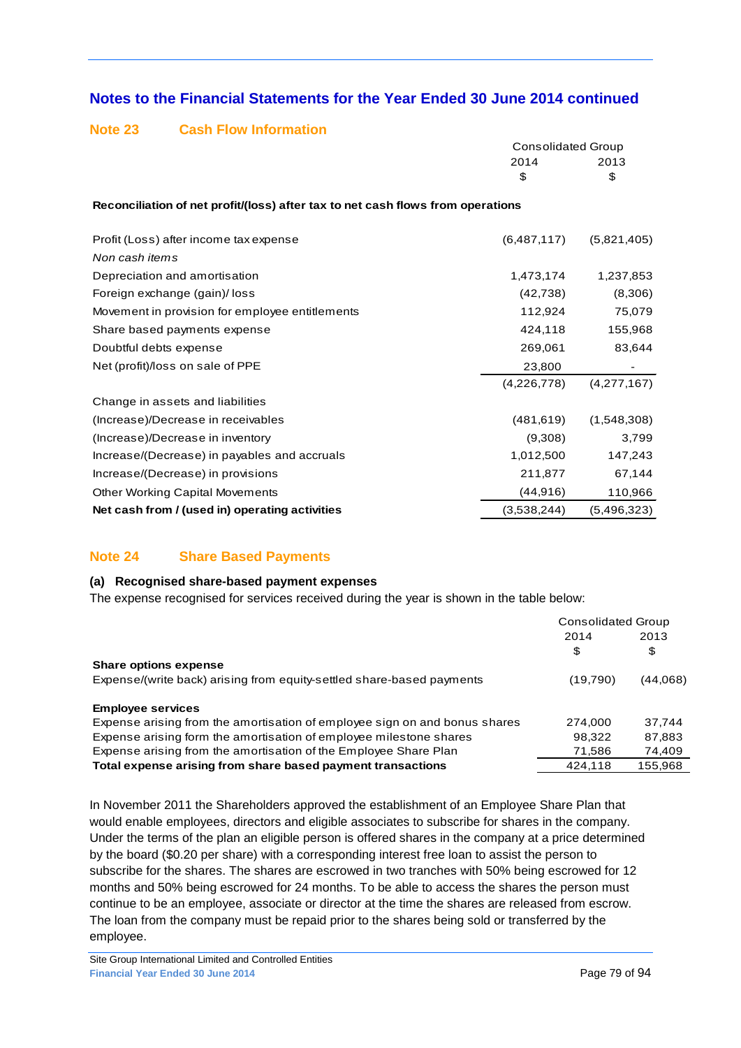## Notes to the Financial Statements for the Year Ended 30 June 2014 continued

### Note 23 Cash Flow Information

| | Consolidated Group | |
|---|---|---|
| | 2014 | 2013 |
| | $ | $ |
| **Reconciliation of net profit/(loss) after tax to net cash flows from operations** | | |
| Profit (Loss) after income tax expense | (6,487,117) | (5,821,405) |
| *Non cash items* | | |
| Depreciation and amortisation | 1,473,174 | 1,237,853 |
| Foreign exchange (gain)/ loss | (42,738) | (8,306) |
| Movement in provision for employee entitlements | 112,924 | 75,079 |
| Share based payments expense | 424,118 | 155,968 |
| Doubtful debts expense | 269,061 | 83,644 |
| Net (profit)/loss on sale of PPE | 23,800 | - |
| | (4,226,778) | (4,277,167) |
| Change in assets and liabilities | | |
| (Increase)/Decrease in receivables | (481,619) | (1,548,308) |
| (Increase)/Decrease in inventory | (9,308) | 3,799 |
| Increase/(Decrease) in payables and accruals | 1,012,500 | 147,243 |
| Increase/(Decrease) in provisions | 211,877 | 67,144 |
| Other Working Capital Movements | (44,916) | 110,966 |
| **Net cash from / (used in) operating activities** | (3,538,244) | (5,496,323) |

### Note 24 Share Based Payments

**(a) Recognised share-based payment expenses**

The expense recognised for services received during the year is shown in the table below:

| | Consolidated Group | |
|---|---|---|
| | 2014 | 2013 |
| | $ | $ |
| **Share options expense** | | |
| Expense/(write back) arising from equity-settled share-based payments | (19,790) | (44,068) |
| **Employee services** | | |
| Expense arising from the amortisation of employee sign on and bonus shares | 274,000 | 37,744 |
| Expense arising form the amortisation of employee milestone shares | 98,322 | 87,883 |
| Expense arising from the amortisation of the Employee Share Plan | 71,586 | 74,409 |
| **Total expense arising from share based payment transactions** | 424,118 | 155,968 |

In November 2011 the Shareholders approved the establishment of an Employee Share Plan that would enable employees, directors and eligible associates to subscribe for shares in the company. Under the terms of the plan an eligible person is offered shares in the company at a price determined by the board ($0.20 per share) with a corresponding interest free loan to assist the person to subscribe for the shares. The shares are escrowed in two tranches with 50% being escrowed for 12 months and 50% being escrowed for 24 months. To be able to access the shares the person must continue to be an employee, associate or director at the time the shares are released from escrow. The loan from the company must be repaid prior to the shares being sold or transferred by the employee.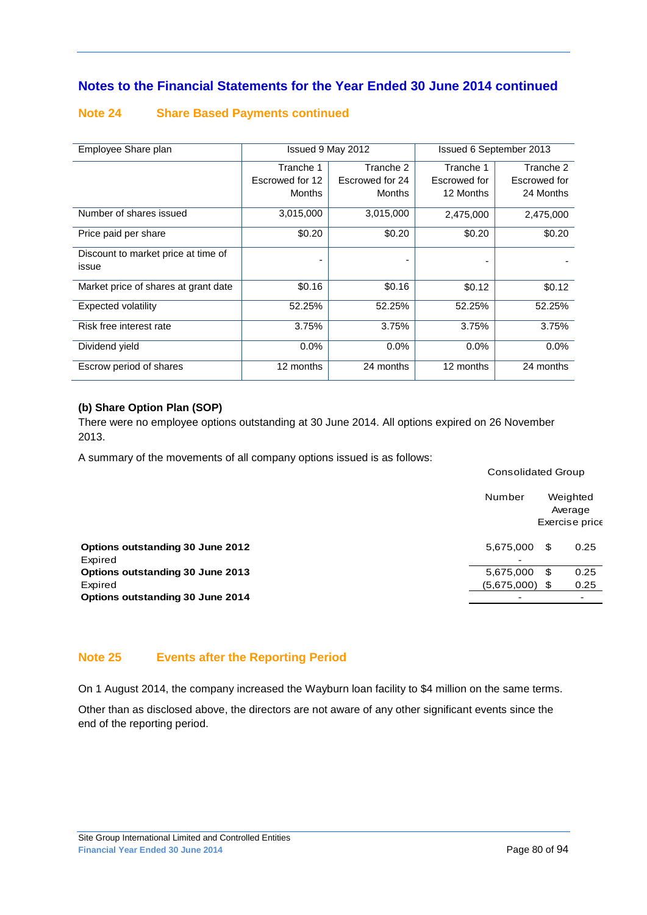## Notes to the Financial Statements for the Year Ended 30 June 2014 continued

### Note 24 Share Based Payments continued

| Employee Share plan | Issued 9 May 2012 | | Issued 6 September 2013 | |
|---|---|---|---|---|
| | Tranche 1 Escrowed for 12 Months | Tranche 2 Escrowed for 24 Months | Tranche 1 Escrowed for 12 Months | Tranche 2 Escrowed for 24 Months |
| Number of shares issued | 3,015,000 | 3,015,000 | 2,475,000 | 2,475,000 |
| Price paid per share | $0.20 | $0.20 | $0.20 | $0.20 |
| Discount to market price at time of issue | - | - | - | - |
| Market price of shares at grant date | $0.16 | $0.16 | $0.12 | $0.12 |
| Expected volatility | 52.25% | 52.25% | 52.25% | 52.25% |
| Risk free interest rate | 3.75% | 3.75% | 3.75% | 3.75% |
| Dividend yield | 0.0% | 0.0% | 0.0% | 0.0% |
| Escrow period of shares | 12 months | 24 months | 12 months | 24 months |

**(b) Share Option Plan (SOP)**

There were no employee options outstanding at 30 June 2014. All options expired on 26 November 2013.

A summary of the movements of all company options issued is as follows:

| | Consolidated Group | |
|---|---|---|
| | Number | Weighted Average Exercise price |
| **Options outstanding 30 June 2012** | 5,675,000 | $ 0.25 |
| Expired | - | |
| **Options outstanding 30 June 2013** | 5,675,000 | $ 0.25 |
| Expired | (5,675,000) | $ 0.25 |
| **Options outstanding 30 June 2014** | - | - |

### Note 25 Events after the Reporting Period

On 1 August 2014, the company increased the Wayburn loan facility to $4 million on the same terms.

Other than as disclosed above, the directors are not aware of any other significant events since the end of the reporting period.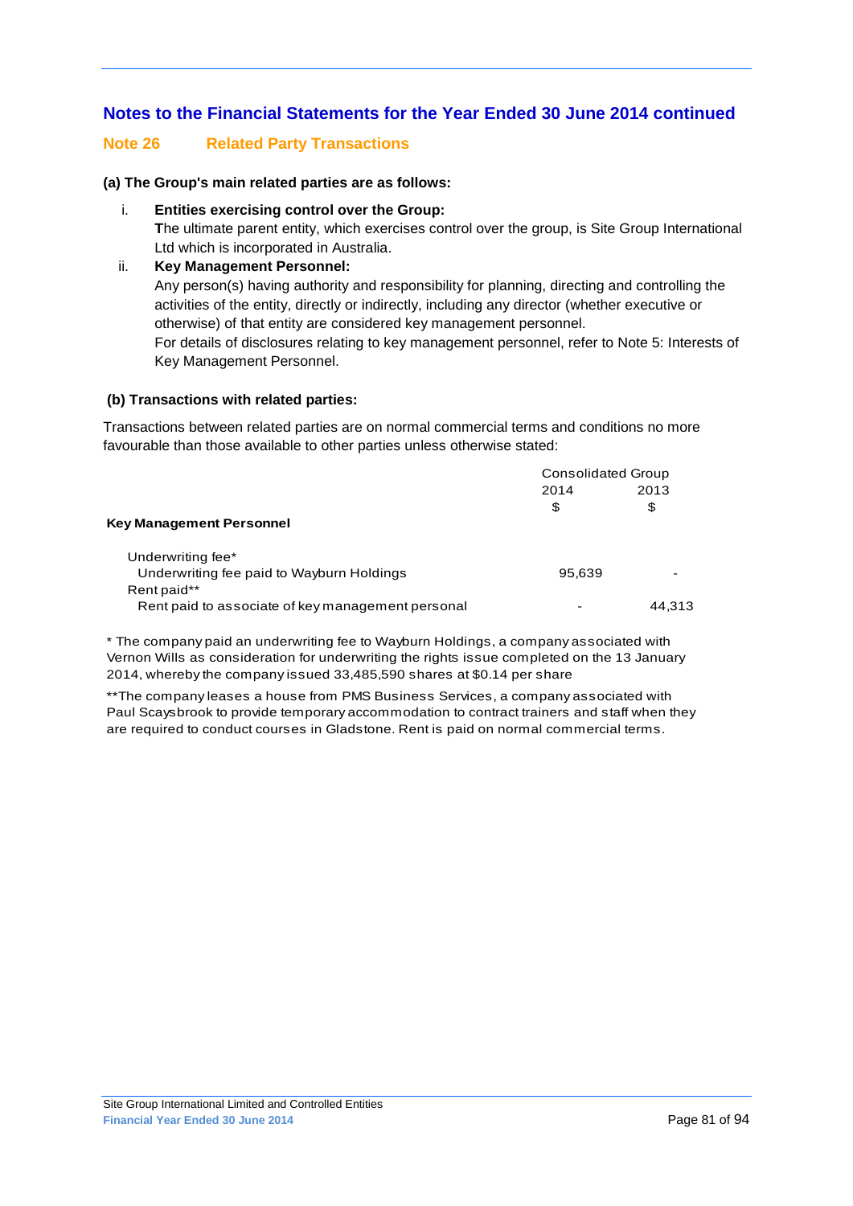## Notes to the Financial Statements for the Year Ended 30 June 2014 continued

### Note 26 Related Party Transactions

**(a) The Group's main related parties are as follows:**

i. **Entities exercising control over the Group:**
   **T**he ultimate parent entity, which exercises control over the group, is Site Group International Ltd which is incorporated in Australia.

ii. **Key Management Personnel:**
   Any person(s) having authority and responsibility for planning, directing and controlling the activities of the entity, directly or indirectly, including any director (whether executive or otherwise) of that entity are considered key management personnel.
   For details of disclosures relating to key management personnel, refer to Note 5: Interests of Key Management Personnel.

**(b) Transactions with related parties:**

Transactions between related parties are on normal commercial terms and conditions no more favourable than those available to other parties unless otherwise stated:

| | Consolidated Group | |
|---|---|---|
| | 2014 | 2013 |
| | $ | $ |
| **Key Management Personnel** | | |
| Underwriting fee* | | |
| Underwriting fee paid to Wayburn Holdings | 95,639 | - |
| Rent paid** | | |
| Rent paid to associate of key management personal | - | 44,313 |

* The company paid an underwriting fee to Wayburn Holdings, a company associated with Vernon Wills as consideration for underwriting the rights issue completed on the 13 January 2014, whereby the company issued 33,485,590 shares at $0.14 per share

**The company leases a house from PMS Business Services, a company associated with Paul Scaysbrook to provide temporary accommodation to contract trainers and staff when they are required to conduct courses in Gladstone. Rent is paid on normal commercial terms.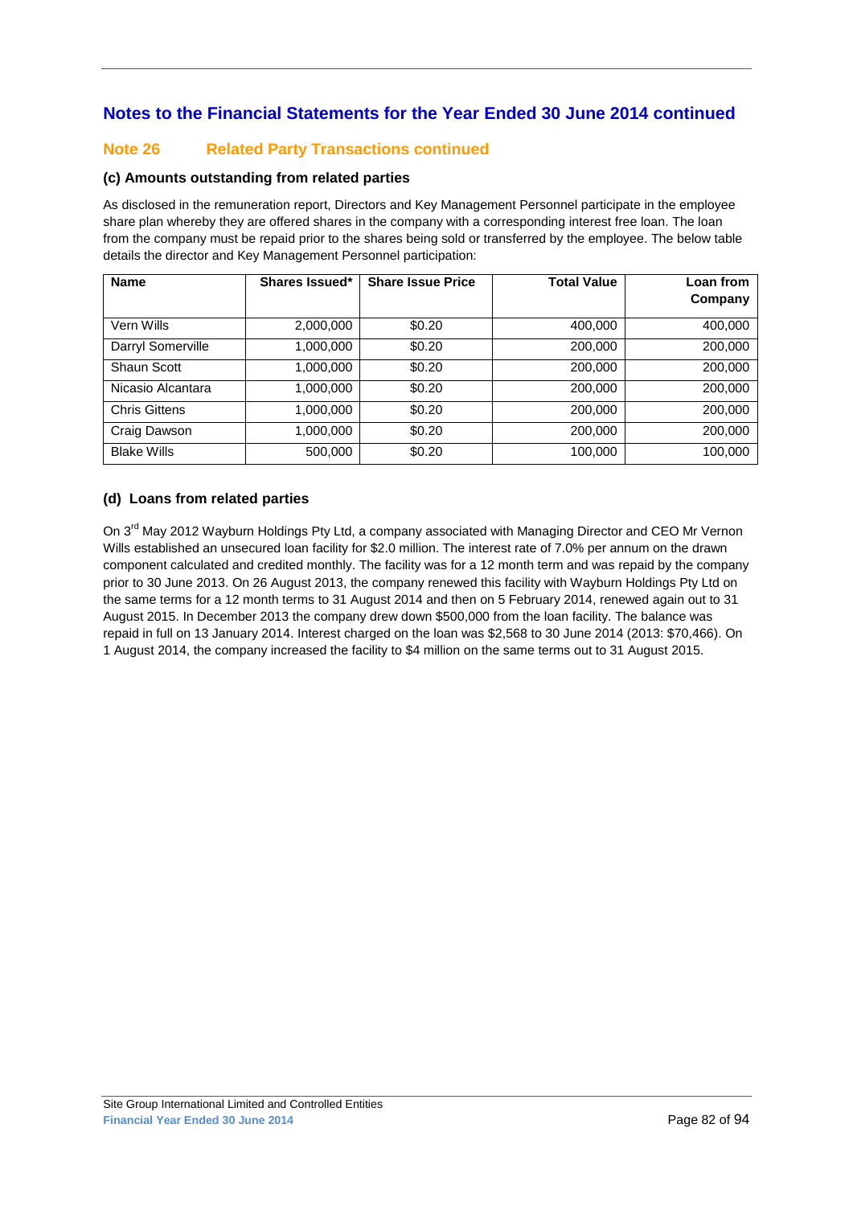## Notes to the Financial Statements for the Year Ended 30 June 2014 continued

### Note 26 Related Party Transactions continued

#### (c) Amounts outstanding from related parties

As disclosed in the remuneration report, Directors and Key Management Personnel participate in the employee share plan whereby they are offered shares in the company with a corresponding interest free loan. The loan from the company must be repaid prior to the shares being sold or transferred by the employee. The below table details the director and Key Management Personnel participation:

| Name | Shares Issued* | Share Issue Price | Total Value | Loan from Company |
|---|---|---|---|---|
| Vern Wills | 2,000,000 | $0.20 | 400,000 | 400,000 |
| Darryl Somerville | 1,000,000 | $0.20 | 200,000 | 200,000 |
| Shaun Scott | 1,000,000 | $0.20 | 200,000 | 200,000 |
| Nicasio Alcantara | 1,000,000 | $0.20 | 200,000 | 200,000 |
| Chris Gittens | 1,000,000 | $0.20 | 200,000 | 200,000 |
| Craig Dawson | 1,000,000 | $0.20 | 200,000 | 200,000 |
| Blake Wills | 500,000 | $0.20 | 100,000 | 100,000 |

#### (d) Loans from related parties

On 3rd May 2012 Wayburn Holdings Pty Ltd, a company associated with Managing Director and CEO Mr Vernon Wills established an unsecured loan facility for $2.0 million. The interest rate of 7.0% per annum on the drawn component calculated and credited monthly. The facility was for a 12 month term and was repaid by the company prior to 30 June 2013. On 26 August 2013, the company renewed this facility with Wayburn Holdings Pty Ltd on the same terms for a 12 month terms to 31 August 2014 and then on 5 February 2014, renewed again out to 31 August 2015. In December 2013 the company drew down $500,000 from the loan facility. The balance was repaid in full on 13 January 2014. Interest charged on the loan was $2,568 to 30 June 2014 (2013: $70,466). On 1 August 2014, the company increased the facility to $4 million on the same terms out to 31 August 2015.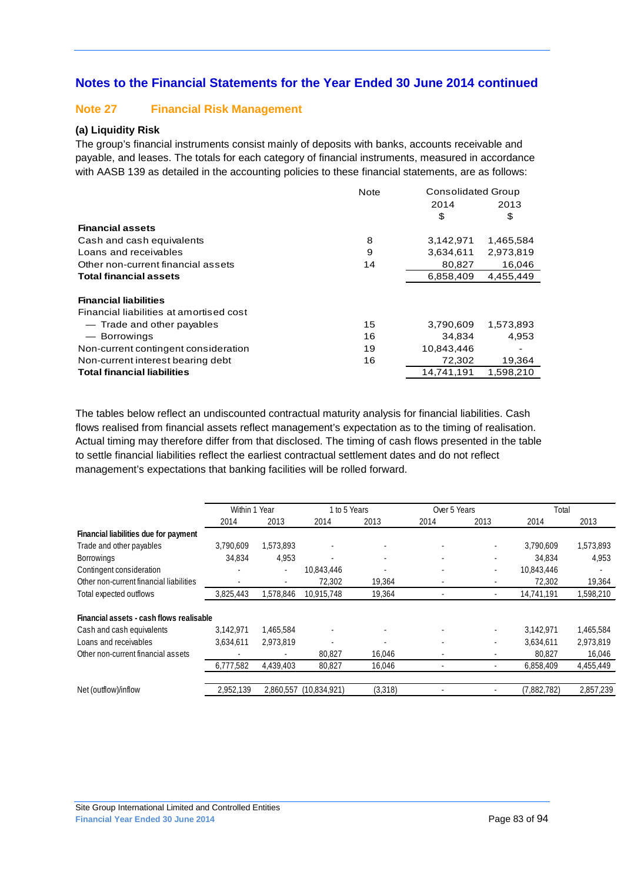## Notes to the Financial Statements for the Year Ended 30 June 2014 continued

### Note 27 Financial Risk Management

#### (a) Liquidity Risk

The group's financial instruments consist mainly of deposits with banks, accounts receivable and payable, and leases. The totals for each category of financial instruments, measured in accordance with AASB 139 as detailed in the accounting policies to these financial statements, are as follows:

| | Note | Consolidated Group | |
|---|---|---|---|
| | | 2014 | 2013 |
| | | $ | $ |
| **Financial assets** | | | |
| Cash and cash equivalents | 8 | 3,142,971 | 1,465,584 |
| Loans and receivables | 9 | 3,634,611 | 2,973,819 |
| Other non-current financial assets | 14 | 80,827 | 16,046 |
| **Total financial assets** | | 6,858,409 | 4,455,449 |
| **Financial liabilities** | | | |
| Financial liabilities at amortised cost | | | |
| — Trade and other payables | 15 | 3,790,609 | 1,573,893 |
| — Borrowings | 16 | 34,834 | 4,953 |
| Non-current contingent consideration | 19 | 10,843,446 | - |
| Non-current interest bearing debt | 16 | 72,302 | 19,364 |
| **Total financial liabilities** | | 14,741,191 | 1,598,210 |

The tables below reflect an undiscounted contractual maturity analysis for financial liabilities. Cash flows realised from financial assets reflect management's expectation as to the timing of realisation. Actual timing may therefore differ from that disclosed. The timing of cash flows presented in the table to settle financial liabilities reflect the earliest contractual settlement dates and do not reflect management's expectations that banking facilities will be rolled forward.

| | Within 1 Year | | 1 to 5 Years | | Over 5 Years | | Total | |
|---|---|---|---|---|---|---|---|---|
| | 2014 | 2013 | 2014 | 2013 | 2014 | 2013 | 2014 | 2013 |
| **Financial liabilities due for payment** | | | | | | | | |
| Trade and other payables | 3,790,609 | 1,573,893 | - | - | - | - | 3,790,609 | 1,573,893 |
| Borrowings | 34,834 | 4,953 | - | - | - | - | 34,834 | 4,953 |
| Contingent consideration | - | - | 10,843,446 | - | - | - | 10,843,446 | - |
| Other non-current financial liabilities | - | - | 72,302 | 19,364 | - | - | 72,302 | 19,364 |
| Total expected outflows | 3,825,443 | 1,578,846 | 10,915,748 | 19,364 | - | - | 14,741,191 | 1,598,210 |
| **Financial assets - cash flows realisable** | | | | | | | | |
| Cash and cash equivalents | 3,142,971 | 1,465,584 | - | - | - | - | 3,142,971 | 1,465,584 |
| Loans and receivables | 3,634,611 | 2,973,819 | - | - | - | - | 3,634,611 | 2,973,819 |
| Other non-current financial assets | - | - | 80,827 | 16,046 | - | - | 80,827 | 16,046 |
| | 6,777,582 | 4,439,403 | 80,827 | 16,046 | - | - | 6,858,409 | 4,455,449 |
| Net (outflow)/inflow | 2,952,139 | 2,860,557 | (10,834,921) | (3,318) | - | - | (7,882,782) | 2,857,239 |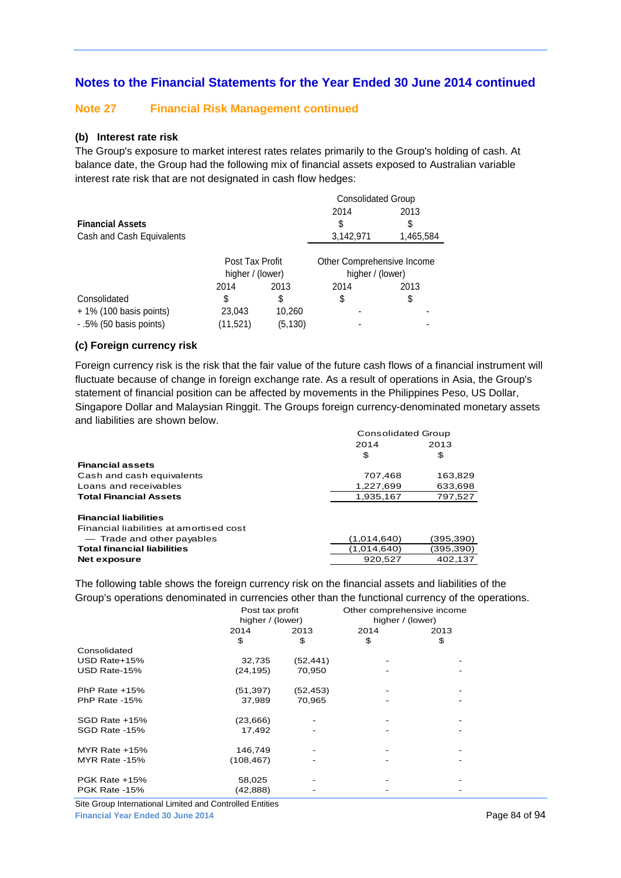## Notes to the Financial Statements for the Year Ended 30 June 2014 continued

### Note 27 Financial Risk Management continued

#### (b) Interest rate risk

The Group's exposure to market interest rates relates primarily to the Group's holding of cash. At balance date, the Group had the following mix of financial assets exposed to Australian variable interest rate risk that are not designated in cash flow hedges:

| | Consolidated Group | |
|---|---|---|
| | 2014 | 2013 |
| **Financial Assets** | $ | $ |
| Cash and Cash Equivalents | 3,142,971 | 1,465,584 |

| | Post Tax Profit higher / (lower) | | Other Comprehensive Income higher / (lower) | |
|---|---|---|---|---|
| | 2014 | 2013 | 2014 | 2013 |
| Consolidated | $ | $ | $ | $ |
| + 1% (100 basis points) | 23,043 | 10,260 | - | - |
| - .5% (50 basis points) | (11,521) | (5,130) | - | - |

#### (c) Foreign currency risk

Foreign currency risk is the risk that the fair value of the future cash flows of a financial instrument will fluctuate because of change in foreign exchange rate. As a result of operations in Asia, the Group's statement of financial position can be affected by movements in the Philippines Peso, US Dollar, Singapore Dollar and Malaysian Ringgit. The Groups foreign currency-denominated monetary assets and liabilities are shown below.

| | Consolidated Group | |
|---|---|---|
| | 2014 | 2013 |
| | $ | $ |
| **Financial assets** | | |
| Cash and cash equivalents | 707,468 | 163,829 |
| Loans and receivables | 1,227,699 | 633,698 |
| **Total Financial Assets** | 1,935,167 | 797,527 |
| | | |
| **Financial liabilities** | | |
| Financial liabilities at amortised cost | | |
| — Trade and other payables | (1,014,640) | (395,390) |
| **Total financial liabilities** | (1,014,640) | (395,390) |
| **Net exposure** | 920,527 | 402,137 |

The following table shows the foreign currency risk on the financial assets and liabilities of the Group's operations denominated in currencies other than the functional currency of the operations.

| | Post tax profit higher / (lower) | | Other comprehensive income higher / (lower) | |
|---|---|---|---|---|
| | 2014 | 2013 | 2014 | 2013 |
| | $ | $ | $ | $ |
| Consolidated | | | | |
| USD Rate+15% | 32,735 | (52,441) | - | - |
| USD Rate-15% | (24,195) | 70,950 | - | - |
| | | | | |
| PhP Rate +15% | (51,397) | (52,453) | - | - |
| PhP Rate -15% | 37,989 | 70,965 | - | - |
| | | | | |
| SGD Rate +15% | (23,666) | - | - | - |
| SGD Rate -15% | 17,492 | - | - | - |
| | | | | |
| MYR Rate +15% | 146,749 | - | - | - |
| MYR Rate -15% | (108,467) | - | - | - |
| | | | | |
| PGK Rate +15% | 58,025 | - | - | - |
| PGK Rate -15% | (42,888) | - | - | - |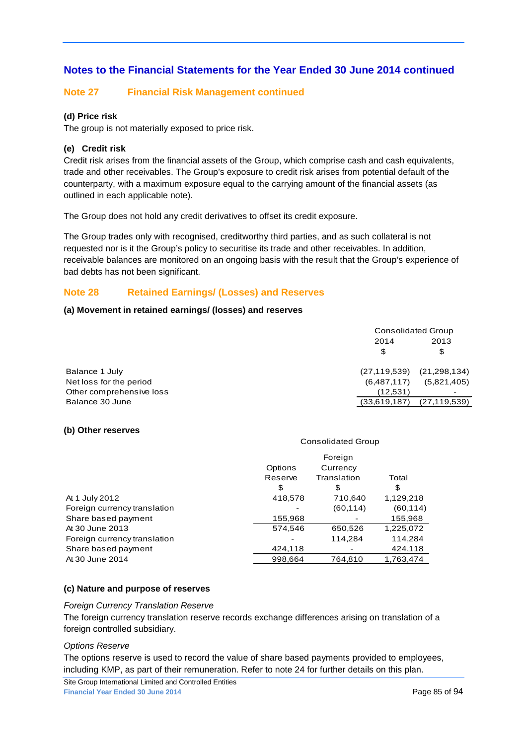## Notes to the Financial Statements for the Year Ended 30 June 2014 continued

### Note 27 Financial Risk Management continued

**(d) Price risk**

The group is not materially exposed to price risk.

**(e) Credit risk**

Credit risk arises from the financial assets of the Group, which comprise cash and cash equivalents, trade and other receivables. The Group's exposure to credit risk arises from potential default of the counterparty, with a maximum exposure equal to the carrying amount of the financial assets (as outlined in each applicable note).

The Group does not hold any credit derivatives to offset its credit exposure.

The Group trades only with recognised, creditworthy third parties, and as such collateral is not requested nor is it the Group's policy to securitise its trade and other receivables. In addition, receivable balances are monitored on an ongoing basis with the result that the Group's experience of bad debts has not been significant.

### Note 28 Retained Earnings/ (Losses) and Reserves

**(a) Movement in retained earnings/ (losses) and reserves**

| | Consolidated Group | |
|---|---|---|
| | 2014 | 2013 |
| | $ | $ |
| Balance 1 July | (27,119,539) | (21,298,134) |
| Net loss for the period | (6,487,117) | (5,821,405) |
| Other comprehensive loss | (12,531) | - |
| Balance 30 June | (33,619,187) | (27,119,539) |

**(b) Other reserves**

| | Consolidated Group | | |
|---|---|---|---|
| | Options Reserve | Foreign Currency Translation | Total |
| | $ | $ | $ |
| At 1 July 2012 | 418,578 | 710,640 | 1,129,218 |
| Foreign currency translation | - | (60,114) | (60,114) |
| Share based payment | 155,968 | - | 155,968 |
| At 30 June 2013 | 574,546 | 650,526 | 1,225,072 |
| Foreign currency translation | - | 114,284 | 114,284 |
| Share based payment | 424,118 | - | 424,118 |
| At 30 June 2014 | 998,664 | 764,810 | 1,763,474 |

**(c) Nature and purpose of reserves**

*Foreign Currency Translation Reserve*

The foreign currency translation reserve records exchange differences arising on translation of a foreign controlled subsidiary.

*Options Reserve*

The options reserve is used to record the value of share based payments provided to employees, including KMP, as part of their remuneration. Refer to note 24 for further details on this plan.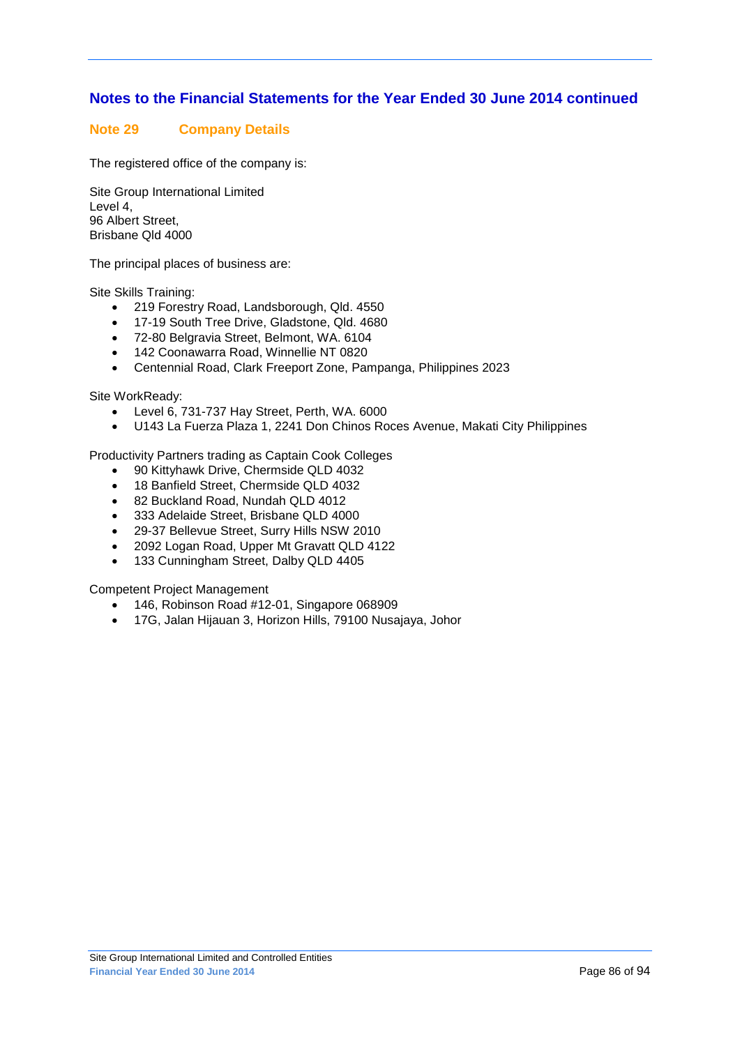## Notes to the Financial Statements for the Year Ended 30 June 2014 continued

### Note 29 Company Details

The registered office of the company is:

Site Group International Limited
Level 4,
96 Albert Street,
Brisbane Qld 4000

The principal places of business are:

Site Skills Training:

- 219 Forestry Road, Landsborough, Qld. 4550
- 17-19 South Tree Drive, Gladstone, Qld. 4680
- 72-80 Belgravia Street, Belmont, WA. 6104
- 142 Coonawarra Road, Winnellie NT 0820
- Centennial Road, Clark Freeport Zone, Pampanga, Philippines 2023

Site WorkReady:

- Level 6, 731-737 Hay Street, Perth, WA. 6000
- U143 La Fuerza Plaza 1, 2241 Don Chinos Roces Avenue, Makati City Philippines

Productivity Partners trading as Captain Cook Colleges

- 90 Kittyhawk Drive, Chermside QLD 4032
- 18 Banfield Street, Chermside QLD 4032
- 82 Buckland Road, Nundah QLD 4012
- 333 Adelaide Street, Brisbane QLD 4000
- 29-37 Bellevue Street, Surry Hills NSW 2010
- 2092 Logan Road, Upper Mt Gravatt QLD 4122
- 133 Cunningham Street, Dalby QLD 4405

Competent Project Management

- 146, Robinson Road #12-01, Singapore 068909
- 17G, Jalan Hijauan 3, Horizon Hills, 79100 Nusajaya, Johor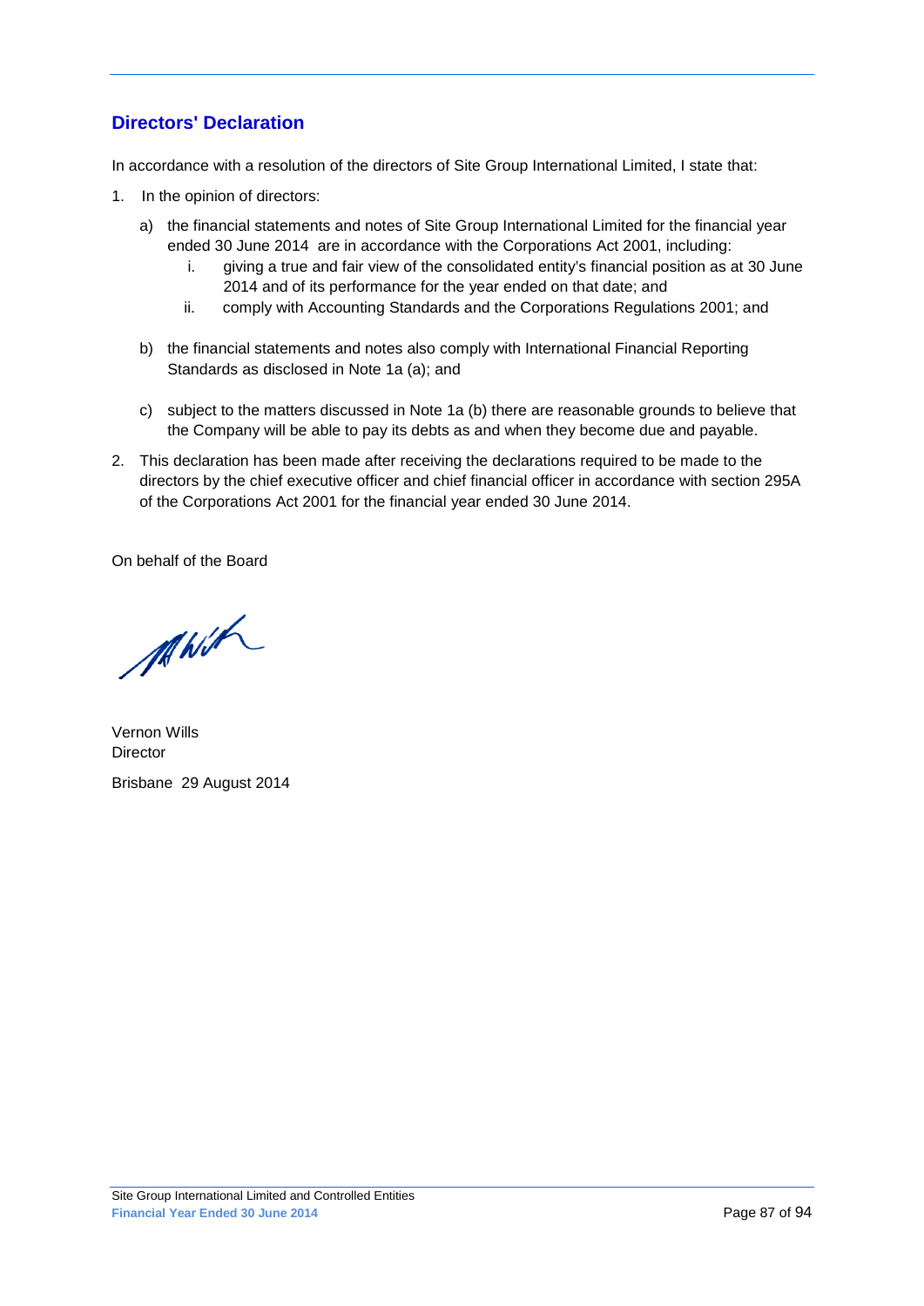## Directors' Declaration

In accordance with a resolution of the directors of Site Group International Limited, I state that:

1. In the opinion of directors:

   a) the financial statements and notes of Site Group International Limited for the financial year ended 30 June 2014 are in accordance with the Corporations Act 2001, including:

      i. giving a true and fair view of the consolidated entity's financial position as at 30 June 2014 and of its performance for the year ended on that date; and

      ii. comply with Accounting Standards and the Corporations Regulations 2001; and

   b) the financial statements and notes also comply with International Financial Reporting Standards as disclosed in Note 1a (a); and

   c) subject to the matters discussed in Note 1a (b) there are reasonable grounds to believe that the Company will be able to pay its debts as and when they become due and payable.

2. This declaration has been made after receiving the declarations required to be made to the directors by the chief executive officer and chief financial officer in accordance with section 295A of the Corporations Act 2001 for the financial year ended 30 June 2014.

On behalf of the Board

Vernon Wills
Director

Brisbane 29 August 2014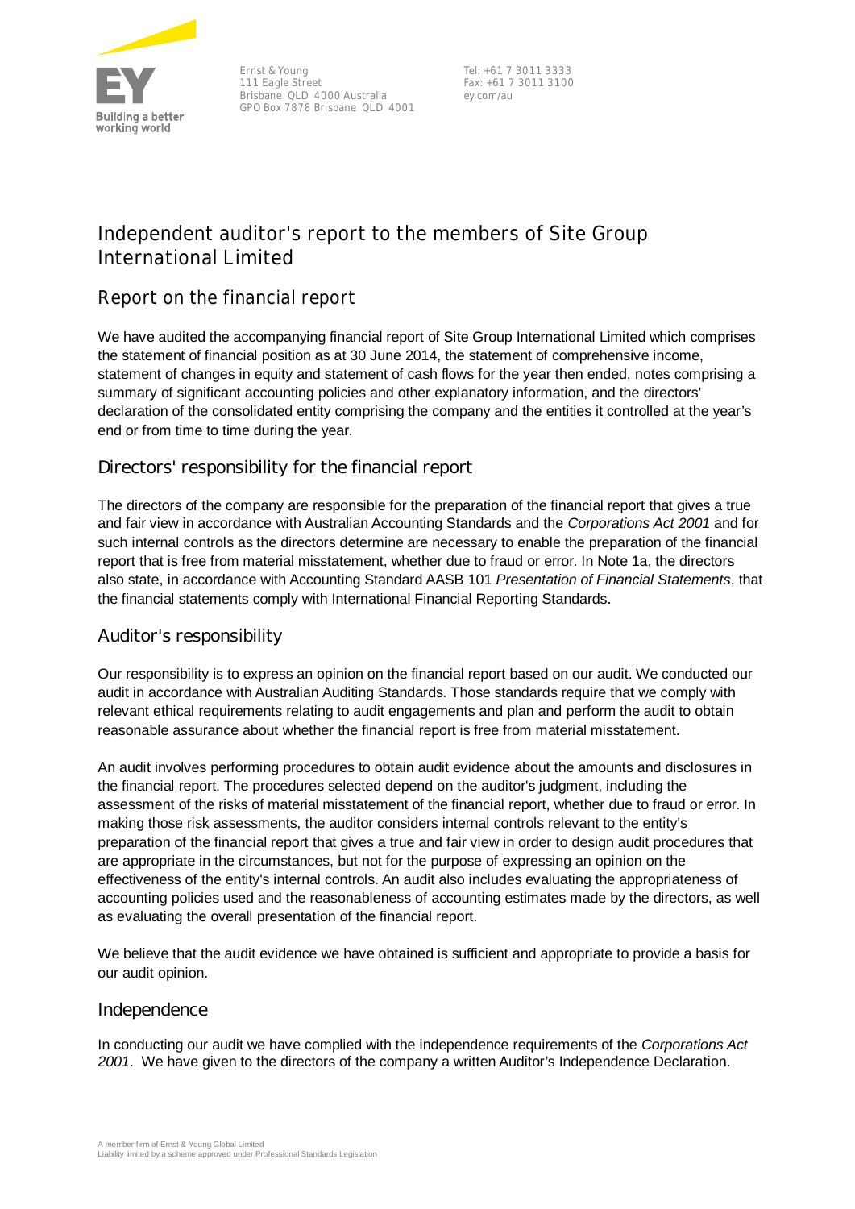Ernst & Young
111 Eagle Street
Brisbane QLD 4000 Australia
GPO Box 7878 Brisbane QLD 4001

Tel: +61 7 3011 3333
Fax: +61 7 3011 3100
ey.com/au

# Independent auditor's report to the members of Site Group International Limited

## Report on the financial report

We have audited the accompanying financial report of Site Group International Limited which comprises the statement of financial position as at 30 June 2014, the statement of comprehensive income, statement of changes in equity and statement of cash flows for the year then ended, notes comprising a summary of significant accounting policies and other explanatory information, and the directors' declaration of the consolidated entity comprising the company and the entities it controlled at the year's end or from time to time during the year.

## Directors' responsibility for the financial report

The directors of the company are responsible for the preparation of the financial report that gives a true and fair view in accordance with Australian Accounting Standards and the *Corporations Act 2001* and for such internal controls as the directors determine are necessary to enable the preparation of the financial report that is free from material misstatement, whether due to fraud or error. In Note 1a, the directors also state, in accordance with Accounting Standard AASB 101 *Presentation of Financial Statements*, that the financial statements comply with International Financial Reporting Standards.

## Auditor's responsibility

Our responsibility is to express an opinion on the financial report based on our audit. We conducted our audit in accordance with Australian Auditing Standards. Those standards require that we comply with relevant ethical requirements relating to audit engagements and plan and perform the audit to obtain reasonable assurance about whether the financial report is free from material misstatement.

An audit involves performing procedures to obtain audit evidence about the amounts and disclosures in the financial report. The procedures selected depend on the auditor's judgment, including the assessment of the risks of material misstatement of the financial report, whether due to fraud or error. In making those risk assessments, the auditor considers internal controls relevant to the entity's preparation of the financial report that gives a true and fair view in order to design audit procedures that are appropriate in the circumstances, but not for the purpose of expressing an opinion on the effectiveness of the entity's internal controls. An audit also includes evaluating the appropriateness of accounting policies used and the reasonableness of accounting estimates made by the directors, as well as evaluating the overall presentation of the financial report.

We believe that the audit evidence we have obtained is sufficient and appropriate to provide a basis for our audit opinion.

## Independence

In conducting our audit we have complied with the independence requirements of the *Corporations Act 2001*. We have given to the directors of the company a written Auditor's Independence Declaration.

A member firm of Ernst & Young Global Limited
Liability limited by a scheme approved under Professional Standards Legislation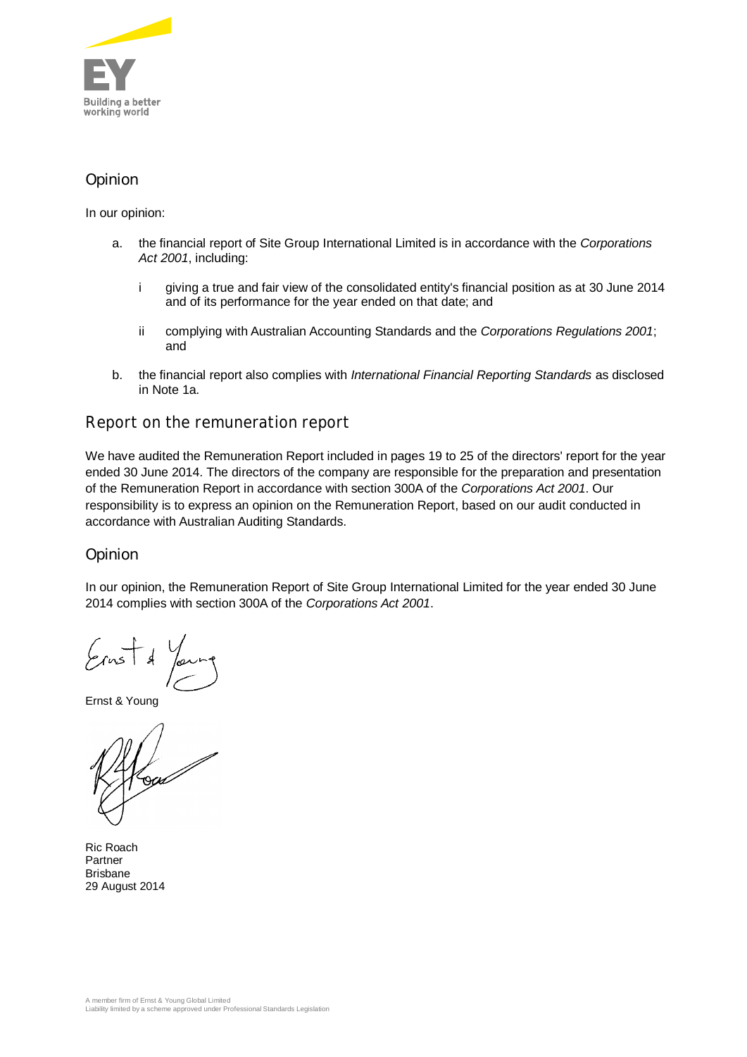## Opinion

In our opinion:

a. the financial report of Site Group International Limited is in accordance with the *Corporations Act 2001*, including:

   i giving a true and fair view of the consolidated entity's financial position as at 30 June 2014 and of its performance for the year ended on that date; and

   ii complying with Australian Accounting Standards and the *Corporations Regulations 2001*; and

b. the financial report also complies with *International Financial Reporting Standards* as disclosed in Note 1a.

## Report on the remuneration report

We have audited the Remuneration Report included in pages 19 to 25 of the directors' report for the year ended 30 June 2014. The directors of the company are responsible for the preparation and presentation of the Remuneration Report in accordance with section 300A of the *Corporations Act 2001*. Our responsibility is to express an opinion on the Remuneration Report, based on our audit conducted in accordance with Australian Auditing Standards.

## Opinion

In our opinion, the Remuneration Report of Site Group International Limited for the year ended 30 June 2014 complies with section 300A of the *Corporations Act 2001*.

Ernst & Young

Ric Roach
Partner
Brisbane
29 August 2014

A member firm of Ernst & Young Global Limited
Liability limited by a scheme approved under Professional Standards Legislation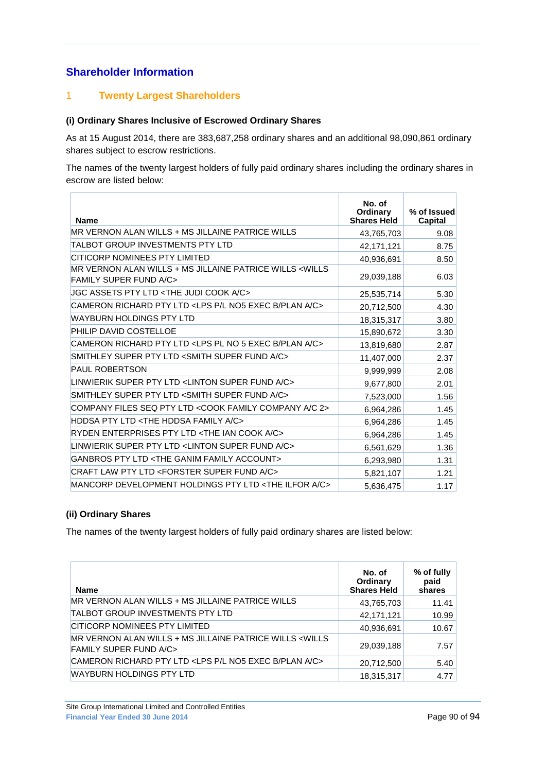## Shareholder Information

### 1 Twenty Largest Shareholders

#### (i) Ordinary Shares Inclusive of Escrowed Ordinary Shares

As at 15 August 2014, there are 383,687,258 ordinary shares and an additional 98,090,861 ordinary shares subject to escrow restrictions.

The names of the twenty largest holders of fully paid ordinary shares including the ordinary shares in escrow are listed below:

| Name | No. of Ordinary Shares Held | % of Issued Capital |
|---|---|---|
| MR VERNON ALAN WILLS + MS JILLAINE PATRICE WILLS | 43,765,703 | 9.08 |
| TALBOT GROUP INVESTMENTS PTY LTD | 42,171,121 | 8.75 |
| CITICORP NOMINEES PTY LIMITED | 40,936,691 | 8.50 |
| MR VERNON ALAN WILLS + MS JILLAINE PATRICE WILLS <WILLS FAMILY SUPER FUND A/C> | 29,039,188 | 6.03 |
| JGC ASSETS PTY LTD <THE JUDI COOK A/C> | 25,535,714 | 5.30 |
| CAMERON RICHARD PTY LTD <LPS P/L NO5 EXEC B/PLAN A/C> | 20,712,500 | 4.30 |
| WAYBURN HOLDINGS PTY LTD | 18,315,317 | 3.80 |
| PHILIP DAVID COSTELLOE | 15,890,672 | 3.30 |
| CAMERON RICHARD PTY LTD <LPS PL NO 5 EXEC B/PLAN A/C> | 13,819,680 | 2.87 |
| SMITHLEY SUPER PTY LTD <SMITH SUPER FUND A/C> | 11,407,000 | 2.37 |
| PAUL ROBERTSON | 9,999,999 | 2.08 |
| LINWIERIK SUPER PTY LTD <LINTON SUPER FUND A/C> | 9,677,800 | 2.01 |
| SMITHLEY SUPER PTY LTD <SMITH SUPER FUND A/C> | 7,523,000 | 1.56 |
| COMPANY FILES SEQ PTY LTD <COOK FAMILY COMPANY A/C 2> | 6,964,286 | 1.45 |
| HDDSA PTY LTD <THE HDDSA FAMILY A/C> | 6,964,286 | 1.45 |
| RYDEN ENTERPRISES PTY LTD <THE IAN COOK A/C> | 6,964,286 | 1.45 |
| LINWIERIK SUPER PTY LTD <LINTON SUPER FUND A/C> | 6,561,629 | 1.36 |
| GANBROS PTY LTD <THE GANIM FAMILY ACCOUNT> | 6,293,980 | 1.31 |
| CRAFT LAW PTY LTD <FORSTER SUPER FUND A/C> | 5,821,107 | 1.21 |
| MANCORP DEVELOPMENT HOLDINGS PTY LTD <THE ILFOR A/C> | 5,636,475 | 1.17 |

#### (ii) Ordinary Shares

The names of the twenty largest holders of fully paid ordinary shares are listed below:

| Name | No. of Ordinary Shares Held | % of fully paid shares |
|---|---|---|
| MR VERNON ALAN WILLS + MS JILLAINE PATRICE WILLS | 43,765,703 | 11.41 |
| TALBOT GROUP INVESTMENTS PTY LTD | 42,171,121 | 10.99 |
| CITICORP NOMINEES PTY LIMITED | 40,936,691 | 10.67 |
| MR VERNON ALAN WILLS + MS JILLAINE PATRICE WILLS <WILLS FAMILY SUPER FUND A/C> | 29,039,188 | 7.57 |
| CAMERON RICHARD PTY LTD <LPS P/L NO5 EXEC B/PLAN A/C> | 20,712,500 | 5.40 |
| WAYBURN HOLDINGS PTY LTD | 18,315,317 | 4.77 |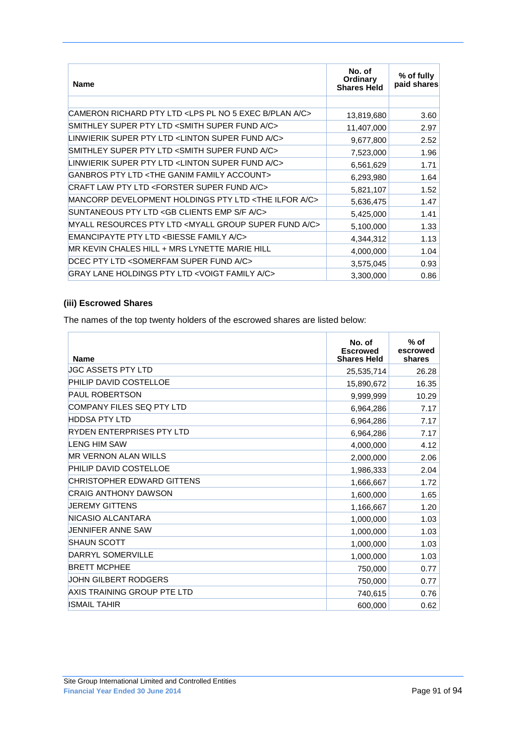| Name | No. of Ordinary Shares Held | % of fully paid shares |
|---|---|---|
| CAMERON RICHARD PTY LTD <LPS PL NO 5 EXEC B/PLAN A/C> | 13,819,680 | 3.60 |
| SMITHLEY SUPER PTY LTD <SMITH SUPER FUND A/C> | 11,407,000 | 2.97 |
| LINWIERIK SUPER PTY LTD <LINTON SUPER FUND A/C> | 9,677,800 | 2.52 |
| SMITHLEY SUPER PTY LTD <SMITH SUPER FUND A/C> | 7,523,000 | 1.96 |
| LINWIERIK SUPER PTY LTD <LINTON SUPER FUND A/C> | 6,561,629 | 1.71 |
| GANBROS PTY LTD <THE GANIM FAMILY ACCOUNT> | 6,293,980 | 1.64 |
| CRAFT LAW PTY LTD <FORSTER SUPER FUND A/C> | 5,821,107 | 1.52 |
| MANCORP DEVELOPMENT HOLDINGS PTY LTD <THE ILFOR A/C> | 5,636,475 | 1.47 |
| SUNTANEOUS PTY LTD <GB CLIENTS EMP S/F A/C> | 5,425,000 | 1.41 |
| MYALL RESOURCES PTY LTD <MYALL GROUP SUPER FUND A/C> | 5,100,000 | 1.33 |
| EMANCIPAYTE PTY LTD <BIESSE FAMILY A/C> | 4,344,312 | 1.13 |
| MR KEVIN CHALES HILL + MRS LYNETTE MARIE HILL | 4,000,000 | 1.04 |
| DCEC PTY LTD <SOMERFAM SUPER FUND A/C> | 3,575,045 | 0.93 |
| GRAY LANE HOLDINGS PTY LTD <VOIGT FAMILY A/C> | 3,300,000 | 0.86 |

### (iii) Escrowed Shares

The names of the top twenty holders of the escrowed shares are listed below:

| Name | No. of Escrowed Shares Held | % of escrowed shares |
|---|---|---|
| JGC ASSETS PTY LTD | 25,535,714 | 26.28 |
| PHILIP DAVID COSTELLOE | 15,890,672 | 16.35 |
| PAUL ROBERTSON | 9,999,999 | 10.29 |
| COMPANY FILES SEQ PTY LTD | 6,964,286 | 7.17 |
| HDDSA PTY LTD | 6,964,286 | 7.17 |
| RYDEN ENTERPRISES PTY LTD | 6,964,286 | 7.17 |
| LENG HIM SAW | 4,000,000 | 4.12 |
| MR VERNON ALAN WILLS | 2,000,000 | 2.06 |
| PHILIP DAVID COSTELLOE | 1,986,333 | 2.04 |
| CHRISTOPHER EDWARD GITTENS | 1,666,667 | 1.72 |
| CRAIG ANTHONY DAWSON | 1,600,000 | 1.65 |
| JEREMY GITTENS | 1,166,667 | 1.20 |
| NICASIO ALCANTARA | 1,000,000 | 1.03 |
| JENNIFER ANNE SAW | 1,000,000 | 1.03 |
| SHAUN SCOTT | 1,000,000 | 1.03 |
| DARRYL SOMERVILLE | 1,000,000 | 1.03 |
| BRETT MCPHEE | 750,000 | 0.77 |
| JOHN GILBERT RODGERS | 750,000 | 0.77 |
| AXIS TRAINING GROUP PTE LTD | 740,615 | 0.76 |
| ISMAIL TAHIR | 600,000 | 0.62 |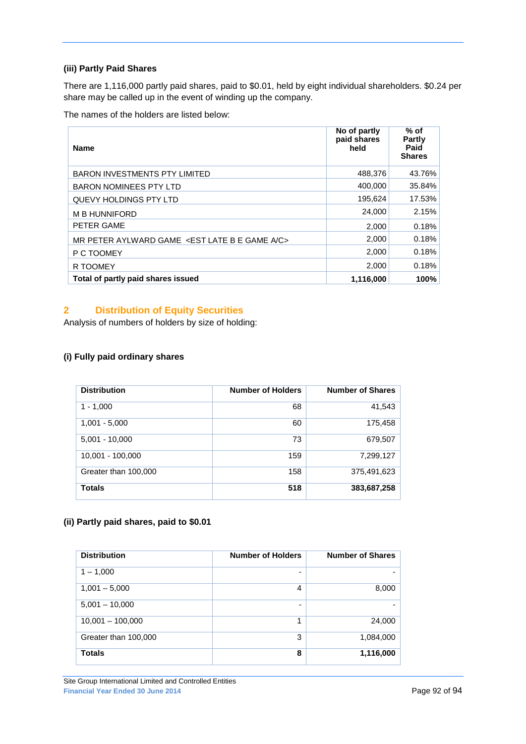### (iii) Partly Paid Shares

There are 1,116,000 partly paid shares, paid to $0.01, held by eight individual shareholders. $0.24 per share may be called up in the event of winding up the company.

The names of the holders are listed below:

| Name | No of partly paid shares held | % of Partly Paid Shares |
|---|---|---|
| BARON INVESTMENTS PTY LIMITED | 488,376 | 43.76% |
| BARON NOMINEES PTY LTD | 400,000 | 35.84% |
| QUEVY HOLDINGS PTY LTD | 195,624 | 17.53% |
| M B HUNNIFORD | 24,000 | 2.15% |
| PETER GAME | 2,000 | 0.18% |
| MR PETER AYLWARD GAME <EST LATE B E GAME A/C> | 2,000 | 0.18% |
| P C TOOMEY | 2,000 | 0.18% |
| R TOOMEY | 2,000 | 0.18% |
| **Total of partly paid shares issued** | **1,116,000** | **100%** |

## 2 Distribution of Equity Securities

Analysis of numbers of holders by size of holding:

### (i) Fully paid ordinary shares

| Distribution | Number of Holders | Number of Shares |
|---|---|---|
| 1 - 1,000 | 68 | 41,543 |
| 1,001 - 5,000 | 60 | 175,458 |
| 5,001 - 10,000 | 73 | 679,507 |
| 10,001 - 100,000 | 159 | 7,299,127 |
| Greater than 100,000 | 158 | 375,491,623 |
| **Totals** | **518** | **383,687,258** |

### (ii) Partly paid shares, paid to $0.01

| Distribution | Number of Holders | Number of Shares |
|---|---|---|
| 1 – 1,000 | - | - |
| 1,001 – 5,000 | 4 | 8,000 |
| 5,001 – 10,000 | - | - |
| 10,001 – 100,000 | 1 | 24,000 |
| Greater than 100,000 | 3 | 1,084,000 |
| **Totals** | **8** | **1,116,000** |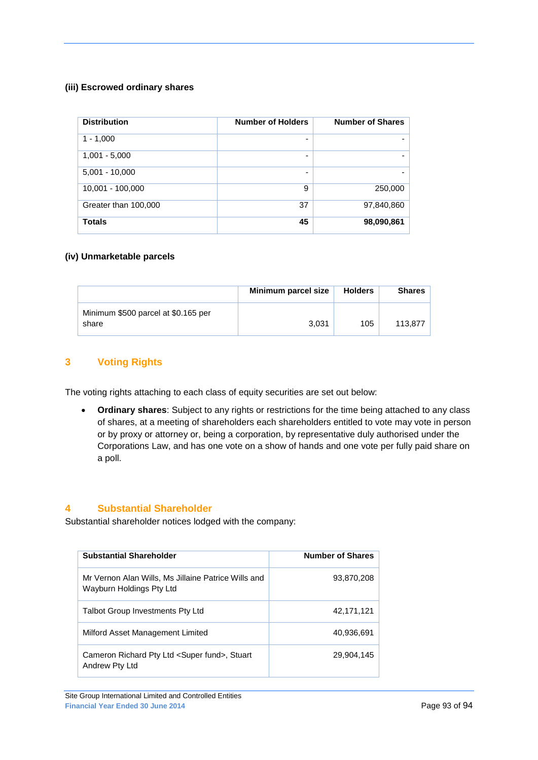#### (iii) Escrowed ordinary shares

| Distribution | Number of Holders | Number of Shares |
|---|---|---|
| 1 - 1,000 | - | - |
| 1,001 - 5,000 | - | - |
| 5,001 - 10,000 | - | - |
| 10,001 - 100,000 | 9 | 250,000 |
| Greater than 100,000 | 37 | 97,840,860 |
| **Totals** | **45** | **98,090,861** |

#### (iv) Unmarketable parcels

| | Minimum parcel size | Holders | Shares |
|---|---|---|---|
| Minimum $500 parcel at $0.165 per share | 3,031 | 105 | 113,877 |

## 3 Voting Rights

The voting rights attaching to each class of equity securities are set out below:

- **Ordinary shares**: Subject to any rights or restrictions for the time being attached to any class of shares, at a meeting of shareholders each shareholders entitled to vote may vote in person or by proxy or attorney or, being a corporation, by representative duly authorised under the Corporations Law, and has one vote on a show of hands and one vote per fully paid share on a poll.

## 4 Substantial Shareholder

Substantial shareholder notices lodged with the company:

| Substantial Shareholder | Number of Shares |
|---|---|
| Mr Vernon Alan Wills, Ms Jillaine Patrice Wills and Wayburn Holdings Pty Ltd | 93,870,208 |
| Talbot Group Investments Pty Ltd | 42,171,121 |
| Milford Asset Management Limited | 40,936,691 |
| Cameron Richard Pty Ltd <Super fund>, Stuart Andrew Pty Ltd | 29,904,145 |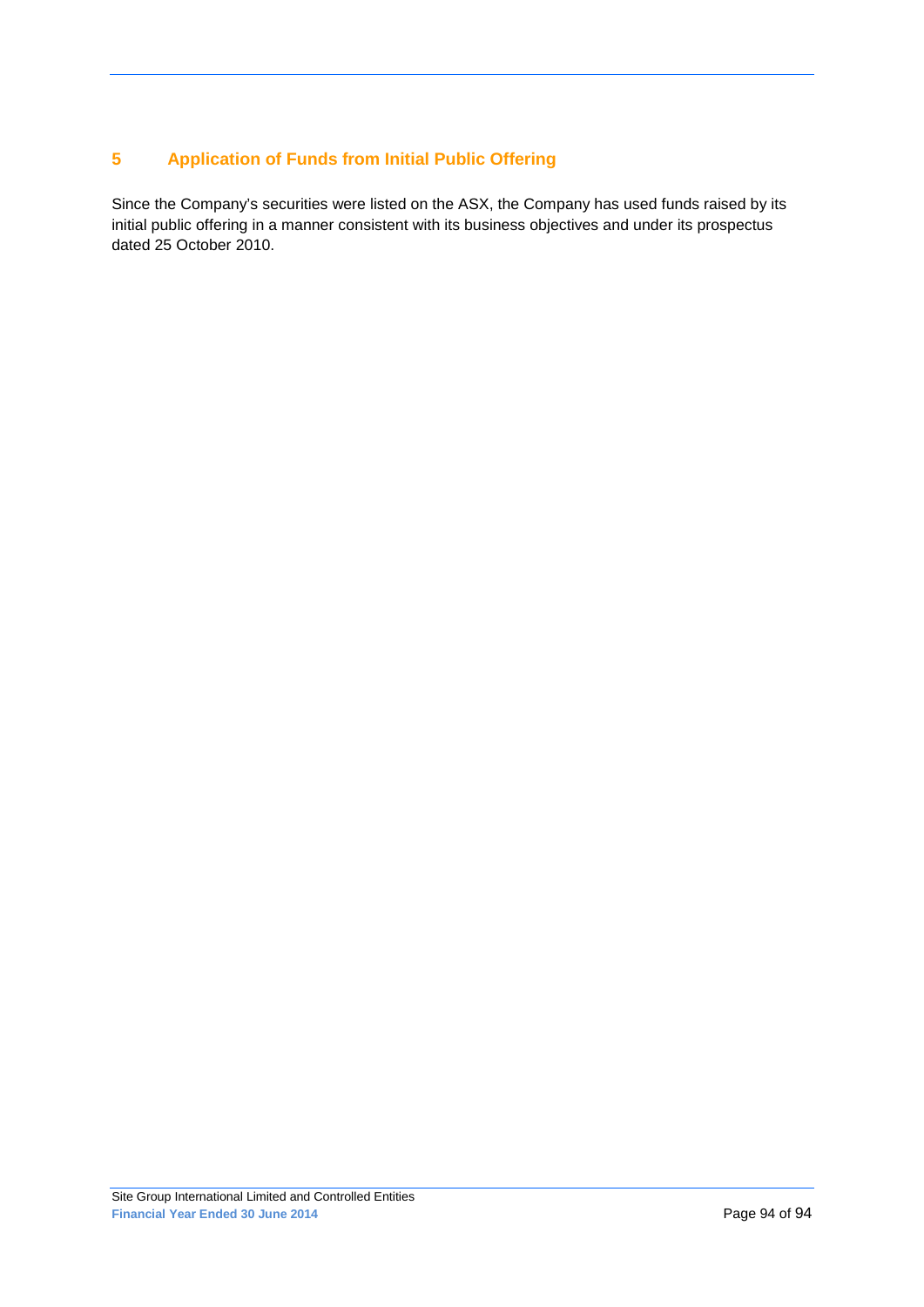## 5 Application of Funds from Initial Public Offering

Since the Company's securities were listed on the ASX, the Company has used funds raised by its initial public offering in a manner consistent with its business objectives and under its prospectus dated 25 October 2010.